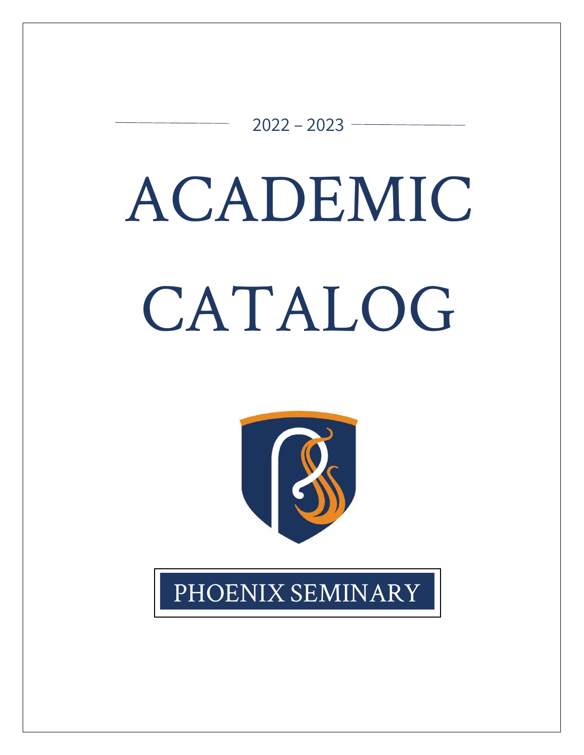2022 – 2023

# ACADEMIC CATALOG

PHOENIX SEMINARY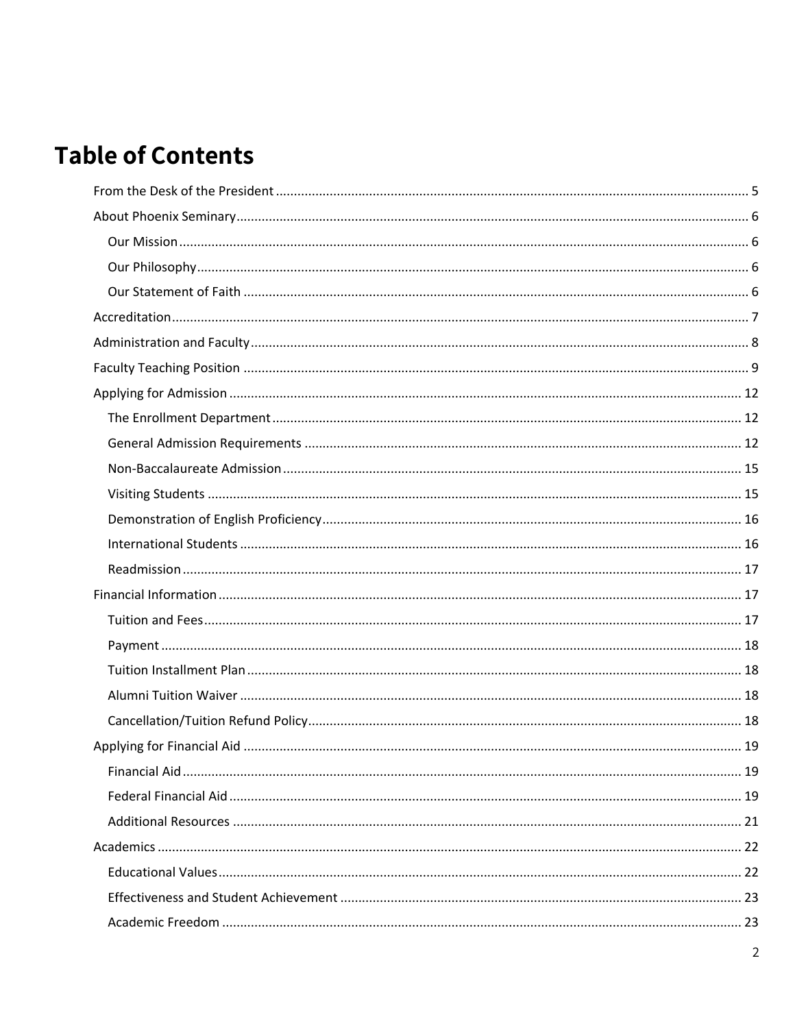# Table of Contents

- From the Desk of the President ..... 5
- About Phoenix Seminary ..... 6
  - Our Mission ..... 6
  - Our Philosophy ..... 6
  - Our Statement of Faith ..... 6
- Accreditation ..... 7
- Administration and Faculty ..... 8
- Faculty Teaching Position ..... 9
- Applying for Admission ..... 12
  - The Enrollment Department ..... 12
  - General Admission Requirements ..... 12
  - Non-Baccalaureate Admission ..... 15
  - Visiting Students ..... 15
  - Demonstration of English Proficiency ..... 16
  - International Students ..... 16
  - Readmission ..... 17
- Financial Information ..... 17
  - Tuition and Fees ..... 17
  - Payment ..... 18
  - Tuition Installment Plan ..... 18
  - Alumni Tuition Waiver ..... 18
  - Cancellation/Tuition Refund Policy ..... 18
- Applying for Financial Aid ..... 19
  - Financial Aid ..... 19
  - Federal Financial Aid ..... 19
  - Additional Resources ..... 21
- Academics ..... 22
  - Educational Values ..... 22
  - Effectiveness and Student Achievement ..... 23
  - Academic Freedom ..... 23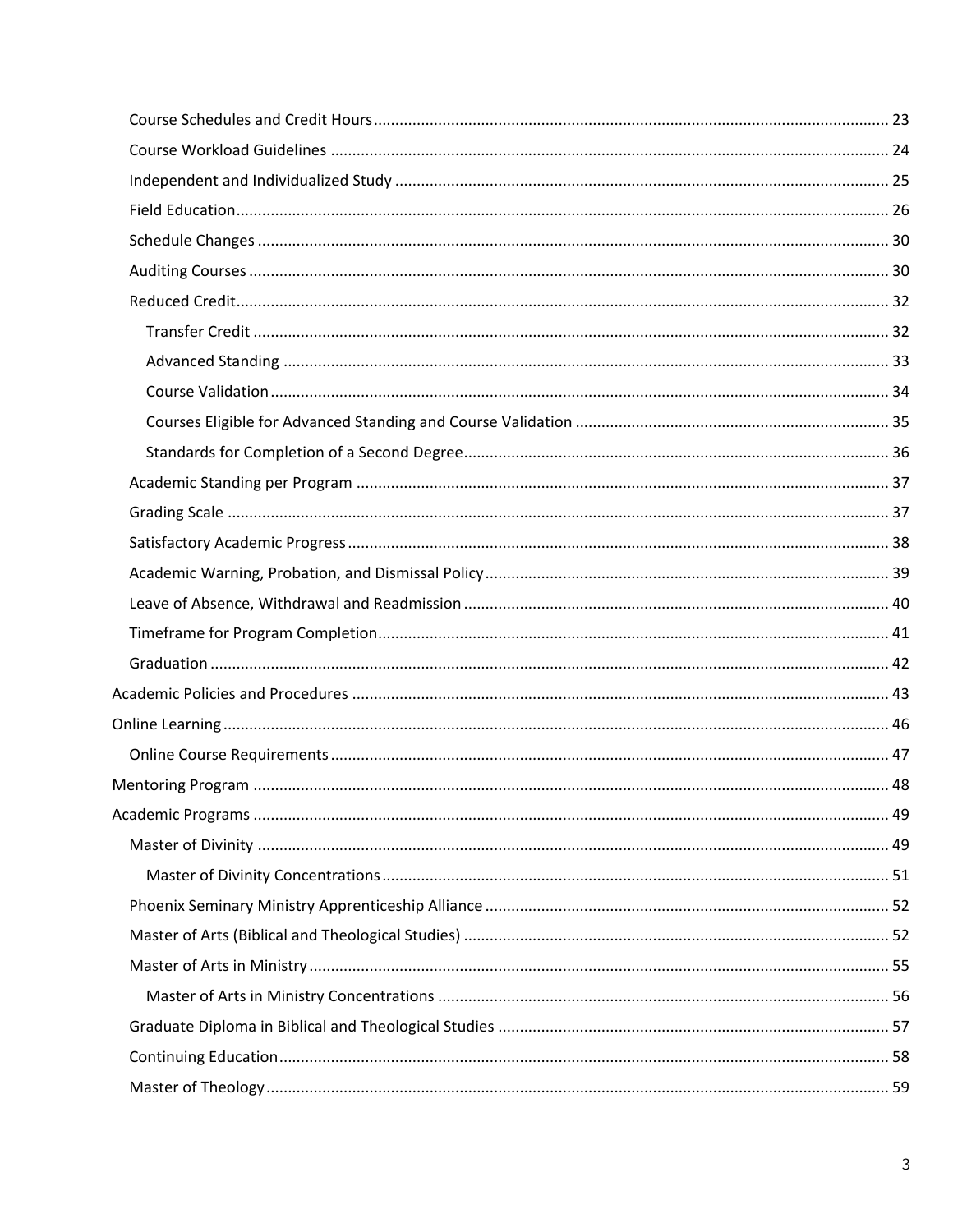- Course Schedules and Credit Hours ... 23
- Course Workload Guidelines ... 24
- Independent and Individualized Study ... 25
- Field Education ... 26
- Schedule Changes ... 30
- Auditing Courses ... 30
- Reduced Credit ... 32
  - Transfer Credit ... 32
  - Advanced Standing ... 33
  - Course Validation ... 34
  - Courses Eligible for Advanced Standing and Course Validation ... 35
  - Standards for Completion of a Second Degree ... 36
- Academic Standing per Program ... 37
- Grading Scale ... 37
- Satisfactory Academic Progress ... 38
- Academic Warning, Probation, and Dismissal Policy ... 39
- Leave of Absence, Withdrawal and Readmission ... 40
- Timeframe for Program Completion ... 41
- Graduation ... 42

Academic Policies and Procedures ... 43

Online Learning ... 46

- Online Course Requirements ... 47

Mentoring Program ... 48

Academic Programs ... 49

- Master of Divinity ... 49
  - Master of Divinity Concentrations ... 51
- Phoenix Seminary Ministry Apprenticeship Alliance ... 52
- Master of Arts (Biblical and Theological Studies) ... 52
- Master of Arts in Ministry ... 55
  - Master of Arts in Ministry Concentrations ... 56
- Graduate Diploma in Biblical and Theological Studies ... 57
- Continuing Education ... 58
- Master of Theology ... 59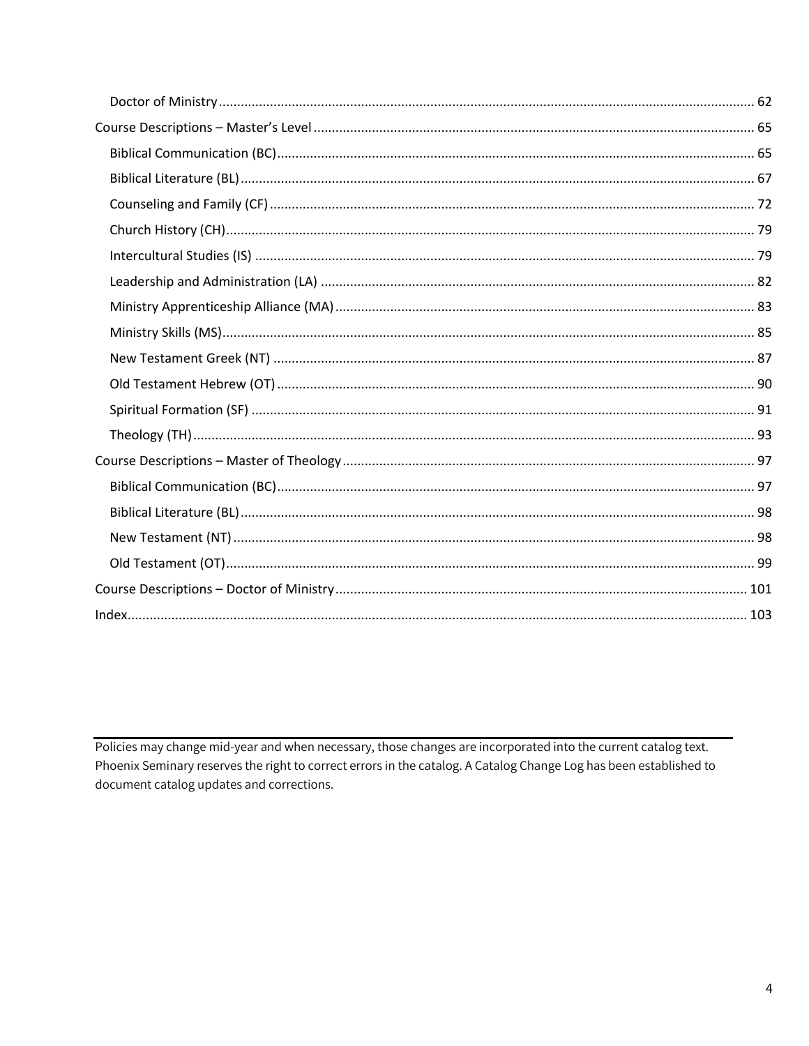- Doctor of Ministry ........ 62
- Course Descriptions – Master's Level ........ 65
  - Biblical Communication (BC) ........ 65
  - Biblical Literature (BL) ........ 67
  - Counseling and Family (CF) ........ 72
  - Church History (CH) ........ 79
  - Intercultural Studies (IS) ........ 79
  - Leadership and Administration (LA) ........ 82
  - Ministry Apprenticeship Alliance (MA) ........ 83
  - Ministry Skills (MS) ........ 85
  - New Testament Greek (NT) ........ 87
  - Old Testament Hebrew (OT) ........ 90
  - Spiritual Formation (SF) ........ 91
  - Theology (TH) ........ 93
- Course Descriptions – Master of Theology ........ 97
  - Biblical Communication (BC) ........ 97
  - Biblical Literature (BL) ........ 98
  - New Testament (NT) ........ 98
  - Old Testament (OT) ........ 99
- Course Descriptions – Doctor of Ministry ........ 101
- Index ........ 103

---

Policies may change mid-year and when necessary, those changes are incorporated into the current catalog text. Phoenix Seminary reserves the right to correct errors in the catalog. A Catalog Change Log has been established to document catalog updates and corrections.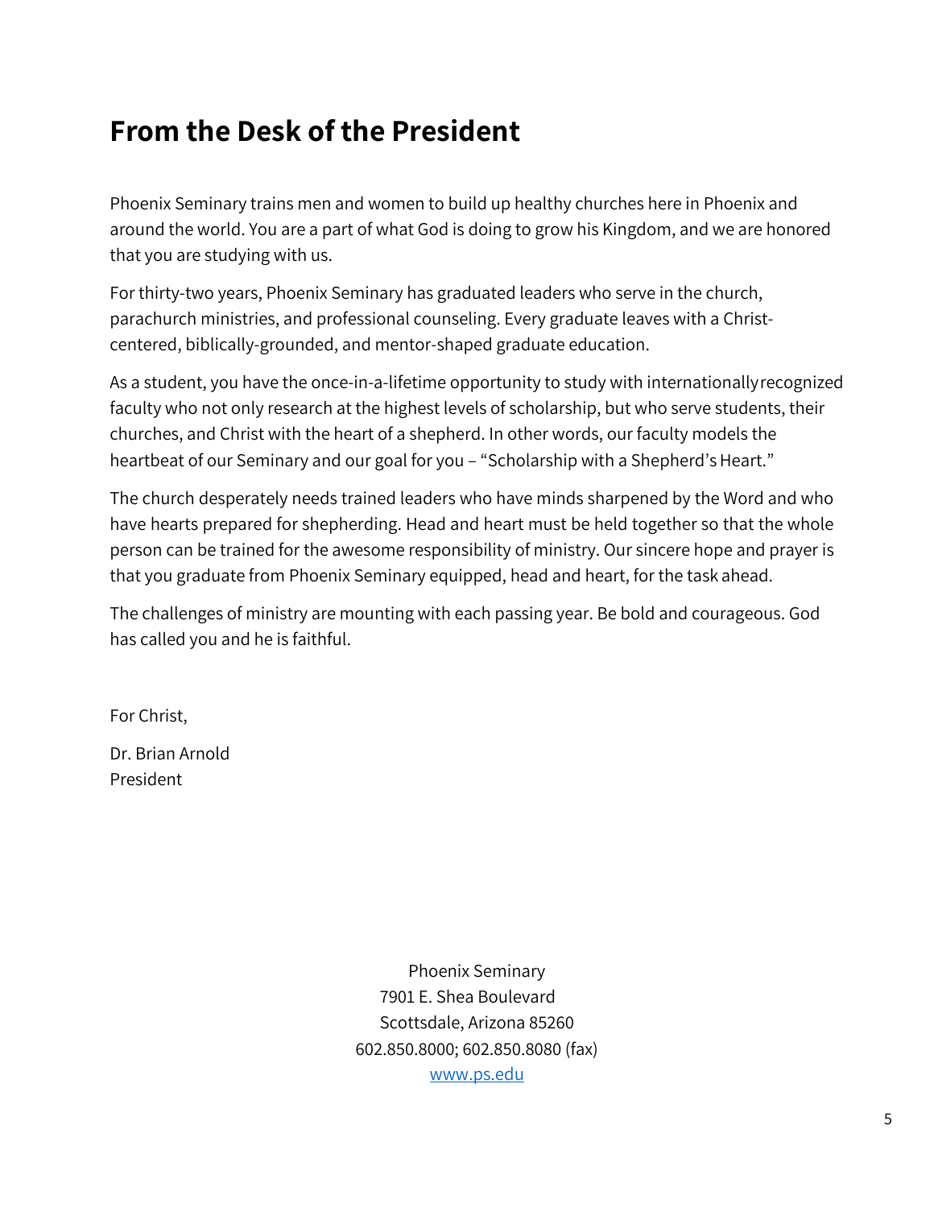## From the Desk of the President

Phoenix Seminary trains men and women to build up healthy churches here in Phoenix and around the world. You are a part of what God is doing to grow his Kingdom, and we are honored that you are studying with us.

For thirty-two years, Phoenix Seminary has graduated leaders who serve in the church, parachurch ministries, and professional counseling. Every graduate leaves with a Christ-centered, biblically-grounded, and mentor-shaped graduate education.

As a student, you have the once-in-a-lifetime opportunity to study with internationally recognized faculty who not only research at the highest levels of scholarship, but who serve students, their churches, and Christ with the heart of a shepherd. In other words, our faculty models the heartbeat of our Seminary and our goal for you – "Scholarship with a Shepherd's Heart."

The church desperately needs trained leaders who have minds sharpened by the Word and who have hearts prepared for shepherding. Head and heart must be held together so that the whole person can be trained for the awesome responsibility of ministry. Our sincere hope and prayer is that you graduate from Phoenix Seminary equipped, head and heart, for the task ahead.

The challenges of ministry are mounting with each passing year. Be bold and courageous. God has called you and he is faithful.

For Christ,

Dr. Brian Arnold
President

Phoenix Seminary
7901 E. Shea Boulevard
Scottsdale, Arizona 85260
602.850.8000; 602.850.8080 (fax)
[www.ps.edu](http://www.ps.edu)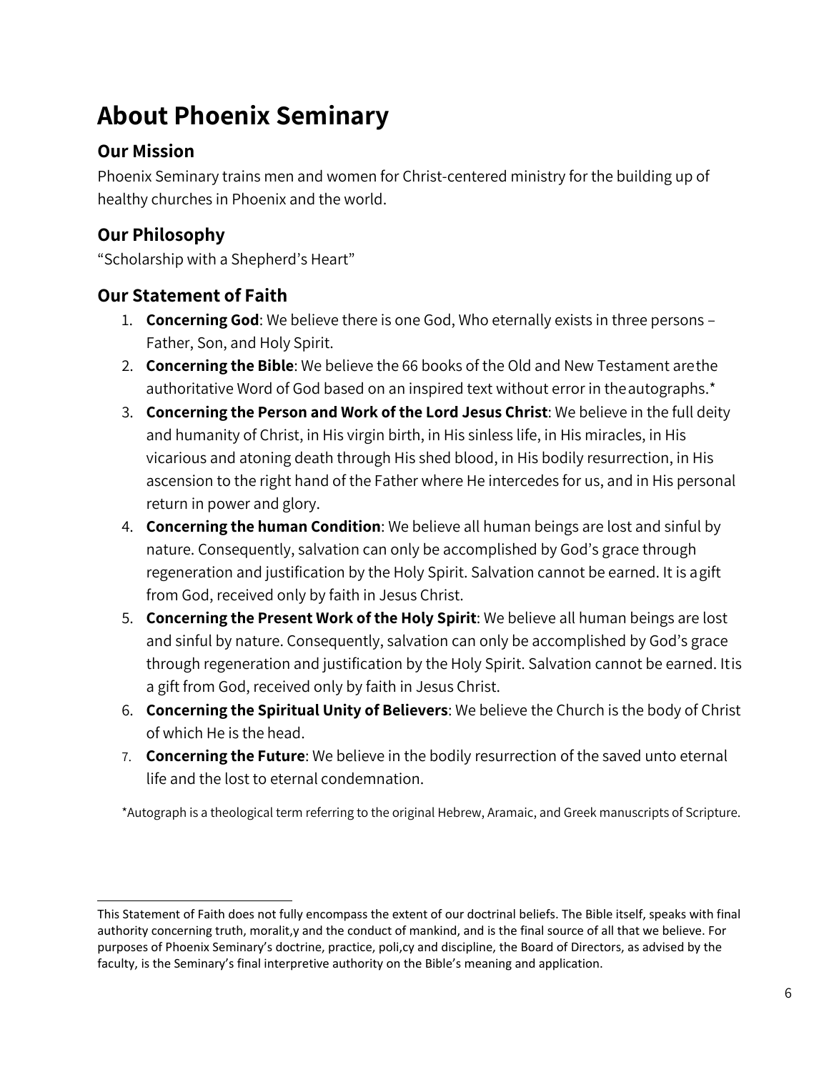# About Phoenix Seminary

## Our Mission

Phoenix Seminary trains men and women for Christ-centered ministry for the building up of healthy churches in Phoenix and the world.

## Our Philosophy

"Scholarship with a Shepherd's Heart"

## Our Statement of Faith

1. **Concerning God**: We believe there is one God, Who eternally exists in three persons – Father, Son, and Holy Spirit.
2. **Concerning the Bible**: We believe the 66 books of the Old and New Testament arethe authoritative Word of God based on an inspired text without error in theautographs.*
3. **Concerning the Person and Work of the Lord Jesus Christ**: We believe in the full deity and humanity of Christ, in His virgin birth, in His sinless life, in His miracles, in His vicarious and atoning death through His shed blood, in His bodily resurrection, in His ascension to the right hand of the Father where He intercedes for us, and in His personal return in power and glory.
4. **Concerning the human Condition**: We believe all human beings are lost and sinful by nature. Consequently, salvation can only be accomplished by God's grace through regeneration and justification by the Holy Spirit. Salvation cannot be earned. It is agift from God, received only by faith in Jesus Christ.
5. **Concerning the Present Work of the Holy Spirit**: We believe all human beings are lost and sinful by nature. Consequently, salvation can only be accomplished by God's grace through regeneration and justification by the Holy Spirit. Salvation cannot be earned. Itis a gift from God, received only by faith in Jesus Christ.
6. **Concerning the Spiritual Unity of Believers**: We believe the Church is the body of Christ of which He is the head.
7. **Concerning the Future**: We believe in the bodily resurrection of the saved unto eternal life and the lost to eternal condemnation.

*Autograph is a theological term referring to the original Hebrew, Aramaic, and Greek manuscripts of Scripture.

---

This Statement of Faith does not fully encompass the extent of our doctrinal beliefs. The Bible itself, speaks with final authority concerning truth, moralit,y and the conduct of mankind, and is the final source of all that we believe. For purposes of Phoenix Seminary's doctrine, practice, poli,cy and discipline, the Board of Directors, as advised by the faculty, is the Seminary's final interpretive authority on the Bible's meaning and application.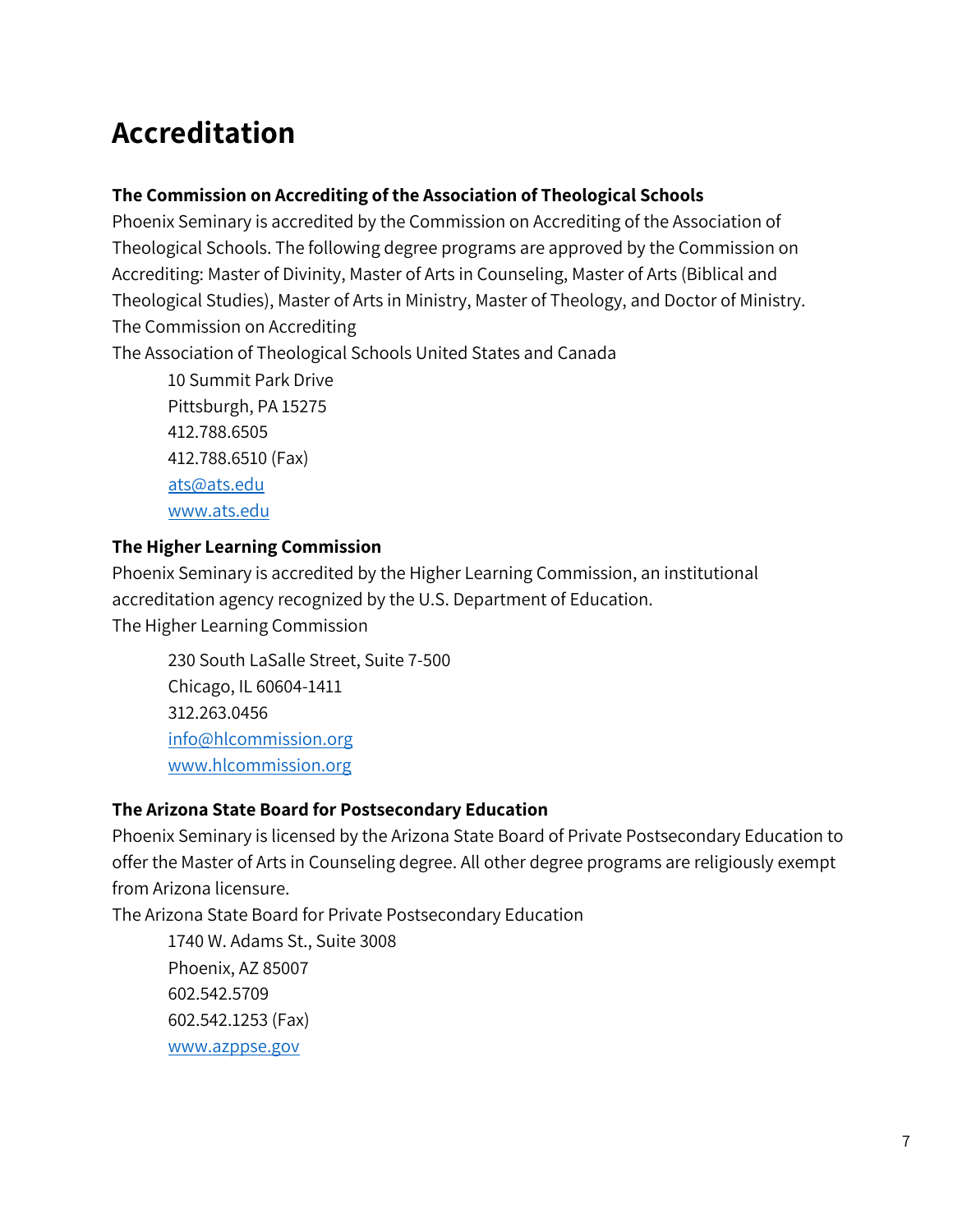# Accreditation

### The Commission on Accrediting of the Association of Theological Schools

Phoenix Seminary is accredited by the Commission on Accrediting of the Association of Theological Schools. The following degree programs are approved by the Commission on Accrediting: Master of Divinity, Master of Arts in Counseling, Master of Arts (Biblical and Theological Studies), Master of Arts in Ministry, Master of Theology, and Doctor of Ministry.
The Commission on Accrediting
The Association of Theological Schools United States and Canada

> 10 Summit Park Drive
> Pittsburgh, PA 15275
> 412.788.6505
> 412.788.6510 (Fax)
> [ats@ats.edu](mailto:ats@ats.edu)
> [www.ats.edu](http://www.ats.edu)

### The Higher Learning Commission

Phoenix Seminary is accredited by the Higher Learning Commission, an institutional accreditation agency recognized by the U.S. Department of Education.
The Higher Learning Commission

> 230 South LaSalle Street, Suite 7-500
> Chicago, IL 60604-1411
> 312.263.0456
> [info@hlcommission.org](mailto:info@hlcommission.org)
> [www.hlcommission.org](http://www.hlcommission.org)

### The Arizona State Board for Postsecondary Education

Phoenix Seminary is licensed by the Arizona State Board of Private Postsecondary Education to offer the Master of Arts in Counseling degree. All other degree programs are religiously exempt from Arizona licensure.
The Arizona State Board for Private Postsecondary Education

> 1740 W. Adams St., Suite 3008
> Phoenix, AZ 85007
> 602.542.5709
> 602.542.1253 (Fax)
> [www.azppse.gov](http://www.azppse.gov)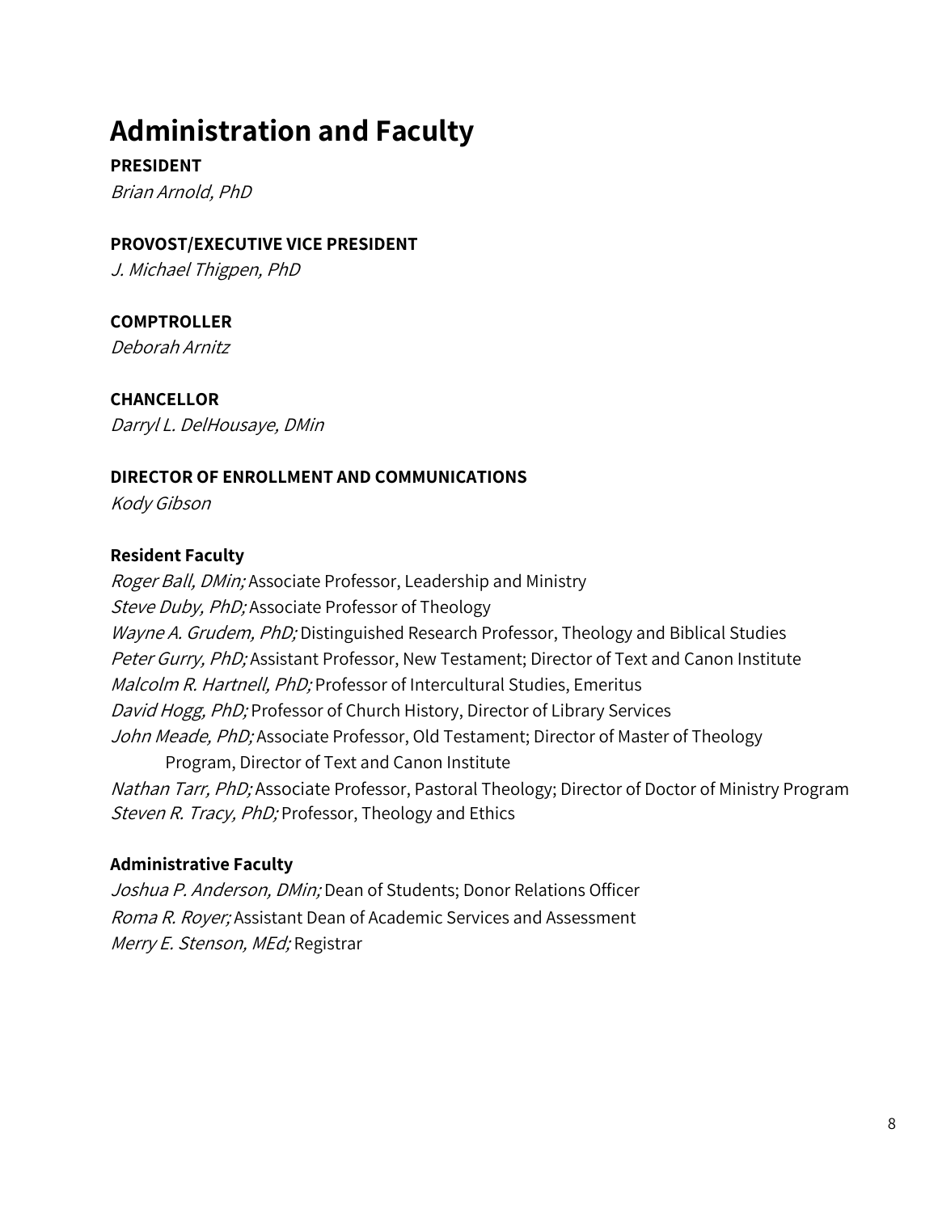# Administration and Faculty

**PRESIDENT**
*Brian Arnold, PhD*

**PROVOST/EXECUTIVE VICE PRESIDENT**
*J. Michael Thigpen, PhD*

**COMPTROLLER**
*Deborah Arnitz*

**CHANCELLOR**
*Darryl L. DelHousaye, DMin*

**DIRECTOR OF ENROLLMENT AND COMMUNICATIONS**
*Kody Gibson*

**Resident Faculty**

*Roger Ball, DMin;* Associate Professor, Leadership and Ministry
*Steve Duby, PhD;* Associate Professor of Theology
*Wayne A. Grudem, PhD;* Distinguished Research Professor, Theology and Biblical Studies
*Peter Gurry, PhD;* Assistant Professor, New Testament; Director of Text and Canon Institute
*Malcolm R. Hartnell, PhD;* Professor of Intercultural Studies, Emeritus
*David Hogg, PhD;* Professor of Church History, Director of Library Services
*John Meade, PhD;* Associate Professor, Old Testament; Director of Master of Theology Program, Director of Text and Canon Institute
*Nathan Tarr, PhD;* Associate Professor, Pastoral Theology; Director of Doctor of Ministry Program
*Steven R. Tracy, PhD;* Professor, Theology and Ethics

**Administrative Faculty**

*Joshua P. Anderson, DMin;* Dean of Students; Donor Relations Officer
*Roma R. Royer;* Assistant Dean of Academic Services and Assessment
*Merry E. Stenson, MEd;* Registrar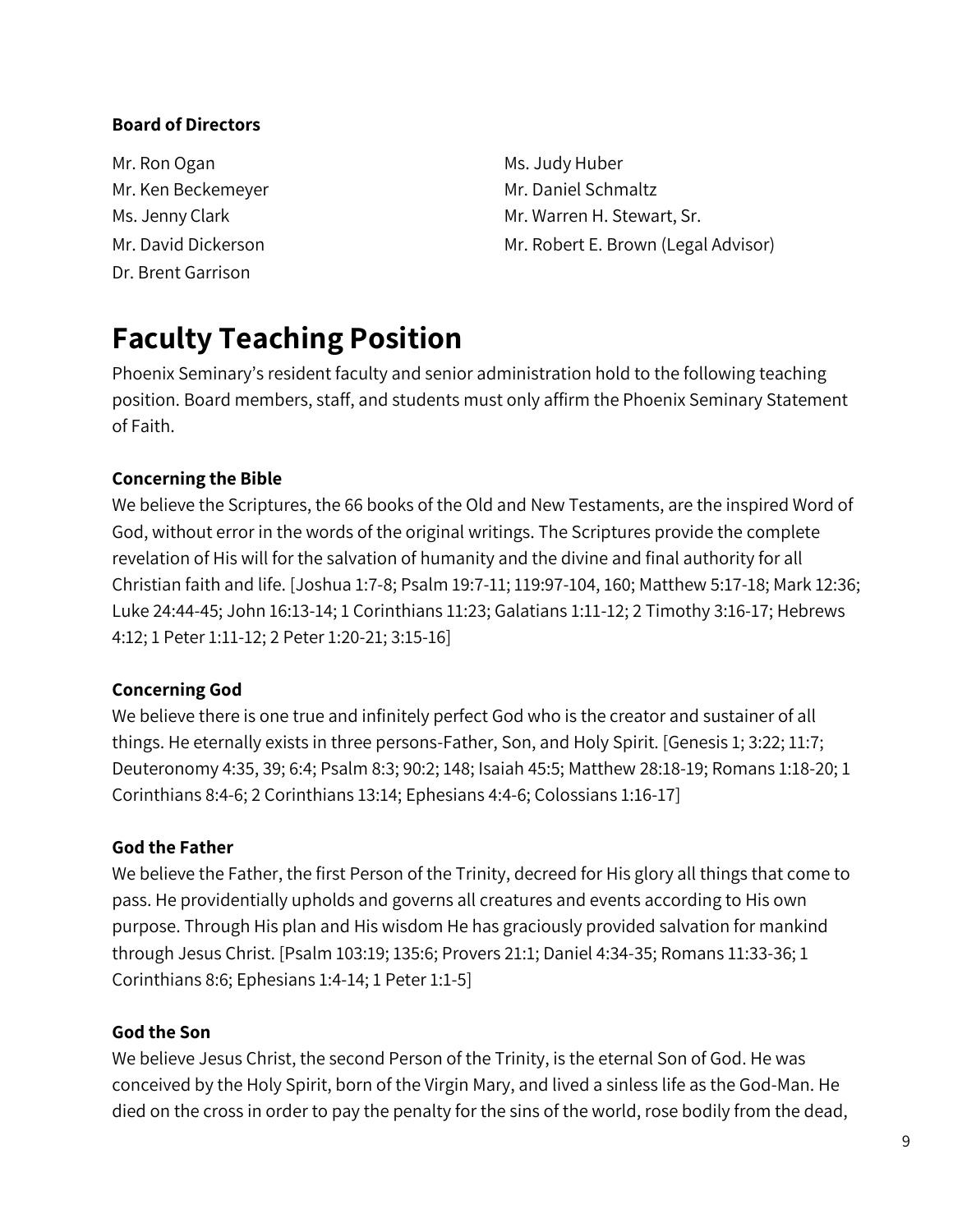**Board of Directors**

Mr. Ron Ogan
Mr. Ken Beckemeyer
Ms. Jenny Clark
Mr. David Dickerson
Dr. Brent Garrison
Ms. Judy Huber
Mr. Daniel Schmaltz
Mr. Warren H. Stewart, Sr.
Mr. Robert E. Brown (Legal Advisor)

# Faculty Teaching Position

Phoenix Seminary's resident faculty and senior administration hold to the following teaching position. Board members, staff, and students must only affirm the Phoenix Seminary Statement of Faith.

**Concerning the Bible**

We believe the Scriptures, the 66 books of the Old and New Testaments, are the inspired Word of God, without error in the words of the original writings. The Scriptures provide the complete revelation of His will for the salvation of humanity and the divine and final authority for all Christian faith and life. [Joshua 1:7-8; Psalm 19:7-11; 119:97-104, 160; Matthew 5:17-18; Mark 12:36; Luke 24:44-45; John 16:13-14; 1 Corinthians 11:23; Galatians 1:11-12; 2 Timothy 3:16-17; Hebrews 4:12; 1 Peter 1:11-12; 2 Peter 1:20-21; 3:15-16]

**Concerning God**

We believe there is one true and infinitely perfect God who is the creator and sustainer of all things. He eternally exists in three persons-Father, Son, and Holy Spirit. [Genesis 1; 3:22; 11:7; Deuteronomy 4:35, 39; 6:4; Psalm 8:3; 90:2; 148; Isaiah 45:5; Matthew 28:18-19; Romans 1:18-20; 1 Corinthians 8:4-6; 2 Corinthians 13:14; Ephesians 4:4-6; Colossians 1:16-17]

**God the Father**

We believe the Father, the first Person of the Trinity, decreed for His glory all things that come to pass. He providentially upholds and governs all creatures and events according to His own purpose. Through His plan and His wisdom He has graciously provided salvation for mankind through Jesus Christ. [Psalm 103:19; 135:6; Provers 21:1; Daniel 4:34-35; Romans 11:33-36; 1 Corinthians 8:6; Ephesians 1:4-14; 1 Peter 1:1-5]

**God the Son**

We believe Jesus Christ, the second Person of the Trinity, is the eternal Son of God. He was conceived by the Holy Spirit, born of the Virgin Mary, and lived a sinless life as the God-Man. He died on the cross in order to pay the penalty for the sins of the world, rose bodily from the dead,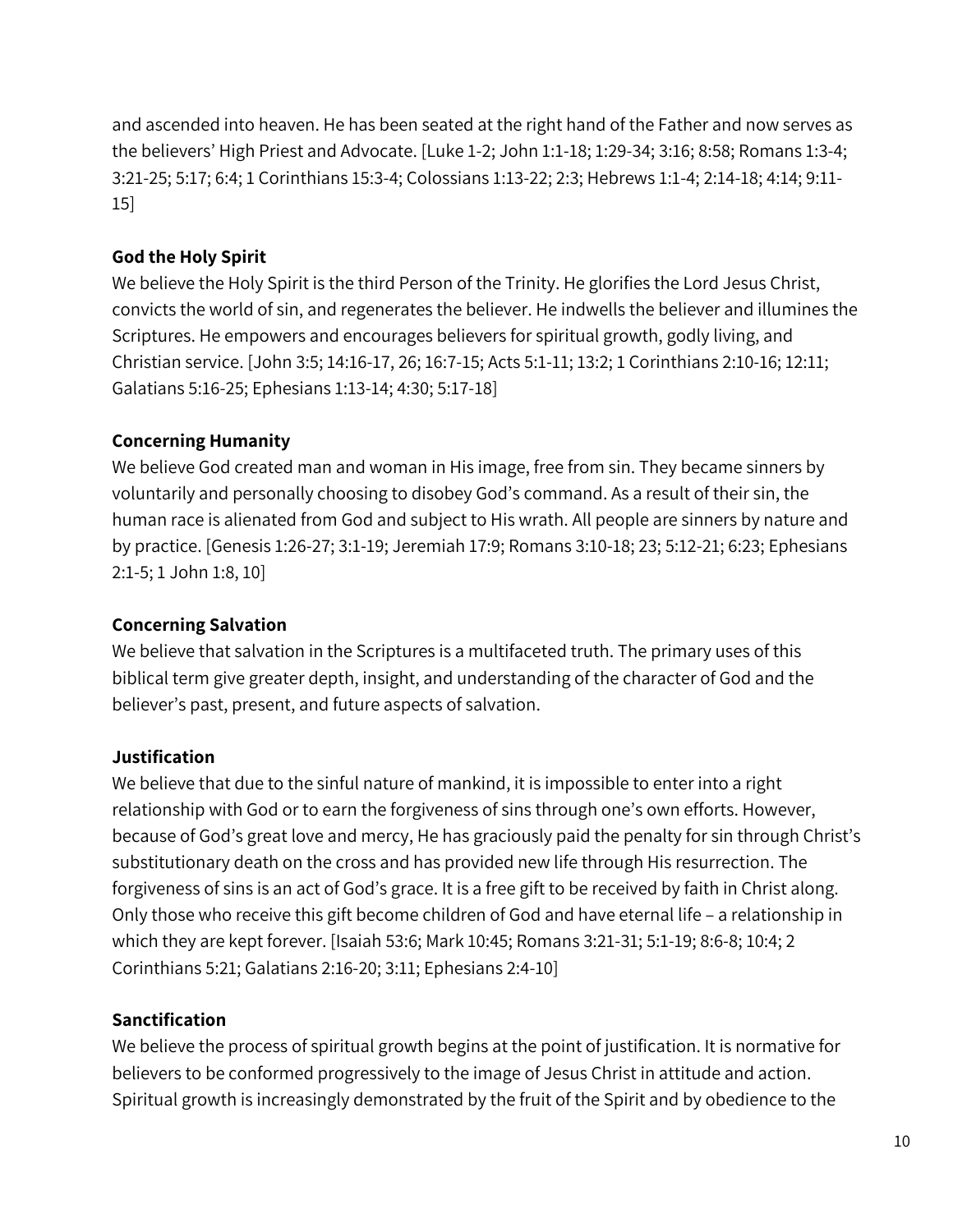and ascended into heaven. He has been seated at the right hand of the Father and now serves as the believers' High Priest and Advocate. [Luke 1-2; John 1:1-18; 1:29-34; 3:16; 8:58; Romans 1:3-4; 3:21-25; 5:17; 6:4; 1 Corinthians 15:3-4; Colossians 1:13-22; 2:3; Hebrews 1:1-4; 2:14-18; 4:14; 9:11-15]

**God the Holy Spirit**

We believe the Holy Spirit is the third Person of the Trinity. He glorifies the Lord Jesus Christ, convicts the world of sin, and regenerates the believer. He indwells the believer and illumines the Scriptures. He empowers and encourages believers for spiritual growth, godly living, and Christian service. [John 3:5; 14:16-17, 26; 16:7-15; Acts 5:1-11; 13:2; 1 Corinthians 2:10-16; 12:11; Galatians 5:16-25; Ephesians 1:13-14; 4:30; 5:17-18]

**Concerning Humanity**

We believe God created man and woman in His image, free from sin. They became sinners by voluntarily and personally choosing to disobey God's command. As a result of their sin, the human race is alienated from God and subject to His wrath. All people are sinners by nature and by practice. [Genesis 1:26-27; 3:1-19; Jeremiah 17:9; Romans 3:10-18; 23; 5:12-21; 6:23; Ephesians 2:1-5; 1 John 1:8, 10]

**Concerning Salvation**

We believe that salvation in the Scriptures is a multifaceted truth. The primary uses of this biblical term give greater depth, insight, and understanding of the character of God and the believer's past, present, and future aspects of salvation.

**Justification**

We believe that due to the sinful nature of mankind, it is impossible to enter into a right relationship with God or to earn the forgiveness of sins through one's own efforts. However, because of God's great love and mercy, He has graciously paid the penalty for sin through Christ's substitutionary death on the cross and has provided new life through His resurrection. The forgiveness of sins is an act of God's grace. It is a free gift to be received by faith in Christ along. Only those who receive this gift become children of God and have eternal life – a relationship in which they are kept forever. [Isaiah 53:6; Mark 10:45; Romans 3:21-31; 5:1-19; 8:6-8; 10:4; 2 Corinthians 5:21; Galatians 2:16-20; 3:11; Ephesians 2:4-10]

**Sanctification**

We believe the process of spiritual growth begins at the point of justification. It is normative for believers to be conformed progressively to the image of Jesus Christ in attitude and action. Spiritual growth is increasingly demonstrated by the fruit of the Spirit and by obedience to the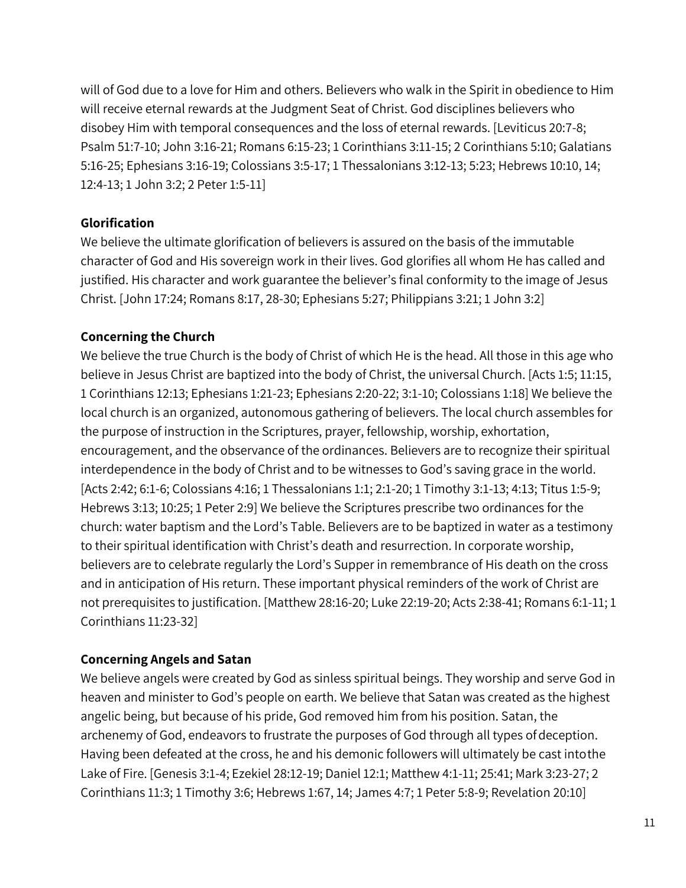will of God due to a love for Him and others. Believers who walk in the Spirit in obedience to Him will receive eternal rewards at the Judgment Seat of Christ. God disciplines believers who disobey Him with temporal consequences and the loss of eternal rewards. [Leviticus 20:7-8; Psalm 51:7-10; John 3:16-21; Romans 6:15-23; 1 Corinthians 3:11-15; 2 Corinthians 5:10; Galatians 5:16-25; Ephesians 3:16-19; Colossians 3:5-17; 1 Thessalonians 3:12-13; 5:23; Hebrews 10:10, 14; 12:4-13; 1 John 3:2; 2 Peter 1:5-11]

**Glorification**

We believe the ultimate glorification of believers is assured on the basis of the immutable character of God and His sovereign work in their lives. God glorifies all whom He has called and justified. His character and work guarantee the believer's final conformity to the image of Jesus Christ. [John 17:24; Romans 8:17, 28-30; Ephesians 5:27; Philippians 3:21; 1 John 3:2]

**Concerning the Church**

We believe the true Church is the body of Christ of which He is the head. All those in this age who believe in Jesus Christ are baptized into the body of Christ, the universal Church. [Acts 1:5; 11:15, 1 Corinthians 12:13; Ephesians 1:21-23; Ephesians 2:20-22; 3:1-10; Colossians 1:18] We believe the local church is an organized, autonomous gathering of believers. The local church assembles for the purpose of instruction in the Scriptures, prayer, fellowship, worship, exhortation, encouragement, and the observance of the ordinances. Believers are to recognize their spiritual interdependence in the body of Christ and to be witnesses to God's saving grace in the world. [Acts 2:42; 6:1-6; Colossians 4:16; 1 Thessalonians 1:1; 2:1-20; 1 Timothy 3:1-13; 4:13; Titus 1:5-9; Hebrews 3:13; 10:25; 1 Peter 2:9] We believe the Scriptures prescribe two ordinances for the church: water baptism and the Lord's Table. Believers are to be baptized in water as a testimony to their spiritual identification with Christ's death and resurrection. In corporate worship, believers are to celebrate regularly the Lord's Supper in remembrance of His death on the cross and in anticipation of His return. These important physical reminders of the work of Christ are not prerequisites to justification. [Matthew 28:16-20; Luke 22:19-20; Acts 2:38-41; Romans 6:1-11; 1 Corinthians 11:23-32]

**Concerning Angels and Satan**

We believe angels were created by God as sinless spiritual beings. They worship and serve God in heaven and minister to God's people on earth. We believe that Satan was created as the highest angelic being, but because of his pride, God removed him from his position. Satan, the archenemy of God, endeavors to frustrate the purposes of God through all types of deception. Having been defeated at the cross, he and his demonic followers will ultimately be cast into the Lake of Fire. [Genesis 3:1-4; Ezekiel 28:12-19; Daniel 12:1; Matthew 4:1-11; 25:41; Mark 3:23-27; 2 Corinthians 11:3; 1 Timothy 3:6; Hebrews 1:67, 14; James 4:7; 1 Peter 5:8-9; Revelation 20:10]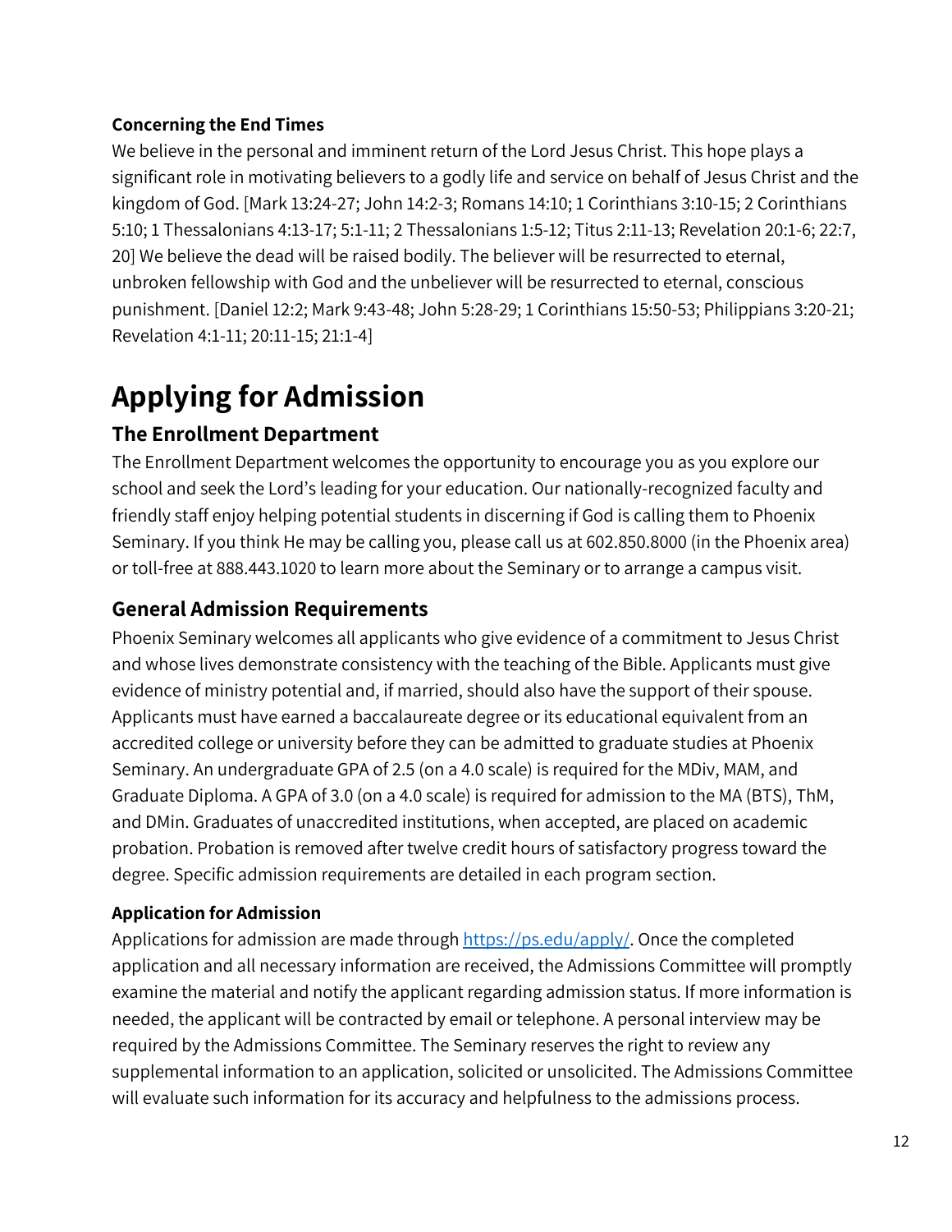### Concerning the End Times

We believe in the personal and imminent return of the Lord Jesus Christ. This hope plays a significant role in motivating believers to a godly life and service on behalf of Jesus Christ and the kingdom of God. [Mark 13:24-27; John 14:2-3; Romans 14:10; 1 Corinthians 3:10-15; 2 Corinthians 5:10; 1 Thessalonians 4:13-17; 5:1-11; 2 Thessalonians 1:5-12; Titus 2:11-13; Revelation 20:1-6; 22:7, 20] We believe the dead will be raised bodily. The believer will be resurrected to eternal, unbroken fellowship with God and the unbeliever will be resurrected to eternal, conscious punishment. [Daniel 12:2; Mark 9:43-48; John 5:28-29; 1 Corinthians 15:50-53; Philippians 3:20-21; Revelation 4:1-11; 20:11-15; 21:1-4]

# Applying for Admission

## The Enrollment Department

The Enrollment Department welcomes the opportunity to encourage you as you explore our school and seek the Lord's leading for your education. Our nationally-recognized faculty and friendly staff enjoy helping potential students in discerning if God is calling them to Phoenix Seminary. If you think He may be calling you, please call us at 602.850.8000 (in the Phoenix area) or toll-free at 888.443.1020 to learn more about the Seminary or to arrange a campus visit.

## General Admission Requirements

Phoenix Seminary welcomes all applicants who give evidence of a commitment to Jesus Christ and whose lives demonstrate consistency with the teaching of the Bible. Applicants must give evidence of ministry potential and, if married, should also have the support of their spouse. Applicants must have earned a baccalaureate degree or its educational equivalent from an accredited college or university before they can be admitted to graduate studies at Phoenix Seminary. An undergraduate GPA of 2.5 (on a 4.0 scale) is required for the MDiv, MAM, and Graduate Diploma. A GPA of 3.0 (on a 4.0 scale) is required for admission to the MA (BTS), ThM, and DMin. Graduates of unaccredited institutions, when accepted, are placed on academic probation. Probation is removed after twelve credit hours of satisfactory progress toward the degree. Specific admission requirements are detailed in each program section.

### Application for Admission

Applications for admission are made through [https://ps.edu/apply/](https://ps.edu/apply/). Once the completed application and all necessary information are received, the Admissions Committee will promptly examine the material and notify the applicant regarding admission status. If more information is needed, the applicant will be contracted by email or telephone. A personal interview may be required by the Admissions Committee. The Seminary reserves the right to review any supplemental information to an application, solicited or unsolicited. The Admissions Committee will evaluate such information for its accuracy and helpfulness to the admissions process.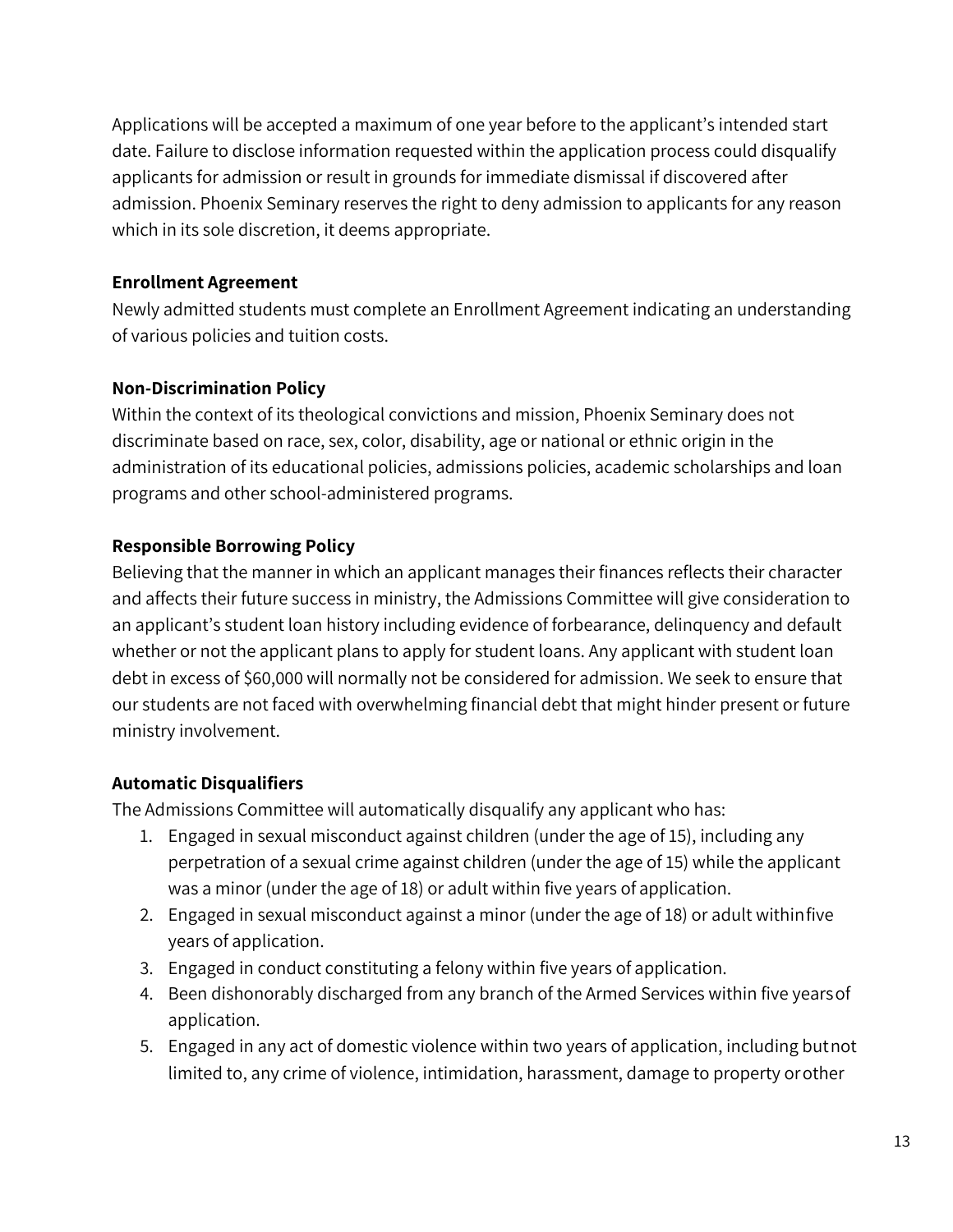Applications will be accepted a maximum of one year before to the applicant's intended start date. Failure to disclose information requested within the application process could disqualify applicants for admission or result in grounds for immediate dismissal if discovered after admission. Phoenix Seminary reserves the right to deny admission to applicants for any reason which in its sole discretion, it deems appropriate.

**Enrollment Agreement**

Newly admitted students must complete an Enrollment Agreement indicating an understanding of various policies and tuition costs.

**Non-Discrimination Policy**

Within the context of its theological convictions and mission, Phoenix Seminary does not discriminate based on race, sex, color, disability, age or national or ethnic origin in the administration of its educational policies, admissions policies, academic scholarships and loan programs and other school-administered programs.

**Responsible Borrowing Policy**

Believing that the manner in which an applicant manages their finances reflects their character and affects their future success in ministry, the Admissions Committee will give consideration to an applicant's student loan history including evidence of forbearance, delinquency and default whether or not the applicant plans to apply for student loans. Any applicant with student loan debt in excess of $60,000 will normally not be considered for admission. We seek to ensure that our students are not faced with overwhelming financial debt that might hinder present or future ministry involvement.

**Automatic Disqualifiers**

The Admissions Committee will automatically disqualify any applicant who has:

1. Engaged in sexual misconduct against children (under the age of 15), including any perpetration of a sexual crime against children (under the age of 15) while the applicant was a minor (under the age of 18) or adult within five years of application.
2. Engaged in sexual misconduct against a minor (under the age of 18) or adult within five years of application.
3. Engaged in conduct constituting a felony within five years of application.
4. Been dishonorably discharged from any branch of the Armed Services within five years of application.
5. Engaged in any act of domestic violence within two years of application, including but not limited to, any crime of violence, intimidation, harassment, damage to property or other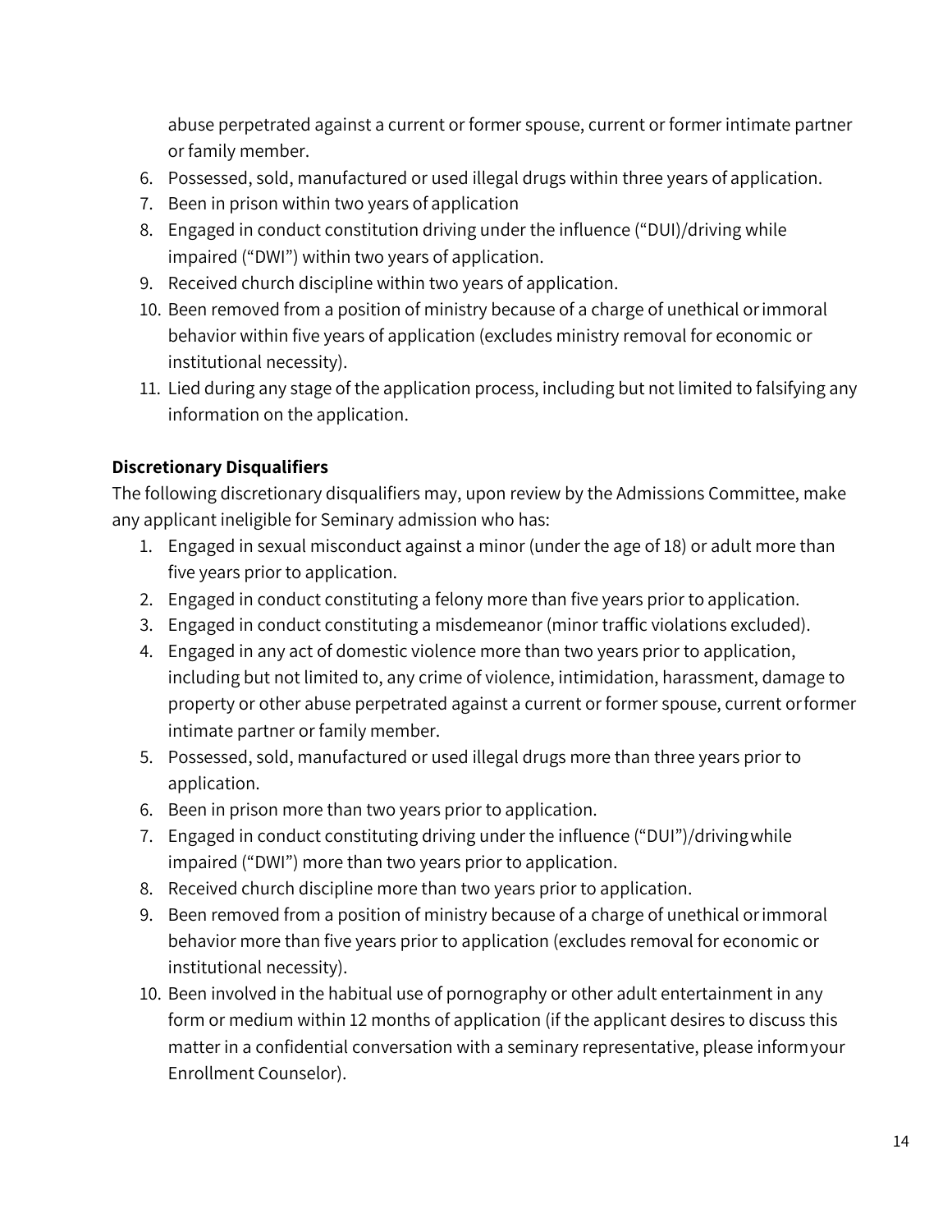abuse perpetrated against a current or former spouse, current or former intimate partner or family member.

6. Possessed, sold, manufactured or used illegal drugs within three years of application.
7. Been in prison within two years of application
8. Engaged in conduct constitution driving under the influence ("DUI)/driving while impaired ("DWI") within two years of application.
9. Received church discipline within two years of application.
10. Been removed from a position of ministry because of a charge of unethical or immoral behavior within five years of application (excludes ministry removal for economic or institutional necessity).
11. Lied during any stage of the application process, including but not limited to falsifying any information on the application.

**Discretionary Disqualifiers**

The following discretionary disqualifiers may, upon review by the Admissions Committee, make any applicant ineligible for Seminary admission who has:

1. Engaged in sexual misconduct against a minor (under the age of 18) or adult more than five years prior to application.
2. Engaged in conduct constituting a felony more than five years prior to application.
3. Engaged in conduct constituting a misdemeanor (minor traffic violations excluded).
4. Engaged in any act of domestic violence more than two years prior to application, including but not limited to, any crime of violence, intimidation, harassment, damage to property or other abuse perpetrated against a current or former spouse, current or former intimate partner or family member.
5. Possessed, sold, manufactured or used illegal drugs more than three years prior to application.
6. Been in prison more than two years prior to application.
7. Engaged in conduct constituting driving under the influence ("DUI")/driving while impaired ("DWI") more than two years prior to application.
8. Received church discipline more than two years prior to application.
9. Been removed from a position of ministry because of a charge of unethical or immoral behavior more than five years prior to application (excludes removal for economic or institutional necessity).
10. Been involved in the habitual use of pornography or other adult entertainment in any form or medium within 12 months of application (if the applicant desires to discuss this matter in a confidential conversation with a seminary representative, please inform your Enrollment Counselor).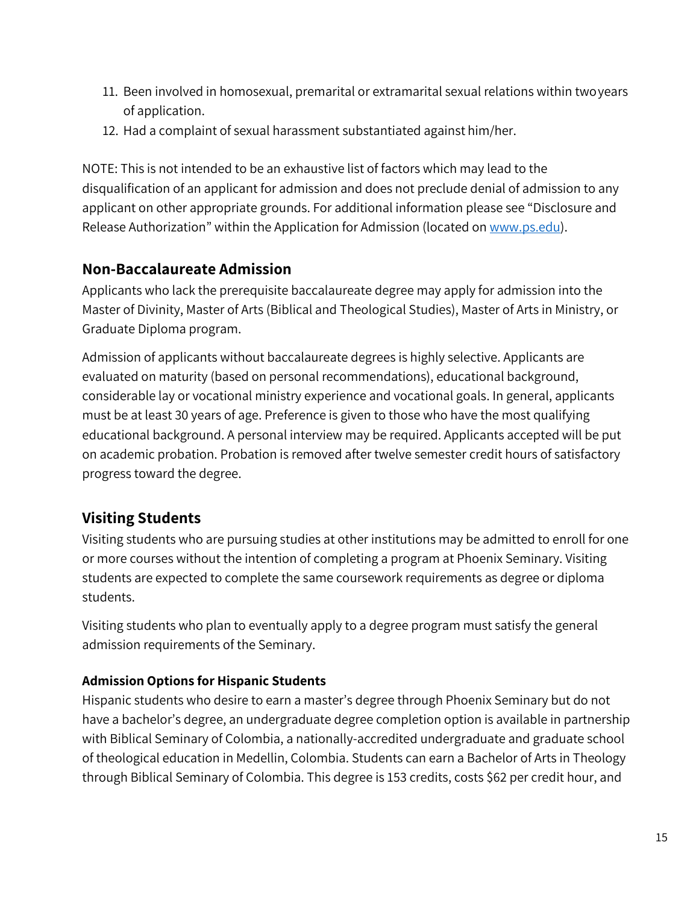11. Been involved in homosexual, premarital or extramarital sexual relations within two years of application.
12. Had a complaint of sexual harassment substantiated against him/her.

NOTE: This is not intended to be an exhaustive list of factors which may lead to the disqualification of an applicant for admission and does not preclude denial of admission to any applicant on other appropriate grounds. For additional information please see "Disclosure and Release Authorization" within the Application for Admission (located on [www.ps.edu](http://www.ps.edu)).

## Non-Baccalaureate Admission

Applicants who lack the prerequisite baccalaureate degree may apply for admission into the Master of Divinity, Master of Arts (Biblical and Theological Studies), Master of Arts in Ministry, or Graduate Diploma program.

Admission of applicants without baccalaureate degrees is highly selective. Applicants are evaluated on maturity (based on personal recommendations), educational background, considerable lay or vocational ministry experience and vocational goals. In general, applicants must be at least 30 years of age. Preference is given to those who have the most qualifying educational background. A personal interview may be required. Applicants accepted will be put on academic probation. Probation is removed after twelve semester credit hours of satisfactory progress toward the degree.

## Visiting Students

Visiting students who are pursuing studies at other institutions may be admitted to enroll for one or more courses without the intention of completing a program at Phoenix Seminary. Visiting students are expected to complete the same coursework requirements as degree or diploma students.

Visiting students who plan to eventually apply to a degree program must satisfy the general admission requirements of the Seminary.

### Admission Options for Hispanic Students

Hispanic students who desire to earn a master's degree through Phoenix Seminary but do not have a bachelor's degree, an undergraduate degree completion option is available in partnership with Biblical Seminary of Colombia, a nationally-accredited undergraduate and graduate school of theological education in Medellin, Colombia. Students can earn a Bachelor of Arts in Theology through Biblical Seminary of Colombia. This degree is 153 credits, costs $62 per credit hour, and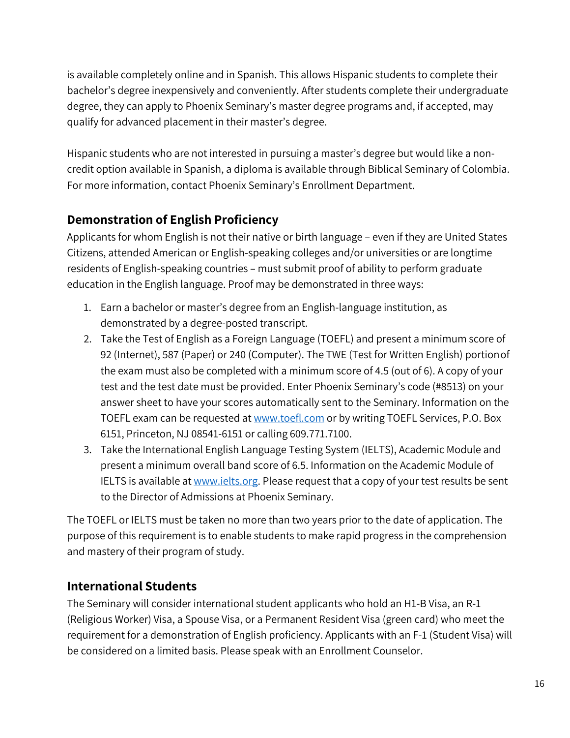is available completely online and in Spanish. This allows Hispanic students to complete their bachelor's degree inexpensively and conveniently. After students complete their undergraduate degree, they can apply to Phoenix Seminary's master degree programs and, if accepted, may qualify for advanced placement in their master's degree.

Hispanic students who are not interested in pursuing a master's degree but would like a non-credit option available in Spanish, a diploma is available through Biblical Seminary of Colombia. For more information, contact Phoenix Seminary's Enrollment Department.

## Demonstration of English Proficiency

Applicants for whom English is not their native or birth language – even if they are United States Citizens, attended American or English-speaking colleges and/or universities or are longtime residents of English-speaking countries – must submit proof of ability to perform graduate education in the English language. Proof may be demonstrated in three ways:

1. Earn a bachelor or master's degree from an English-language institution, as demonstrated by a degree-posted transcript.
2. Take the Test of English as a Foreign Language (TOEFL) and present a minimum score of 92 (Internet), 587 (Paper) or 240 (Computer). The TWE (Test for Written English) portion of the exam must also be completed with a minimum score of 4.5 (out of 6). A copy of your test and the test date must be provided. Enter Phoenix Seminary's code (#8513) on your answer sheet to have your scores automatically sent to the Seminary. Information on the TOEFL exam can be requested at [www.toefl.com](http://www.toefl.com) or by writing TOEFL Services, P.O. Box 6151, Princeton, NJ 08541-6151 or calling 609.771.7100.
3. Take the International English Language Testing System (IELTS), Academic Module and present a minimum overall band score of 6.5. Information on the Academic Module of IELTS is available at [www.ielts.org](http://www.ielts.org). Please request that a copy of your test results be sent to the Director of Admissions at Phoenix Seminary.

The TOEFL or IELTS must be taken no more than two years prior to the date of application. The purpose of this requirement is to enable students to make rapid progress in the comprehension and mastery of their program of study.

## International Students

The Seminary will consider international student applicants who hold an H1-B Visa, an R-1 (Religious Worker) Visa, a Spouse Visa, or a Permanent Resident Visa (green card) who meet the requirement for a demonstration of English proficiency. Applicants with an F-1 (Student Visa) will be considered on a limited basis. Please speak with an Enrollment Counselor.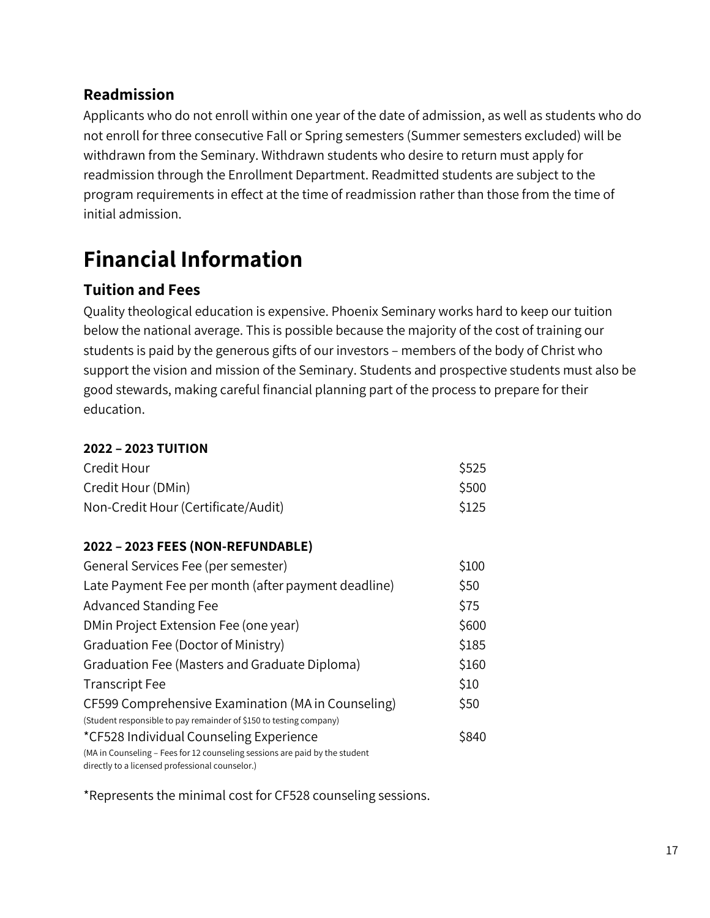### Readmission

Applicants who do not enroll within one year of the date of admission, as well as students who do not enroll for three consecutive Fall or Spring semesters (Summer semesters excluded) will be withdrawn from the Seminary. Withdrawn students who desire to return must apply for readmission through the Enrollment Department. Readmitted students are subject to the program requirements in effect at the time of readmission rather than those from the time of initial admission.

# Financial Information

### Tuition and Fees

Quality theological education is expensive. Phoenix Seminary works hard to keep our tuition below the national average. This is possible because the majority of the cost of training our students is paid by the generous gifts of our investors – members of the body of Christ who support the vision and mission of the Seminary. Students and prospective students must also be good stewards, making careful financial planning part of the process to prepare for their education.

| **2022 – 2023 TUITION** | |
|---|---|
| Credit Hour | $525 |
| Credit Hour (DMin) | $500 |
| Non-Credit Hour (Certificate/Audit) | $125 |

| **2022 – 2023 FEES (NON-REFUNDABLE)** | |
|---|---|
| General Services Fee (per semester) | $100 |
| Late Payment Fee per month (after payment deadline) | $50 |
| Advanced Standing Fee | $75 |
| DMin Project Extension Fee (one year) | $600 |
| Graduation Fee (Doctor of Ministry) | $185 |
| Graduation Fee (Masters and Graduate Diploma) | $160 |
| Transcript Fee | $10 |
| CF599 Comprehensive Examination (MA in Counseling) (Student responsible to pay remainder of $150 to testing company) | $50 |
| *CF528 Individual Counseling Experience (MA in Counseling – Fees for 12 counseling sessions are paid by the student directly to a licensed professional counselor.) | $840 |

*Represents the minimal cost for CF528 counseling sessions.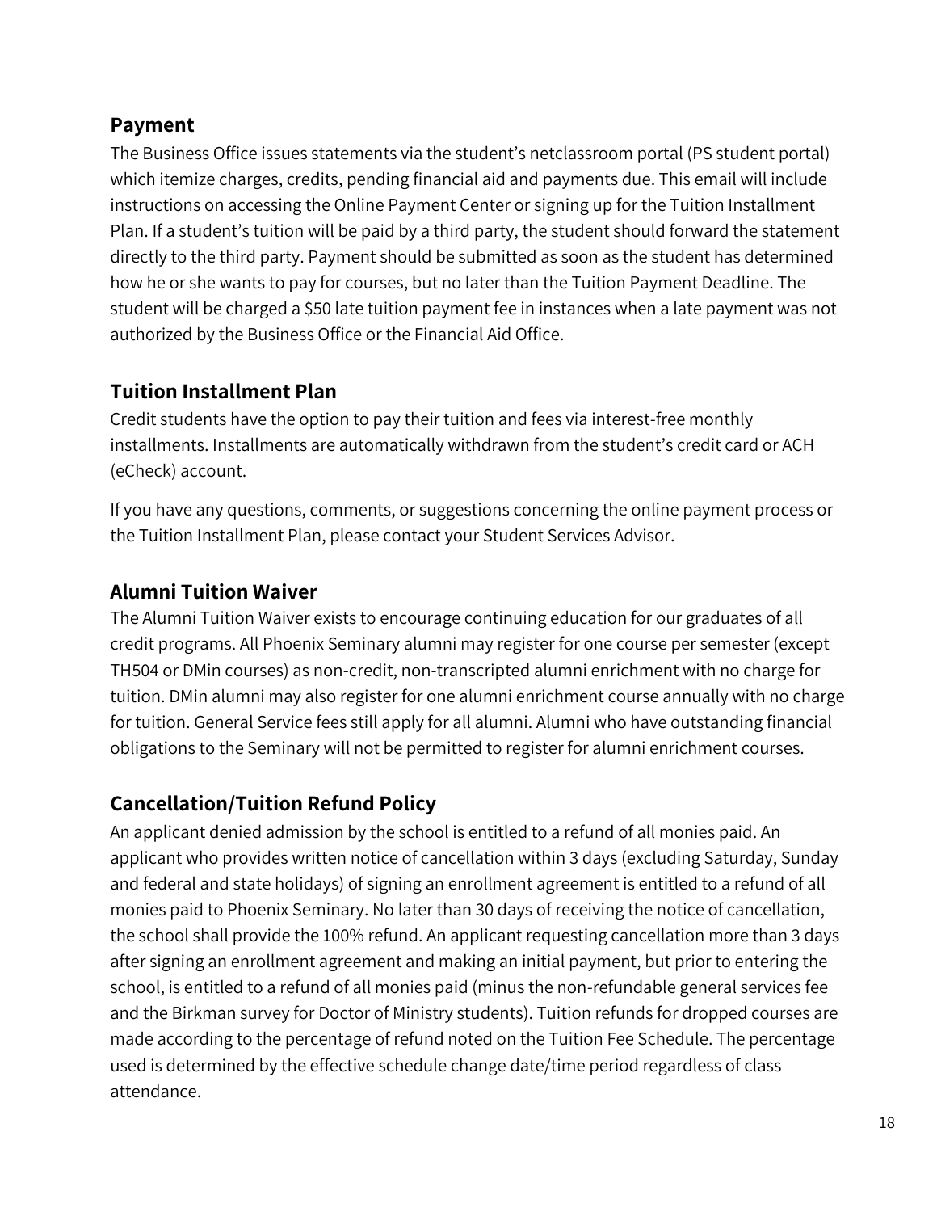## Payment

The Business Office issues statements via the student's netclassroom portal (PS student portal) which itemize charges, credits, pending financial aid and payments due. This email will include instructions on accessing the Online Payment Center or signing up for the Tuition Installment Plan. If a student's tuition will be paid by a third party, the student should forward the statement directly to the third party. Payment should be submitted as soon as the student has determined how he or she wants to pay for courses, but no later than the Tuition Payment Deadline. The student will be charged a $50 late tuition payment fee in instances when a late payment was not authorized by the Business Office or the Financial Aid Office.

## Tuition Installment Plan

Credit students have the option to pay their tuition and fees via interest-free monthly installments. Installments are automatically withdrawn from the student's credit card or ACH (eCheck) account.

If you have any questions, comments, or suggestions concerning the online payment process or the Tuition Installment Plan, please contact your Student Services Advisor.

## Alumni Tuition Waiver

The Alumni Tuition Waiver exists to encourage continuing education for our graduates of all credit programs. All Phoenix Seminary alumni may register for one course per semester (except TH504 or DMin courses) as non-credit, non-transcripted alumni enrichment with no charge for tuition. DMin alumni may also register for one alumni enrichment course annually with no charge for tuition. General Service fees still apply for all alumni. Alumni who have outstanding financial obligations to the Seminary will not be permitted to register for alumni enrichment courses.

## Cancellation/Tuition Refund Policy

An applicant denied admission by the school is entitled to a refund of all monies paid. An applicant who provides written notice of cancellation within 3 days (excluding Saturday, Sunday and federal and state holidays) of signing an enrollment agreement is entitled to a refund of all monies paid to Phoenix Seminary. No later than 30 days of receiving the notice of cancellation, the school shall provide the 100% refund. An applicant requesting cancellation more than 3 days after signing an enrollment agreement and making an initial payment, but prior to entering the school, is entitled to a refund of all monies paid (minus the non-refundable general services fee and the Birkman survey for Doctor of Ministry students). Tuition refunds for dropped courses are made according to the percentage of refund noted on the Tuition Fee Schedule. The percentage used is determined by the effective schedule change date/time period regardless of class attendance.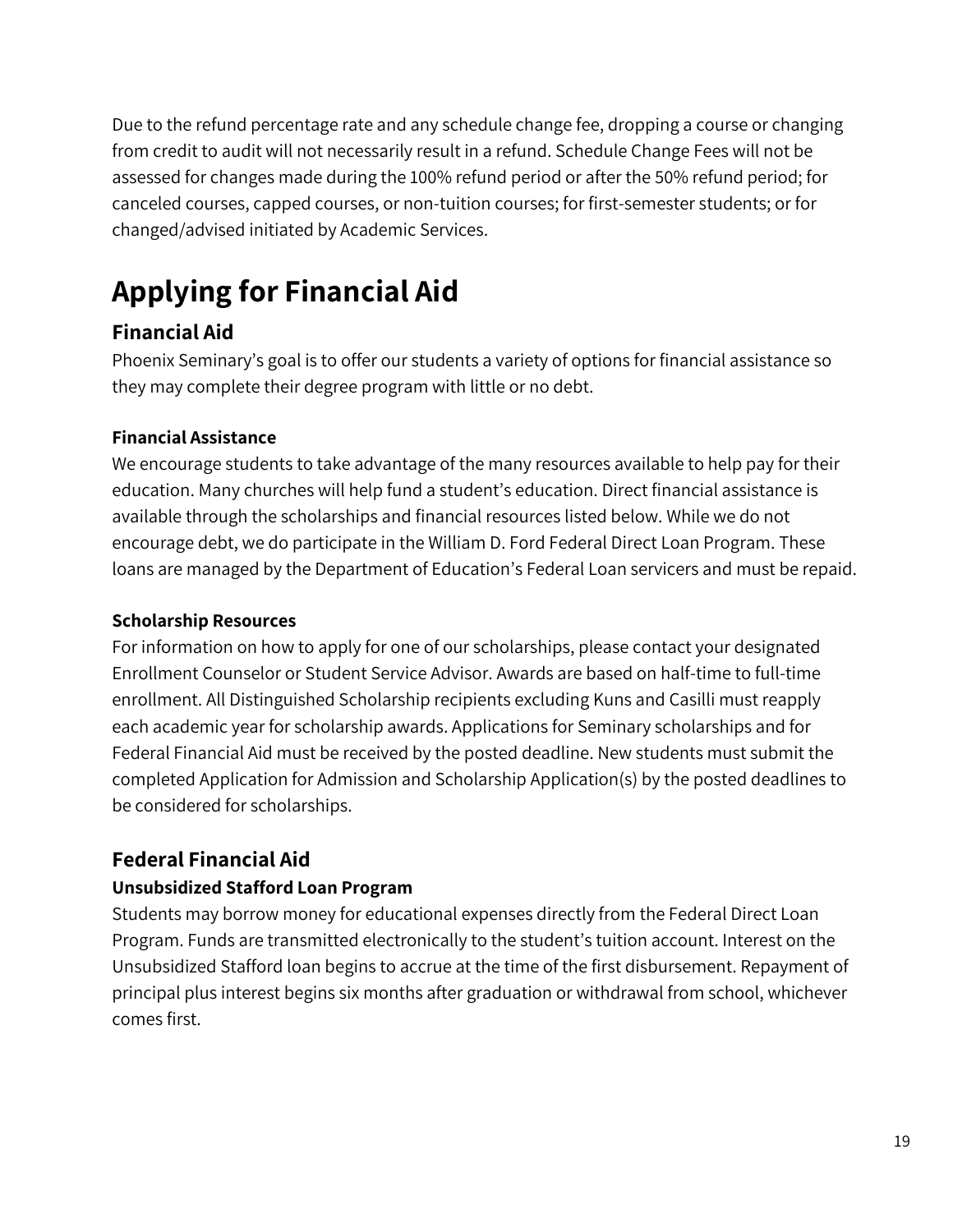Due to the refund percentage rate and any schedule change fee, dropping a course or changing from credit to audit will not necessarily result in a refund. Schedule Change Fees will not be assessed for changes made during the 100% refund period or after the 50% refund period; for canceled courses, capped courses, or non-tuition courses; for first-semester students; or for changed/advised initiated by Academic Services.

# Applying for Financial Aid

## Financial Aid

Phoenix Seminary's goal is to offer our students a variety of options for financial assistance so they may complete their degree program with little or no debt.

### Financial Assistance

We encourage students to take advantage of the many resources available to help pay for their education. Many churches will help fund a student's education. Direct financial assistance is available through the scholarships and financial resources listed below. While we do not encourage debt, we do participate in the William D. Ford Federal Direct Loan Program. These loans are managed by the Department of Education's Federal Loan servicers and must be repaid.

### Scholarship Resources

For information on how to apply for one of our scholarships, please contact your designated Enrollment Counselor or Student Service Advisor. Awards are based on half-time to full-time enrollment. All Distinguished Scholarship recipients excluding Kuns and Casilli must reapply each academic year for scholarship awards. Applications for Seminary scholarships and for Federal Financial Aid must be received by the posted deadline. New students must submit the completed Application for Admission and Scholarship Application(s) by the posted deadlines to be considered for scholarships.

## Federal Financial Aid

### Unsubsidized Stafford Loan Program

Students may borrow money for educational expenses directly from the Federal Direct Loan Program. Funds are transmitted electronically to the student's tuition account. Interest on the Unsubsidized Stafford loan begins to accrue at the time of the first disbursement. Repayment of principal plus interest begins six months after graduation or withdrawal from school, whichever comes first.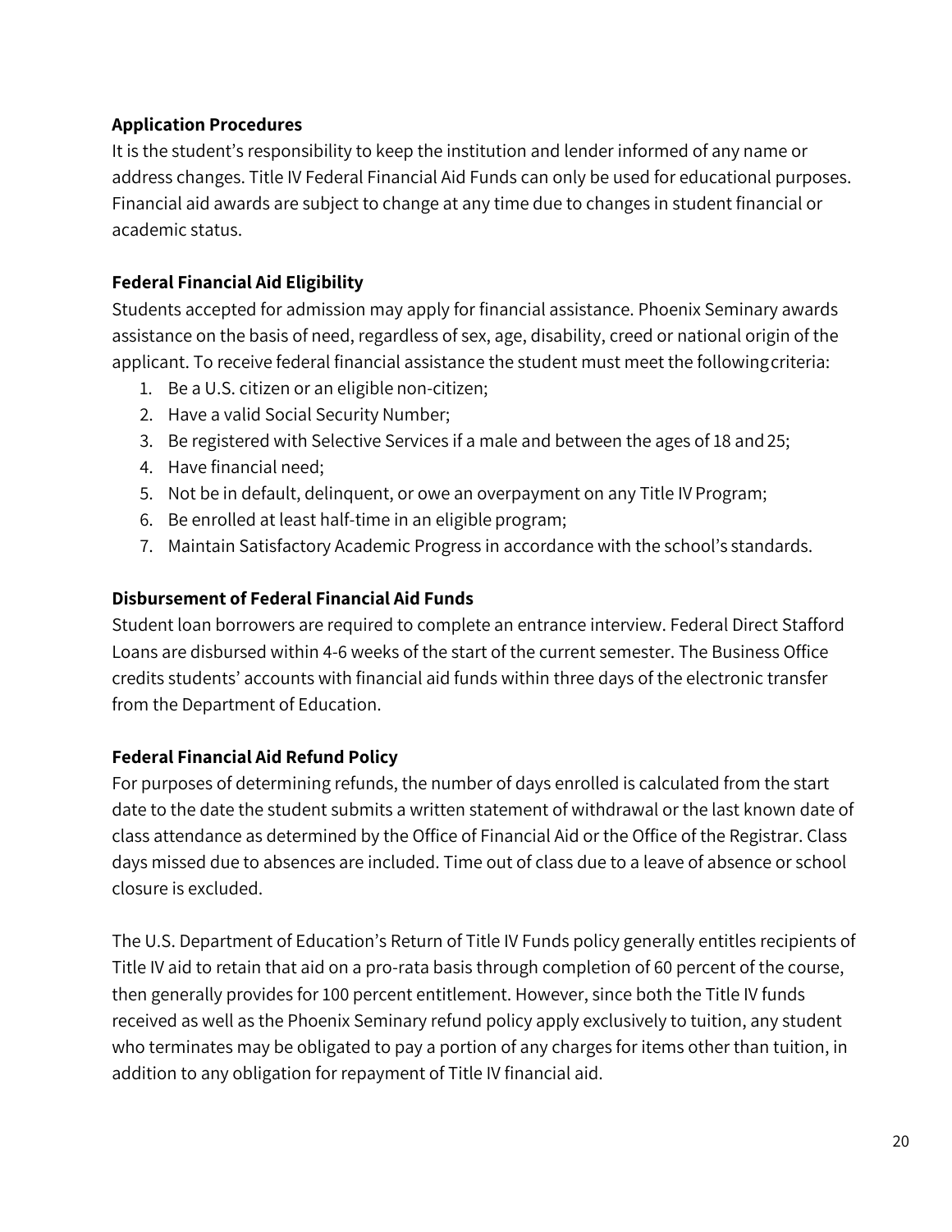### Application Procedures

It is the student's responsibility to keep the institution and lender informed of any name or address changes. Title IV Federal Financial Aid Funds can only be used for educational purposes. Financial aid awards are subject to change at any time due to changes in student financial or academic status.

### Federal Financial Aid Eligibility

Students accepted for admission may apply for financial assistance. Phoenix Seminary awards assistance on the basis of need, regardless of sex, age, disability, creed or national origin of the applicant. To receive federal financial assistance the student must meet the following criteria:

1. Be a U.S. citizen or an eligible non-citizen;
2. Have a valid Social Security Number;
3. Be registered with Selective Services if a male and between the ages of 18 and 25;
4. Have financial need;
5. Not be in default, delinquent, or owe an overpayment on any Title IV Program;
6. Be enrolled at least half-time in an eligible program;
7. Maintain Satisfactory Academic Progress in accordance with the school's standards.

### Disbursement of Federal Financial Aid Funds

Student loan borrowers are required to complete an entrance interview. Federal Direct Stafford Loans are disbursed within 4-6 weeks of the start of the current semester. The Business Office credits students' accounts with financial aid funds within three days of the electronic transfer from the Department of Education.

### Federal Financial Aid Refund Policy

For purposes of determining refunds, the number of days enrolled is calculated from the start date to the date the student submits a written statement of withdrawal or the last known date of class attendance as determined by the Office of Financial Aid or the Office of the Registrar. Class days missed due to absences are included. Time out of class due to a leave of absence or school closure is excluded.

The U.S. Department of Education's Return of Title IV Funds policy generally entitles recipients of Title IV aid to retain that aid on a pro-rata basis through completion of 60 percent of the course, then generally provides for 100 percent entitlement. However, since both the Title IV funds received as well as the Phoenix Seminary refund policy apply exclusively to tuition, any student who terminates may be obligated to pay a portion of any charges for items other than tuition, in addition to any obligation for repayment of Title IV financial aid.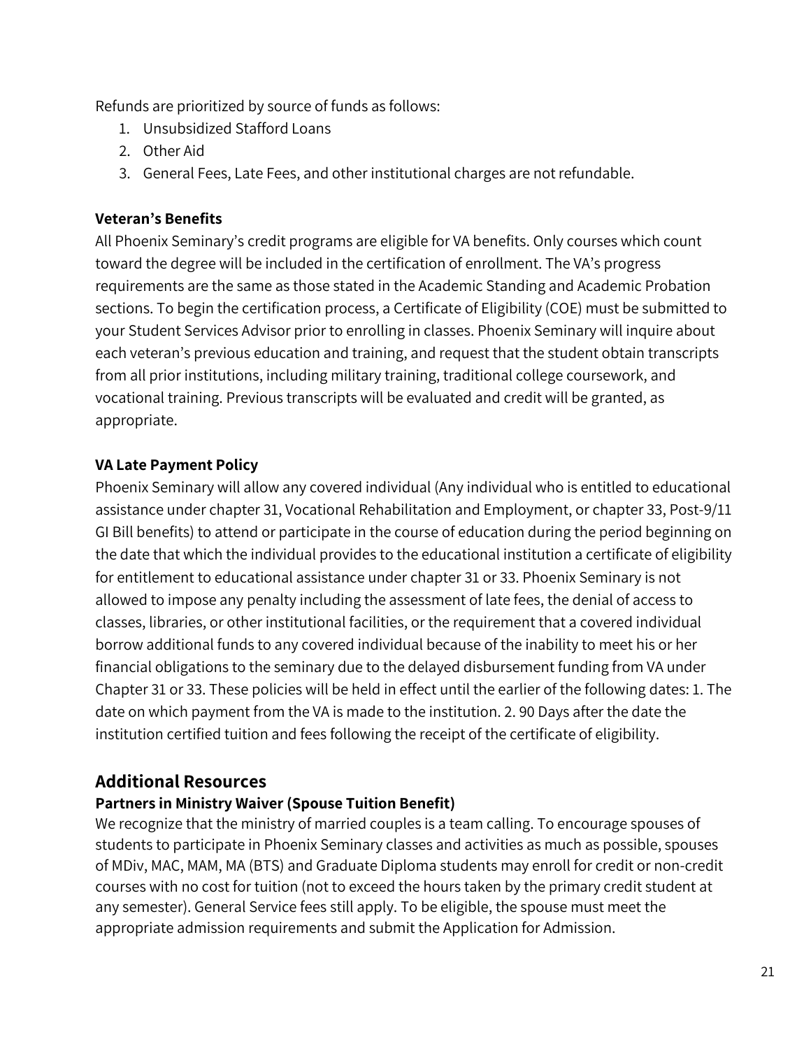Refunds are prioritized by source of funds as follows:

1. Unsubsidized Stafford Loans
2. Other Aid
3. General Fees, Late Fees, and other institutional charges are not refundable.

**Veteran's Benefits**

All Phoenix Seminary's credit programs are eligible for VA benefits. Only courses which count toward the degree will be included in the certification of enrollment. The VA's progress requirements are the same as those stated in the Academic Standing and Academic Probation sections. To begin the certification process, a Certificate of Eligibility (COE) must be submitted to your Student Services Advisor prior to enrolling in classes. Phoenix Seminary will inquire about each veteran's previous education and training, and request that the student obtain transcripts from all prior institutions, including military training, traditional college coursework, and vocational training. Previous transcripts will be evaluated and credit will be granted, as appropriate.

**VA Late Payment Policy**

Phoenix Seminary will allow any covered individual (Any individual who is entitled to educational assistance under chapter 31, Vocational Rehabilitation and Employment, or chapter 33, Post-9/11 GI Bill benefits) to attend or participate in the course of education during the period beginning on the date that which the individual provides to the educational institution a certificate of eligibility for entitlement to educational assistance under chapter 31 or 33. Phoenix Seminary is not allowed to impose any penalty including the assessment of late fees, the denial of access to classes, libraries, or other institutional facilities, or the requirement that a covered individual borrow additional funds to any covered individual because of the inability to meet his or her financial obligations to the seminary due to the delayed disbursement funding from VA under Chapter 31 or 33. These policies will be held in effect until the earlier of the following dates: 1. The date on which payment from the VA is made to the institution. 2. 90 Days after the date the institution certified tuition and fees following the receipt of the certificate of eligibility.

## Additional Resources

**Partners in Ministry Waiver (Spouse Tuition Benefit)**

We recognize that the ministry of married couples is a team calling. To encourage spouses of students to participate in Phoenix Seminary classes and activities as much as possible, spouses of MDiv, MAC, MAM, MA (BTS) and Graduate Diploma students may enroll for credit or non-credit courses with no cost for tuition (not to exceed the hours taken by the primary credit student at any semester). General Service fees still apply. To be eligible, the spouse must meet the appropriate admission requirements and submit the Application for Admission.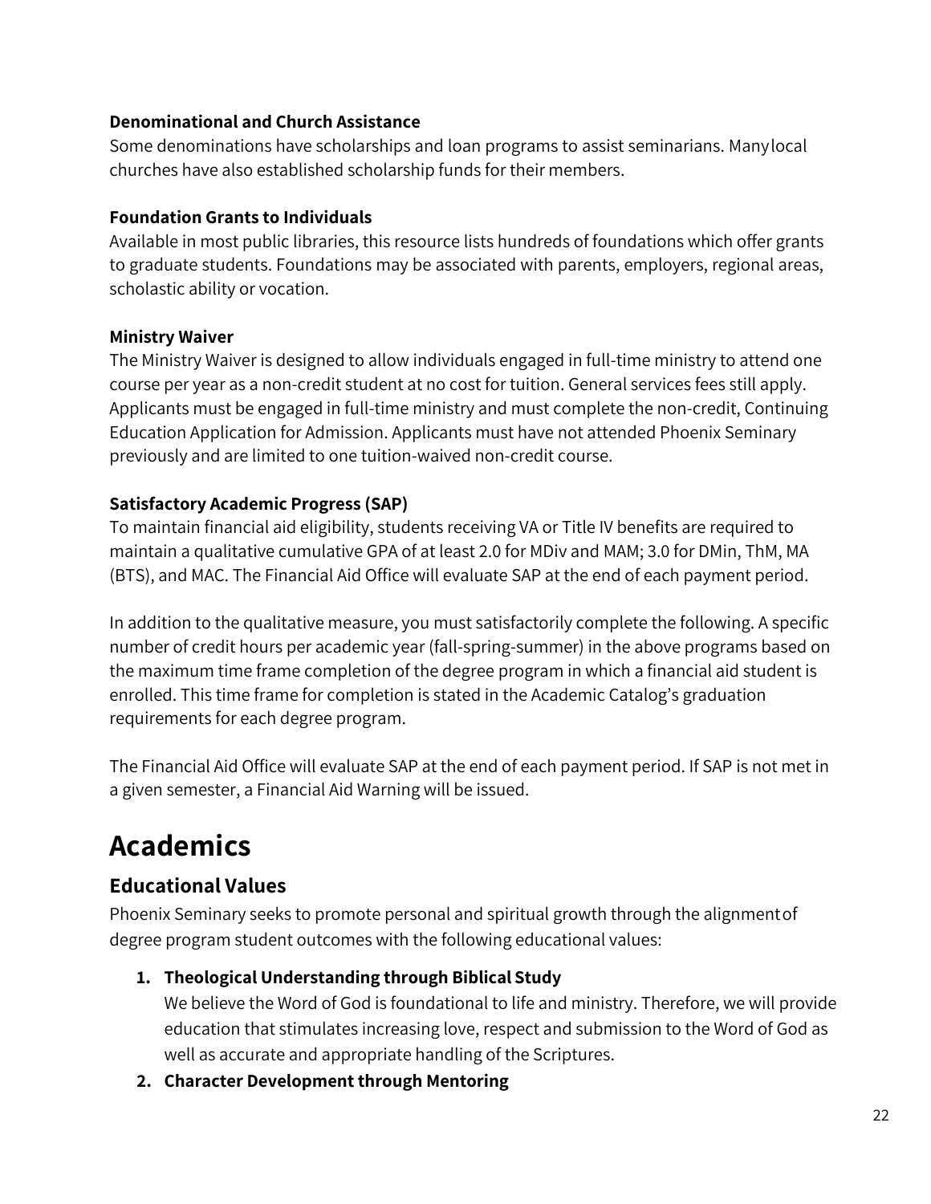**Denominational and Church Assistance**
Some denominations have scholarships and loan programs to assist seminarians. Many local churches have also established scholarship funds for their members.

**Foundation Grants to Individuals**
Available in most public libraries, this resource lists hundreds of foundations which offer grants to graduate students. Foundations may be associated with parents, employers, regional areas, scholastic ability or vocation.

**Ministry Waiver**
The Ministry Waiver is designed to allow individuals engaged in full-time ministry to attend one course per year as a non-credit student at no cost for tuition. General services fees still apply. Applicants must be engaged in full-time ministry and must complete the non-credit, Continuing Education Application for Admission. Applicants must have not attended Phoenix Seminary previously and are limited to one tuition-waived non-credit course.

**Satisfactory Academic Progress (SAP)**
To maintain financial aid eligibility, students receiving VA or Title IV benefits are required to maintain a qualitative cumulative GPA of at least 2.0 for MDiv and MAM; 3.0 for DMin, ThM, MA (BTS), and MAC. The Financial Aid Office will evaluate SAP at the end of each payment period.

In addition to the qualitative measure, you must satisfactorily complete the following. A specific number of credit hours per academic year (fall-spring-summer) in the above programs based on the maximum time frame completion of the degree program in which a financial aid student is enrolled. This time frame for completion is stated in the Academic Catalog's graduation requirements for each degree program.

The Financial Aid Office will evaluate SAP at the end of each payment period. If SAP is not met in a given semester, a Financial Aid Warning will be issued.

# Academics

## Educational Values

Phoenix Seminary seeks to promote personal and spiritual growth through the alignment of degree program student outcomes with the following educational values:

1. **Theological Understanding through Biblical Study**
   We believe the Word of God is foundational to life and ministry. Therefore, we will provide education that stimulates increasing love, respect and submission to the Word of God as well as accurate and appropriate handling of the Scriptures.
2. **Character Development through Mentoring**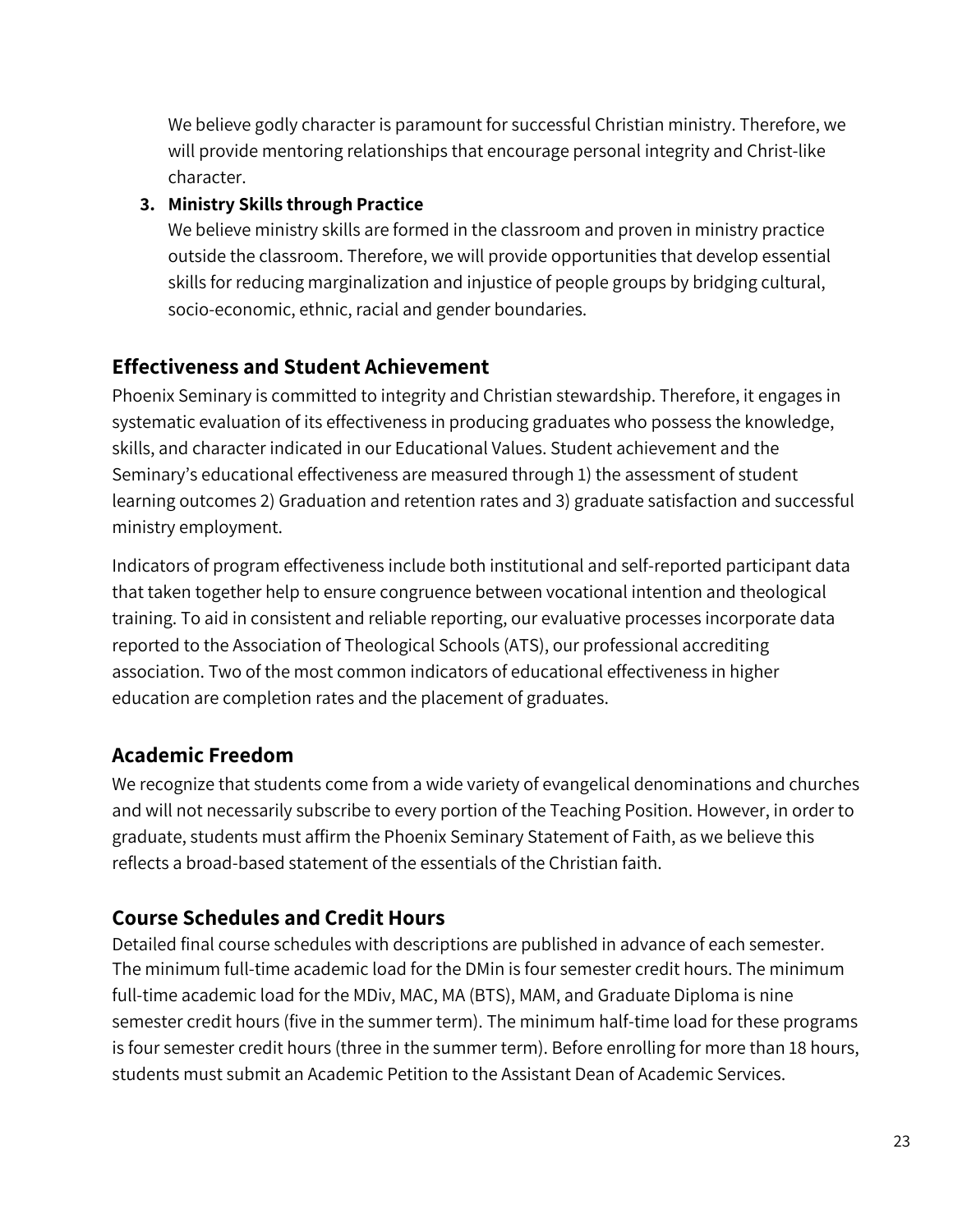We believe godly character is paramount for successful Christian ministry. Therefore, we will provide mentoring relationships that encourage personal integrity and Christ-like character.

3. **Ministry Skills through Practice**
   We believe ministry skills are formed in the classroom and proven in ministry practice outside the classroom. Therefore, we will provide opportunities that develop essential skills for reducing marginalization and injustice of people groups by bridging cultural, socio-economic, ethnic, racial and gender boundaries.

## Effectiveness and Student Achievement

Phoenix Seminary is committed to integrity and Christian stewardship. Therefore, it engages in systematic evaluation of its effectiveness in producing graduates who possess the knowledge, skills, and character indicated in our Educational Values. Student achievement and the Seminary's educational effectiveness are measured through 1) the assessment of student learning outcomes 2) Graduation and retention rates and 3) graduate satisfaction and successful ministry employment.

Indicators of program effectiveness include both institutional and self-reported participant data that taken together help to ensure congruence between vocational intention and theological training. To aid in consistent and reliable reporting, our evaluative processes incorporate data reported to the Association of Theological Schools (ATS), our professional accrediting association. Two of the most common indicators of educational effectiveness in higher education are completion rates and the placement of graduates.

## Academic Freedom

We recognize that students come from a wide variety of evangelical denominations and churches and will not necessarily subscribe to every portion of the Teaching Position. However, in order to graduate, students must affirm the Phoenix Seminary Statement of Faith, as we believe this reflects a broad-based statement of the essentials of the Christian faith.

## Course Schedules and Credit Hours

Detailed final course schedules with descriptions are published in advance of each semester. The minimum full-time academic load for the DMin is four semester credit hours. The minimum full-time academic load for the MDiv, MAC, MA (BTS), MAM, and Graduate Diploma is nine semester credit hours (five in the summer term). The minimum half-time load for these programs is four semester credit hours (three in the summer term). Before enrolling for more than 18 hours, students must submit an Academic Petition to the Assistant Dean of Academic Services.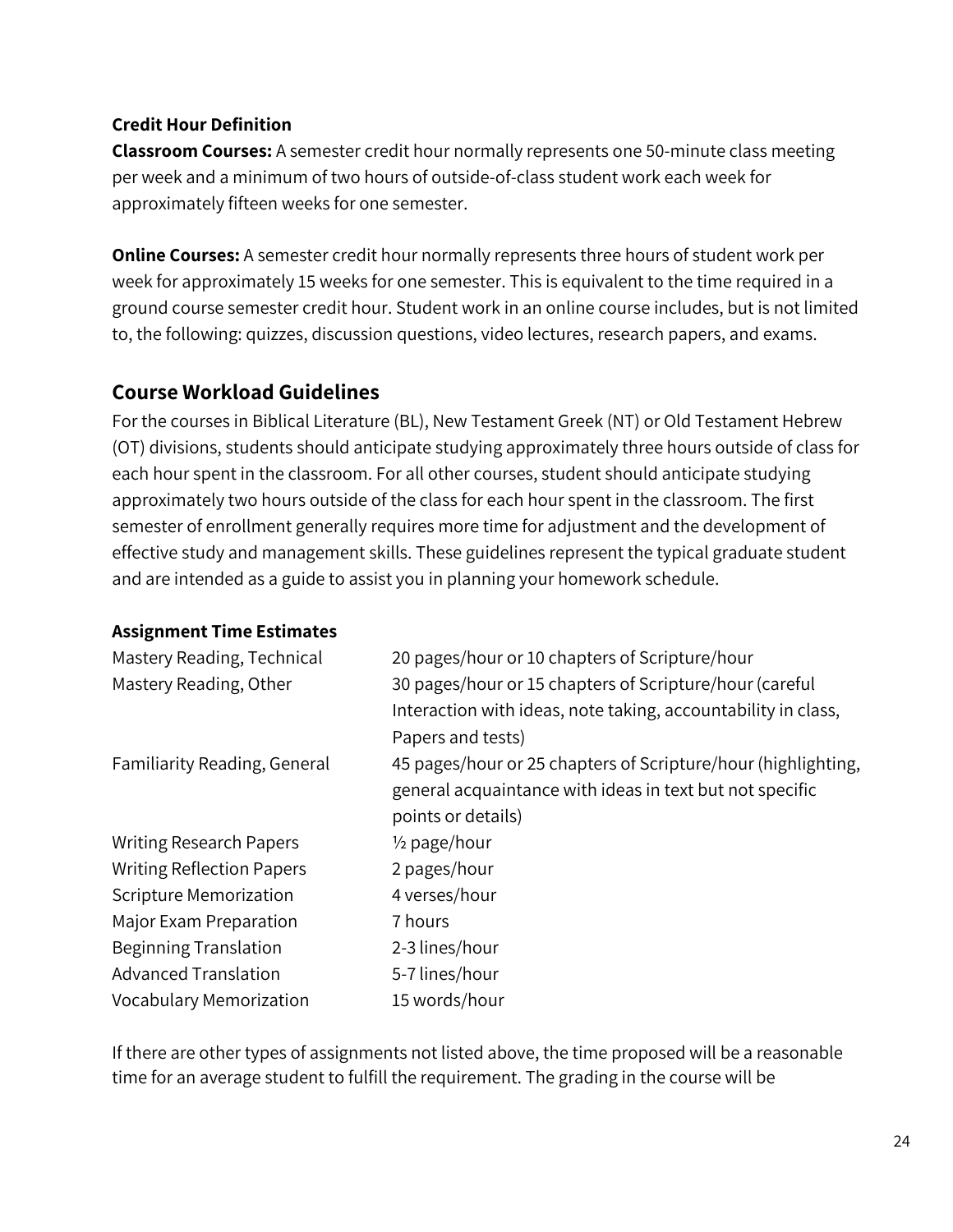**Credit Hour Definition**

**Classroom Courses:** A semester credit hour normally represents one 50-minute class meeting per week and a minimum of two hours of outside-of-class student work each week for approximately fifteen weeks for one semester.

**Online Courses:** A semester credit hour normally represents three hours of student work per week for approximately 15 weeks for one semester. This is equivalent to the time required in a ground course semester credit hour. Student work in an online course includes, but is not limited to, the following: quizzes, discussion questions, video lectures, research papers, and exams.

## Course Workload Guidelines

For the courses in Biblical Literature (BL), New Testament Greek (NT) or Old Testament Hebrew (OT) divisions, students should anticipate studying approximately three hours outside of class for each hour spent in the classroom. For all other courses, student should anticipate studying approximately two hours outside of the class for each hour spent in the classroom. The first semester of enrollment generally requires more time for adjustment and the development of effective study and management skills. These guidelines represent the typical graduate student and are intended as a guide to assist you in planning your homework schedule.

**Assignment Time Estimates**

| | |
|---|---|
| Mastery Reading, Technical | 20 pages/hour or 10 chapters of Scripture/hour |
| Mastery Reading, Other | 30 pages/hour or 15 chapters of Scripture/hour (careful Interaction with ideas, note taking, accountability in class, Papers and tests) |
| Familiarity Reading, General | 45 pages/hour or 25 chapters of Scripture/hour (highlighting, general acquaintance with ideas in text but not specific points or details) |
| Writing Research Papers | ½ page/hour |
| Writing Reflection Papers | 2 pages/hour |
| Scripture Memorization | 4 verses/hour |
| Major Exam Preparation | 7 hours |
| Beginning Translation | 2-3 lines/hour |
| Advanced Translation | 5-7 lines/hour |
| Vocabulary Memorization | 15 words/hour |

If there are other types of assignments not listed above, the time proposed will be a reasonable time for an average student to fulfill the requirement. The grading in the course will be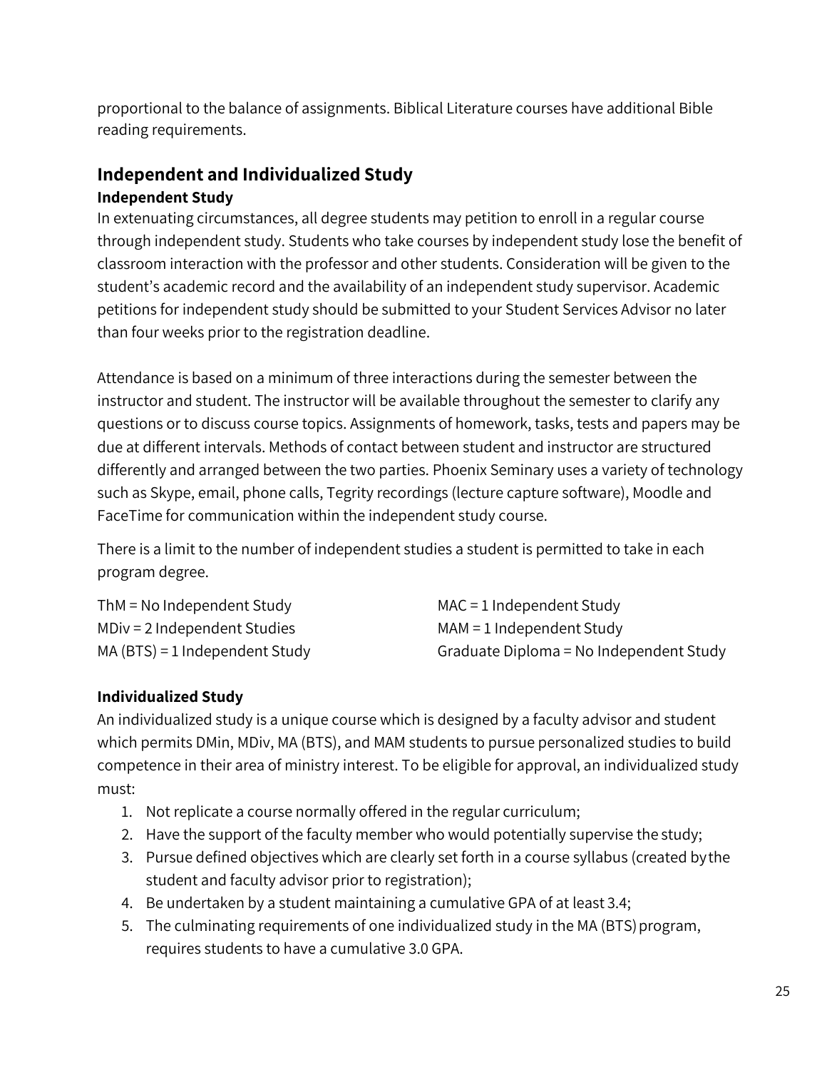proportional to the balance of assignments. Biblical Literature courses have additional Bible reading requirements.

## Independent and Individualized Study

### Independent Study

In extenuating circumstances, all degree students may petition to enroll in a regular course through independent study. Students who take courses by independent study lose the benefit of classroom interaction with the professor and other students. Consideration will be given to the student's academic record and the availability of an independent study supervisor. Academic petitions for independent study should be submitted to your Student Services Advisor no later than four weeks prior to the registration deadline.

Attendance is based on a minimum of three interactions during the semester between the instructor and student. The instructor will be available throughout the semester to clarify any questions or to discuss course topics. Assignments of homework, tasks, tests and papers may be due at different intervals. Methods of contact between student and instructor are structured differently and arranged between the two parties. Phoenix Seminary uses a variety of technology such as Skype, email, phone calls, Tegrity recordings (lecture capture software), Moodle and FaceTime for communication within the independent study course.

There is a limit to the number of independent studies a student is permitted to take in each program degree.

ThM = No Independent Study
MDiv = 2 Independent Studies
MA (BTS) = 1 Independent Study
MAC = 1 Independent Study
MAM = 1 Independent Study
Graduate Diploma = No Independent Study

### Individualized Study

An individualized study is a unique course which is designed by a faculty advisor and student which permits DMin, MDiv, MA (BTS), and MAM students to pursue personalized studies to build competence in their area of ministry interest. To be eligible for approval, an individualized study must:

1. Not replicate a course normally offered in the regular curriculum;
2. Have the support of the faculty member who would potentially supervise the study;
3. Pursue defined objectives which are clearly set forth in a course syllabus (created by the student and faculty advisor prior to registration);
4. Be undertaken by a student maintaining a cumulative GPA of at least 3.4;
5. The culminating requirements of one individualized study in the MA (BTS) program, requires students to have a cumulative 3.0 GPA.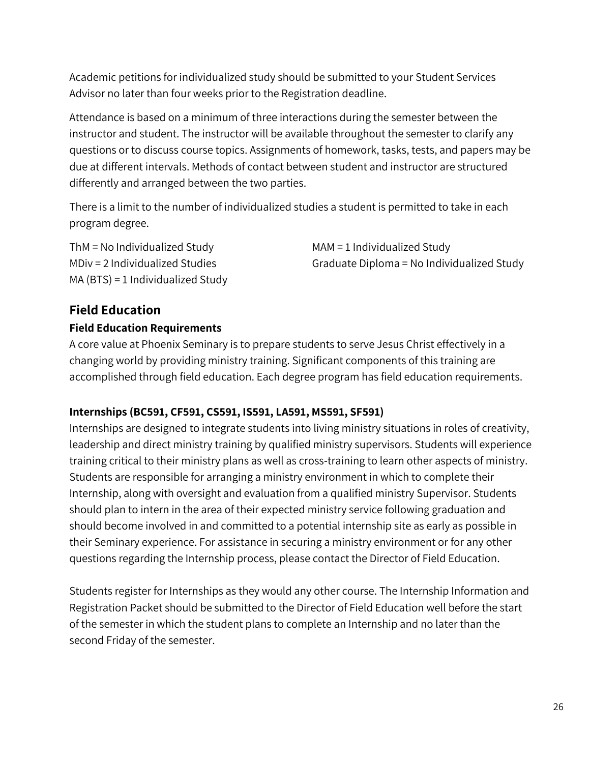Academic petitions for individualized study should be submitted to your Student Services Advisor no later than four weeks prior to the Registration deadline.

Attendance is based on a minimum of three interactions during the semester between the instructor and student. The instructor will be available throughout the semester to clarify any questions or to discuss course topics. Assignments of homework, tasks, tests, and papers may be due at different intervals. Methods of contact between student and instructor are structured differently and arranged between the two parties.

There is a limit to the number of individualized studies a student is permitted to take in each program degree.

ThM = No Individualized Study
MDiv = 2 Individualized Studies
MA (BTS) = 1 Individualized Study
MAM = 1 Individualized Study
Graduate Diploma = No Individualized Study

## Field Education

### Field Education Requirements

A core value at Phoenix Seminary is to prepare students to serve Jesus Christ effectively in a changing world by providing ministry training. Significant components of this training are accomplished through field education. Each degree program has field education requirements.

### Internships (BC591, CF591, CS591, IS591, LA591, MS591, SF591)

Internships are designed to integrate students into living ministry situations in roles of creativity, leadership and direct ministry training by qualified ministry supervisors. Students will experience training critical to their ministry plans as well as cross-training to learn other aspects of ministry. Students are responsible for arranging a ministry environment in which to complete their Internship, along with oversight and evaluation from a qualified ministry Supervisor. Students should plan to intern in the area of their expected ministry service following graduation and should become involved in and committed to a potential internship site as early as possible in their Seminary experience. For assistance in securing a ministry environment or for any other questions regarding the Internship process, please contact the Director of Field Education.

Students register for Internships as they would any other course. The Internship Information and Registration Packet should be submitted to the Director of Field Education well before the start of the semester in which the student plans to complete an Internship and no later than the second Friday of the semester.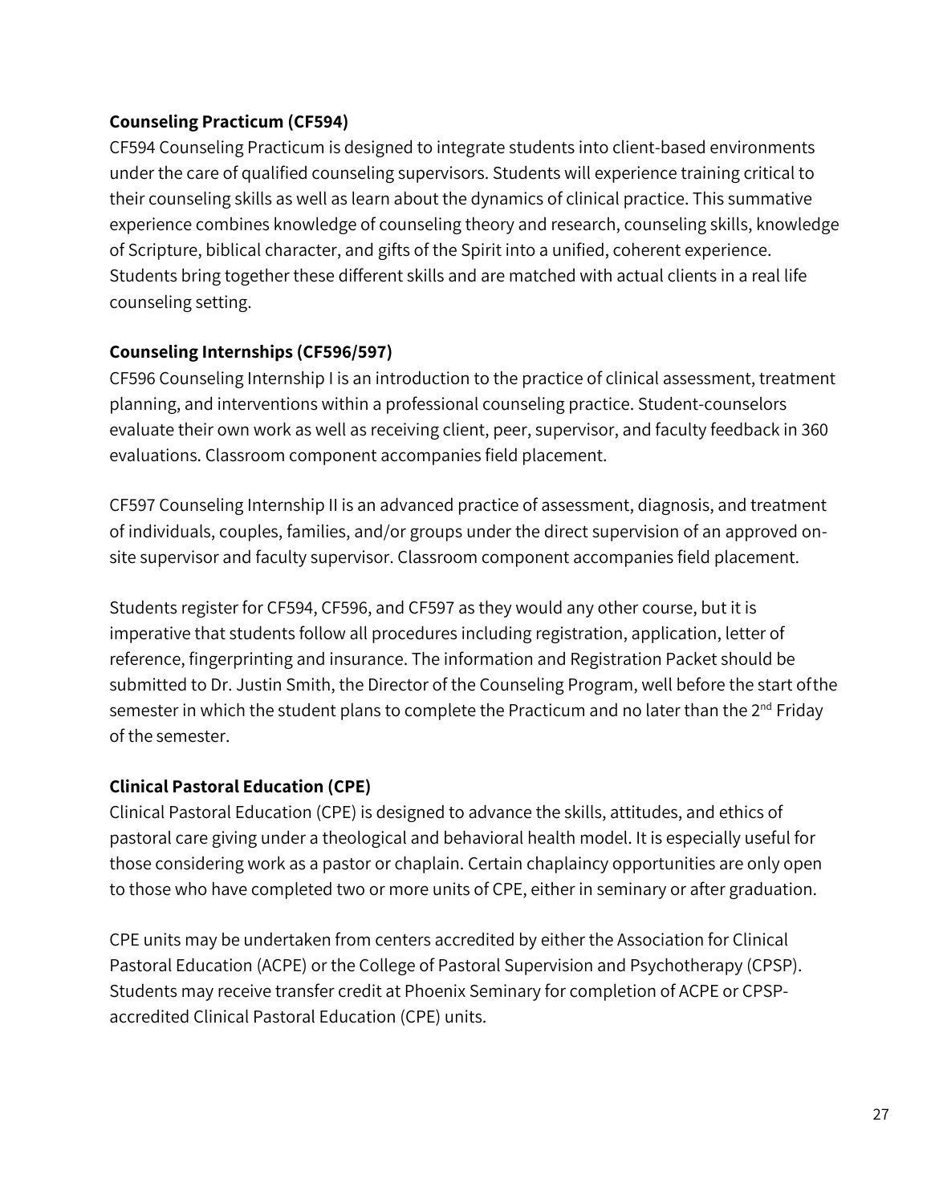**Counseling Practicum (CF594)**

CF594 Counseling Practicum is designed to integrate students into client-based environments under the care of qualified counseling supervisors. Students will experience training critical to their counseling skills as well as learn about the dynamics of clinical practice. This summative experience combines knowledge of counseling theory and research, counseling skills, knowledge of Scripture, biblical character, and gifts of the Spirit into a unified, coherent experience. Students bring together these different skills and are matched with actual clients in a real life counseling setting.

**Counseling Internships (CF596/597)**

CF596 Counseling Internship I is an introduction to the practice of clinical assessment, treatment planning, and interventions within a professional counseling practice. Student-counselors evaluate their own work as well as receiving client, peer, supervisor, and faculty feedback in 360 evaluations. Classroom component accompanies field placement.

CF597 Counseling Internship II is an advanced practice of assessment, diagnosis, and treatment of individuals, couples, families, and/or groups under the direct supervision of an approved on-site supervisor and faculty supervisor. Classroom component accompanies field placement.

Students register for CF594, CF596, and CF597 as they would any other course, but it is imperative that students follow all procedures including registration, application, letter of reference, fingerprinting and insurance. The information and Registration Packet should be submitted to Dr. Justin Smith, the Director of the Counseling Program, well before the start of the semester in which the student plans to complete the Practicum and no later than the 2nd Friday of the semester.

**Clinical Pastoral Education (CPE)**

Clinical Pastoral Education (CPE) is designed to advance the skills, attitudes, and ethics of pastoral care giving under a theological and behavioral health model. It is especially useful for those considering work as a pastor or chaplain. Certain chaplaincy opportunities are only open to those who have completed two or more units of CPE, either in seminary or after graduation.

CPE units may be undertaken from centers accredited by either the Association for Clinical Pastoral Education (ACPE) or the College of Pastoral Supervision and Psychotherapy (CPSP). Students may receive transfer credit at Phoenix Seminary for completion of ACPE or CPSP-accredited Clinical Pastoral Education (CPE) units.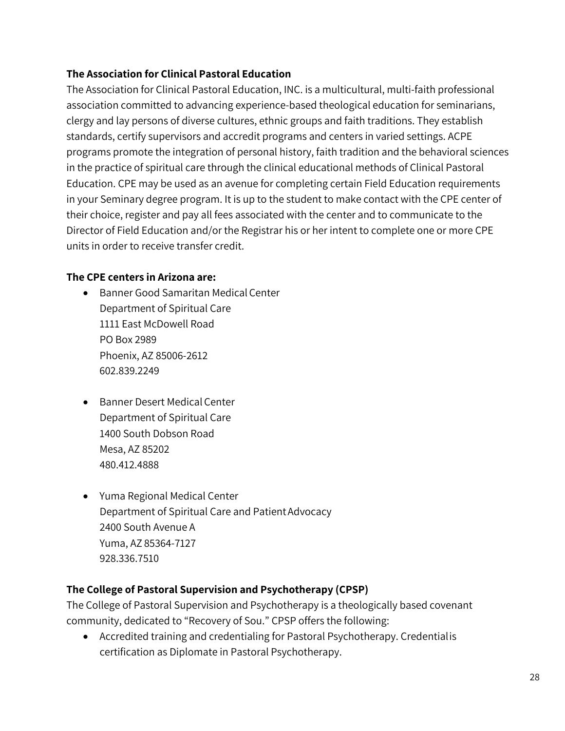**The Association for Clinical Pastoral Education**

The Association for Clinical Pastoral Education, INC. is a multicultural, multi-faith professional association committed to advancing experience-based theological education for seminarians, clergy and lay persons of diverse cultures, ethnic groups and faith traditions. They establish standards, certify supervisors and accredit programs and centers in varied settings. ACPE programs promote the integration of personal history, faith tradition and the behavioral sciences in the practice of spiritual care through the clinical educational methods of Clinical Pastoral Education. CPE may be used as an avenue for completing certain Field Education requirements in your Seminary degree program. It is up to the student to make contact with the CPE center of their choice, register and pay all fees associated with the center and to communicate to the Director of Field Education and/or the Registrar his or her intent to complete one or more CPE units in order to receive transfer credit.

**The CPE centers in Arizona are:**

- Banner Good Samaritan Medical Center
  Department of Spiritual Care
  1111 East McDowell Road
  PO Box 2989
  Phoenix, AZ 85006-2612
  602.839.2249

- Banner Desert Medical Center
  Department of Spiritual Care
  1400 South Dobson Road
  Mesa, AZ 85202
  480.412.4888

- Yuma Regional Medical Center
  Department of Spiritual Care and Patient Advocacy
  2400 South Avenue A
  Yuma, AZ 85364-7127
  928.336.7510

**The College of Pastoral Supervision and Psychotherapy (CPSP)**

The College of Pastoral Supervision and Psychotherapy is a theologically based covenant community, dedicated to "Recovery of Sou." CPSP offers the following:

- Accredited training and credentialing for Pastoral Psychotherapy. Credential is certification as Diplomate in Pastoral Psychotherapy.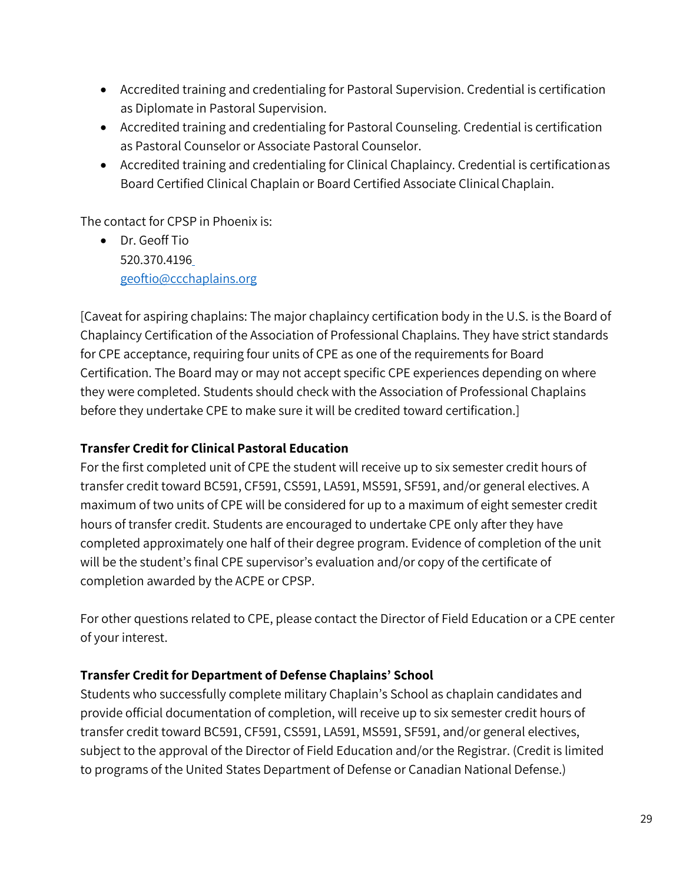- Accredited training and credentialing for Pastoral Supervision. Credential is certification as Diplomate in Pastoral Supervision.
- Accredited training and credentialing for Pastoral Counseling. Credential is certification as Pastoral Counselor or Associate Pastoral Counselor.
- Accredited training and credentialing for Clinical Chaplaincy. Credential is certification as Board Certified Clinical Chaplain or Board Certified Associate Clinical Chaplain.

The contact for CPSP in Phoenix is:

- Dr. Geoff Tio
  520.370.4196
  geoftio@ccchaplains.org

[Caveat for aspiring chaplains: The major chaplaincy certification body in the U.S. is the Board of Chaplaincy Certification of the Association of Professional Chaplains. They have strict standards for CPE acceptance, requiring four units of CPE as one of the requirements for Board Certification. The Board may or may not accept specific CPE experiences depending on where they were completed. Students should check with the Association of Professional Chaplains before they undertake CPE to make sure it will be credited toward certification.]

**Transfer Credit for Clinical Pastoral Education**
For the first completed unit of CPE the student will receive up to six semester credit hours of transfer credit toward BC591, CF591, CS591, LA591, MS591, SF591, and/or general electives. A maximum of two units of CPE will be considered for up to a maximum of eight semester credit hours of transfer credit. Students are encouraged to undertake CPE only after they have completed approximately one half of their degree program. Evidence of completion of the unit will be the student's final CPE supervisor's evaluation and/or copy of the certificate of completion awarded by the ACPE or CPSP.

For other questions related to CPE, please contact the Director of Field Education or a CPE center of your interest.

**Transfer Credit for Department of Defense Chaplains' School**
Students who successfully complete military Chaplain's School as chaplain candidates and provide official documentation of completion, will receive up to six semester credit hours of transfer credit toward BC591, CF591, CS591, LA591, MS591, SF591, and/or general electives, subject to the approval of the Director of Field Education and/or the Registrar. (Credit is limited to programs of the United States Department of Defense or Canadian National Defense.)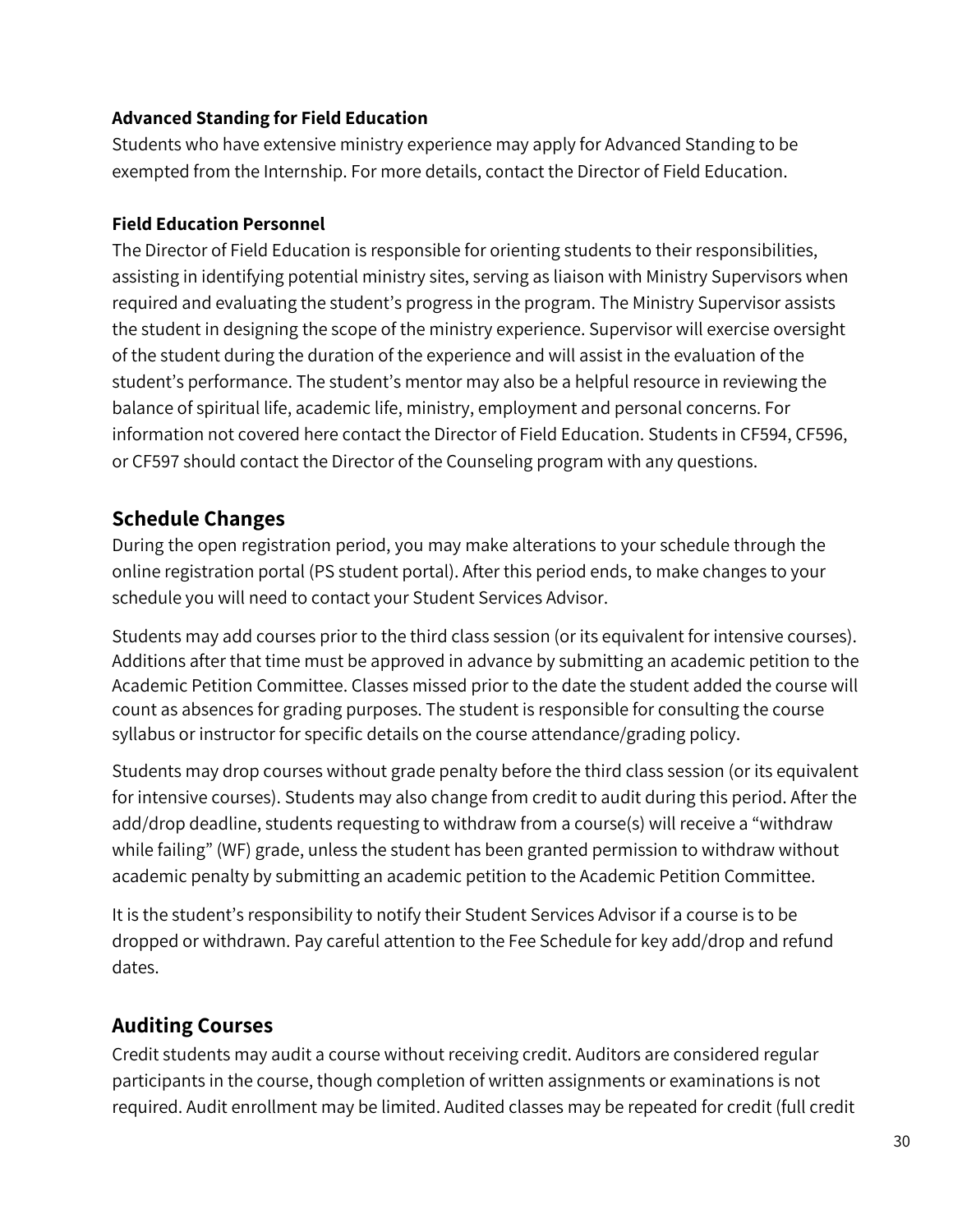### Advanced Standing for Field Education

Students who have extensive ministry experience may apply for Advanced Standing to be exempted from the Internship. For more details, contact the Director of Field Education.

### Field Education Personnel

The Director of Field Education is responsible for orienting students to their responsibilities, assisting in identifying potential ministry sites, serving as liaison with Ministry Supervisors when required and evaluating the student's progress in the program. The Ministry Supervisor assists the student in designing the scope of the ministry experience. Supervisor will exercise oversight of the student during the duration of the experience and will assist in the evaluation of the student's performance. The student's mentor may also be a helpful resource in reviewing the balance of spiritual life, academic life, ministry, employment and personal concerns. For information not covered here contact the Director of Field Education. Students in CF594, CF596, or CF597 should contact the Director of the Counseling program with any questions.

## Schedule Changes

During the open registration period, you may make alterations to your schedule through the online registration portal (PS student portal). After this period ends, to make changes to your schedule you will need to contact your Student Services Advisor.

Students may add courses prior to the third class session (or its equivalent for intensive courses). Additions after that time must be approved in advance by submitting an academic petition to the Academic Petition Committee. Classes missed prior to the date the student added the course will count as absences for grading purposes. The student is responsible for consulting the course syllabus or instructor for specific details on the course attendance/grading policy.

Students may drop courses without grade penalty before the third class session (or its equivalent for intensive courses). Students may also change from credit to audit during this period. After the add/drop deadline, students requesting to withdraw from a course(s) will receive a "withdraw while failing" (WF) grade, unless the student has been granted permission to withdraw without academic penalty by submitting an academic petition to the Academic Petition Committee.

It is the student's responsibility to notify their Student Services Advisor if a course is to be dropped or withdrawn. Pay careful attention to the Fee Schedule for key add/drop and refund dates.

## Auditing Courses

Credit students may audit a course without receiving credit. Auditors are considered regular participants in the course, though completion of written assignments or examinations is not required. Audit enrollment may be limited. Audited classes may be repeated for credit (full credit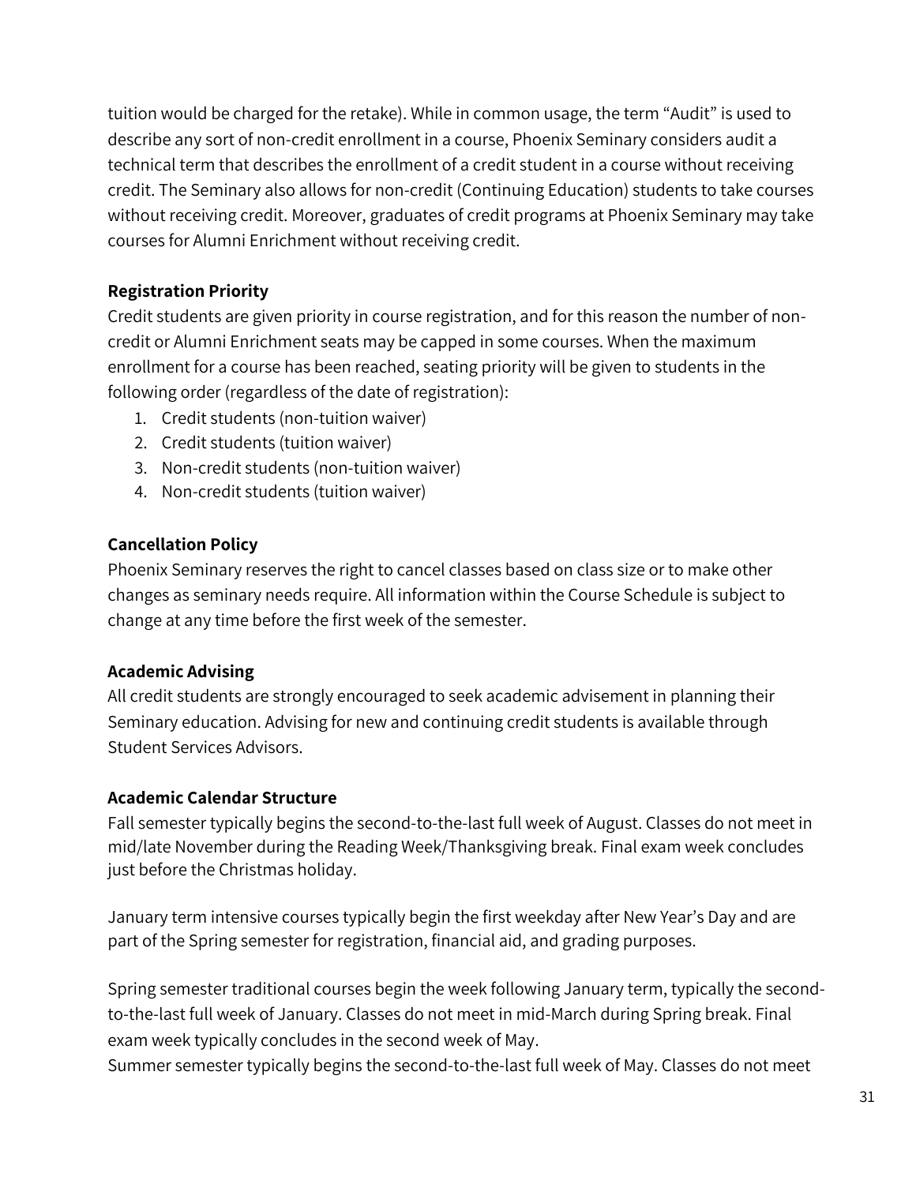tuition would be charged for the retake). While in common usage, the term “Audit” is used to describe any sort of non-credit enrollment in a course, Phoenix Seminary considers audit a technical term that describes the enrollment of a credit student in a course without receiving credit. The Seminary also allows for non-credit (Continuing Education) students to take courses without receiving credit. Moreover, graduates of credit programs at Phoenix Seminary may take courses for Alumni Enrichment without receiving credit.

**Registration Priority**

Credit students are given priority in course registration, and for this reason the number of non-credit or Alumni Enrichment seats may be capped in some courses. When the maximum enrollment for a course has been reached, seating priority will be given to students in the following order (regardless of the date of registration):

1. Credit students (non-tuition waiver)
2. Credit students (tuition waiver)
3. Non-credit students (non-tuition waiver)
4. Non-credit students (tuition waiver)

**Cancellation Policy**

Phoenix Seminary reserves the right to cancel classes based on class size or to make other changes as seminary needs require. All information within the Course Schedule is subject to change at any time before the first week of the semester.

**Academic Advising**

All credit students are strongly encouraged to seek academic advisement in planning their Seminary education. Advising for new and continuing credit students is available through Student Services Advisors.

**Academic Calendar Structure**

Fall semester typically begins the second-to-the-last full week of August. Classes do not meet in mid/late November during the Reading Week/Thanksgiving break. Final exam week concludes just before the Christmas holiday.

January term intensive courses typically begin the first weekday after New Year’s Day and are part of the Spring semester for registration, financial aid, and grading purposes.

Spring semester traditional courses begin the week following January term, typically the second-to-the-last full week of January. Classes do not meet in mid-March during Spring break. Final exam week typically concludes in the second week of May.
Summer semester typically begins the second-to-the-last full week of May. Classes do not meet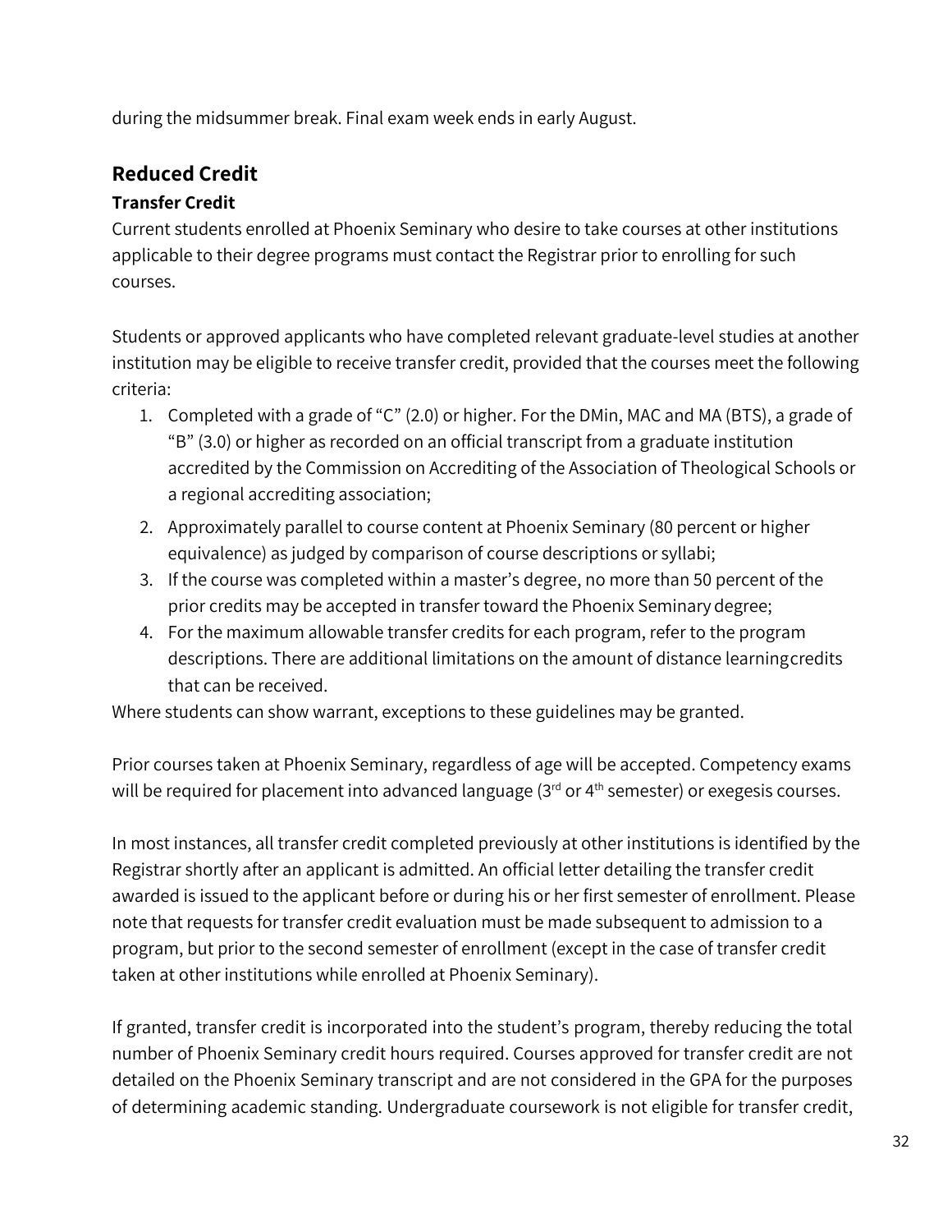during the midsummer break. Final exam week ends in early August.

## Reduced Credit

### Transfer Credit

Current students enrolled at Phoenix Seminary who desire to take courses at other institutions applicable to their degree programs must contact the Registrar prior to enrolling for such courses.

Students or approved applicants who have completed relevant graduate-level studies at another institution may be eligible to receive transfer credit, provided that the courses meet the following criteria:

1. Completed with a grade of "C" (2.0) or higher. For the DMin, MAC and MA (BTS), a grade of "B" (3.0) or higher as recorded on an official transcript from a graduate institution accredited by the Commission on Accrediting of the Association of Theological Schools or a regional accrediting association;
2. Approximately parallel to course content at Phoenix Seminary (80 percent or higher equivalence) as judged by comparison of course descriptions or syllabi;
3. If the course was completed within a master's degree, no more than 50 percent of the prior credits may be accepted in transfer toward the Phoenix Seminary degree;
4. For the maximum allowable transfer credits for each program, refer to the program descriptions. There are additional limitations on the amount of distance learning credits that can be received.

Where students can show warrant, exceptions to these guidelines may be granted.

Prior courses taken at Phoenix Seminary, regardless of age will be accepted. Competency exams will be required for placement into advanced language (3rd or 4th semester) or exegesis courses.

In most instances, all transfer credit completed previously at other institutions is identified by the Registrar shortly after an applicant is admitted. An official letter detailing the transfer credit awarded is issued to the applicant before or during his or her first semester of enrollment. Please note that requests for transfer credit evaluation must be made subsequent to admission to a program, but prior to the second semester of enrollment (except in the case of transfer credit taken at other institutions while enrolled at Phoenix Seminary).

If granted, transfer credit is incorporated into the student's program, thereby reducing the total number of Phoenix Seminary credit hours required. Courses approved for transfer credit are not detailed on the Phoenix Seminary transcript and are not considered in the GPA for the purposes of determining academic standing. Undergraduate coursework is not eligible for transfer credit,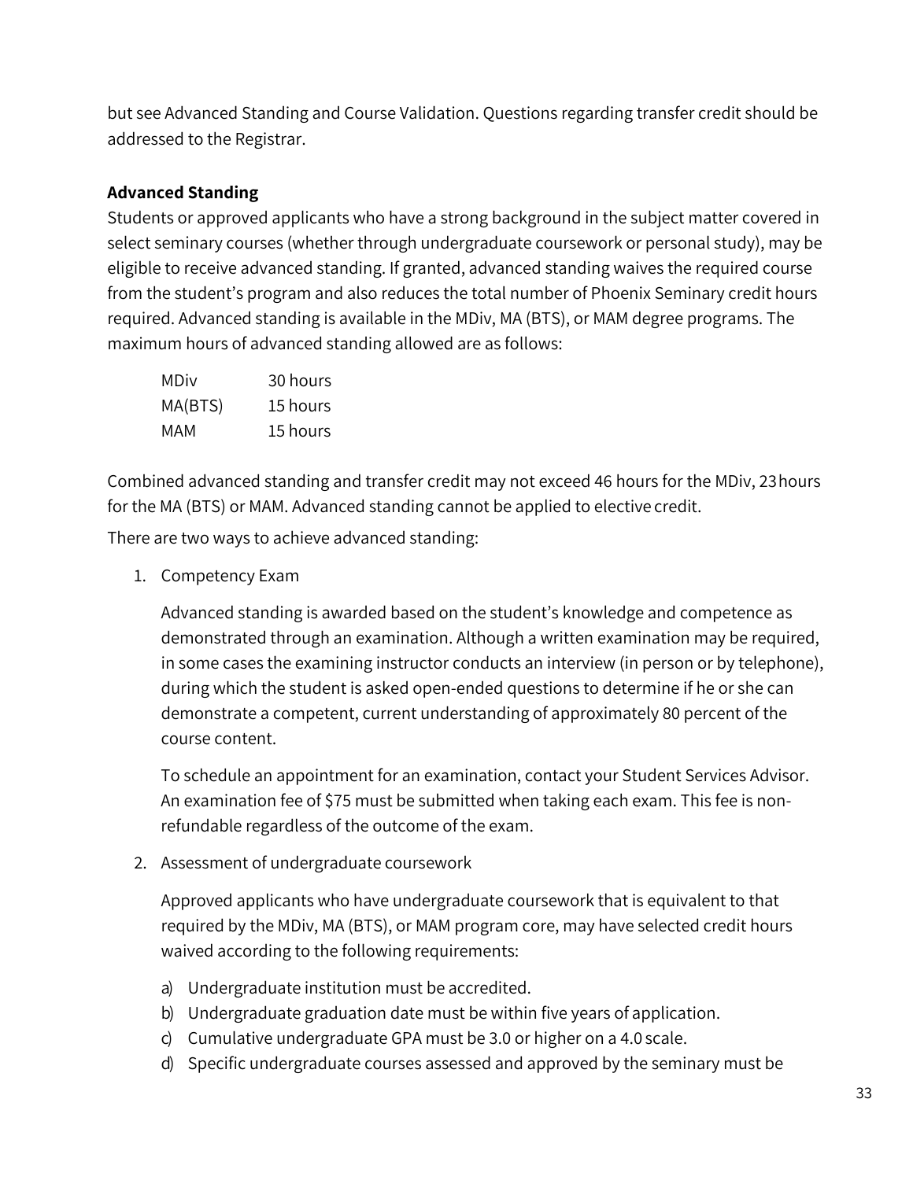but see Advanced Standing and Course Validation. Questions regarding transfer credit should be addressed to the Registrar.

**Advanced Standing**

Students or approved applicants who have a strong background in the subject matter covered in select seminary courses (whether through undergraduate coursework or personal study), may be eligible to receive advanced standing. If granted, advanced standing waives the required course from the student's program and also reduces the total number of Phoenix Seminary credit hours required. Advanced standing is available in the MDiv, MA (BTS), or MAM degree programs. The maximum hours of advanced standing allowed are as follows:

| | |
|---|---|
| MDiv | 30 hours |
| MA(BTS) | 15 hours |
| MAM | 15 hours |

Combined advanced standing and transfer credit may not exceed 46 hours for the MDiv, 23 hours for the MA (BTS) or MAM. Advanced standing cannot be applied to elective credit.

There are two ways to achieve advanced standing:

1. Competency Exam

   Advanced standing is awarded based on the student's knowledge and competence as demonstrated through an examination. Although a written examination may be required, in some cases the examining instructor conducts an interview (in person or by telephone), during which the student is asked open-ended questions to determine if he or she can demonstrate a competent, current understanding of approximately 80 percent of the course content.

   To schedule an appointment for an examination, contact your Student Services Advisor. An examination fee of $75 must be submitted when taking each exam. This fee is non-refundable regardless of the outcome of the exam.

2. Assessment of undergraduate coursework

   Approved applicants who have undergraduate coursework that is equivalent to that required by the MDiv, MA (BTS), or MAM program core, may have selected credit hours waived according to the following requirements:

   a) Undergraduate institution must be accredited.
   b) Undergraduate graduation date must be within five years of application.
   c) Cumulative undergraduate GPA must be 3.0 or higher on a 4.0 scale.
   d) Specific undergraduate courses assessed and approved by the seminary must be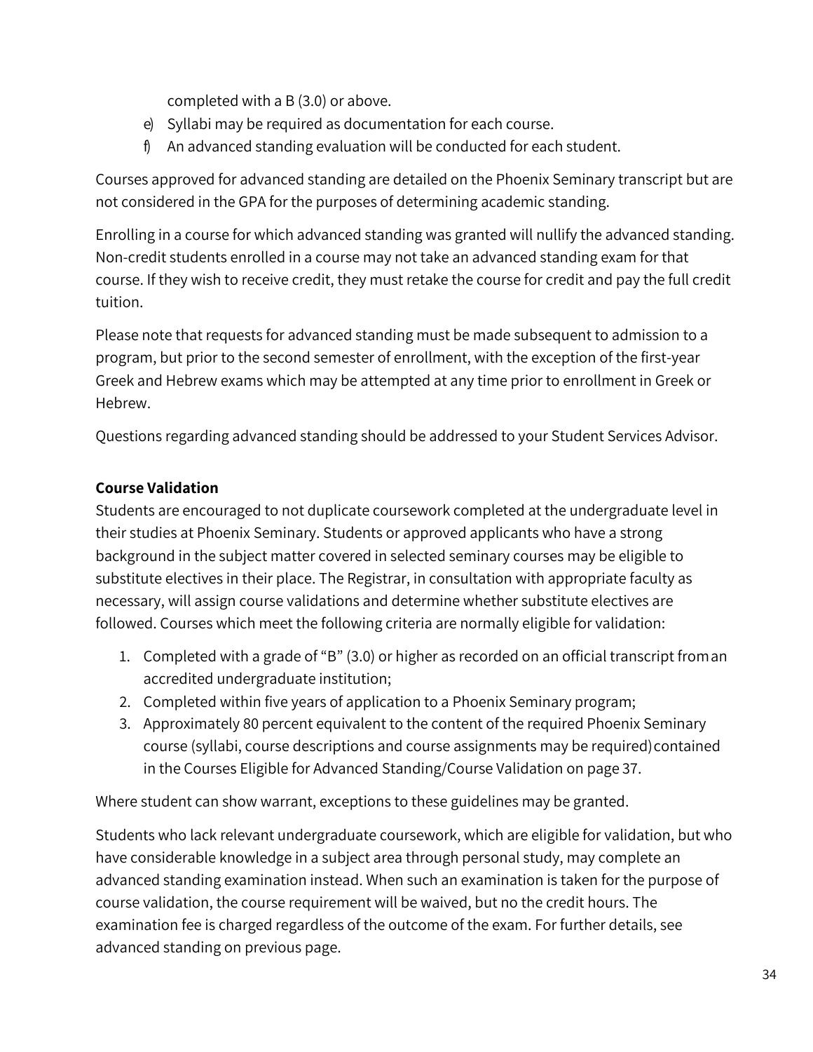completed with a B (3.0) or above.

e) Syllabi may be required as documentation for each course.
f) An advanced standing evaluation will be conducted for each student.

Courses approved for advanced standing are detailed on the Phoenix Seminary transcript but are not considered in the GPA for the purposes of determining academic standing.

Enrolling in a course for which advanced standing was granted will nullify the advanced standing. Non-credit students enrolled in a course may not take an advanced standing exam for that course. If they wish to receive credit, they must retake the course for credit and pay the full credit tuition.

Please note that requests for advanced standing must be made subsequent to admission to a program, but prior to the second semester of enrollment, with the exception of the first-year Greek and Hebrew exams which may be attempted at any time prior to enrollment in Greek or Hebrew.

Questions regarding advanced standing should be addressed to your Student Services Advisor.

**Course Validation**

Students are encouraged to not duplicate coursework completed at the undergraduate level in their studies at Phoenix Seminary. Students or approved applicants who have a strong background in the subject matter covered in selected seminary courses may be eligible to substitute electives in their place. The Registrar, in consultation with appropriate faculty as necessary, will assign course validations and determine whether substitute electives are followed. Courses which meet the following criteria are normally eligible for validation:

1. Completed with a grade of "B" (3.0) or higher as recorded on an official transcript from an accredited undergraduate institution;
2. Completed within five years of application to a Phoenix Seminary program;
3. Approximately 80 percent equivalent to the content of the required Phoenix Seminary course (syllabi, course descriptions and course assignments may be required) contained in the Courses Eligible for Advanced Standing/Course Validation on page 37.

Where student can show warrant, exceptions to these guidelines may be granted.

Students who lack relevant undergraduate coursework, which are eligible for validation, but who have considerable knowledge in a subject area through personal study, may complete an advanced standing examination instead. When such an examination is taken for the purpose of course validation, the course requirement will be waived, but no the credit hours. The examination fee is charged regardless of the outcome of the exam. For further details, see advanced standing on previous page.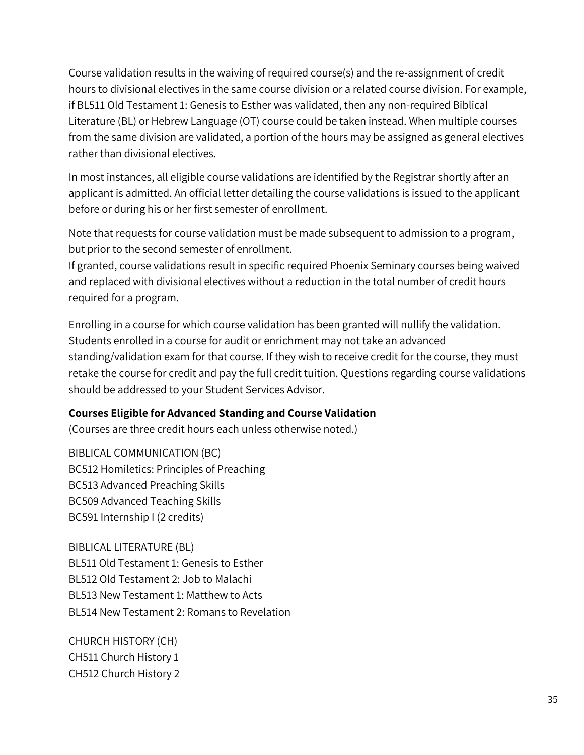Course validation results in the waiving of required course(s) and the re-assignment of credit hours to divisional electives in the same course division or a related course division. For example, if BL511 Old Testament 1: Genesis to Esther was validated, then any non-required Biblical Literature (BL) or Hebrew Language (OT) course could be taken instead. When multiple courses from the same division are validated, a portion of the hours may be assigned as general electives rather than divisional electives.

In most instances, all eligible course validations are identified by the Registrar shortly after an applicant is admitted. An official letter detailing the course validations is issued to the applicant before or during his or her first semester of enrollment.

Note that requests for course validation must be made subsequent to admission to a program, but prior to the second semester of enrollment.
If granted, course validations result in specific required Phoenix Seminary courses being waived and replaced with divisional electives without a reduction in the total number of credit hours required for a program.

Enrolling in a course for which course validation has been granted will nullify the validation. Students enrolled in a course for audit or enrichment may not take an advanced standing/validation exam for that course. If they wish to receive credit for the course, they must retake the course for credit and pay the full credit tuition. Questions regarding course validations should be addressed to your Student Services Advisor.

**Courses Eligible for Advanced Standing and Course Validation**
(Courses are three credit hours each unless otherwise noted.)

BIBLICAL COMMUNICATION (BC)
BC512 Homiletics: Principles of Preaching
BC513 Advanced Preaching Skills
BC509 Advanced Teaching Skills
BC591 Internship I (2 credits)

BIBLICAL LITERATURE (BL)
BL511 Old Testament 1: Genesis to Esther
BL512 Old Testament 2: Job to Malachi
BL513 New Testament 1: Matthew to Acts
BL514 New Testament 2: Romans to Revelation

CHURCH HISTORY (CH)
CH511 Church History 1
CH512 Church History 2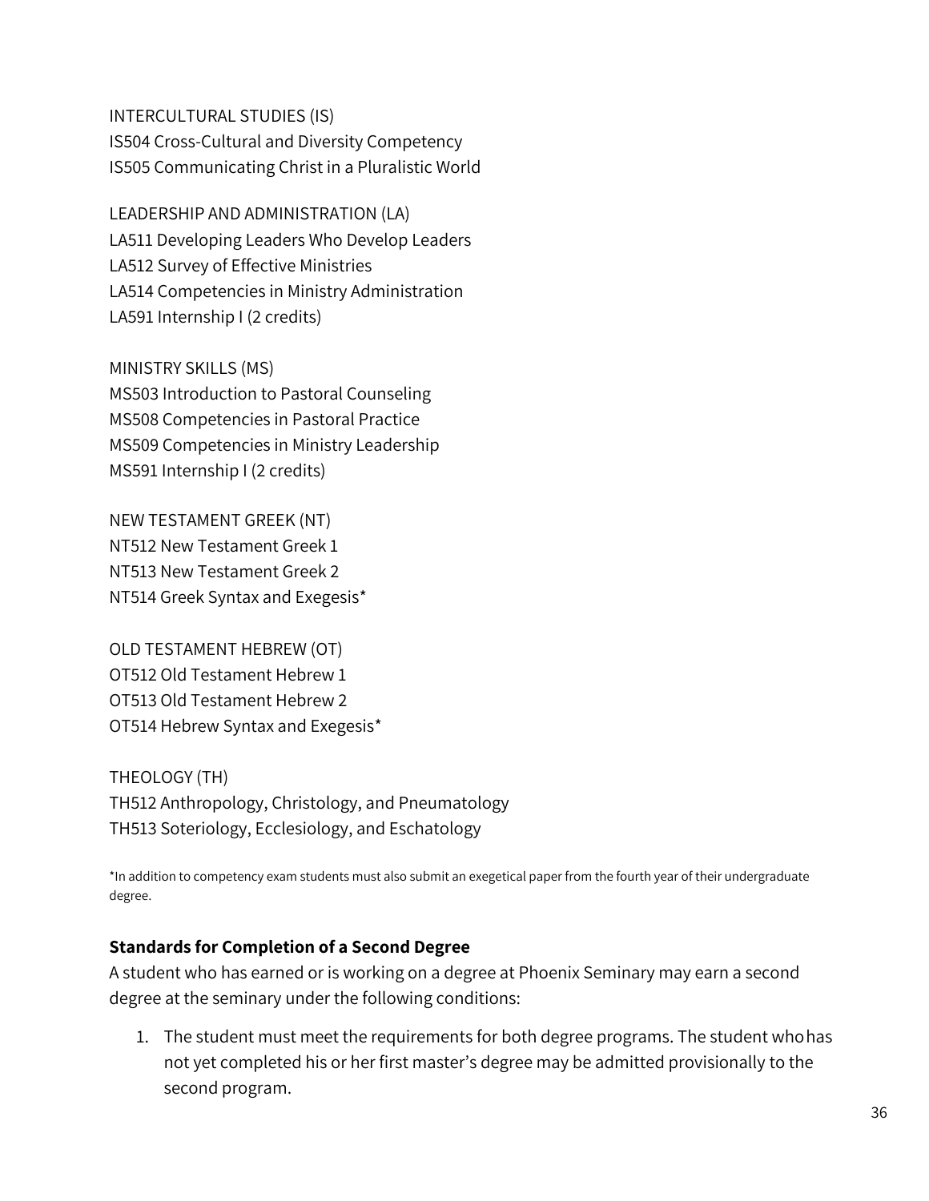INTERCULTURAL STUDIES (IS)
IS504 Cross-Cultural and Diversity Competency
IS505 Communicating Christ in a Pluralistic World

LEADERSHIP AND ADMINISTRATION (LA)
LA511 Developing Leaders Who Develop Leaders
LA512 Survey of Effective Ministries
LA514 Competencies in Ministry Administration
LA591 Internship I (2 credits)

MINISTRY SKILLS (MS)
MS503 Introduction to Pastoral Counseling
MS508 Competencies in Pastoral Practice
MS509 Competencies in Ministry Leadership
MS591 Internship I (2 credits)

NEW TESTAMENT GREEK (NT)
NT512 New Testament Greek 1
NT513 New Testament Greek 2
NT514 Greek Syntax and Exegesis*

OLD TESTAMENT HEBREW (OT)
OT512 Old Testament Hebrew 1
OT513 Old Testament Hebrew 2
OT514 Hebrew Syntax and Exegesis*

THEOLOGY (TH)
TH512 Anthropology, Christology, and Pneumatology
TH513 Soteriology, Ecclesiology, and Eschatology

*In addition to competency exam students must also submit an exegetical paper from the fourth year of their undergraduate degree.

### Standards for Completion of a Second Degree

A student who has earned or is working on a degree at Phoenix Seminary may earn a second degree at the seminary under the following conditions:

1. The student must meet the requirements for both degree programs. The student who has not yet completed his or her first master's degree may be admitted provisionally to the second program.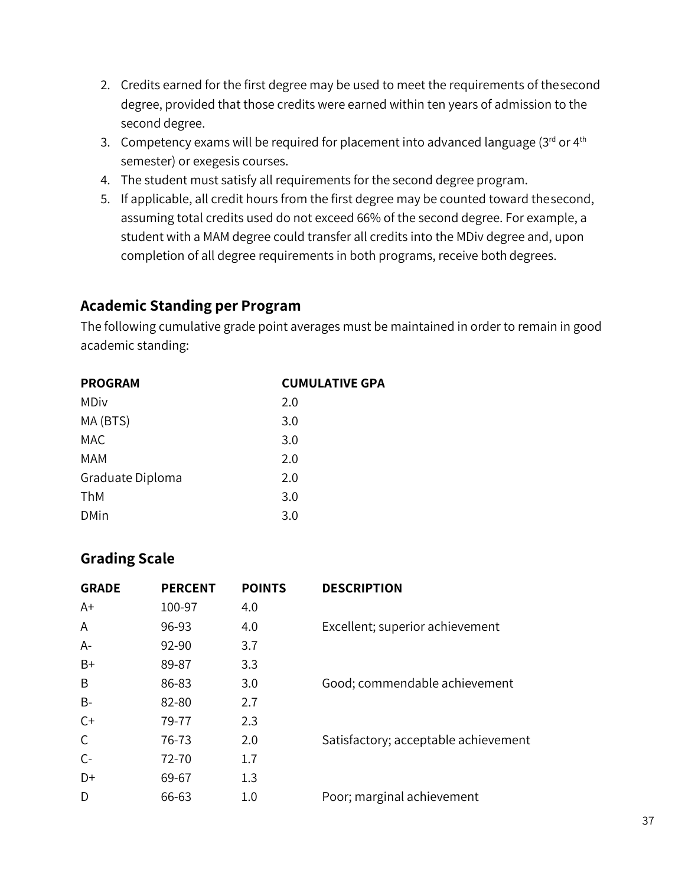2. Credits earned for the first degree may be used to meet the requirements of the second degree, provided that those credits were earned within ten years of admission to the second degree.
3. Competency exams will be required for placement into advanced language (3rd or 4th semester) or exegesis courses.
4. The student must satisfy all requirements for the second degree program.
5. If applicable, all credit hours from the first degree may be counted toward the second, assuming total credits used do not exceed 66% of the second degree. For example, a student with a MAM degree could transfer all credits into the MDiv degree and, upon completion of all degree requirements in both programs, receive both degrees.

## Academic Standing per Program

The following cumulative grade point averages must be maintained in order to remain in good academic standing:

| PROGRAM | CUMULATIVE GPA |
|---|---|
| MDiv | 2.0 |
| MA (BTS) | 3.0 |
| MAC | 3.0 |
| MAM | 2.0 |
| Graduate Diploma | 2.0 |
| ThM | 3.0 |
| DMin | 3.0 |

## Grading Scale

| GRADE | PERCENT | POINTS | DESCRIPTION |
|---|---|---|---|
| A+ | 100-97 | 4.0 | |
| A | 96-93 | 4.0 | Excellent; superior achievement |
| A- | 92-90 | 3.7 | |
| B+ | 89-87 | 3.3 | |
| B | 86-83 | 3.0 | Good; commendable achievement |
| B- | 82-80 | 2.7 | |
| C+ | 79-77 | 2.3 | |
| C | 76-73 | 2.0 | Satisfactory; acceptable achievement |
| C- | 72-70 | 1.7 | |
| D+ | 69-67 | 1.3 | |
| D | 66-63 | 1.0 | Poor; marginal achievement |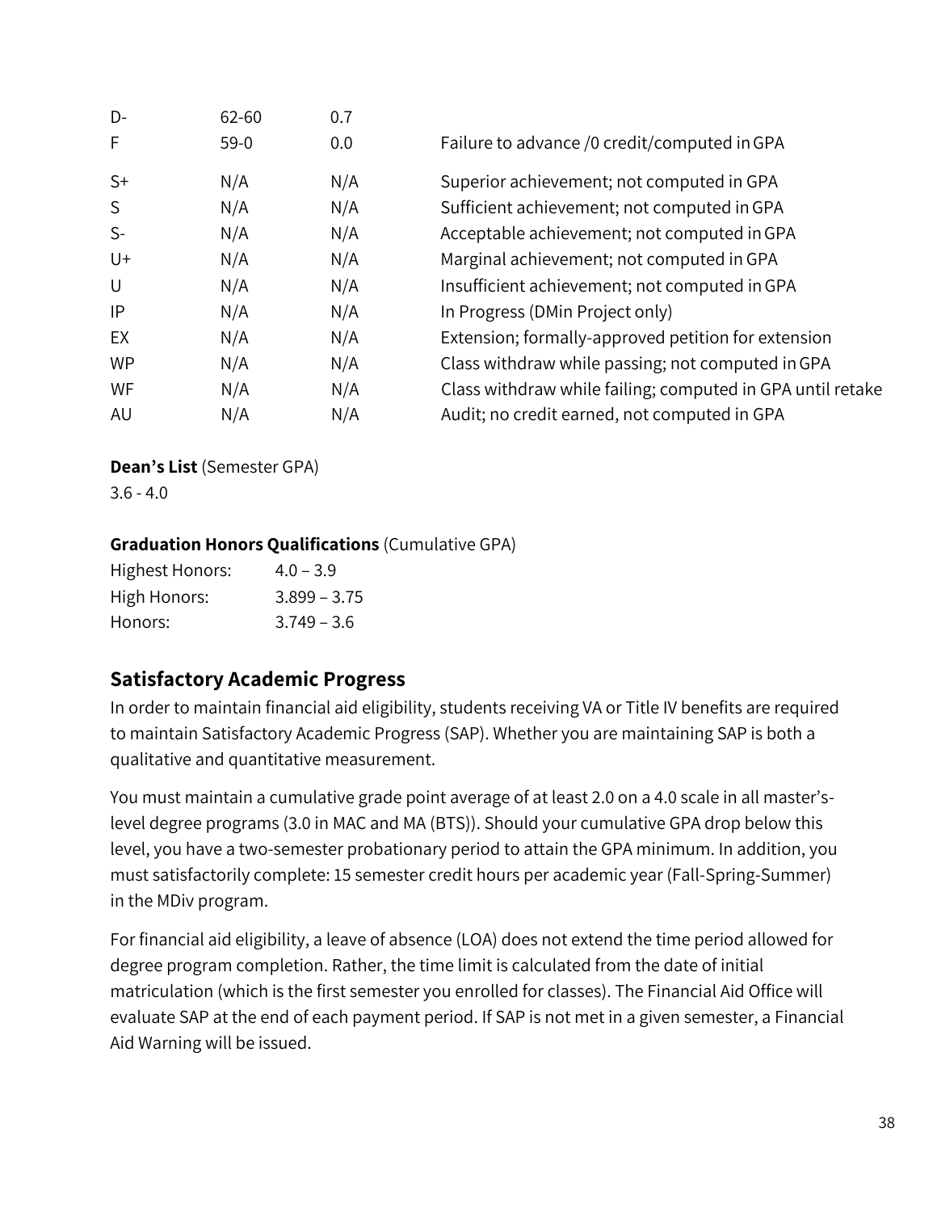| | | | |
|---|---|---|---|
| D- | 62-60 | 0.7 | |
| F | 59-0 | 0.0 | Failure to advance /0 credit/computed in GPA |
| S+ | N/A | N/A | Superior achievement; not computed in GPA |
| S | N/A | N/A | Sufficient achievement; not computed in GPA |
| S- | N/A | N/A | Acceptable achievement; not computed in GPA |
| U+ | N/A | N/A | Marginal achievement; not computed in GPA |
| U | N/A | N/A | Insufficient achievement; not computed in GPA |
| IP | N/A | N/A | In Progress (DMin Project only) |
| EX | N/A | N/A | Extension; formally-approved petition for extension |
| WP | N/A | N/A | Class withdraw while passing; not computed in GPA |
| WF | N/A | N/A | Class withdraw while failing; computed in GPA until retake |
| AU | N/A | N/A | Audit; no credit earned, not computed in GPA |

**Dean's List** (Semester GPA)
3.6 - 4.0

**Graduation Honors Qualifications** (Cumulative GPA)

| | |
|---|---|
| Highest Honors: | 4.0 – 3.9 |
| High Honors: | 3.899 – 3.75 |
| Honors: | 3.749 – 3.6 |

## Satisfactory Academic Progress

In order to maintain financial aid eligibility, students receiving VA or Title IV benefits are required to maintain Satisfactory Academic Progress (SAP). Whether you are maintaining SAP is both a qualitative and quantitative measurement.

You must maintain a cumulative grade point average of at least 2.0 on a 4.0 scale in all master's-level degree programs (3.0 in MAC and MA (BTS)). Should your cumulative GPA drop below this level, you have a two-semester probationary period to attain the GPA minimum. In addition, you must satisfactorily complete: 15 semester credit hours per academic year (Fall-Spring-Summer) in the MDiv program.

For financial aid eligibility, a leave of absence (LOA) does not extend the time period allowed for degree program completion. Rather, the time limit is calculated from the date of initial matriculation (which is the first semester you enrolled for classes). The Financial Aid Office will evaluate SAP at the end of each payment period. If SAP is not met in a given semester, a Financial Aid Warning will be issued.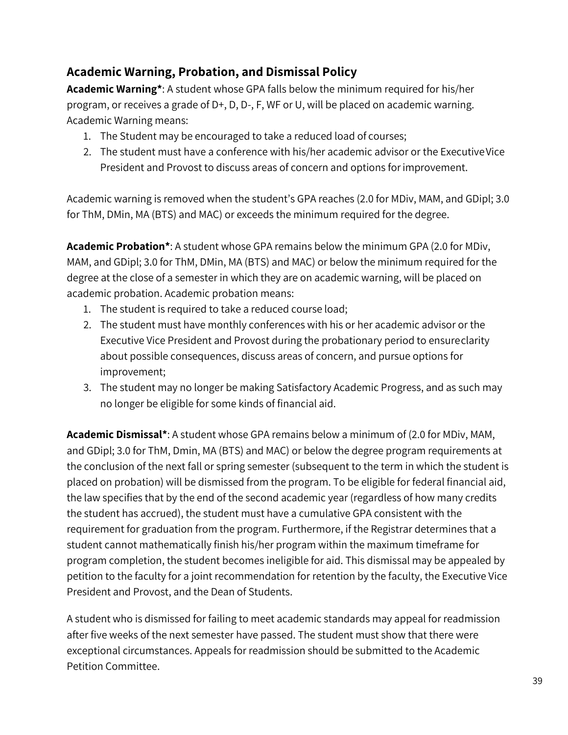## Academic Warning, Probation, and Dismissal Policy

**Academic Warning***: A student whose GPA falls below the minimum required for his/her program, or receives a grade of D+, D, D-, F, WF or U, will be placed on academic warning. Academic Warning means:

1. The Student may be encouraged to take a reduced load of courses;
2. The student must have a conference with his/her academic advisor or the Executive Vice President and Provost to discuss areas of concern and options for improvement.

Academic warning is removed when the student's GPA reaches (2.0 for MDiv, MAM, and GDipl; 3.0 for ThM, DMin, MA (BTS) and MAC) or exceeds the minimum required for the degree.

**Academic Probation***: A student whose GPA remains below the minimum GPA (2.0 for MDiv, MAM, and GDipl; 3.0 for ThM, DMin, MA (BTS) and MAC) or below the minimum required for the degree at the close of a semester in which they are on academic warning, will be placed on academic probation. Academic probation means:

1. The student is required to take a reduced course load;
2. The student must have monthly conferences with his or her academic advisor or the Executive Vice President and Provost during the probationary period to ensure clarity about possible consequences, discuss areas of concern, and pursue options for improvement;
3. The student may no longer be making Satisfactory Academic Progress, and as such may no longer be eligible for some kinds of financial aid.

**Academic Dismissal***: A student whose GPA remains below a minimum of (2.0 for MDiv, MAM, and GDipl; 3.0 for ThM, Dmin, MA (BTS) and MAC) or below the degree program requirements at the conclusion of the next fall or spring semester (subsequent to the term in which the student is placed on probation) will be dismissed from the program. To be eligible for federal financial aid, the law specifies that by the end of the second academic year (regardless of how many credits the student has accrued), the student must have a cumulative GPA consistent with the requirement for graduation from the program. Furthermore, if the Registrar determines that a student cannot mathematically finish his/her program within the maximum timeframe for program completion, the student becomes ineligible for aid. This dismissal may be appealed by petition to the faculty for a joint recommendation for retention by the faculty, the Executive Vice President and Provost, and the Dean of Students.

A student who is dismissed for failing to meet academic standards may appeal for readmission after five weeks of the next semester have passed. The student must show that there were exceptional circumstances. Appeals for readmission should be submitted to the Academic Petition Committee.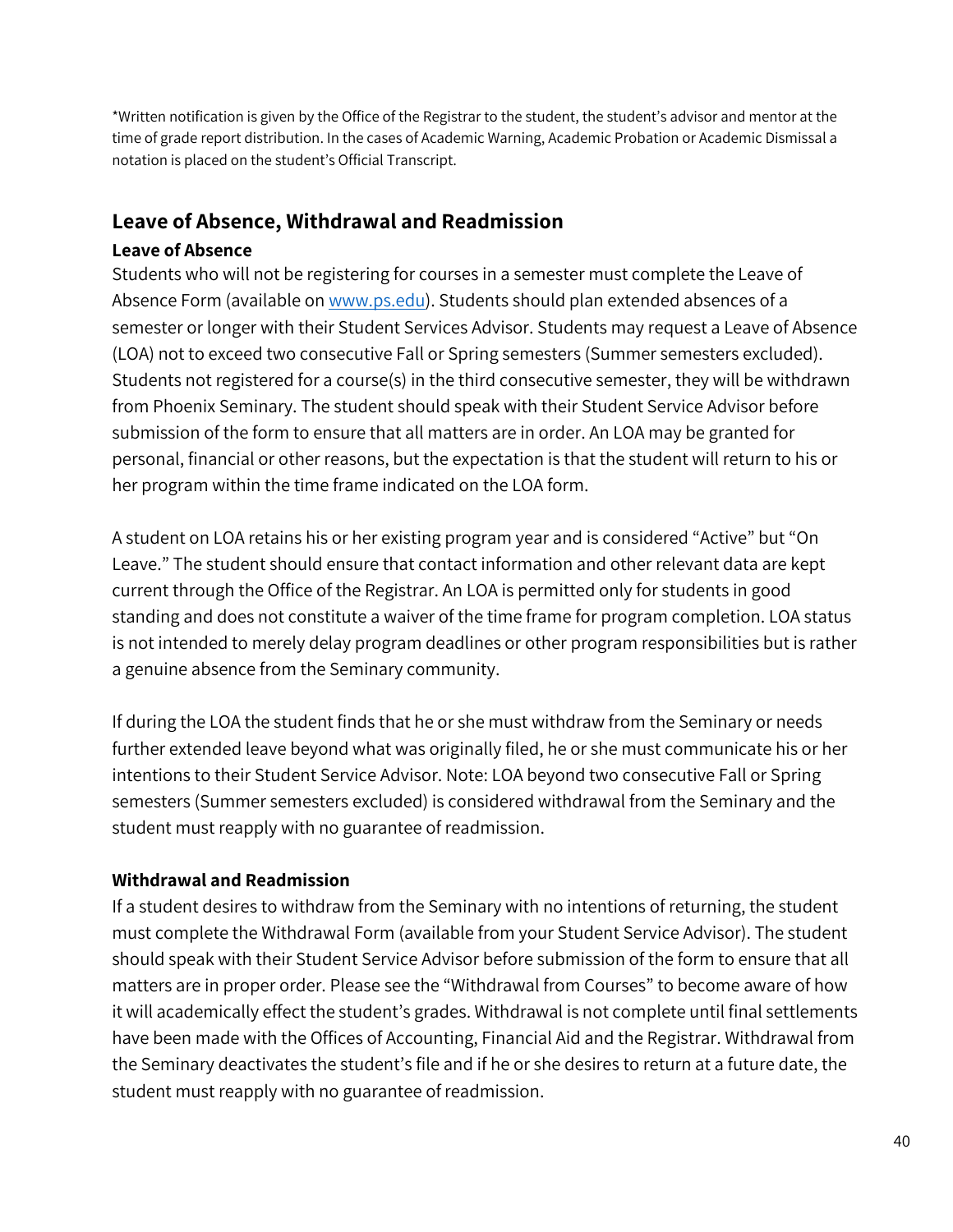*Written notification is given by the Office of the Registrar to the student, the student's advisor and mentor at the time of grade report distribution. In the cases of Academic Warning, Academic Probation or Academic Dismissal a notation is placed on the student's Official Transcript.

## Leave of Absence, Withdrawal and Readmission

### Leave of Absence

Students who will not be registering for courses in a semester must complete the Leave of Absence Form (available on [www.ps.edu](www.ps.edu)). Students should plan extended absences of a semester or longer with their Student Services Advisor. Students may request a Leave of Absence (LOA) not to exceed two consecutive Fall or Spring semesters (Summer semesters excluded). Students not registered for a course(s) in the third consecutive semester, they will be withdrawn from Phoenix Seminary. The student should speak with their Student Service Advisor before submission of the form to ensure that all matters are in order. An LOA may be granted for personal, financial or other reasons, but the expectation is that the student will return to his or her program within the time frame indicated on the LOA form.

A student on LOA retains his or her existing program year and is considered "Active" but "On Leave." The student should ensure that contact information and other relevant data are kept current through the Office of the Registrar. An LOA is permitted only for students in good standing and does not constitute a waiver of the time frame for program completion. LOA status is not intended to merely delay program deadlines or other program responsibilities but is rather a genuine absence from the Seminary community.

If during the LOA the student finds that he or she must withdraw from the Seminary or needs further extended leave beyond what was originally filed, he or she must communicate his or her intentions to their Student Service Advisor. Note: LOA beyond two consecutive Fall or Spring semesters (Summer semesters excluded) is considered withdrawal from the Seminary and the student must reapply with no guarantee of readmission.

### Withdrawal and Readmission

If a student desires to withdraw from the Seminary with no intentions of returning, the student must complete the Withdrawal Form (available from your Student Service Advisor). The student should speak with their Student Service Advisor before submission of the form to ensure that all matters are in proper order. Please see the "Withdrawal from Courses" to become aware of how it will academically effect the student's grades. Withdrawal is not complete until final settlements have been made with the Offices of Accounting, Financial Aid and the Registrar. Withdrawal from the Seminary deactivates the student's file and if he or she desires to return at a future date, the student must reapply with no guarantee of readmission.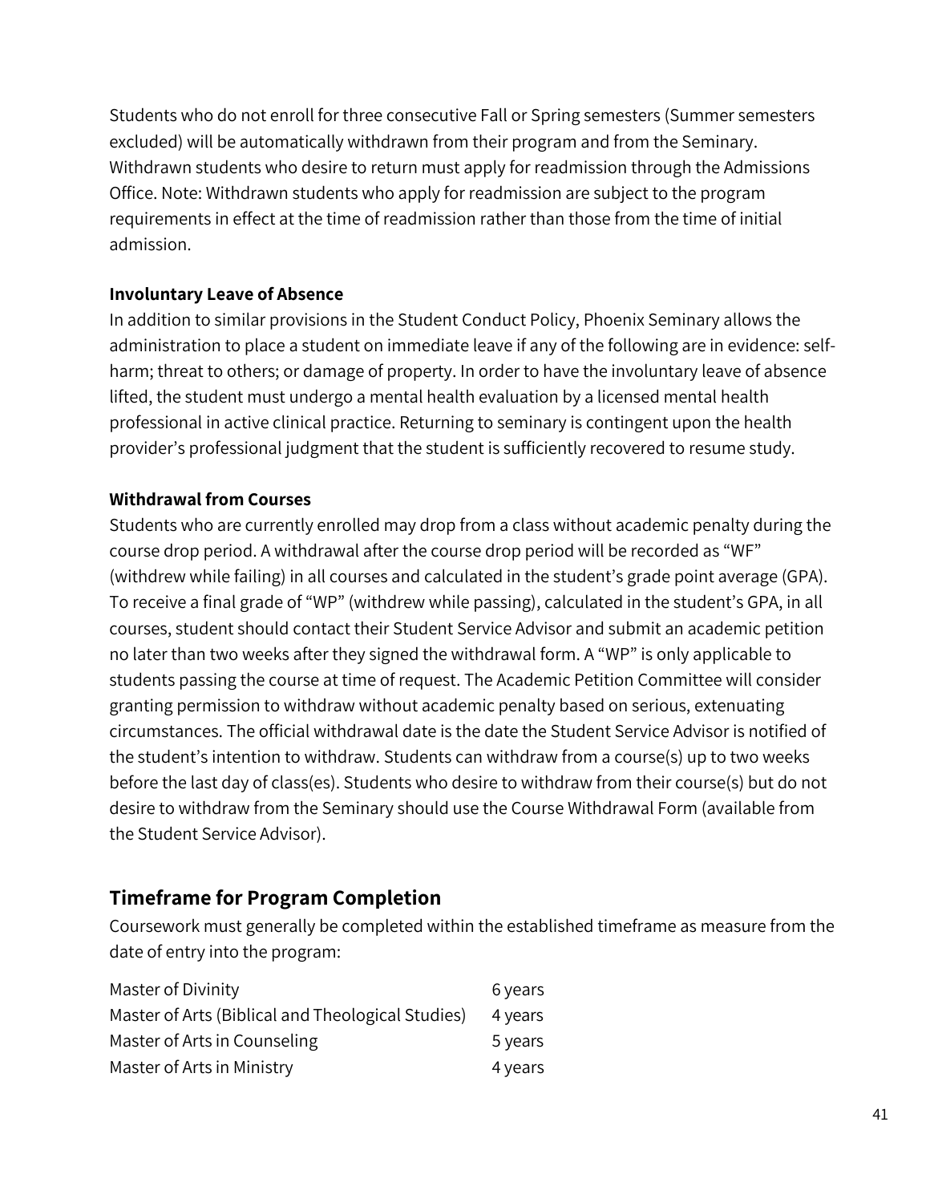Students who do not enroll for three consecutive Fall or Spring semesters (Summer semesters excluded) will be automatically withdrawn from their program and from the Seminary. Withdrawn students who desire to return must apply for readmission through the Admissions Office. Note: Withdrawn students who apply for readmission are subject to the program requirements in effect at the time of readmission rather than those from the time of initial admission.

**Involuntary Leave of Absence**

In addition to similar provisions in the Student Conduct Policy, Phoenix Seminary allows the administration to place a student on immediate leave if any of the following are in evidence: self-harm; threat to others; or damage of property. In order to have the involuntary leave of absence lifted, the student must undergo a mental health evaluation by a licensed mental health professional in active clinical practice. Returning to seminary is contingent upon the health provider's professional judgment that the student is sufficiently recovered to resume study.

**Withdrawal from Courses**

Students who are currently enrolled may drop from a class without academic penalty during the course drop period. A withdrawal after the course drop period will be recorded as "WF" (withdrew while failing) in all courses and calculated in the student's grade point average (GPA). To receive a final grade of "WP" (withdrew while passing), calculated in the student's GPA, in all courses, student should contact their Student Service Advisor and submit an academic petition no later than two weeks after they signed the withdrawal form. A "WP" is only applicable to students passing the course at time of request. The Academic Petition Committee will consider granting permission to withdraw without academic penalty based on serious, extenuating circumstances. The official withdrawal date is the date the Student Service Advisor is notified of the student's intention to withdraw. Students can withdraw from a course(s) up to two weeks before the last day of class(es). Students who desire to withdraw from their course(s) but do not desire to withdraw from the Seminary should use the Course Withdrawal Form (available from the Student Service Advisor).

## Timeframe for Program Completion

Coursework must generally be completed within the established timeframe as measure from the date of entry into the program:

| Program | Timeframe |
|---|---|
| Master of Divinity | 6 years |
| Master of Arts (Biblical and Theological Studies) | 4 years |
| Master of Arts in Counseling | 5 years |
| Master of Arts in Ministry | 4 years |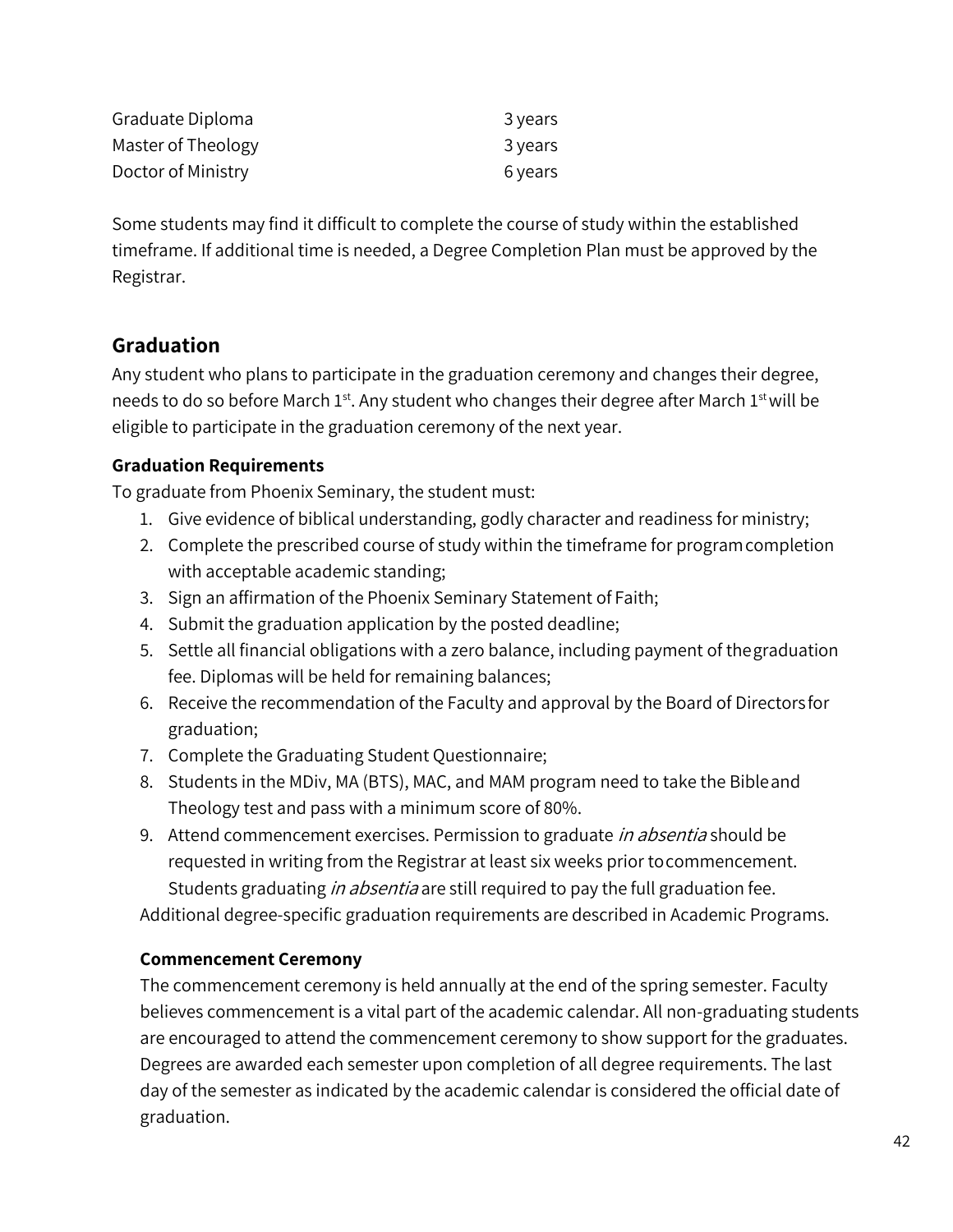| | |
|---|---|
| Graduate Diploma | 3 years |
| Master of Theology | 3 years |
| Doctor of Ministry | 6 years |

Some students may find it difficult to complete the course of study within the established timeframe. If additional time is needed, a Degree Completion Plan must be approved by the Registrar.

## Graduation

Any student who plans to participate in the graduation ceremony and changes their degree, needs to do so before March 1st. Any student who changes their degree after March 1st will be eligible to participate in the graduation ceremony of the next year.

### Graduation Requirements

To graduate from Phoenix Seminary, the student must:

1. Give evidence of biblical understanding, godly character and readiness for ministry;
2. Complete the prescribed course of study within the timeframe for program completion with acceptable academic standing;
3. Sign an affirmation of the Phoenix Seminary Statement of Faith;
4. Submit the graduation application by the posted deadline;
5. Settle all financial obligations with a zero balance, including payment of the graduation fee. Diplomas will be held for remaining balances;
6. Receive the recommendation of the Faculty and approval by the Board of Directors for graduation;
7. Complete the Graduating Student Questionnaire;
8. Students in the MDiv, MA (BTS), MAC, and MAM program need to take the Bible and Theology test and pass with a minimum score of 80%.
9. Attend commencement exercises. Permission to graduate *in absentia* should be requested in writing from the Registrar at least six weeks prior to commencement. Students graduating *in absentia* are still required to pay the full graduation fee.

Additional degree-specific graduation requirements are described in Academic Programs.

### Commencement Ceremony

The commencement ceremony is held annually at the end of the spring semester. Faculty believes commencement is a vital part of the academic calendar. All non-graduating students are encouraged to attend the commencement ceremony to show support for the graduates. Degrees are awarded each semester upon completion of all degree requirements. The last day of the semester as indicated by the academic calendar is considered the official date of graduation.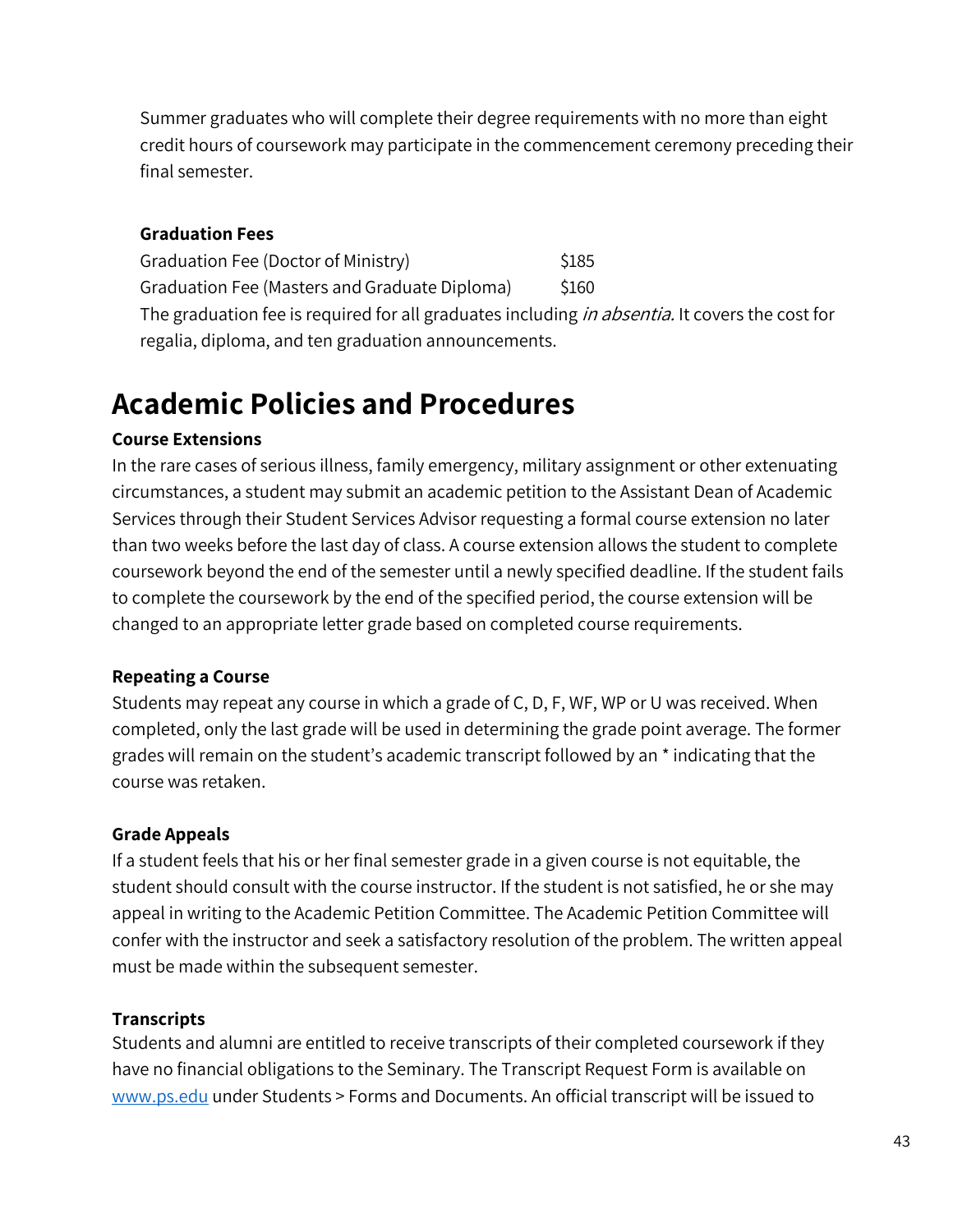Summer graduates who will complete their degree requirements with no more than eight credit hours of coursework may participate in the commencement ceremony preceding their final semester.

**Graduation Fees**

| | |
|---|---|
| Graduation Fee (Doctor of Ministry) | $185 |
| Graduation Fee (Masters and Graduate Diploma) | $160 |

The graduation fee is required for all graduates including *in absentia.* It covers the cost for regalia, diploma, and ten graduation announcements.

# Academic Policies and Procedures

**Course Extensions**

In the rare cases of serious illness, family emergency, military assignment or other extenuating circumstances, a student may submit an academic petition to the Assistant Dean of Academic Services through their Student Services Advisor requesting a formal course extension no later than two weeks before the last day of class. A course extension allows the student to complete coursework beyond the end of the semester until a newly specified deadline. If the student fails to complete the coursework by the end of the specified period, the course extension will be changed to an appropriate letter grade based on completed course requirements.

**Repeating a Course**

Students may repeat any course in which a grade of C, D, F, WF, WP or U was received. When completed, only the last grade will be used in determining the grade point average. The former grades will remain on the student's academic transcript followed by an * indicating that the course was retaken.

**Grade Appeals**

If a student feels that his or her final semester grade in a given course is not equitable, the student should consult with the course instructor. If the student is not satisfied, he or she may appeal in writing to the Academic Petition Committee. The Academic Petition Committee will confer with the instructor and seek a satisfactory resolution of the problem. The written appeal must be made within the subsequent semester.

**Transcripts**

Students and alumni are entitled to receive transcripts of their completed coursework if they have no financial obligations to the Seminary. The Transcript Request Form is available on [www.ps.edu](http://www.ps.edu) under Students > Forms and Documents. An official transcript will be issued to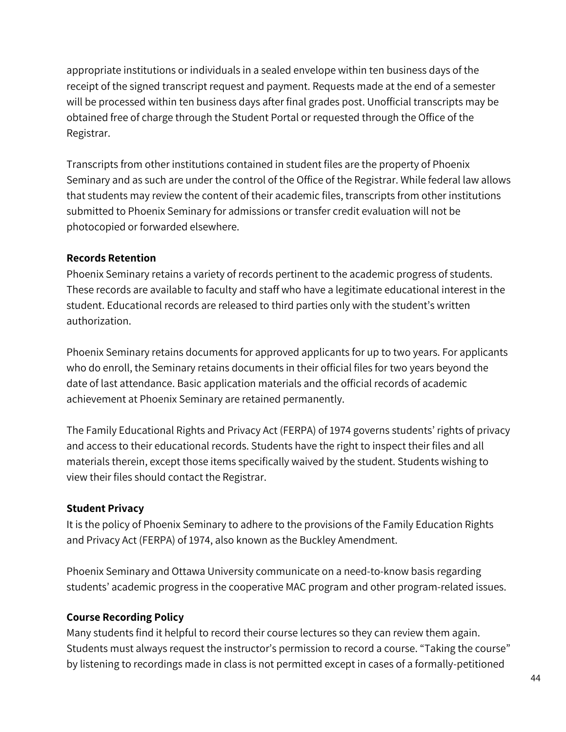appropriate institutions or individuals in a sealed envelope within ten business days of the receipt of the signed transcript request and payment. Requests made at the end of a semester will be processed within ten business days after final grades post. Unofficial transcripts may be obtained free of charge through the Student Portal or requested through the Office of the Registrar.

Transcripts from other institutions contained in student files are the property of Phoenix Seminary and as such are under the control of the Office of the Registrar. While federal law allows that students may review the content of their academic files, transcripts from other institutions submitted to Phoenix Seminary for admissions or transfer credit evaluation will not be photocopied or forwarded elsewhere.

**Records Retention**

Phoenix Seminary retains a variety of records pertinent to the academic progress of students. These records are available to faculty and staff who have a legitimate educational interest in the student. Educational records are released to third parties only with the student's written authorization.

Phoenix Seminary retains documents for approved applicants for up to two years. For applicants who do enroll, the Seminary retains documents in their official files for two years beyond the date of last attendance. Basic application materials and the official records of academic achievement at Phoenix Seminary are retained permanently.

The Family Educational Rights and Privacy Act (FERPA) of 1974 governs students' rights of privacy and access to their educational records. Students have the right to inspect their files and all materials therein, except those items specifically waived by the student. Students wishing to view their files should contact the Registrar.

**Student Privacy**

It is the policy of Phoenix Seminary to adhere to the provisions of the Family Education Rights and Privacy Act (FERPA) of 1974, also known as the Buckley Amendment.

Phoenix Seminary and Ottawa University communicate on a need-to-know basis regarding students' academic progress in the cooperative MAC program and other program-related issues.

**Course Recording Policy**

Many students find it helpful to record their course lectures so they can review them again. Students must always request the instructor's permission to record a course. "Taking the course" by listening to recordings made in class is not permitted except in cases of a formally-petitioned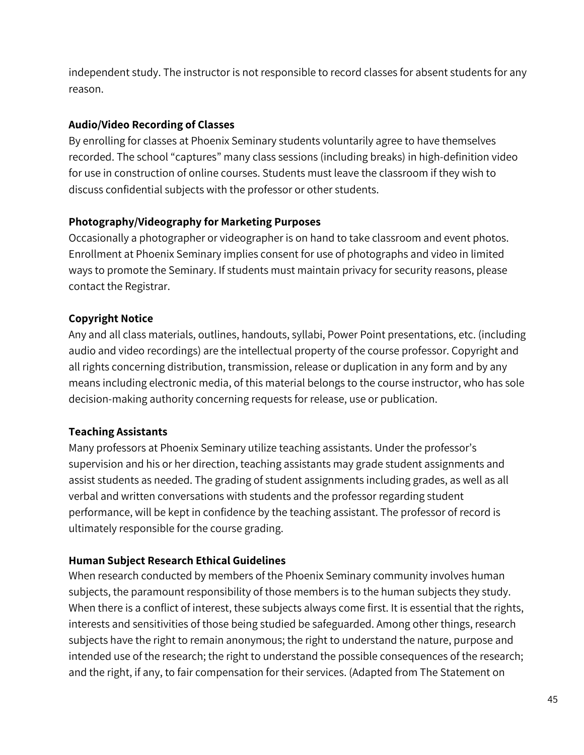independent study. The instructor is not responsible to record classes for absent students for any reason.

**Audio/Video Recording of Classes**

By enrolling for classes at Phoenix Seminary students voluntarily agree to have themselves recorded. The school "captures" many class sessions (including breaks) in high-definition video for use in construction of online courses. Students must leave the classroom if they wish to discuss confidential subjects with the professor or other students.

**Photography/Videography for Marketing Purposes**

Occasionally a photographer or videographer is on hand to take classroom and event photos. Enrollment at Phoenix Seminary implies consent for use of photographs and video in limited ways to promote the Seminary. If students must maintain privacy for security reasons, please contact the Registrar.

**Copyright Notice**

Any and all class materials, outlines, handouts, syllabi, Power Point presentations, etc. (including audio and video recordings) are the intellectual property of the course professor. Copyright and all rights concerning distribution, transmission, release or duplication in any form and by any means including electronic media, of this material belongs to the course instructor, who has sole decision-making authority concerning requests for release, use or publication.

**Teaching Assistants**

Many professors at Phoenix Seminary utilize teaching assistants. Under the professor's supervision and his or her direction, teaching assistants may grade student assignments and assist students as needed. The grading of student assignments including grades, as well as all verbal and written conversations with students and the professor regarding student performance, will be kept in confidence by the teaching assistant. The professor of record is ultimately responsible for the course grading.

**Human Subject Research Ethical Guidelines**

When research conducted by members of the Phoenix Seminary community involves human subjects, the paramount responsibility of those members is to the human subjects they study. When there is a conflict of interest, these subjects always come first. It is essential that the rights, interests and sensitivities of those being studied be safeguarded. Among other things, research subjects have the right to remain anonymous; the right to understand the nature, purpose and intended use of the research; the right to understand the possible consequences of the research; and the right, if any, to fair compensation for their services. (Adapted from The Statement on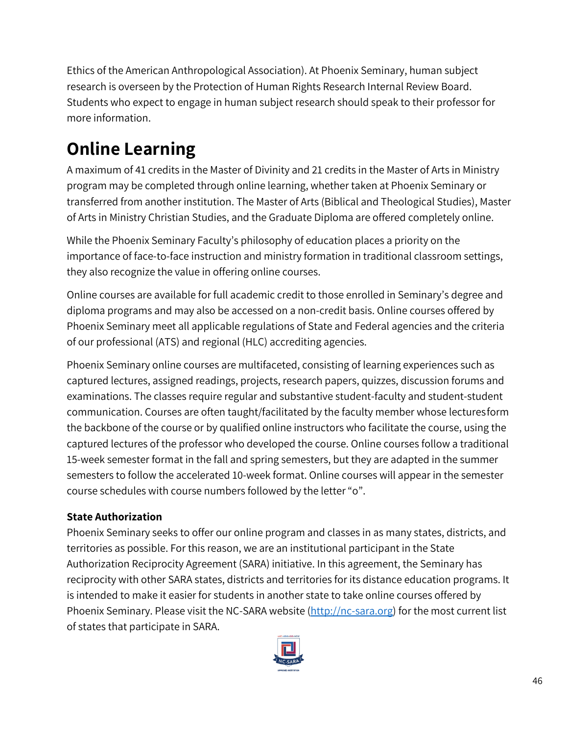Ethics of the American Anthropological Association). At Phoenix Seminary, human subject research is overseen by the Protection of Human Rights Research Internal Review Board. Students who expect to engage in human subject research should speak to their professor for more information.

# Online Learning

A maximum of 41 credits in the Master of Divinity and 21 credits in the Master of Arts in Ministry program may be completed through online learning, whether taken at Phoenix Seminary or transferred from another institution. The Master of Arts (Biblical and Theological Studies), Master of Arts in Ministry Christian Studies, and the Graduate Diploma are offered completely online.

While the Phoenix Seminary Faculty's philosophy of education places a priority on the importance of face-to-face instruction and ministry formation in traditional classroom settings, they also recognize the value in offering online courses.

Online courses are available for full academic credit to those enrolled in Seminary's degree and diploma programs and may also be accessed on a non-credit basis. Online courses offered by Phoenix Seminary meet all applicable regulations of State and Federal agencies and the criteria of our professional (ATS) and regional (HLC) accrediting agencies.

Phoenix Seminary online courses are multifaceted, consisting of learning experiences such as captured lectures, assigned readings, projects, research papers, quizzes, discussion forums and examinations. The classes require regular and substantive student-faculty and student-student communication. Courses are often taught/facilitated by the faculty member whose lectures form the backbone of the course or by qualified online instructors who facilitate the course, using the captured lectures of the professor who developed the course. Online courses follow a traditional 15-week semester format in the fall and spring semesters, but they are adapted in the summer semesters to follow the accelerated 10-week format. Online courses will appear in the semester course schedules with course numbers followed by the letter "o".

**State Authorization**

Phoenix Seminary seeks to offer our online program and classes in as many states, districts, and territories as possible. For this reason, we are an institutional participant in the State Authorization Reciprocity Agreement (SARA) initiative. In this agreement, the Seminary has reciprocity with other SARA states, districts and territories for its distance education programs. It is intended to make it easier for students in another state to take online courses offered by Phoenix Seminary. Please visit the NC-SARA website (http://nc-sara.org) for the most current list of states that participate in SARA.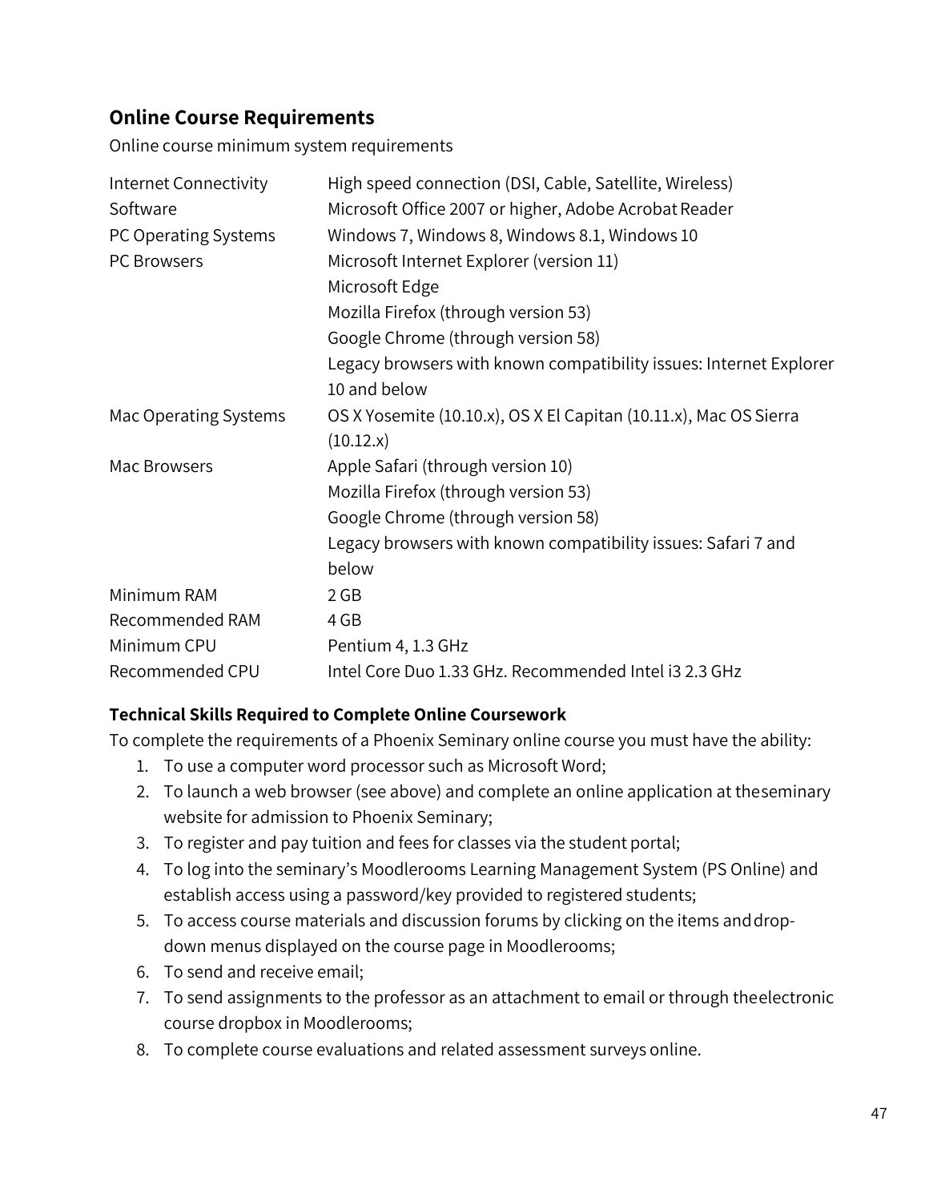## Online Course Requirements

Online course minimum system requirements

| | |
|---|---|
| Internet Connectivity | High speed connection (DSI, Cable, Satellite, Wireless) |
| Software | Microsoft Office 2007 or higher, Adobe Acrobat Reader |
| PC Operating Systems | Windows 7, Windows 8, Windows 8.1, Windows 10 |
| PC Browsers | Microsoft Internet Explorer (version 11)<br>Microsoft Edge<br>Mozilla Firefox (through version 53)<br>Google Chrome (through version 58)<br>Legacy browsers with known compatibility issues: Internet Explorer 10 and below |
| Mac Operating Systems | OS X Yosemite (10.10.x), OS X El Capitan (10.11.x), Mac OS Sierra (10.12.x) |
| Mac Browsers | Apple Safari (through version 10)<br>Mozilla Firefox (through version 53)<br>Google Chrome (through version 58)<br>Legacy browsers with known compatibility issues: Safari 7 and below |
| Minimum RAM | 2 GB |
| Recommended RAM | 4 GB |
| Minimum CPU | Pentium 4, 1.3 GHz |
| Recommended CPU | Intel Core Duo 1.33 GHz. Recommended Intel i3 2.3 GHz |

### Technical Skills Required to Complete Online Coursework

To complete the requirements of a Phoenix Seminary online course you must have the ability:

1. To use a computer word processor such as Microsoft Word;
2. To launch a web browser (see above) and complete an online application at the seminary website for admission to Phoenix Seminary;
3. To register and pay tuition and fees for classes via the student portal;
4. To log into the seminary's Moodlerooms Learning Management System (PS Online) and establish access using a password/key provided to registered students;
5. To access course materials and discussion forums by clicking on the items and drop-down menus displayed on the course page in Moodlerooms;
6. To send and receive email;
7. To send assignments to the professor as an attachment to email or through the electronic course dropbox in Moodlerooms;
8. To complete course evaluations and related assessment surveys online.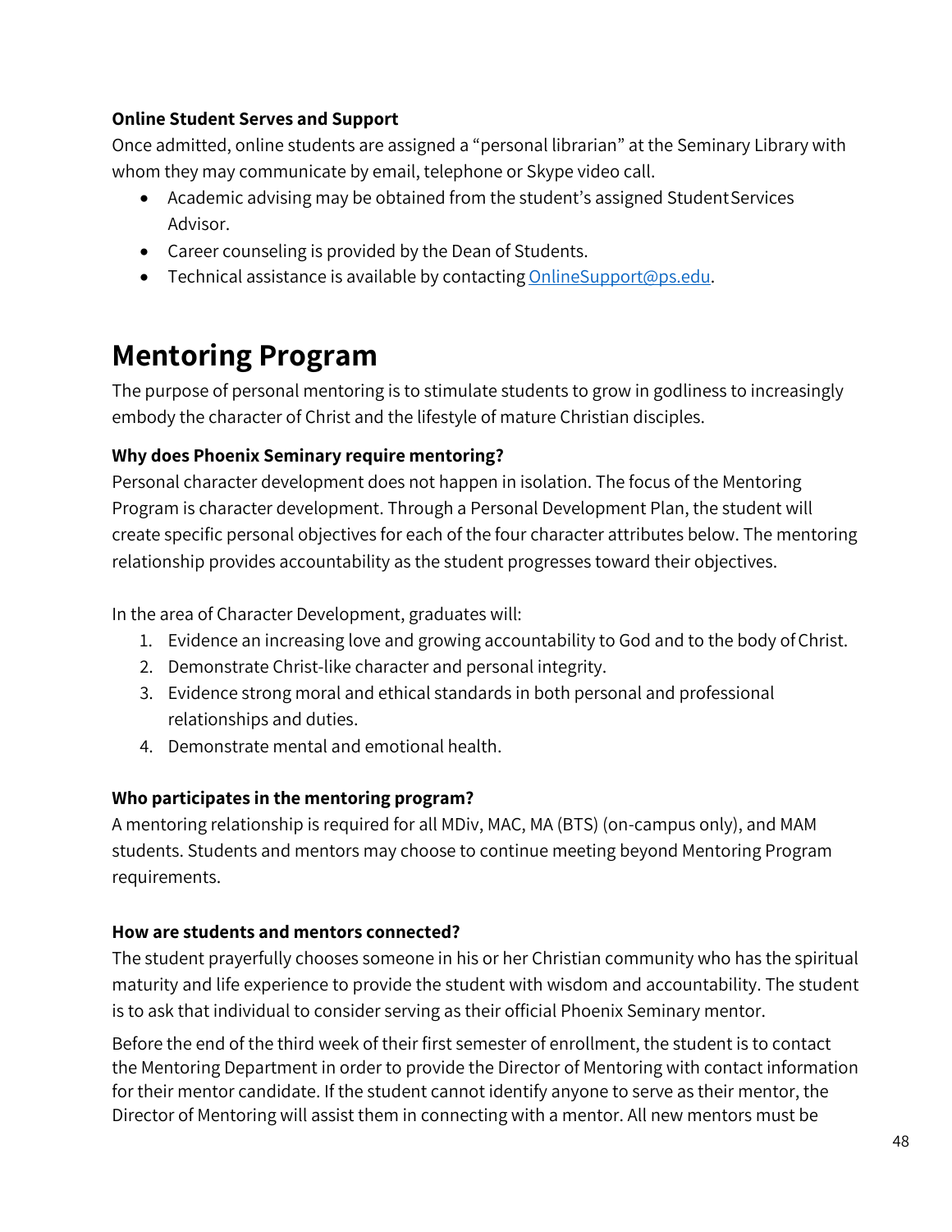**Online Student Serves and Support**

Once admitted, online students are assigned a "personal librarian" at the Seminary Library with whom they may communicate by email, telephone or Skype video call.

- Academic advising may be obtained from the student's assigned Student Services Advisor.
- Career counseling is provided by the Dean of Students.
- Technical assistance is available by contacting OnlineSupport@ps.edu.

# Mentoring Program

The purpose of personal mentoring is to stimulate students to grow in godliness to increasingly embody the character of Christ and the lifestyle of mature Christian disciples.

**Why does Phoenix Seminary require mentoring?**

Personal character development does not happen in isolation. The focus of the Mentoring Program is character development. Through a Personal Development Plan, the student will create specific personal objectives for each of the four character attributes below. The mentoring relationship provides accountability as the student progresses toward their objectives.

In the area of Character Development, graduates will:

1. Evidence an increasing love and growing accountability to God and to the body of Christ.
2. Demonstrate Christ-like character and personal integrity.
3. Evidence strong moral and ethical standards in both personal and professional relationships and duties.
4. Demonstrate mental and emotional health.

**Who participates in the mentoring program?**

A mentoring relationship is required for all MDiv, MAC, MA (BTS) (on-campus only), and MAM students. Students and mentors may choose to continue meeting beyond Mentoring Program requirements.

**How are students and mentors connected?**

The student prayerfully chooses someone in his or her Christian community who has the spiritual maturity and life experience to provide the student with wisdom and accountability. The student is to ask that individual to consider serving as their official Phoenix Seminary mentor.

Before the end of the third week of their first semester of enrollment, the student is to contact the Mentoring Department in order to provide the Director of Mentoring with contact information for their mentor candidate. If the student cannot identify anyone to serve as their mentor, the Director of Mentoring will assist them in connecting with a mentor. All new mentors must be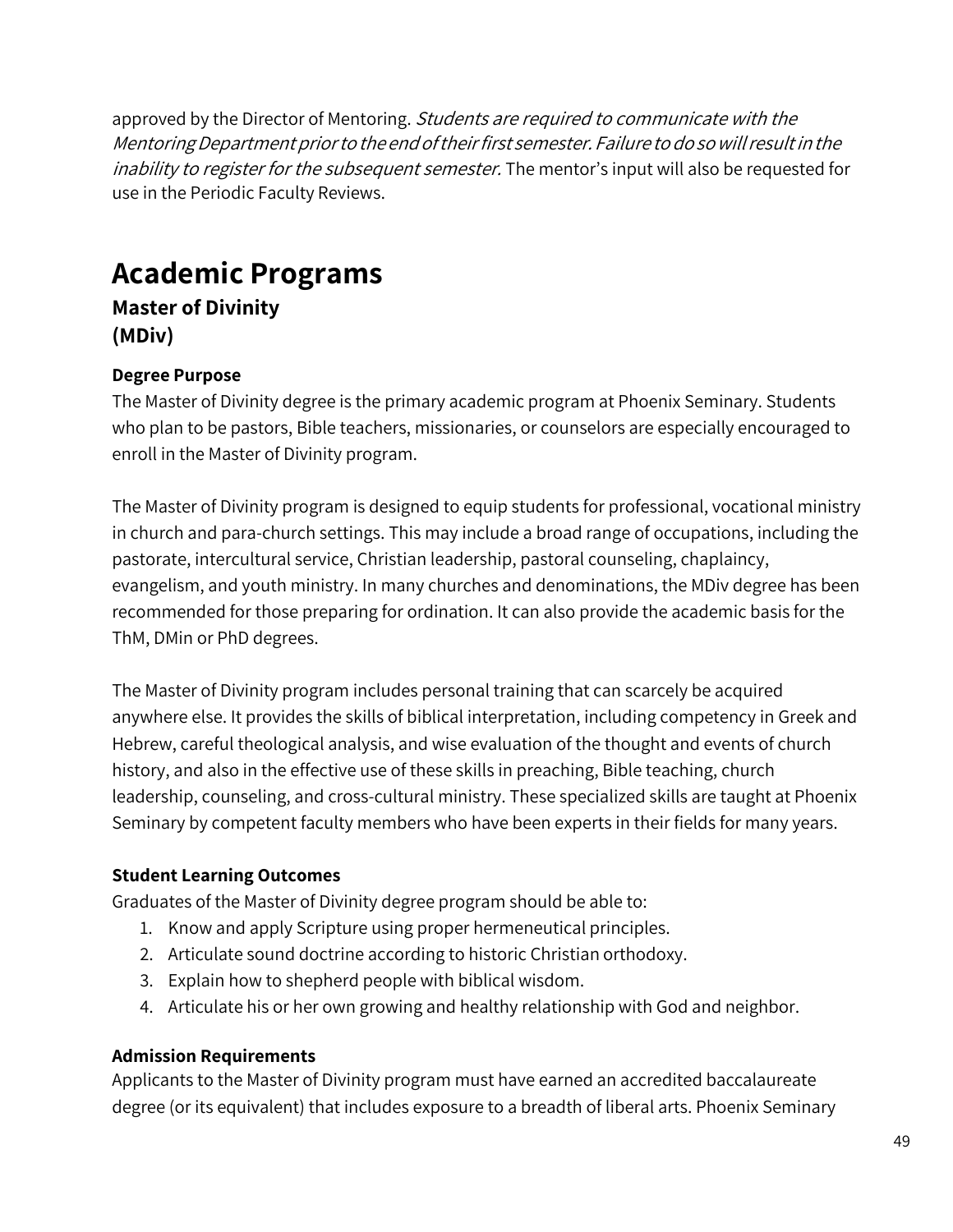approved by the Director of Mentoring. *Students are required to communicate with the Mentoring Department prior to the end of their first semester. Failure to do so will result in the inability to register for the subsequent semester.* The mentor's input will also be requested for use in the Periodic Faculty Reviews.

# Academic Programs

## Master of Divinity (MDiv)

### Degree Purpose

The Master of Divinity degree is the primary academic program at Phoenix Seminary. Students who plan to be pastors, Bible teachers, missionaries, or counselors are especially encouraged to enroll in the Master of Divinity program.

The Master of Divinity program is designed to equip students for professional, vocational ministry in church and para-church settings. This may include a broad range of occupations, including the pastorate, intercultural service, Christian leadership, pastoral counseling, chaplaincy, evangelism, and youth ministry. In many churches and denominations, the MDiv degree has been recommended for those preparing for ordination. It can also provide the academic basis for the ThM, DMin or PhD degrees.

The Master of Divinity program includes personal training that can scarcely be acquired anywhere else. It provides the skills of biblical interpretation, including competency in Greek and Hebrew, careful theological analysis, and wise evaluation of the thought and events of church history, and also in the effective use of these skills in preaching, Bible teaching, church leadership, counseling, and cross-cultural ministry. These specialized skills are taught at Phoenix Seminary by competent faculty members who have been experts in their fields for many years.

### Student Learning Outcomes

Graduates of the Master of Divinity degree program should be able to:

1. Know and apply Scripture using proper hermeneutical principles.
2. Articulate sound doctrine according to historic Christian orthodoxy.
3. Explain how to shepherd people with biblical wisdom.
4. Articulate his or her own growing and healthy relationship with God and neighbor.

### Admission Requirements

Applicants to the Master of Divinity program must have earned an accredited baccalaureate degree (or its equivalent) that includes exposure to a breadth of liberal arts. Phoenix Seminary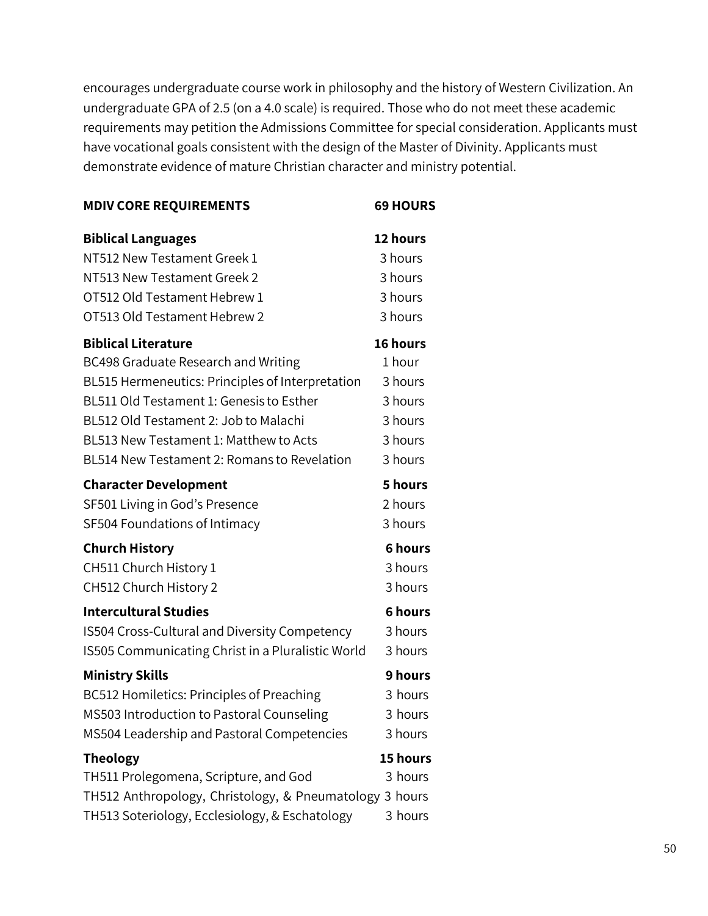encourages undergraduate course work in philosophy and the history of Western Civilization. An undergraduate GPA of 2.5 (on a 4.0 scale) is required. Those who do not meet these academic requirements may petition the Admissions Committee for special consideration. Applicants must have vocational goals consistent with the design of the Master of Divinity. Applicants must demonstrate evidence of mature Christian character and ministry potential.

| **MDIV CORE REQUIREMENTS** | **69 HOURS** |
|---|---|
| **Biblical Languages** | **12 hours** |
| NT512 New Testament Greek 1 | 3 hours |
| NT513 New Testament Greek 2 | 3 hours |
| OT512 Old Testament Hebrew 1 | 3 hours |
| OT513 Old Testament Hebrew 2 | 3 hours |
| **Biblical Literature** | **16 hours** |
| BC498 Graduate Research and Writing | 1 hour |
| BL515 Hermeneutics: Principles of Interpretation | 3 hours |
| BL511 Old Testament 1: Genesis to Esther | 3 hours |
| BL512 Old Testament 2: Job to Malachi | 3 hours |
| BL513 New Testament 1: Matthew to Acts | 3 hours |
| BL514 New Testament 2: Romans to Revelation | 3 hours |
| **Character Development** | **5 hours** |
| SF501 Living in God's Presence | 2 hours |
| SF504 Foundations of Intimacy | 3 hours |
| **Church History** | **6 hours** |
| CH511 Church History 1 | 3 hours |
| CH512 Church History 2 | 3 hours |
| **Intercultural Studies** | **6 hours** |
| IS504 Cross-Cultural and Diversity Competency | 3 hours |
| IS505 Communicating Christ in a Pluralistic World | 3 hours |
| **Ministry Skills** | **9 hours** |
| BC512 Homiletics: Principles of Preaching | 3 hours |
| MS503 Introduction to Pastoral Counseling | 3 hours |
| MS504 Leadership and Pastoral Competencies | 3 hours |
| **Theology** | **15 hours** |
| TH511 Prolegomena, Scripture, and God | 3 hours |
| TH512 Anthropology, Christology, & Pneumatology | 3 hours |
| TH513 Soteriology, Ecclesiology, & Eschatology | 3 hours |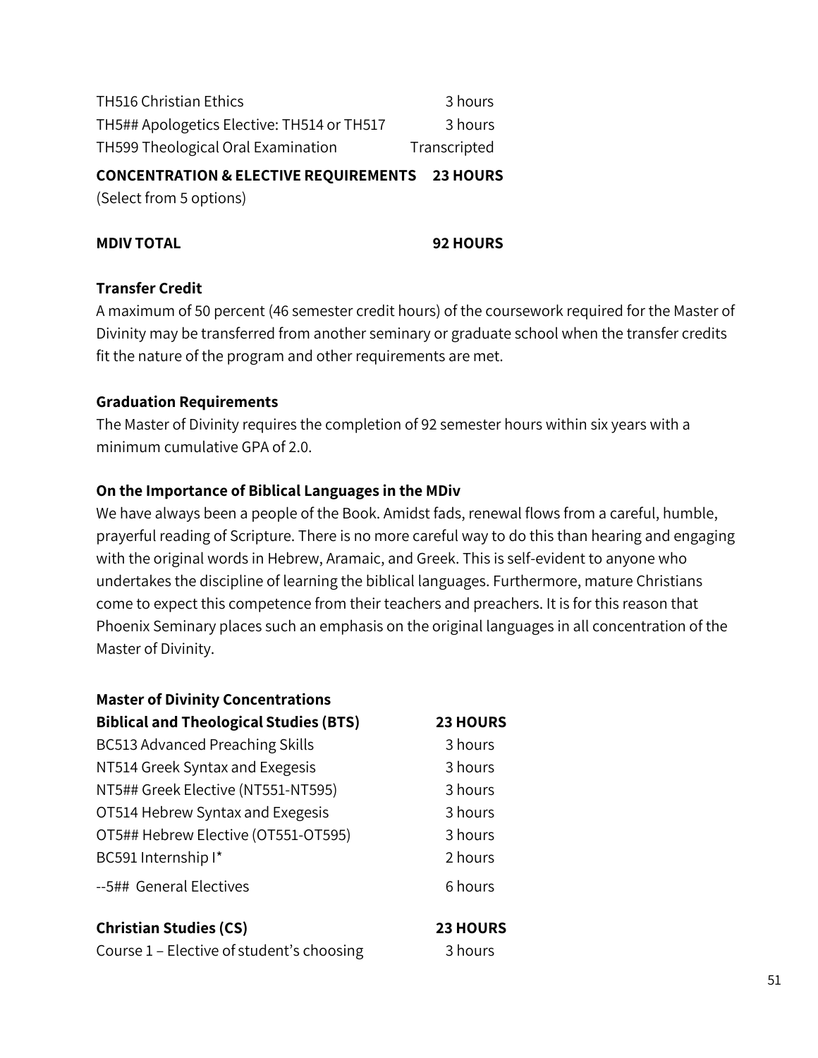| | |
|---|---|
| TH516 Christian Ethics | 3 hours |
| TH5## Apologetics Elective: TH514 or TH517 | 3 hours |
| TH599 Theological Oral Examination | Transcripted |

**CONCENTRATION & ELECTIVE REQUIREMENTS 23 HOURS**
(Select from 5 options)

**MDIV TOTAL 92 HOURS**

**Transfer Credit**

A maximum of 50 percent (46 semester credit hours) of the coursework required for the Master of Divinity may be transferred from another seminary or graduate school when the transfer credits fit the nature of the program and other requirements are met.

**Graduation Requirements**

The Master of Divinity requires the completion of 92 semester hours within six years with a minimum cumulative GPA of 2.0.

**On the Importance of Biblical Languages in the MDiv**

We have always been a people of the Book. Amidst fads, renewal flows from a careful, humble, prayerful reading of Scripture. There is no more careful way to do this than hearing and engaging with the original words in Hebrew, Aramaic, and Greek. This is self-evident to anyone who undertakes the discipline of learning the biblical languages. Furthermore, mature Christians come to expect this competence from their teachers and preachers. It is for this reason that Phoenix Seminary places such an emphasis on the original languages in all concentration of the Master of Divinity.

**Master of Divinity Concentrations**

| **Biblical and Theological Studies (BTS)** | **23 HOURS** |
|---|---|
| BC513 Advanced Preaching Skills | 3 hours |
| NT514 Greek Syntax and Exegesis | 3 hours |
| NT5## Greek Elective (NT551-NT595) | 3 hours |
| OT514 Hebrew Syntax and Exegesis | 3 hours |
| OT5## Hebrew Elective (OT551-OT595) | 3 hours |
| BC591 Internship I* | 2 hours |
| --5## General Electives | 6 hours |

| **Christian Studies (CS)** | **23 HOURS** |
|---|---|
| Course 1 – Elective of student's choosing | 3 hours |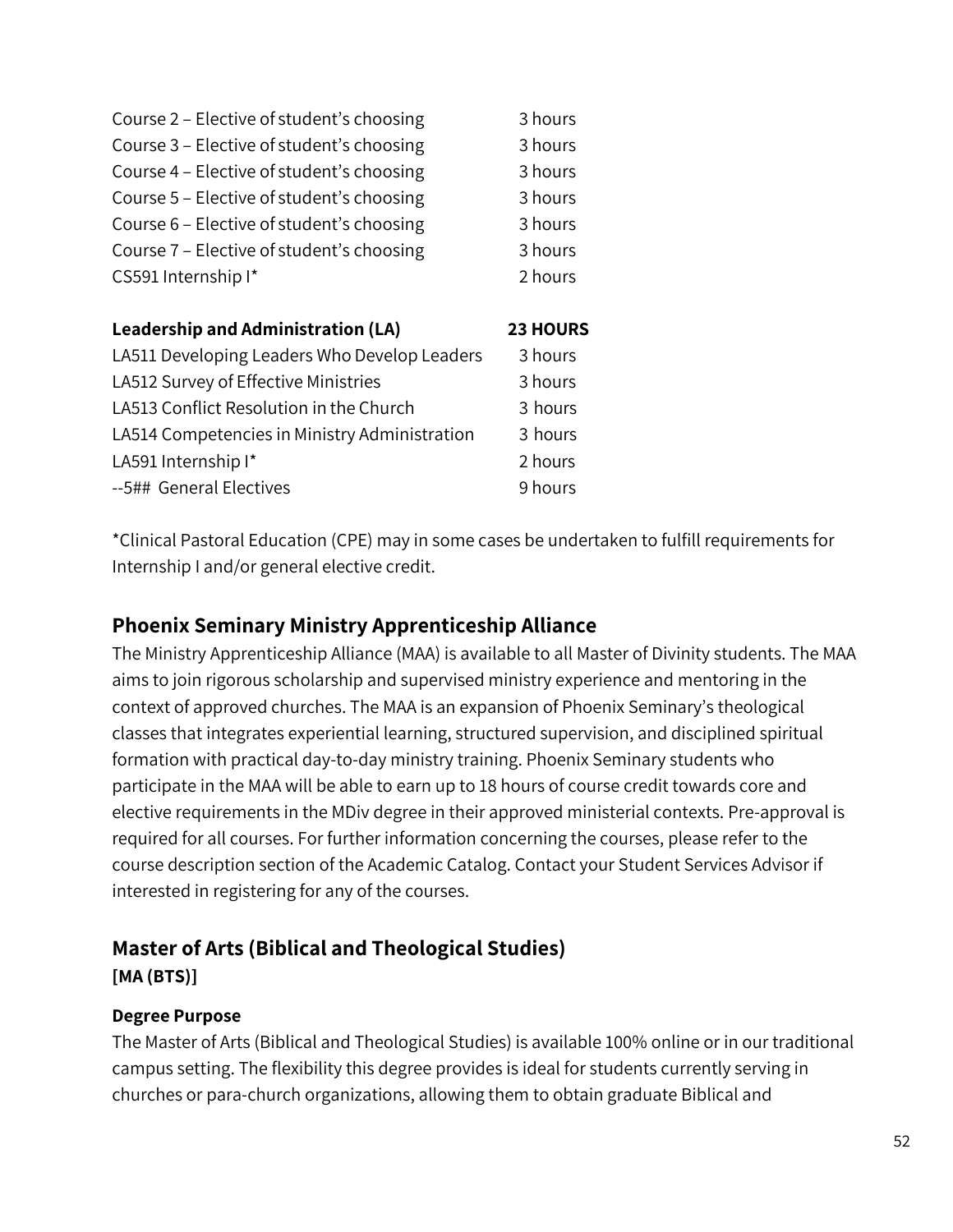| | |
|---|---|
| Course 2 – Elective of student's choosing | 3 hours |
| Course 3 – Elective of student's choosing | 3 hours |
| Course 4 – Elective of student's choosing | 3 hours |
| Course 5 – Elective of student's choosing | 3 hours |
| Course 6 – Elective of student's choosing | 3 hours |
| Course 7 – Elective of student's choosing | 3 hours |
| CS591 Internship I* | 2 hours |

| **Leadership and Administration (LA)** | **23 HOURS** |
|---|---|
| LA511 Developing Leaders Who Develop Leaders | 3 hours |
| LA512 Survey of Effective Ministries | 3 hours |
| LA513 Conflict Resolution in the Church | 3 hours |
| LA514 Competencies in Ministry Administration | 3 hours |
| LA591 Internship I* | 2 hours |
| --5## General Electives | 9 hours |

*Clinical Pastoral Education (CPE) may in some cases be undertaken to fulfill requirements for Internship I and/or general elective credit.

## Phoenix Seminary Ministry Apprenticeship Alliance

The Ministry Apprenticeship Alliance (MAA) is available to all Master of Divinity students. The MAA aims to join rigorous scholarship and supervised ministry experience and mentoring in the context of approved churches. The MAA is an expansion of Phoenix Seminary's theological classes that integrates experiential learning, structured supervision, and disciplined spiritual formation with practical day-to-day ministry training. Phoenix Seminary students who participate in the MAA will be able to earn up to 18 hours of course credit towards core and elective requirements in the MDiv degree in their approved ministerial contexts. Pre-approval is required for all courses. For further information concerning the courses, please refer to the course description section of the Academic Catalog. Contact your Student Services Advisor if interested in registering for any of the courses.

## Master of Arts (Biblical and Theological Studies)
**[MA (BTS)]**

### Degree Purpose

The Master of Arts (Biblical and Theological Studies) is available 100% online or in our traditional campus setting. The flexibility this degree provides is ideal for students currently serving in churches or para-church organizations, allowing them to obtain graduate Biblical and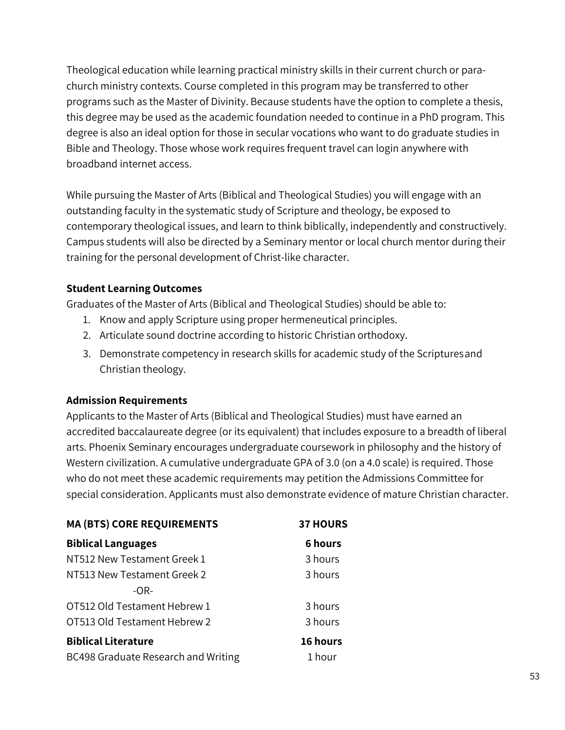Theological education while learning practical ministry skills in their current church or para-church ministry contexts. Course completed in this program may be transferred to other programs such as the Master of Divinity. Because students have the option to complete a thesis, this degree may be used as the academic foundation needed to continue in a PhD program. This degree is also an ideal option for those in secular vocations who want to do graduate studies in Bible and Theology. Those whose work requires frequent travel can login anywhere with broadband internet access.

While pursuing the Master of Arts (Biblical and Theological Studies) you will engage with an outstanding faculty in the systematic study of Scripture and theology, be exposed to contemporary theological issues, and learn to think biblically, independently and constructively. Campus students will also be directed by a Seminary mentor or local church mentor during their training for the personal development of Christ-like character.

**Student Learning Outcomes**

Graduates of the Master of Arts (Biblical and Theological Studies) should be able to:

1. Know and apply Scripture using proper hermeneutical principles.
2. Articulate sound doctrine according to historic Christian orthodoxy.
3. Demonstrate competency in research skills for academic study of the Scriptures and Christian theology.

**Admission Requirements**

Applicants to the Master of Arts (Biblical and Theological Studies) must have earned an accredited baccalaureate degree (or its equivalent) that includes exposure to a breadth of liberal arts. Phoenix Seminary encourages undergraduate coursework in philosophy and the history of Western civilization. A cumulative undergraduate GPA of 3.0 (on a 4.0 scale) is required. Those who do not meet these academic requirements may petition the Admissions Committee for special consideration. Applicants must also demonstrate evidence of mature Christian character.

| **MA (BTS) CORE REQUIREMENTS** | **37 HOURS** |
|---|---|
| **Biblical Languages** | **6 hours** |
| NT512 New Testament Greek 1 | 3 hours |
| NT513 New Testament Greek 2 | 3 hours |
| -OR- | |
| OT512 Old Testament Hebrew 1 | 3 hours |
| OT513 Old Testament Hebrew 2 | 3 hours |
| **Biblical Literature** | **16 hours** |
| BC498 Graduate Research and Writing | 1 hour |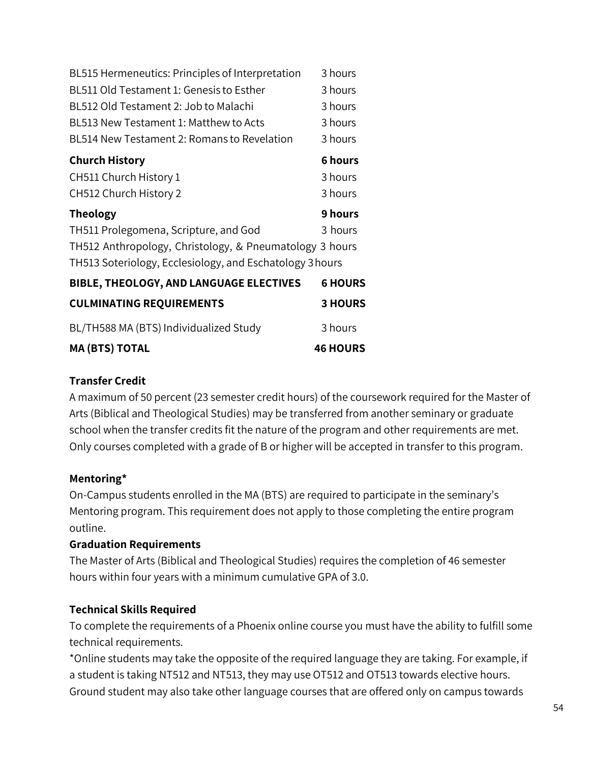| | |
|---|---|
| BL515 Hermeneutics: Principles of Interpretation | 3 hours |
| BL511 Old Testament 1: Genesis to Esther | 3 hours |
| BL512 Old Testament 2: Job to Malachi | 3 hours |
| BL513 New Testament 1: Matthew to Acts | 3 hours |
| BL514 New Testament 2: Romans to Revelation | 3 hours |
| **Church History** | **6 hours** |
| CH511 Church History 1 | 3 hours |
| CH512 Church History 2 | 3 hours |
| **Theology** | **9 hours** |
| TH511 Prolegomena, Scripture, and God | 3 hours |
| TH512 Anthropology, Christology, & Pneumatology | 3 hours |
| TH513 Soteriology, Ecclesiology, and Eschatology | 3 hours |
| **BIBLE, THEOLOGY, AND LANGUAGE ELECTIVES** | **6 HOURS** |
| **CULMINATING REQUIREMENTS** | **3 HOURS** |
| BL/TH588 MA (BTS) Individualized Study | 3 hours |
| **MA (BTS) TOTAL** | **46 HOURS** |

**Transfer Credit**

A maximum of 50 percent (23 semester credit hours) of the coursework required for the Master of Arts (Biblical and Theological Studies) may be transferred from another seminary or graduate school when the transfer credits fit the nature of the program and other requirements are met. Only courses completed with a grade of B or higher will be accepted in transfer to this program.

**Mentoring***

On-Campus students enrolled in the MA (BTS) are required to participate in the seminary's Mentoring program. This requirement does not apply to those completing the entire program outline.

**Graduation Requirements**

The Master of Arts (Biblical and Theological Studies) requires the completion of 46 semester hours within four years with a minimum cumulative GPA of 3.0.

**Technical Skills Required**

To complete the requirements of a Phoenix online course you must have the ability to fulfill some technical requirements.

*Online students may take the opposite of the required language they are taking. For example, if a student is taking NT512 and NT513, they may use OT512 and OT513 towards elective hours. Ground student may also take other language courses that are offered only on campus towards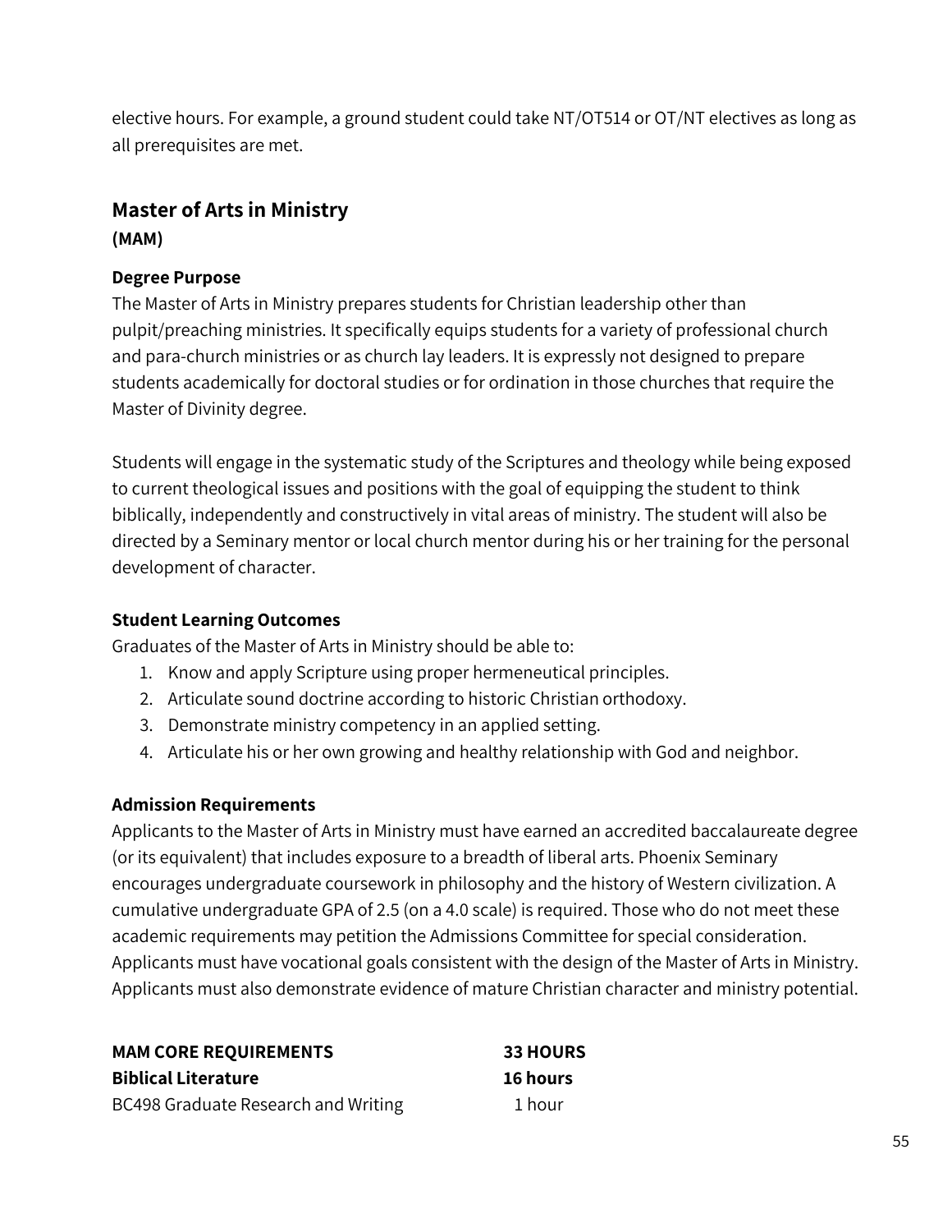elective hours. For example, a ground student could take NT/OT514 or OT/NT electives as long as all prerequisites are met.

## Master of Arts in Ministry

**(MAM)**

### Degree Purpose

The Master of Arts in Ministry prepares students for Christian leadership other than pulpit/preaching ministries. It specifically equips students for a variety of professional church and para-church ministries or as church lay leaders. It is expressly not designed to prepare students academically for doctoral studies or for ordination in those churches that require the Master of Divinity degree.

Students will engage in the systematic study of the Scriptures and theology while being exposed to current theological issues and positions with the goal of equipping the student to think biblically, independently and constructively in vital areas of ministry. The student will also be directed by a Seminary mentor or local church mentor during his or her training for the personal development of character.

### Student Learning Outcomes

Graduates of the Master of Arts in Ministry should be able to:

1. Know and apply Scripture using proper hermeneutical principles.
2. Articulate sound doctrine according to historic Christian orthodoxy.
3. Demonstrate ministry competency in an applied setting.
4. Articulate his or her own growing and healthy relationship with God and neighbor.

### Admission Requirements

Applicants to the Master of Arts in Ministry must have earned an accredited baccalaureate degree (or its equivalent) that includes exposure to a breadth of liberal arts. Phoenix Seminary encourages undergraduate coursework in philosophy and the history of Western civilization. A cumulative undergraduate GPA of 2.5 (on a 4.0 scale) is required. Those who do not meet these academic requirements may petition the Admissions Committee for special consideration. Applicants must have vocational goals consistent with the design of the Master of Arts in Ministry. Applicants must also demonstrate evidence of mature Christian character and ministry potential.

| **MAM CORE REQUIREMENTS** | **33 HOURS** |
|---|---|
| **Biblical Literature** | **16 hours** |
| BC498 Graduate Research and Writing | 1 hour |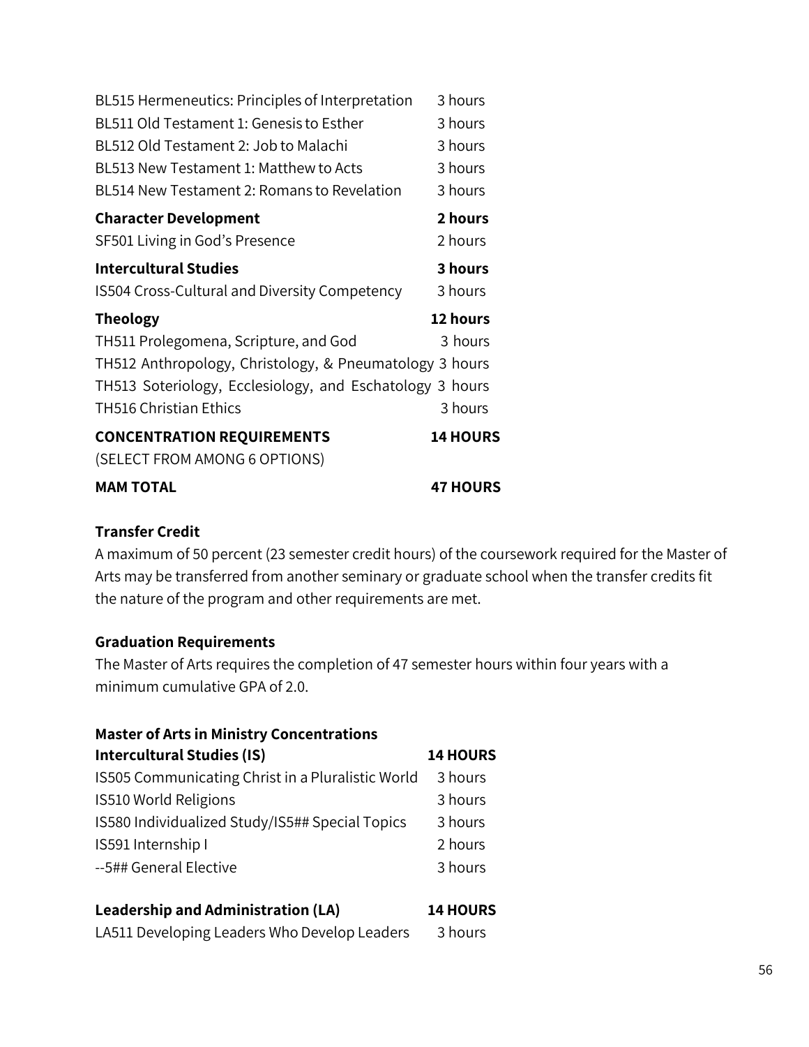| | |
|---|---|
| BL515 Hermeneutics: Principles of Interpretation | 3 hours |
| BL511 Old Testament 1: Genesis to Esther | 3 hours |
| BL512 Old Testament 2: Job to Malachi | 3 hours |
| BL513 New Testament 1: Matthew to Acts | 3 hours |
| BL514 New Testament 2: Romans to Revelation | 3 hours |
| **Character Development** | **2 hours** |
| SF501 Living in God's Presence | 2 hours |
| **Intercultural Studies** | **3 hours** |
| IS504 Cross-Cultural and Diversity Competency | 3 hours |
| **Theology** | **12 hours** |
| TH511 Prolegomena, Scripture, and God | 3 hours |
| TH512 Anthropology, Christology, & Pneumatology | 3 hours |
| TH513 Soteriology, Ecclesiology, and Eschatology | 3 hours |
| TH516 Christian Ethics | 3 hours |
| **CONCENTRATION REQUIREMENTS** | **14 HOURS** |
| (SELECT FROM AMONG 6 OPTIONS) | |
| **MAM TOTAL** | **47 HOURS** |

**Transfer Credit**

A maximum of 50 percent (23 semester credit hours) of the coursework required for the Master of Arts may be transferred from another seminary or graduate school when the transfer credits fit the nature of the program and other requirements are met.

**Graduation Requirements**

The Master of Arts requires the completion of 47 semester hours within four years with a minimum cumulative GPA of 2.0.

**Master of Arts in Ministry Concentrations**

| **Intercultural Studies (IS)** | **14 HOURS** |
|---|---|
| IS505 Communicating Christ in a Pluralistic World | 3 hours |
| IS510 World Religions | 3 hours |
| IS580 Individualized Study/IS5## Special Topics | 3 hours |
| IS591 Internship I | 2 hours |
| --5## General Elective | 3 hours |

| **Leadership and Administration (LA)** | **14 HOURS** |
|---|---|
| LA511 Developing Leaders Who Develop Leaders | 3 hours |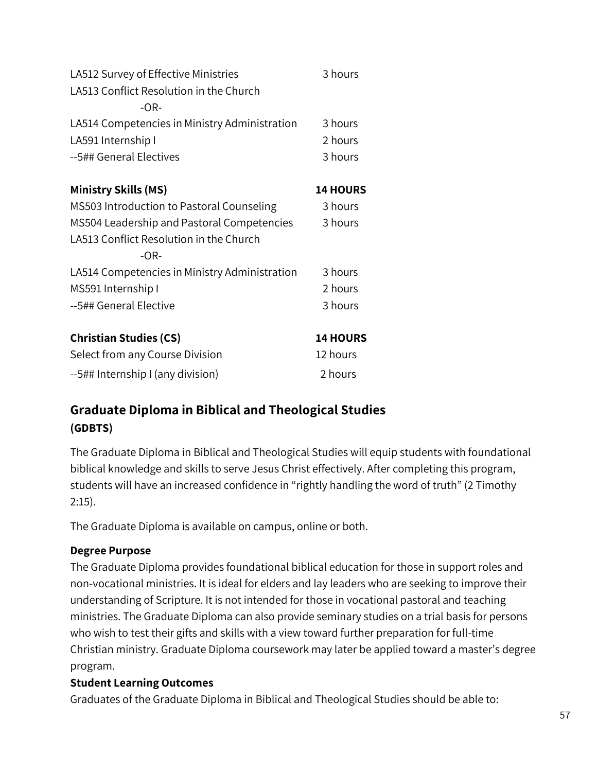| | |
|---|---|
| LA512 Survey of Effective Ministries | 3 hours |
| LA513 Conflict Resolution in the Church | |
| -OR- | |
| LA514 Competencies in Ministry Administration | 3 hours |
| LA591 Internship I | 2 hours |
| --5## General Electives | 3 hours |

| **Ministry Skills (MS)** | **14 HOURS** |
|---|---|
| MS503 Introduction to Pastoral Counseling | 3 hours |
| MS504 Leadership and Pastoral Competencies | 3 hours |
| LA513 Conflict Resolution in the Church | |
| -OR- | |
| LA514 Competencies in Ministry Administration | 3 hours |
| MS591 Internship I | 2 hours |
| --5## General Elective | 3 hours |

| **Christian Studies (CS)** | **14 HOURS** |
|---|---|
| Select from any Course Division | 12 hours |
| --5## Internship I (any division) | 2 hours |

## Graduate Diploma in Biblical and Theological Studies (GDBTS)

The Graduate Diploma in Biblical and Theological Studies will equip students with foundational biblical knowledge and skills to serve Jesus Christ effectively. After completing this program, students will have an increased confidence in "rightly handling the word of truth" (2 Timothy 2:15).

The Graduate Diploma is available on campus, online or both.

**Degree Purpose**

The Graduate Diploma provides foundational biblical education for those in support roles and non-vocational ministries. It is ideal for elders and lay leaders who are seeking to improve their understanding of Scripture. It is not intended for those in vocational pastoral and teaching ministries. The Graduate Diploma can also provide seminary studies on a trial basis for persons who wish to test their gifts and skills with a view toward further preparation for full-time Christian ministry. Graduate Diploma coursework may later be applied toward a master's degree program.

**Student Learning Outcomes**

Graduates of the Graduate Diploma in Biblical and Theological Studies should be able to: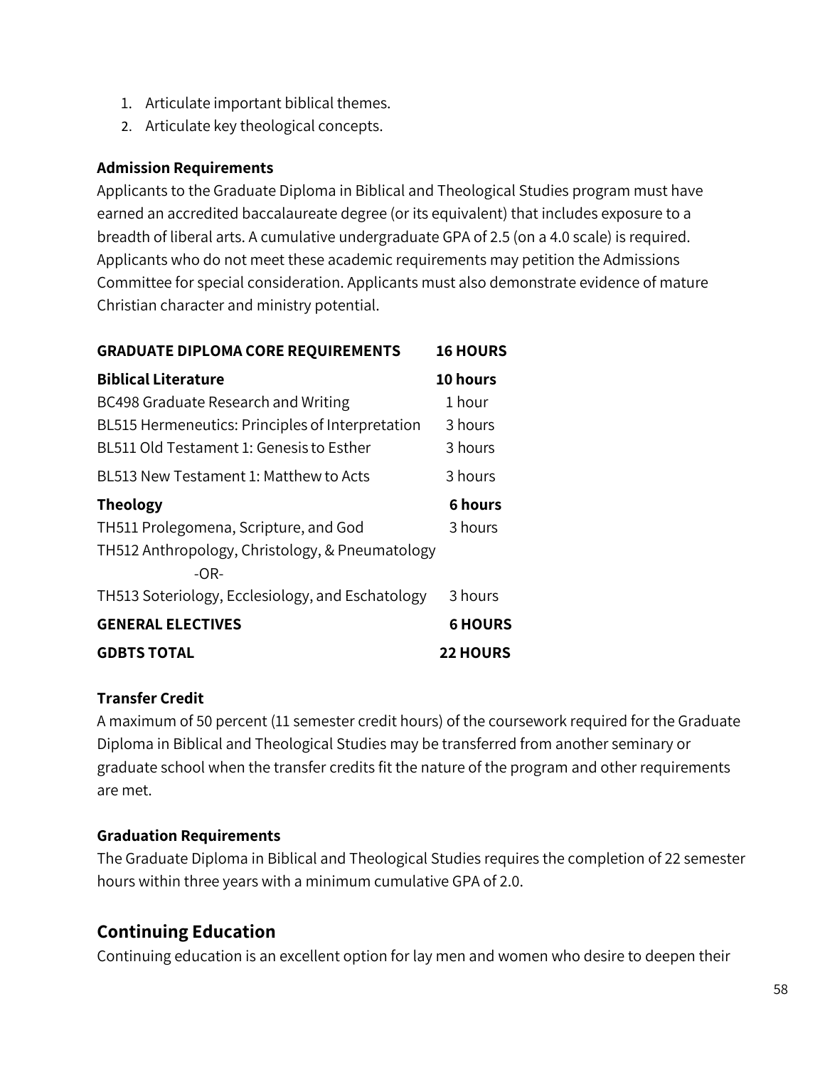1. Articulate important biblical themes.
2. Articulate key theological concepts.

**Admission Requirements**

Applicants to the Graduate Diploma in Biblical and Theological Studies program must have earned an accredited baccalaureate degree (or its equivalent) that includes exposure to a breadth of liberal arts. A cumulative undergraduate GPA of 2.5 (on a 4.0 scale) is required. Applicants who do not meet these academic requirements may petition the Admissions Committee for special consideration. Applicants must also demonstrate evidence of mature Christian character and ministry potential.

| **GRADUATE DIPLOMA CORE REQUIREMENTS** | **16 HOURS** |
|---|---|
| **Biblical Literature** | **10 hours** |
| BC498 Graduate Research and Writing | 1 hour |
| BL515 Hermeneutics: Principles of Interpretation | 3 hours |
| BL511 Old Testament 1: Genesis to Esther | 3 hours |
| BL513 New Testament 1: Matthew to Acts | 3 hours |
| **Theology** | **6 hours** |
| TH511 Prolegomena, Scripture, and God | 3 hours |
| TH512 Anthropology, Christology, & Pneumatology | |
| -OR- | |
| TH513 Soteriology, Ecclesiology, and Eschatology | 3 hours |
| **GENERAL ELECTIVES** | **6 HOURS** |
| **GDBTS TOTAL** | **22 HOURS** |

**Transfer Credit**

A maximum of 50 percent (11 semester credit hours) of the coursework required for the Graduate Diploma in Biblical and Theological Studies may be transferred from another seminary or graduate school when the transfer credits fit the nature of the program and other requirements are met.

**Graduation Requirements**

The Graduate Diploma in Biblical and Theological Studies requires the completion of 22 semester hours within three years with a minimum cumulative GPA of 2.0.

## Continuing Education

Continuing education is an excellent option for lay men and women who desire to deepen their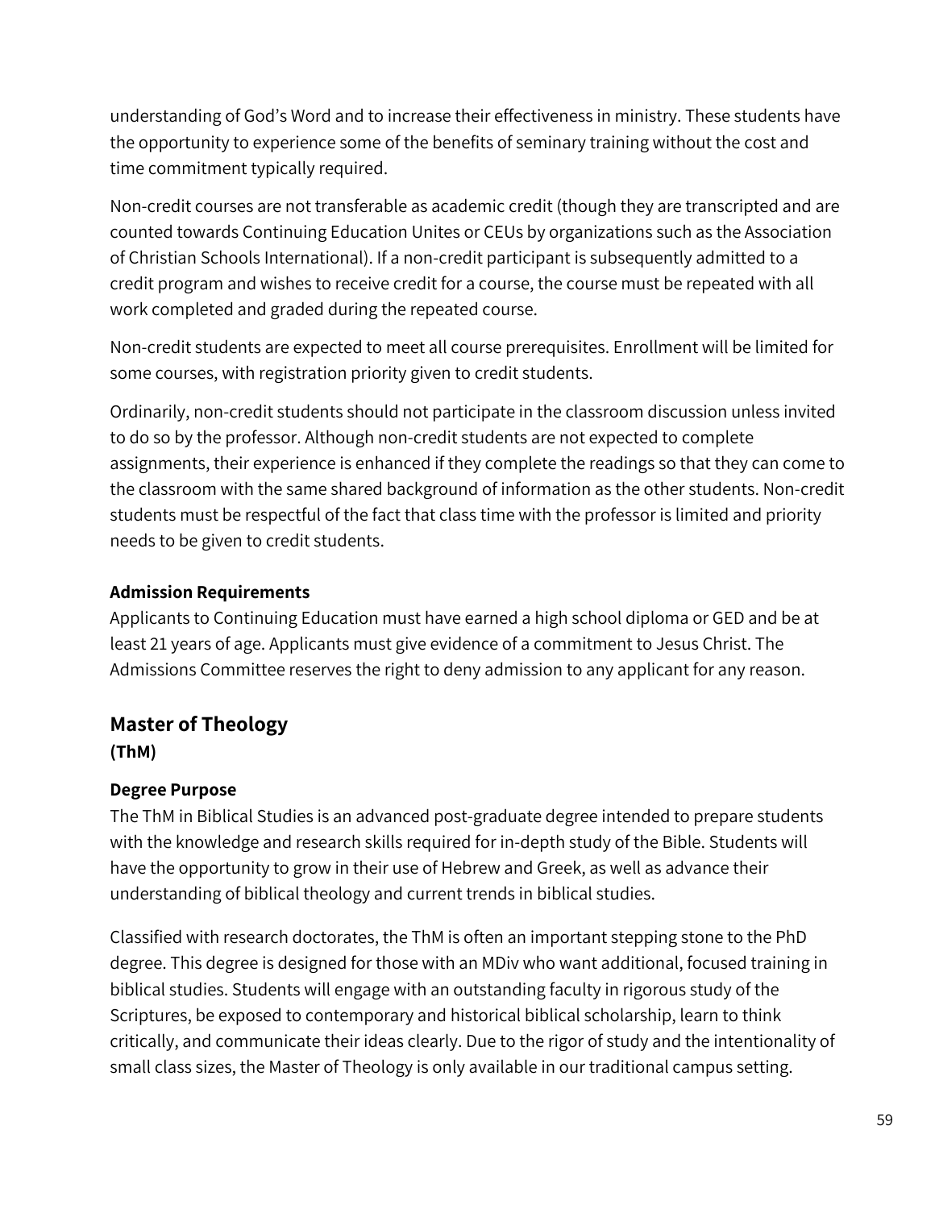understanding of God's Word and to increase their effectiveness in ministry. These students have the opportunity to experience some of the benefits of seminary training without the cost and time commitment typically required.

Non-credit courses are not transferable as academic credit (though they are transcripted and are counted towards Continuing Education Unites or CEUs by organizations such as the Association of Christian Schools International). If a non-credit participant is subsequently admitted to a credit program and wishes to receive credit for a course, the course must be repeated with all work completed and graded during the repeated course.

Non-credit students are expected to meet all course prerequisites. Enrollment will be limited for some courses, with registration priority given to credit students.

Ordinarily, non-credit students should not participate in the classroom discussion unless invited to do so by the professor. Although non-credit students are not expected to complete assignments, their experience is enhanced if they complete the readings so that they can come to the classroom with the same shared background of information as the other students. Non-credit students must be respectful of the fact that class time with the professor is limited and priority needs to be given to credit students.

**Admission Requirements**
Applicants to Continuing Education must have earned a high school diploma or GED and be at least 21 years of age. Applicants must give evidence of a commitment to Jesus Christ. The Admissions Committee reserves the right to deny admission to any applicant for any reason.

## Master of Theology
**(ThM)**

**Degree Purpose**
The ThM in Biblical Studies is an advanced post-graduate degree intended to prepare students with the knowledge and research skills required for in-depth study of the Bible. Students will have the opportunity to grow in their use of Hebrew and Greek, as well as advance their understanding of biblical theology and current trends in biblical studies.

Classified with research doctorates, the ThM is often an important stepping stone to the PhD degree. This degree is designed for those with an MDiv who want additional, focused training in biblical studies. Students will engage with an outstanding faculty in rigorous study of the Scriptures, be exposed to contemporary and historical biblical scholarship, learn to think critically, and communicate their ideas clearly. Due to the rigor of study and the intentionality of small class sizes, the Master of Theology is only available in our traditional campus setting.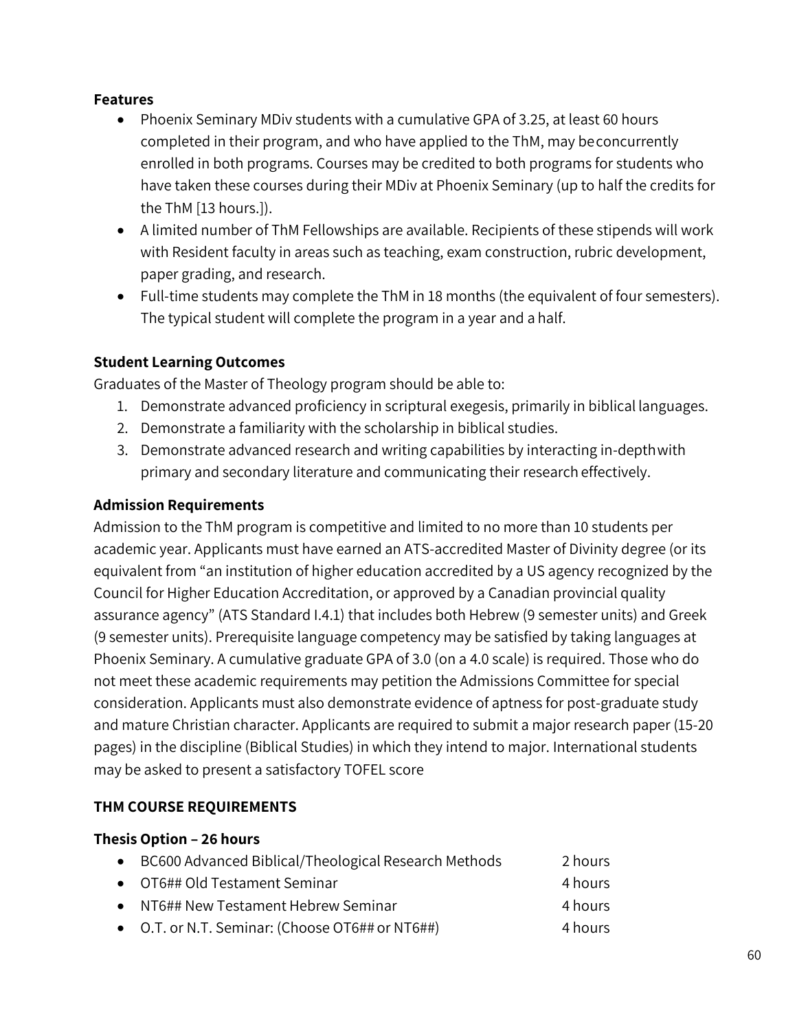**Features**

- Phoenix Seminary MDiv students with a cumulative GPA of 3.25, at least 60 hours completed in their program, and who have applied to the ThM, may be concurrently enrolled in both programs. Courses may be credited to both programs for students who have taken these courses during their MDiv at Phoenix Seminary (up to half the credits for the ThM [13 hours.]).
- A limited number of ThM Fellowships are available. Recipients of these stipends will work with Resident faculty in areas such as teaching, exam construction, rubric development, paper grading, and research.
- Full-time students may complete the ThM in 18 months (the equivalent of four semesters). The typical student will complete the program in a year and a half.

**Student Learning Outcomes**

Graduates of the Master of Theology program should be able to:

1. Demonstrate advanced proficiency in scriptural exegesis, primarily in biblical languages.
2. Demonstrate a familiarity with the scholarship in biblical studies.
3. Demonstrate advanced research and writing capabilities by interacting in-depth with primary and secondary literature and communicating their research effectively.

**Admission Requirements**

Admission to the ThM program is competitive and limited to no more than 10 students per academic year. Applicants must have earned an ATS-accredited Master of Divinity degree (or its equivalent from "an institution of higher education accredited by a US agency recognized by the Council for Higher Education Accreditation, or approved by a Canadian provincial quality assurance agency" (ATS Standard I.4.1) that includes both Hebrew (9 semester units) and Greek (9 semester units). Prerequisite language competency may be satisfied by taking languages at Phoenix Seminary. A cumulative graduate GPA of 3.0 (on a 4.0 scale) is required. Those who do not meet these academic requirements may petition the Admissions Committee for special consideration. Applicants must also demonstrate evidence of aptness for post-graduate study and mature Christian character. Applicants are required to submit a major research paper (15-20 pages) in the discipline (Biblical Studies) in which they intend to major. International students may be asked to present a satisfactory TOFEL score

**THM COURSE REQUIREMENTS**

**Thesis Option – 26 hours**

- BC600 Advanced Biblical/Theological Research Methods — 2 hours
- OT6## Old Testament Seminar — 4 hours
- NT6## New Testament Hebrew Seminar — 4 hours
- O.T. or N.T. Seminar: (Choose OT6## or NT6##) — 4 hours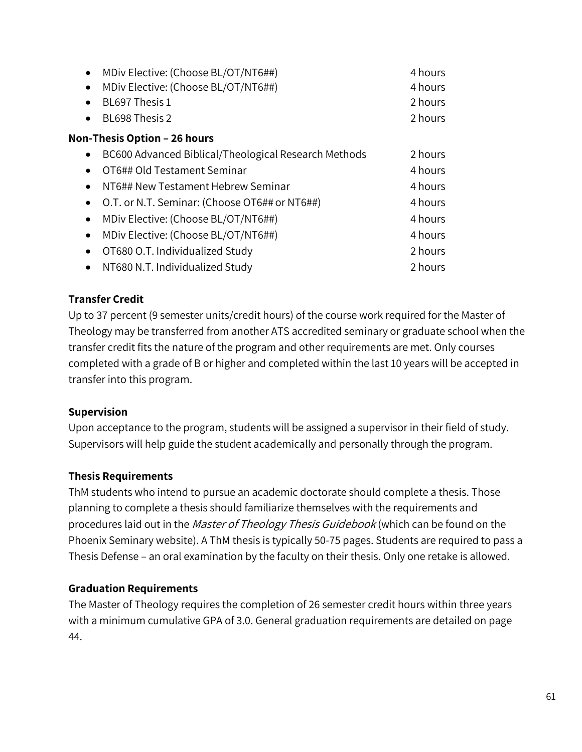- MDiv Elective: (Choose BL/OT/NT6##) 4 hours
- MDiv Elective: (Choose BL/OT/NT6##) 4 hours
- BL697 Thesis 1 2 hours
- BL698 Thesis 2 2 hours

**Non-Thesis Option – 26 hours**

- BC600 Advanced Biblical/Theological Research Methods 2 hours
- OT6## Old Testament Seminar 4 hours
- NT6## New Testament Hebrew Seminar 4 hours
- O.T. or N.T. Seminar: (Choose OT6## or NT6##) 4 hours
- MDiv Elective: (Choose BL/OT/NT6##) 4 hours
- MDiv Elective: (Choose BL/OT/NT6##) 4 hours
- OT680 O.T. Individualized Study 2 hours
- NT680 N.T. Individualized Study 2 hours

**Transfer Credit**

Up to 37 percent (9 semester units/credit hours) of the course work required for the Master of Theology may be transferred from another ATS accredited seminary or graduate school when the transfer credit fits the nature of the program and other requirements are met. Only courses completed with a grade of B or higher and completed within the last 10 years will be accepted in transfer into this program.

**Supervision**

Upon acceptance to the program, students will be assigned a supervisor in their field of study. Supervisors will help guide the student academically and personally through the program.

**Thesis Requirements**

ThM students who intend to pursue an academic doctorate should complete a thesis. Those planning to complete a thesis should familiarize themselves with the requirements and procedures laid out in the *Master of Theology Thesis Guidebook* (which can be found on the Phoenix Seminary website). A ThM thesis is typically 50-75 pages. Students are required to pass a Thesis Defense – an oral examination by the faculty on their thesis. Only one retake is allowed.

**Graduation Requirements**

The Master of Theology requires the completion of 26 semester credit hours within three years with a minimum cumulative GPA of 3.0. General graduation requirements are detailed on page 44.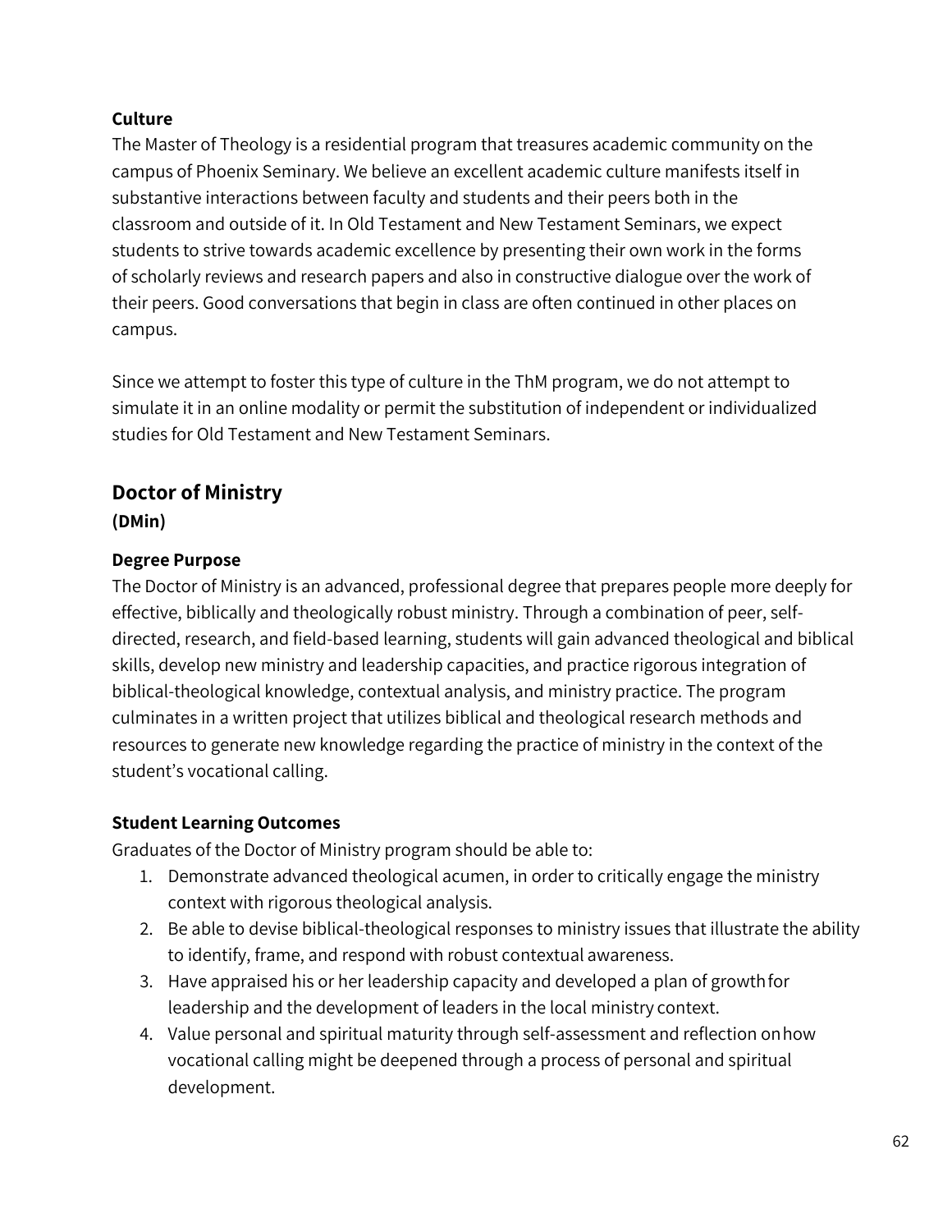### Culture

The Master of Theology is a residential program that treasures academic community on the campus of Phoenix Seminary. We believe an excellent academic culture manifests itself in substantive interactions between faculty and students and their peers both in the classroom and outside of it. In Old Testament and New Testament Seminars, we expect students to strive towards academic excellence by presenting their own work in the forms of scholarly reviews and research papers and also in constructive dialogue over the work of their peers. Good conversations that begin in class are often continued in other places on campus.

Since we attempt to foster this type of culture in the ThM program, we do not attempt to simulate it in an online modality or permit the substitution of independent or individualized studies for Old Testament and New Testament Seminars.

## Doctor of Ministry

**(DMin)**

### Degree Purpose

The Doctor of Ministry is an advanced, professional degree that prepares people more deeply for effective, biblically and theologically robust ministry. Through a combination of peer, self-directed, research, and field-based learning, students will gain advanced theological and biblical skills, develop new ministry and leadership capacities, and practice rigorous integration of biblical-theological knowledge, contextual analysis, and ministry practice. The program culminates in a written project that utilizes biblical and theological research methods and resources to generate new knowledge regarding the practice of ministry in the context of the student's vocational calling.

### Student Learning Outcomes

Graduates of the Doctor of Ministry program should be able to:

1. Demonstrate advanced theological acumen, in order to critically engage the ministry context with rigorous theological analysis.
2. Be able to devise biblical-theological responses to ministry issues that illustrate the ability to identify, frame, and respond with robust contextual awareness.
3. Have appraised his or her leadership capacity and developed a plan of growth for leadership and the development of leaders in the local ministry context.
4. Value personal and spiritual maturity through self-assessment and reflection on how vocational calling might be deepened through a process of personal and spiritual development.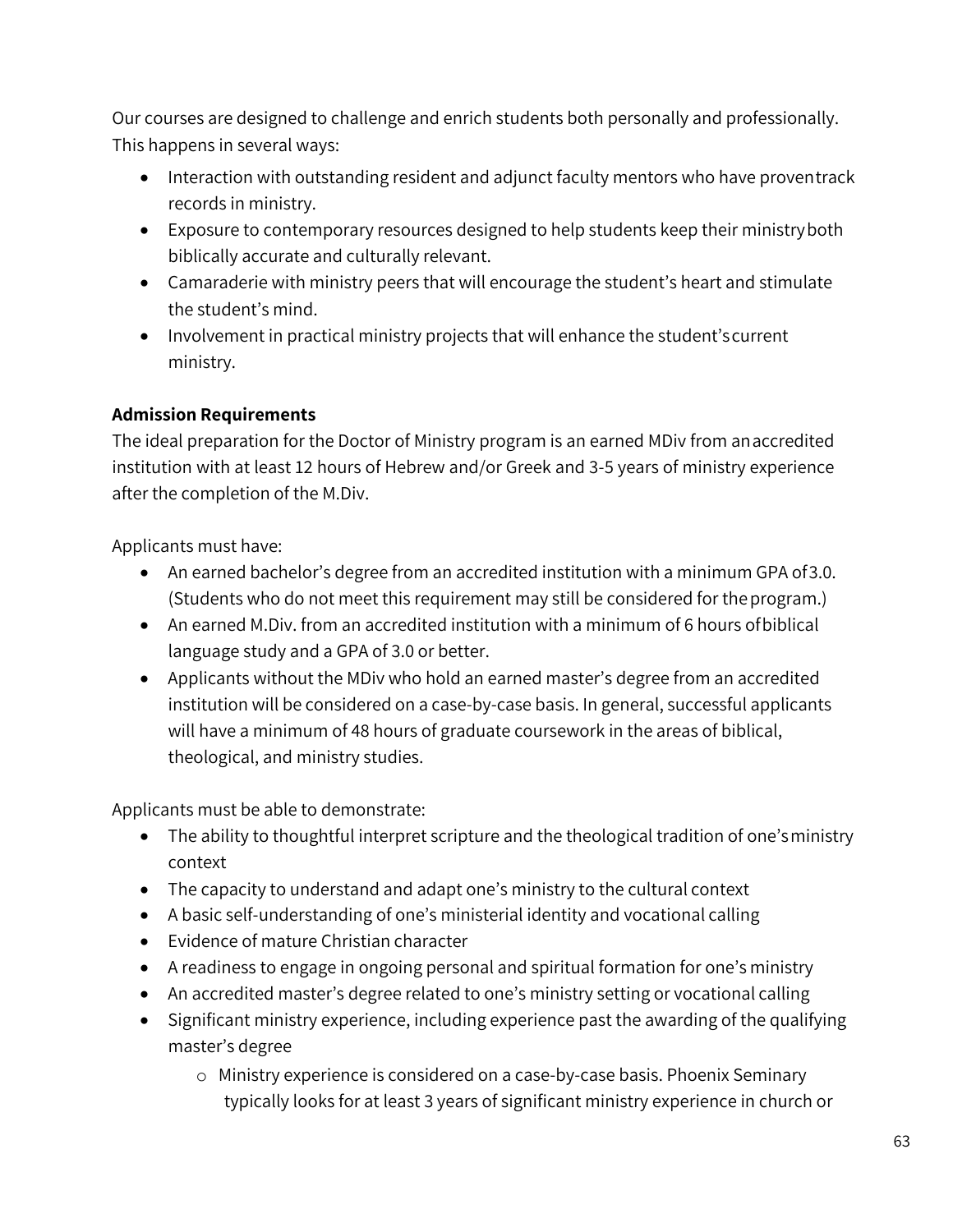Our courses are designed to challenge and enrich students both personally and professionally. This happens in several ways:

- Interaction with outstanding resident and adjunct faculty mentors who have proven track records in ministry.
- Exposure to contemporary resources designed to help students keep their ministry both biblically accurate and culturally relevant.
- Camaraderie with ministry peers that will encourage the student's heart and stimulate the student's mind.
- Involvement in practical ministry projects that will enhance the student's current ministry.

**Admission Requirements**

The ideal preparation for the Doctor of Ministry program is an earned MDiv from an accredited institution with at least 12 hours of Hebrew and/or Greek and 3-5 years of ministry experience after the completion of the M.Div.

Applicants must have:

- An earned bachelor's degree from an accredited institution with a minimum GPA of 3.0. (Students who do not meet this requirement may still be considered for the program.)
- An earned M.Div. from an accredited institution with a minimum of 6 hours of biblical language study and a GPA of 3.0 or better.
- Applicants without the MDiv who hold an earned master's degree from an accredited institution will be considered on a case-by-case basis. In general, successful applicants will have a minimum of 48 hours of graduate coursework in the areas of biblical, theological, and ministry studies.

Applicants must be able to demonstrate:

- The ability to thoughtful interpret scripture and the theological tradition of one's ministry context
- The capacity to understand and adapt one's ministry to the cultural context
- A basic self-understanding of one's ministerial identity and vocational calling
- Evidence of mature Christian character
- A readiness to engage in ongoing personal and spiritual formation for one's ministry
- An accredited master's degree related to one's ministry setting or vocational calling
- Significant ministry experience, including experience past the awarding of the qualifying master's degree
  - Ministry experience is considered on a case-by-case basis. Phoenix Seminary typically looks for at least 3 years of significant ministry experience in church or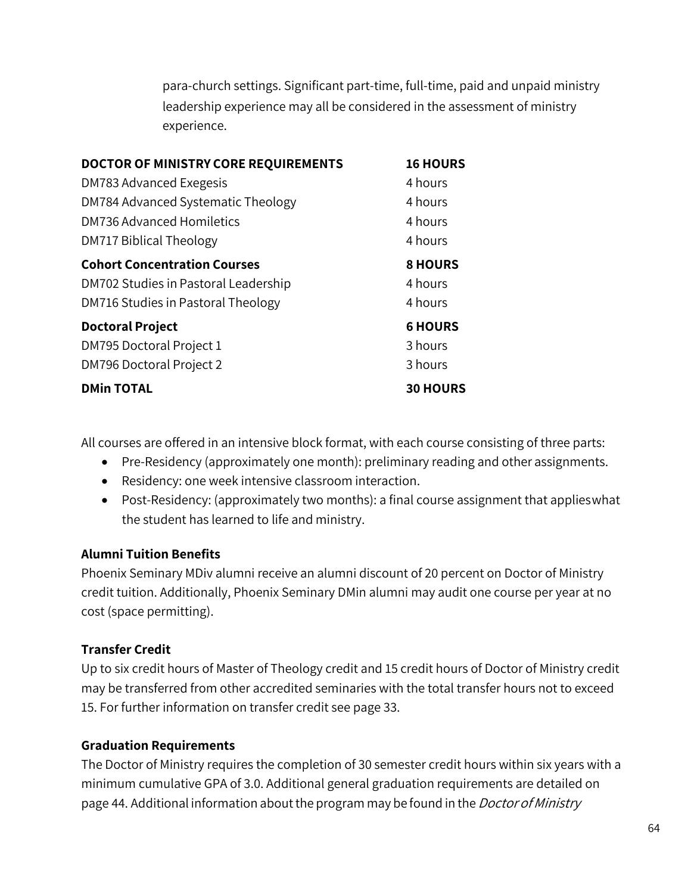para-church settings. Significant part-time, full-time, paid and unpaid ministry leadership experience may all be considered in the assessment of ministry experience.

| **DOCTOR OF MINISTRY CORE REQUIREMENTS** | **16 HOURS** |
|---|---|
| DM783 Advanced Exegesis | 4 hours |
| DM784 Advanced Systematic Theology | 4 hours |
| DM736 Advanced Homiletics | 4 hours |
| DM717 Biblical Theology | 4 hours |
| **Cohort Concentration Courses** | **8 HOURS** |
| DM702 Studies in Pastoral Leadership | 4 hours |
| DM716 Studies in Pastoral Theology | 4 hours |
| **Doctoral Project** | **6 HOURS** |
| DM795 Doctoral Project 1 | 3 hours |
| DM796 Doctoral Project 2 | 3 hours |
| **DMin TOTAL** | **30 HOURS** |

All courses are offered in an intensive block format, with each course consisting of three parts:

- Pre-Residency (approximately one month): preliminary reading and other assignments.
- Residency: one week intensive classroom interaction.
- Post-Residency: (approximately two months): a final course assignment that applies what the student has learned to life and ministry.

**Alumni Tuition Benefits**

Phoenix Seminary MDiv alumni receive an alumni discount of 20 percent on Doctor of Ministry credit tuition. Additionally, Phoenix Seminary DMin alumni may audit one course per year at no cost (space permitting).

**Transfer Credit**

Up to six credit hours of Master of Theology credit and 15 credit hours of Doctor of Ministry credit may be transferred from other accredited seminaries with the total transfer hours not to exceed 15. For further information on transfer credit see page 33.

**Graduation Requirements**

The Doctor of Ministry requires the completion of 30 semester credit hours within six years with a minimum cumulative GPA of 3.0. Additional general graduation requirements are detailed on page 44. Additional information about the program may be found in the *Doctor of Ministry*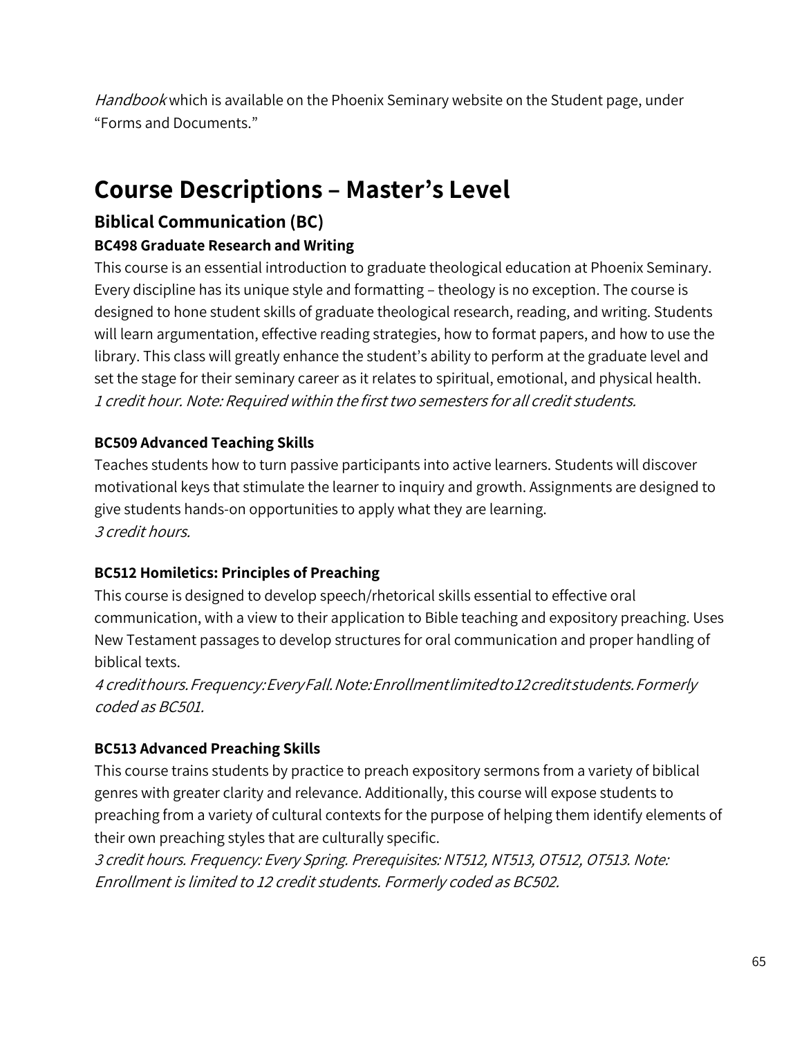*Handbook* which is available on the Phoenix Seminary website on the Student page, under "Forms and Documents."

# Course Descriptions – Master's Level

## Biblical Communication (BC)

### BC498 Graduate Research and Writing

This course is an essential introduction to graduate theological education at Phoenix Seminary. Every discipline has its unique style and formatting – theology is no exception. The course is designed to hone student skills of graduate theological research, reading, and writing. Students will learn argumentation, effective reading strategies, how to format papers, and how to use the library. This class will greatly enhance the student's ability to perform at the graduate level and set the stage for their seminary career as it relates to spiritual, emotional, and physical health.
*1 credit hour. Note: Required within the first two semesters for all credit students.*

### BC509 Advanced Teaching Skills

Teaches students how to turn passive participants into active learners. Students will discover motivational keys that stimulate the learner to inquiry and growth. Assignments are designed to give students hands-on opportunities to apply what they are learning.
*3 credit hours.*

### BC512 Homiletics: Principles of Preaching

This course is designed to develop speech/rhetorical skills essential to effective oral communication, with a view to their application to Bible teaching and expository preaching. Uses New Testament passages to develop structures for oral communication and proper handling of biblical texts.
*4 credit hours. Frequency: Every Fall. Note: Enrollment limited to 12 credit students. Formerly coded as BC501.*

### BC513 Advanced Preaching Skills

This course trains students by practice to preach expository sermons from a variety of biblical genres with greater clarity and relevance. Additionally, this course will expose students to preaching from a variety of cultural contexts for the purpose of helping them identify elements of their own preaching styles that are culturally specific.
*3 credit hours. Frequency: Every Spring. Prerequisites: NT512, NT513, OT512, OT513. Note: Enrollment is limited to 12 credit students. Formerly coded as BC502.*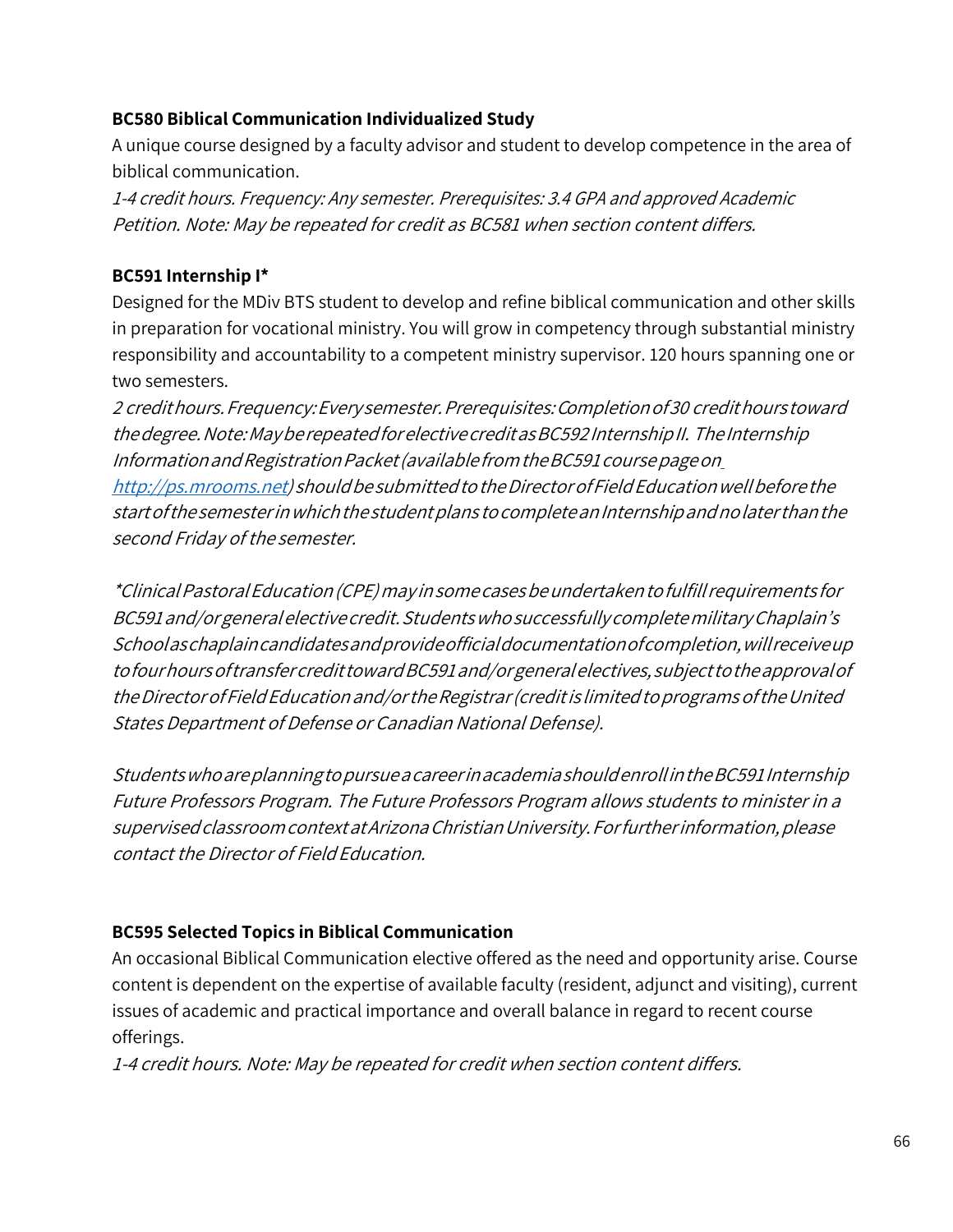**BC580 Biblical Communication Individualized Study**

A unique course designed by a faculty advisor and student to develop competence in the area of biblical communication.

*1-4 credit hours. Frequency: Any semester. Prerequisites: 3.4 GPA and approved Academic Petition. Note: May be repeated for credit as BC581 when section content differs.*

**BC591 Internship I***

Designed for the MDiv BTS student to develop and refine biblical communication and other skills in preparation for vocational ministry. You will grow in competency through substantial ministry responsibility and accountability to a competent ministry supervisor. 120 hours spanning one or two semesters.

*2 credit hours. Frequency: Every semester. Prerequisites: Completion of 30 credit hours toward the degree. Note: May be repeated for elective credit as BC592 Internship II. The Internship Information and Registration Packet (available from the BC591 course page on [http://ps.mrooms.net](http://ps.mrooms.net)) should be submitted to the Director of Field Education well before the start of the semester in which the student plans to complete an Internship and no later than the second Friday of the semester.*

**Clinical Pastoral Education (CPE) may in some cases be undertaken to fulfill requirements for BC591 and/or general elective credit. Students who successfully complete military Chaplain's School as chaplain candidates and provide official documentation of completion, will receive up to four hours of transfer credit toward BC591 and/or general electives, subject to the approval of the Director of Field Education and/or the Registrar (credit is limited to programs of the United States Department of Defense or Canadian National Defense).*

*Students who are planning to pursue a career in academia should enroll in the BC591 Internship Future Professors Program. The Future Professors Program allows students to minister in a supervised classroom context at Arizona Christian University. For further information, please contact the Director of Field Education.*

**BC595 Selected Topics in Biblical Communication**

An occasional Biblical Communication elective offered as the need and opportunity arise. Course content is dependent on the expertise of available faculty (resident, adjunct and visiting), current issues of academic and practical importance and overall balance in regard to recent course offerings.

*1-4 credit hours. Note: May be repeated for credit when section content differs.*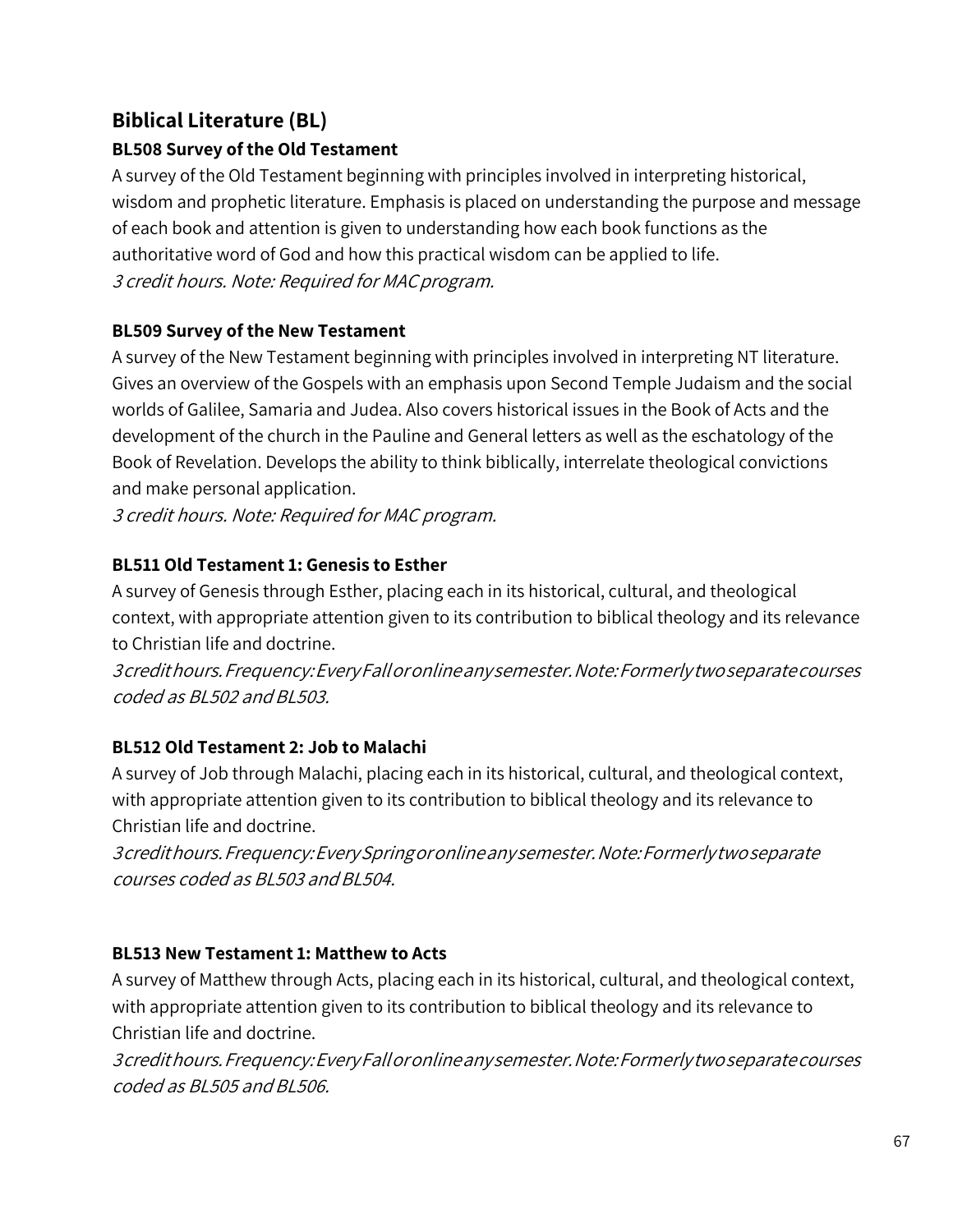## Biblical Literature (BL)

### BL508 Survey of the Old Testament

A survey of the Old Testament beginning with principles involved in interpreting historical, wisdom and prophetic literature. Emphasis is placed on understanding the purpose and message of each book and attention is given to understanding how each book functions as the authoritative word of God and how this practical wisdom can be applied to life.

*3 credit hours. Note: Required for MAC program.*

### BL509 Survey of the New Testament

A survey of the New Testament beginning with principles involved in interpreting NT literature. Gives an overview of the Gospels with an emphasis upon Second Temple Judaism and the social worlds of Galilee, Samaria and Judea. Also covers historical issues in the Book of Acts and the development of the church in the Pauline and General letters as well as the eschatology of the Book of Revelation. Develops the ability to think biblically, interrelate theological convictions and make personal application.

*3 credit hours. Note: Required for MAC program.*

### BL511 Old Testament 1: Genesis to Esther

A survey of Genesis through Esther, placing each in its historical, cultural, and theological context, with appropriate attention given to its contribution to biblical theology and its relevance to Christian life and doctrine.

*3 credit hours. Frequency: Every Fall or online any semester. Note: Formerly two separate courses coded as BL502 and BL503.*

### BL512 Old Testament 2: Job to Malachi

A survey of Job through Malachi, placing each in its historical, cultural, and theological context, with appropriate attention given to its contribution to biblical theology and its relevance to Christian life and doctrine.

*3 credit hours. Frequency: Every Spring or online any semester. Note: Formerly two separate courses coded as BL503 and BL504.*

### BL513 New Testament 1: Matthew to Acts

A survey of Matthew through Acts, placing each in its historical, cultural, and theological context, with appropriate attention given to its contribution to biblical theology and its relevance to Christian life and doctrine.

*3 credit hours. Frequency: Every Fall or online any semester. Note: Formerly two separate courses coded as BL505 and BL506.*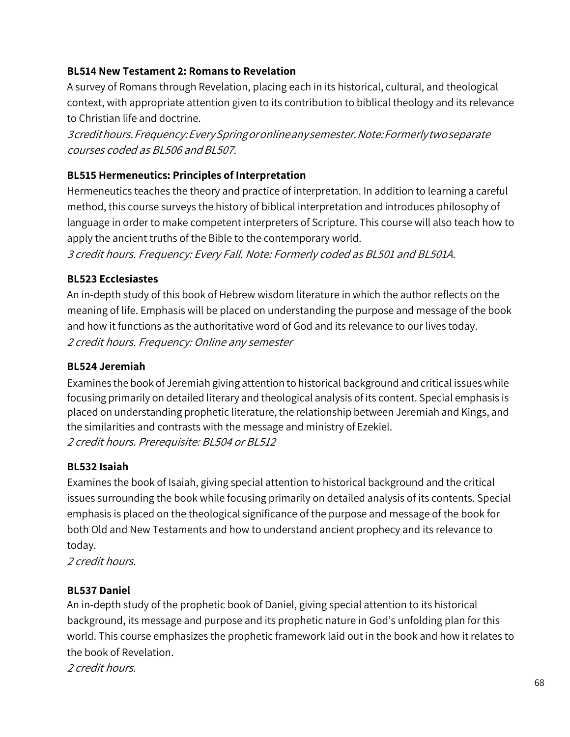**BL514 New Testament 2: Romans to Revelation**

A survey of Romans through Revelation, placing each in its historical, cultural, and theological context, with appropriate attention given to its contribution to biblical theology and its relevance to Christian life and doctrine.

*3 credit hours. Frequency: Every Spring or online any semester. Note: Formerly two separate courses coded as BL506 and BL507.*

**BL515 Hermeneutics: Principles of Interpretation**

Hermeneutics teaches the theory and practice of interpretation. In addition to learning a careful method, this course surveys the history of biblical interpretation and introduces philosophy of language in order to make competent interpreters of Scripture. This course will also teach how to apply the ancient truths of the Bible to the contemporary world.

*3 credit hours. Frequency: Every Fall. Note: Formerly coded as BL501 and BL501A.*

**BL523 Ecclesiastes**

An in-depth study of this book of Hebrew wisdom literature in which the author reflects on the meaning of life. Emphasis will be placed on understanding the purpose and message of the book and how it functions as the authoritative word of God and its relevance to our lives today.

*2 credit hours. Frequency: Online any semester*

**BL524 Jeremiah**

Examines the book of Jeremiah giving attention to historical background and critical issues while focusing primarily on detailed literary and theological analysis of its content. Special emphasis is placed on understanding prophetic literature, the relationship between Jeremiah and Kings, and the similarities and contrasts with the message and ministry of Ezekiel.

*2 credit hours. Prerequisite: BL504 or BL512*

**BL532 Isaiah**

Examines the book of Isaiah, giving special attention to historical background and the critical issues surrounding the book while focusing primarily on detailed analysis of its contents. Special emphasis is placed on the theological significance of the purpose and message of the book for both Old and New Testaments and how to understand ancient prophecy and its relevance to today.

*2 credit hours.*

**BL537 Daniel**

An in-depth study of the prophetic book of Daniel, giving special attention to its historical background, its message and purpose and its prophetic nature in God's unfolding plan for this world. This course emphasizes the prophetic framework laid out in the book and how it relates to the book of Revelation.

*2 credit hours.*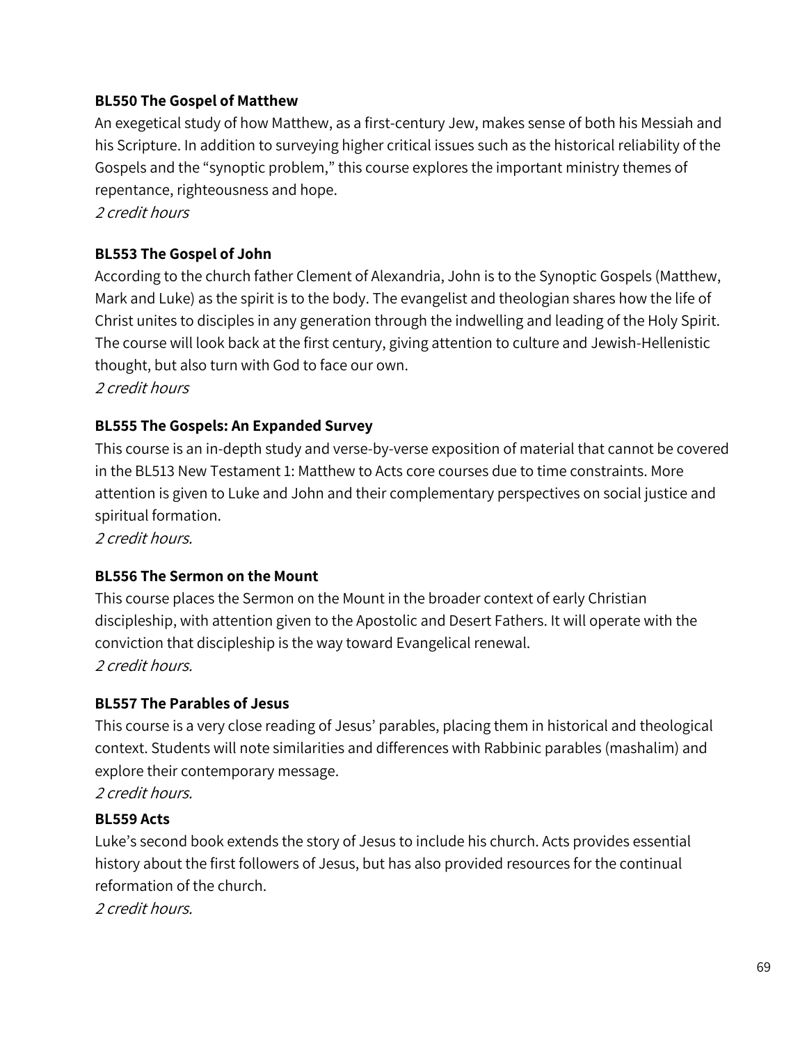**BL550 The Gospel of Matthew**

An exegetical study of how Matthew, as a first-century Jew, makes sense of both his Messiah and his Scripture. In addition to surveying higher critical issues such as the historical reliability of the Gospels and the "synoptic problem," this course explores the important ministry themes of repentance, righteousness and hope.

*2 credit hours*

**BL553 The Gospel of John**

According to the church father Clement of Alexandria, John is to the Synoptic Gospels (Matthew, Mark and Luke) as the spirit is to the body. The evangelist and theologian shares how the life of Christ unites to disciples in any generation through the indwelling and leading of the Holy Spirit. The course will look back at the first century, giving attention to culture and Jewish-Hellenistic thought, but also turn with God to face our own.

*2 credit hours*

**BL555 The Gospels: An Expanded Survey**

This course is an in-depth study and verse-by-verse exposition of material that cannot be covered in the BL513 New Testament 1: Matthew to Acts core courses due to time constraints. More attention is given to Luke and John and their complementary perspectives on social justice and spiritual formation.

*2 credit hours.*

**BL556 The Sermon on the Mount**

This course places the Sermon on the Mount in the broader context of early Christian discipleship, with attention given to the Apostolic and Desert Fathers. It will operate with the conviction that discipleship is the way toward Evangelical renewal.

*2 credit hours.*

**BL557 The Parables of Jesus**

This course is a very close reading of Jesus' parables, placing them in historical and theological context. Students will note similarities and differences with Rabbinic parables (mashalim) and explore their contemporary message.

*2 credit hours.*

**BL559 Acts**

Luke's second book extends the story of Jesus to include his church. Acts provides essential history about the first followers of Jesus, but has also provided resources for the continual reformation of the church.

*2 credit hours.*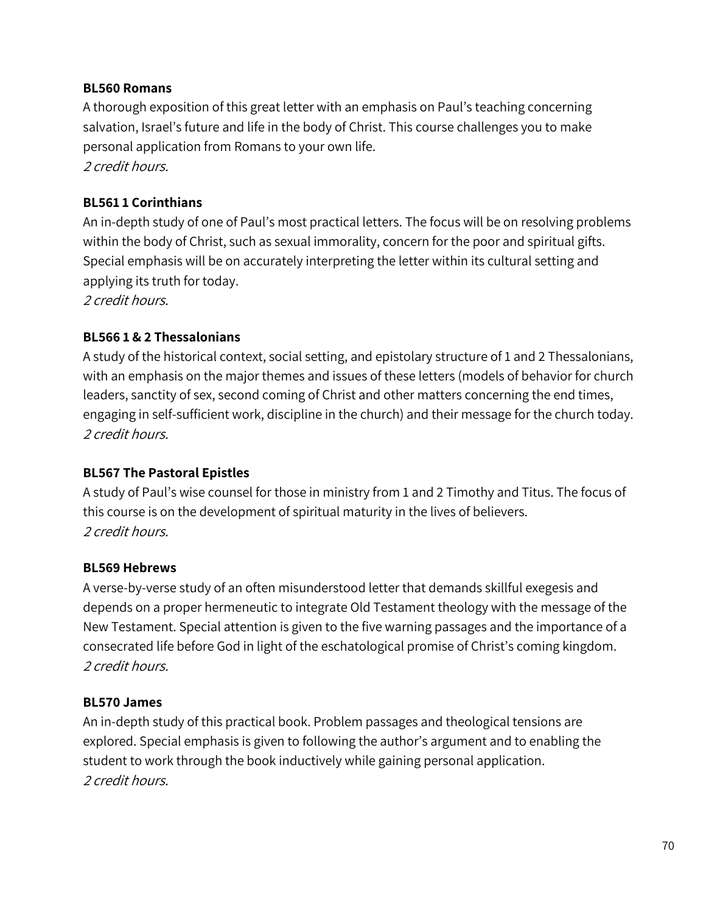**BL560 Romans**

A thorough exposition of this great letter with an emphasis on Paul's teaching concerning salvation, Israel's future and life in the body of Christ. This course challenges you to make personal application from Romans to your own life.

*2 credit hours.*

**BL561 1 Corinthians**

An in-depth study of one of Paul's most practical letters. The focus will be on resolving problems within the body of Christ, such as sexual immorality, concern for the poor and spiritual gifts. Special emphasis will be on accurately interpreting the letter within its cultural setting and applying its truth for today.

*2 credit hours.*

**BL566 1 & 2 Thessalonians**

A study of the historical context, social setting, and epistolary structure of 1 and 2 Thessalonians, with an emphasis on the major themes and issues of these letters (models of behavior for church leaders, sanctity of sex, second coming of Christ and other matters concerning the end times, engaging in self-sufficient work, discipline in the church) and their message for the church today.

*2 credit hours.*

**BL567 The Pastoral Epistles**

A study of Paul's wise counsel for those in ministry from 1 and 2 Timothy and Titus. The focus of this course is on the development of spiritual maturity in the lives of believers.

*2 credit hours.*

**BL569 Hebrews**

A verse-by-verse study of an often misunderstood letter that demands skillful exegesis and depends on a proper hermeneutic to integrate Old Testament theology with the message of the New Testament. Special attention is given to the five warning passages and the importance of a consecrated life before God in light of the eschatological promise of Christ's coming kingdom.

*2 credit hours.*

**BL570 James**

An in-depth study of this practical book. Problem passages and theological tensions are explored. Special emphasis is given to following the author's argument and to enabling the student to work through the book inductively while gaining personal application.

*2 credit hours.*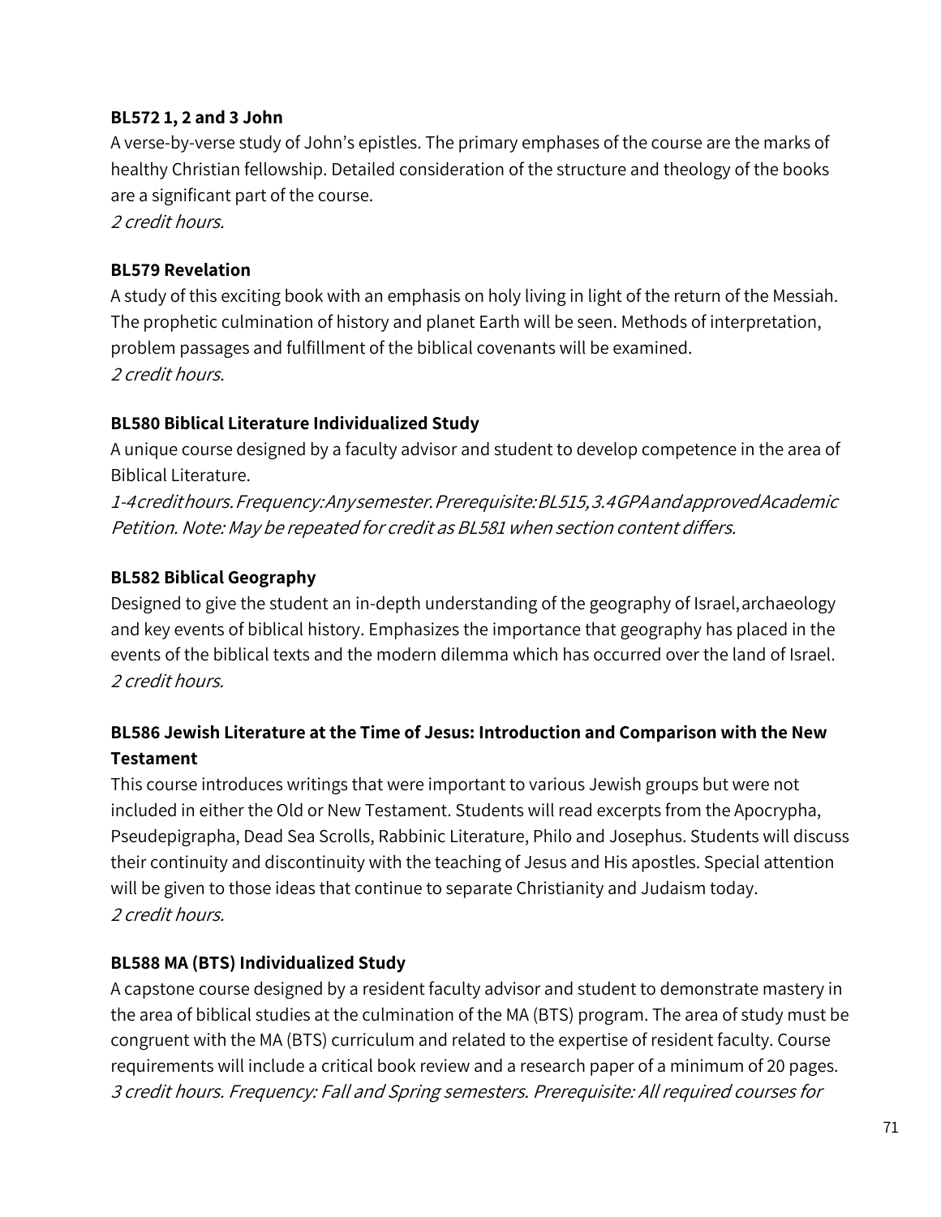**BL572 1, 2 and 3 John**

A verse-by-verse study of John's epistles. The primary emphases of the course are the marks of healthy Christian fellowship. Detailed consideration of the structure and theology of the books are a significant part of the course.

*2 credit hours.*

**BL579 Revelation**

A study of this exciting book with an emphasis on holy living in light of the return of the Messiah. The prophetic culmination of history and planet Earth will be seen. Methods of interpretation, problem passages and fulfillment of the biblical covenants will be examined.

*2 credit hours.*

**BL580 Biblical Literature Individualized Study**

A unique course designed by a faculty advisor and student to develop competence in the area of Biblical Literature.

*1-4 credit hours. Frequency: Any semester. Prerequisite: BL515, 3.4 GPA and approved Academic Petition. Note: May be repeated for credit as BL581 when section content differs.*

**BL582 Biblical Geography**

Designed to give the student an in-depth understanding of the geography of Israel, archaeology and key events of biblical history. Emphasizes the importance that geography has placed in the events of the biblical texts and the modern dilemma which has occurred over the land of Israel.

*2 credit hours.*

**BL586 Jewish Literature at the Time of Jesus: Introduction and Comparison with the New Testament**

This course introduces writings that were important to various Jewish groups but were not included in either the Old or New Testament. Students will read excerpts from the Apocrypha, Pseudepigrapha, Dead Sea Scrolls, Rabbinic Literature, Philo and Josephus. Students will discuss their continuity and discontinuity with the teaching of Jesus and His apostles. Special attention will be given to those ideas that continue to separate Christianity and Judaism today.

*2 credit hours.*

**BL588 MA (BTS) Individualized Study**

A capstone course designed by a resident faculty advisor and student to demonstrate mastery in the area of biblical studies at the culmination of the MA (BTS) program. The area of study must be congruent with the MA (BTS) curriculum and related to the expertise of resident faculty. Course requirements will include a critical book review and a research paper of a minimum of 20 pages.

*3 credit hours. Frequency: Fall and Spring semesters. Prerequisite: All required courses for*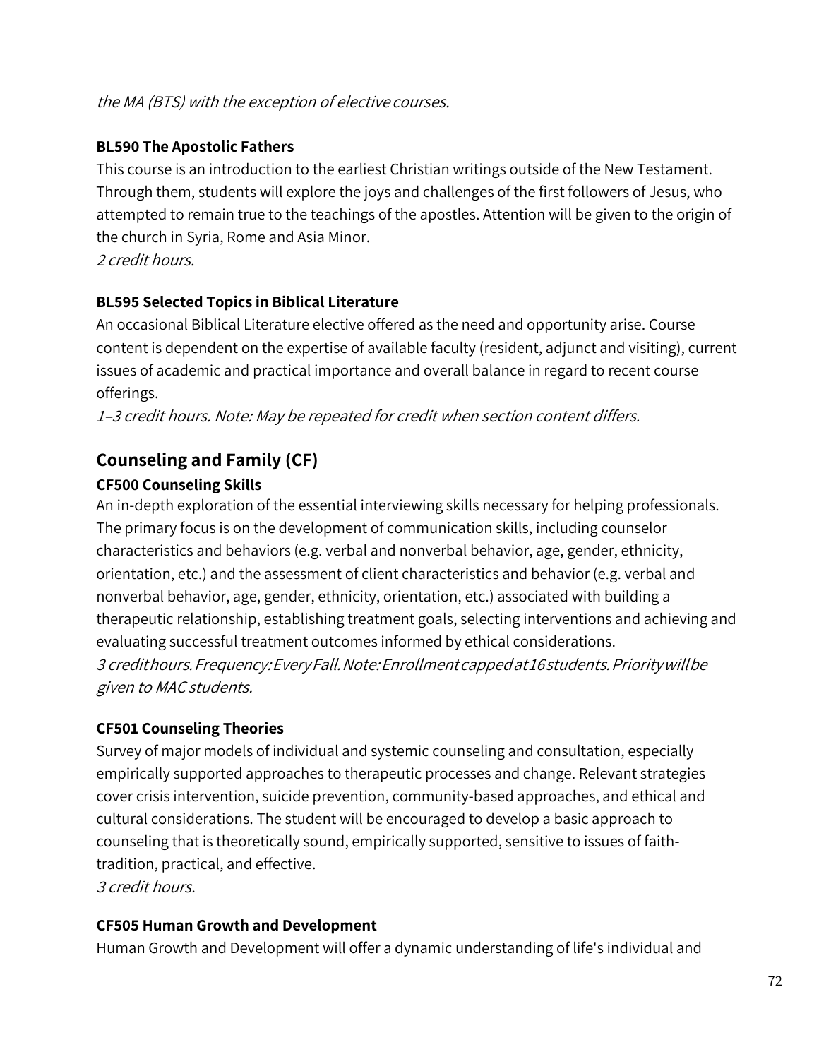*the MA (BTS) with the exception of elective courses.*

**BL590 The Apostolic Fathers**

This course is an introduction to the earliest Christian writings outside of the New Testament. Through them, students will explore the joys and challenges of the first followers of Jesus, who attempted to remain true to the teachings of the apostles. Attention will be given to the origin of the church in Syria, Rome and Asia Minor.
*2 credit hours.*

**BL595 Selected Topics in Biblical Literature**

An occasional Biblical Literature elective offered as the need and opportunity arise. Course content is dependent on the expertise of available faculty (resident, adjunct and visiting), current issues of academic and practical importance and overall balance in regard to recent course offerings.
*1–3 credit hours. Note: May be repeated for credit when section content differs.*

## Counseling and Family (CF)

**CF500 Counseling Skills**

An in-depth exploration of the essential interviewing skills necessary for helping professionals. The primary focus is on the development of communication skills, including counselor characteristics and behaviors (e.g. verbal and nonverbal behavior, age, gender, ethnicity, orientation, etc.) and the assessment of client characteristics and behavior (e.g. verbal and nonverbal behavior, age, gender, ethnicity, orientation, etc.) associated with building a therapeutic relationship, establishing treatment goals, selecting interventions and achieving and evaluating successful treatment outcomes informed by ethical considerations.
*3 credit hours. Frequency: Every Fall. Note: Enrollment capped at 16 students. Priority will be given to MAC students.*

**CF501 Counseling Theories**

Survey of major models of individual and systemic counseling and consultation, especially empirically supported approaches to therapeutic processes and change. Relevant strategies cover crisis intervention, suicide prevention, community-based approaches, and ethical and cultural considerations. The student will be encouraged to develop a basic approach to counseling that is theoretically sound, empirically supported, sensitive to issues of faith-tradition, practical, and effective.
*3 credit hours.*

**CF505 Human Growth and Development**

Human Growth and Development will offer a dynamic understanding of life's individual and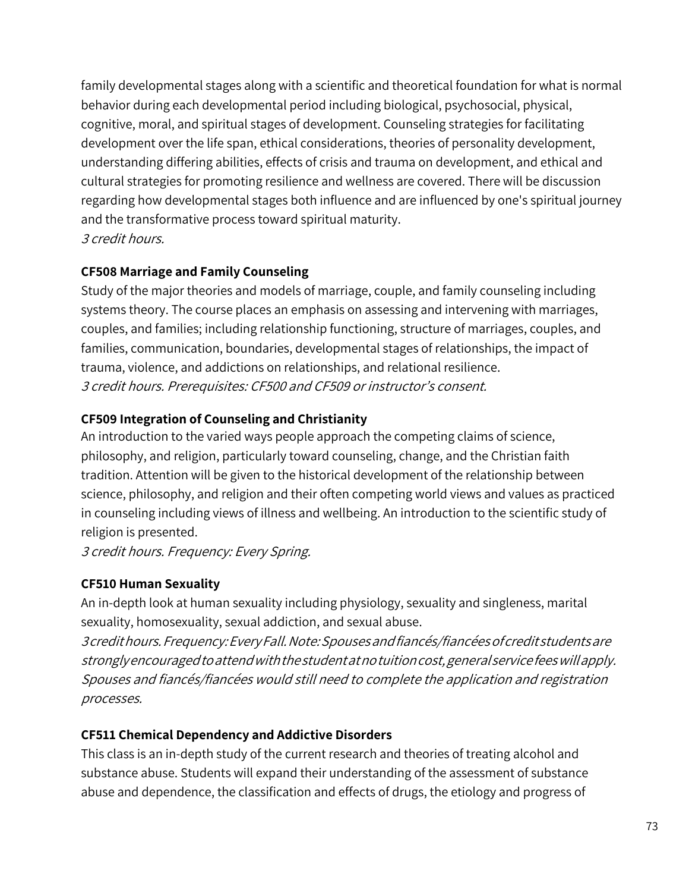family developmental stages along with a scientific and theoretical foundation for what is normal behavior during each developmental period including biological, psychosocial, physical, cognitive, moral, and spiritual stages of development. Counseling strategies for facilitating development over the life span, ethical considerations, theories of personality development, understanding differing abilities, effects of crisis and trauma on development, and ethical and cultural strategies for promoting resilience and wellness are covered. There will be discussion regarding how developmental stages both influence and are influenced by one's spiritual journey and the transformative process toward spiritual maturity.
*3 credit hours.*

**CF508 Marriage and Family Counseling**
Study of the major theories and models of marriage, couple, and family counseling including systems theory. The course places an emphasis on assessing and intervening with marriages, couples, and families; including relationship functioning, structure of marriages, couples, and families, communication, boundaries, developmental stages of relationships, the impact of trauma, violence, and addictions on relationships, and relational resilience.
*3 credit hours. Prerequisites: CF500 and CF509 or instructor's consent.*

**CF509 Integration of Counseling and Christianity**
An introduction to the varied ways people approach the competing claims of science, philosophy, and religion, particularly toward counseling, change, and the Christian faith tradition. Attention will be given to the historical development of the relationship between science, philosophy, and religion and their often competing world views and values as practiced in counseling including views of illness and wellbeing. An introduction to the scientific study of religion is presented.
*3 credit hours. Frequency: Every Spring.*

**CF510 Human Sexuality**
An in-depth look at human sexuality including physiology, sexuality and singleness, marital sexuality, homosexuality, sexual addiction, and sexual abuse.
*3 credit hours. Frequency: Every Fall. Note: Spouses and fiancés/fiancées of credit students are strongly encouraged to attend with the student at no tuition cost, general service fees will apply. Spouses and fiancés/fiancées would still need to complete the application and registration processes.*

**CF511 Chemical Dependency and Addictive Disorders**
This class is an in-depth study of the current research and theories of treating alcohol and substance abuse. Students will expand their understanding of the assessment of substance abuse and dependence, the classification and effects of drugs, the etiology and progress of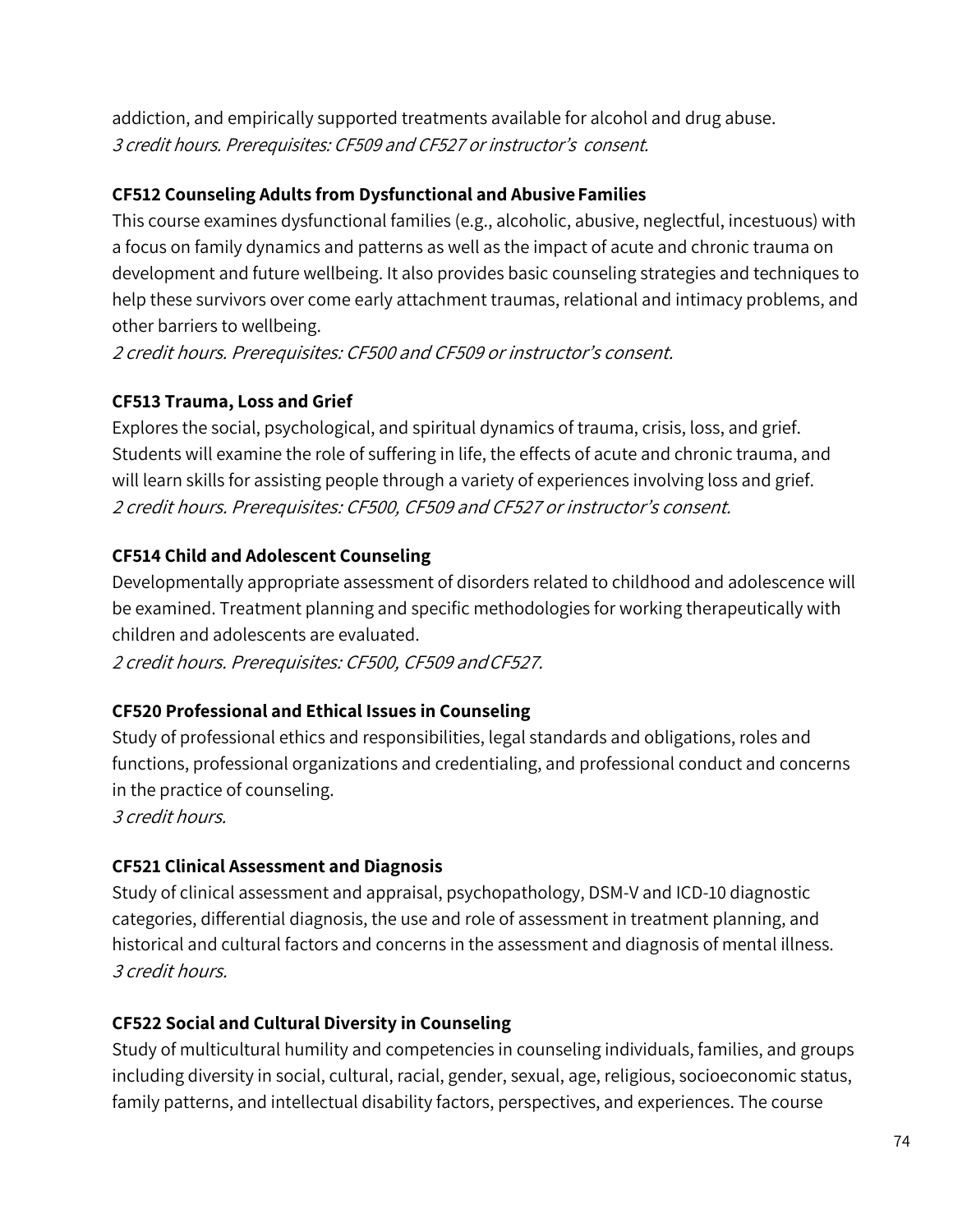addiction, and empirically supported treatments available for alcohol and drug abuse.
*3 credit hours. Prerequisites: CF509 and CF527 or instructor's consent.*

**CF512 Counseling Adults from Dysfunctional and Abusive Families**
This course examines dysfunctional families (e.g., alcoholic, abusive, neglectful, incestuous) with a focus on family dynamics and patterns as well as the impact of acute and chronic trauma on development and future wellbeing. It also provides basic counseling strategies and techniques to help these survivors over come early attachment traumas, relational and intimacy problems, and other barriers to wellbeing.
*2 credit hours. Prerequisites: CF500 and CF509 or instructor's consent.*

**CF513 Trauma, Loss and Grief**
Explores the social, psychological, and spiritual dynamics of trauma, crisis, loss, and grief. Students will examine the role of suffering in life, the effects of acute and chronic trauma, and will learn skills for assisting people through a variety of experiences involving loss and grief.
*2 credit hours. Prerequisites: CF500, CF509 and CF527 or instructor's consent.*

**CF514 Child and Adolescent Counseling**
Developmentally appropriate assessment of disorders related to childhood and adolescence will be examined. Treatment planning and specific methodologies for working therapeutically with children and adolescents are evaluated.
*2 credit hours. Prerequisites: CF500, CF509 and CF527.*

**CF520 Professional and Ethical Issues in Counseling**
Study of professional ethics and responsibilities, legal standards and obligations, roles and functions, professional organizations and credentialing, and professional conduct and concerns in the practice of counseling.
*3 credit hours.*

**CF521 Clinical Assessment and Diagnosis**
Study of clinical assessment and appraisal, psychopathology, DSM-V and ICD-10 diagnostic categories, differential diagnosis, the use and role of assessment in treatment planning, and historical and cultural factors and concerns in the assessment and diagnosis of mental illness.
*3 credit hours.*

**CF522 Social and Cultural Diversity in Counseling**
Study of multicultural humility and competencies in counseling individuals, families, and groups including diversity in social, cultural, racial, gender, sexual, age, religious, socioeconomic status, family patterns, and intellectual disability factors, perspectives, and experiences. The course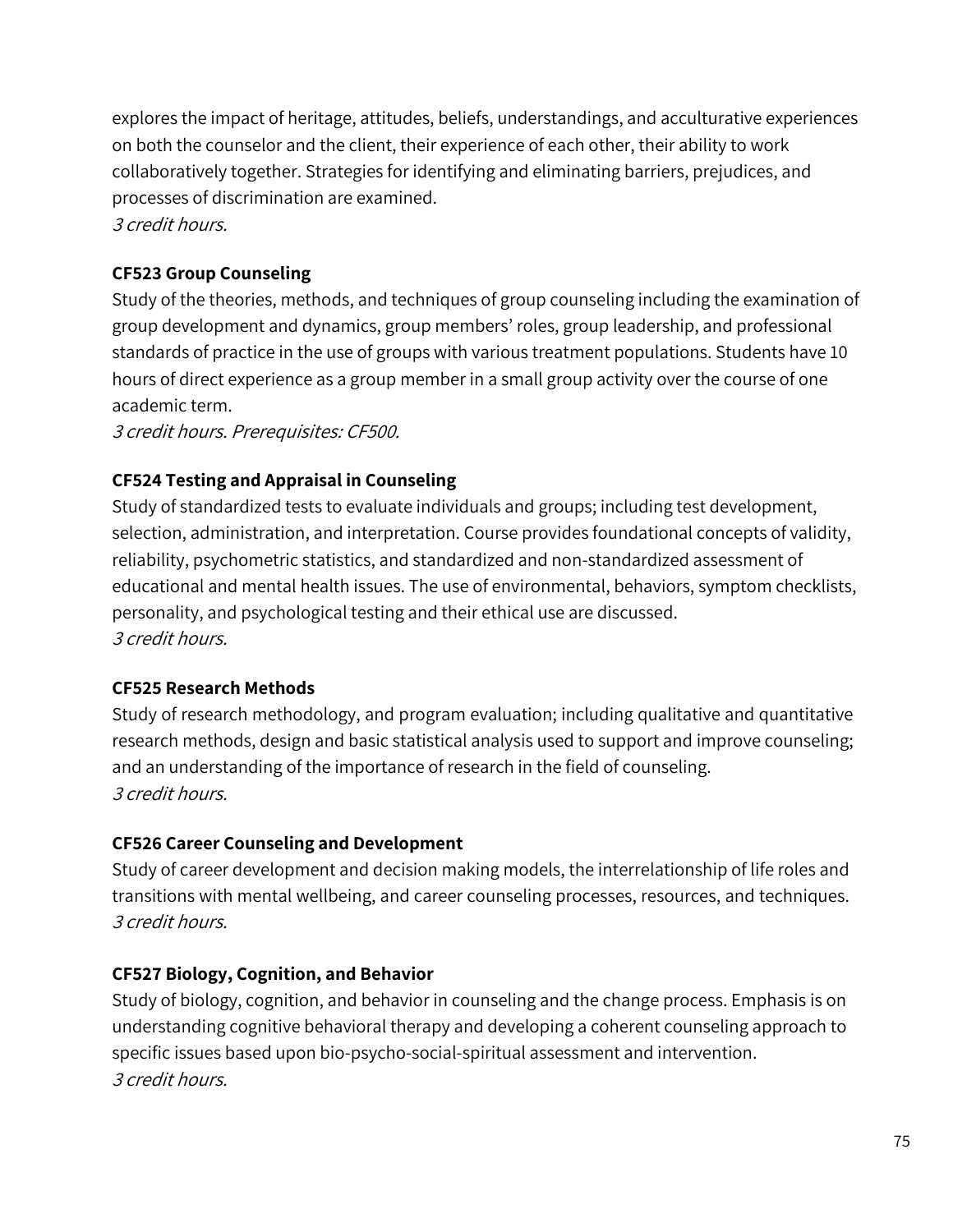explores the impact of heritage, attitudes, beliefs, understandings, and acculturative experiences on both the counselor and the client, their experience of each other, their ability to work collaboratively together. Strategies for identifying and eliminating barriers, prejudices, and processes of discrimination are examined.
*3 credit hours.*

**CF523 Group Counseling**
Study of the theories, methods, and techniques of group counseling including the examination of group development and dynamics, group members' roles, group leadership, and professional standards of practice in the use of groups with various treatment populations. Students have 10 hours of direct experience as a group member in a small group activity over the course of one academic term.
*3 credit hours. Prerequisites: CF500.*

**CF524 Testing and Appraisal in Counseling**
Study of standardized tests to evaluate individuals and groups; including test development, selection, administration, and interpretation. Course provides foundational concepts of validity, reliability, psychometric statistics, and standardized and non-standardized assessment of educational and mental health issues. The use of environmental, behaviors, symptom checklists, personality, and psychological testing and their ethical use are discussed.
*3 credit hours.*

**CF525 Research Methods**
Study of research methodology, and program evaluation; including qualitative and quantitative research methods, design and basic statistical analysis used to support and improve counseling; and an understanding of the importance of research in the field of counseling.
*3 credit hours.*

**CF526 Career Counseling and Development**
Study of career development and decision making models, the interrelationship of life roles and transitions with mental wellbeing, and career counseling processes, resources, and techniques.
*3 credit hours.*

**CF527 Biology, Cognition, and Behavior**
Study of biology, cognition, and behavior in counseling and the change process. Emphasis is on understanding cognitive behavioral therapy and developing a coherent counseling approach to specific issues based upon bio-psycho-social-spiritual assessment and intervention.
*3 credit hours.*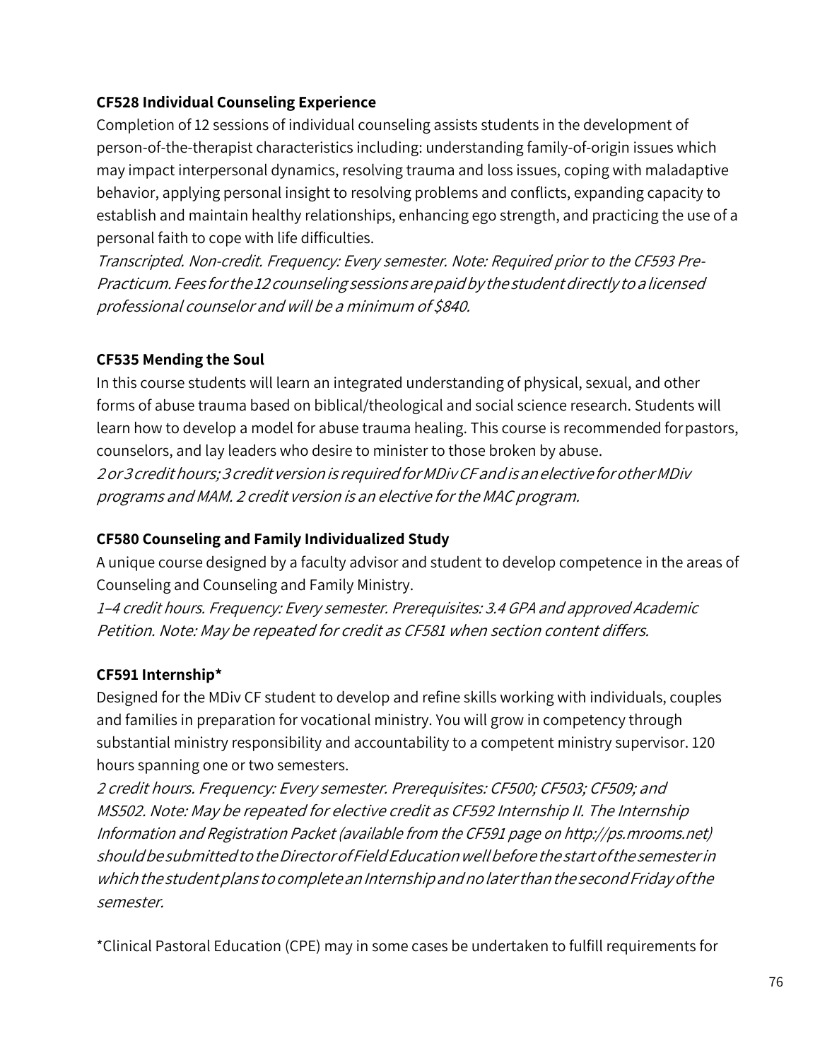**CF528 Individual Counseling Experience**

Completion of 12 sessions of individual counseling assists students in the development of person-of-the-therapist characteristics including: understanding family-of-origin issues which may impact interpersonal dynamics, resolving trauma and loss issues, coping with maladaptive behavior, applying personal insight to resolving problems and conflicts, expanding capacity to establish and maintain healthy relationships, enhancing ego strength, and practicing the use of a personal faith to cope with life difficulties.

*Transcripted. Non-credit. Frequency: Every semester. Note: Required prior to the CF593 Pre-Practicum. Fees for the 12 counseling sessions are paid by the student directly to a licensed professional counselor and will be a minimum of $840.*

**CF535 Mending the Soul**

In this course students will learn an integrated understanding of physical, sexual, and other forms of abuse trauma based on biblical/theological and social science research. Students will learn how to develop a model for abuse trauma healing. This course is recommended for pastors, counselors, and lay leaders who desire to minister to those broken by abuse.

*2 or 3 credit hours; 3 credit version is required for MDiv CF and is an elective for other MDiv programs and MAM. 2 credit version is an elective for the MAC program.*

**CF580 Counseling and Family Individualized Study**

A unique course designed by a faculty advisor and student to develop competence in the areas of Counseling and Counseling and Family Ministry.

*1–4 credit hours. Frequency: Every semester. Prerequisites: 3.4 GPA and approved Academic Petition. Note: May be repeated for credit as CF581 when section content differs.*

**CF591 Internship***

Designed for the MDiv CF student to develop and refine skills working with individuals, couples and families in preparation for vocational ministry. You will grow in competency through substantial ministry responsibility and accountability to a competent ministry supervisor. 120 hours spanning one or two semesters.

*2 credit hours. Frequency: Every semester. Prerequisites: CF500; CF503; CF509; and MS502. Note: May be repeated for elective credit as CF592 Internship II. The Internship Information and Registration Packet (available from the CF591 page on http://ps.mrooms.net) should be submitted to the Director of Field Education well before the start of the semester in which the student plans to complete an Internship and no later than the second Friday of the semester.*

*Clinical Pastoral Education (CPE) may in some cases be undertaken to fulfill requirements for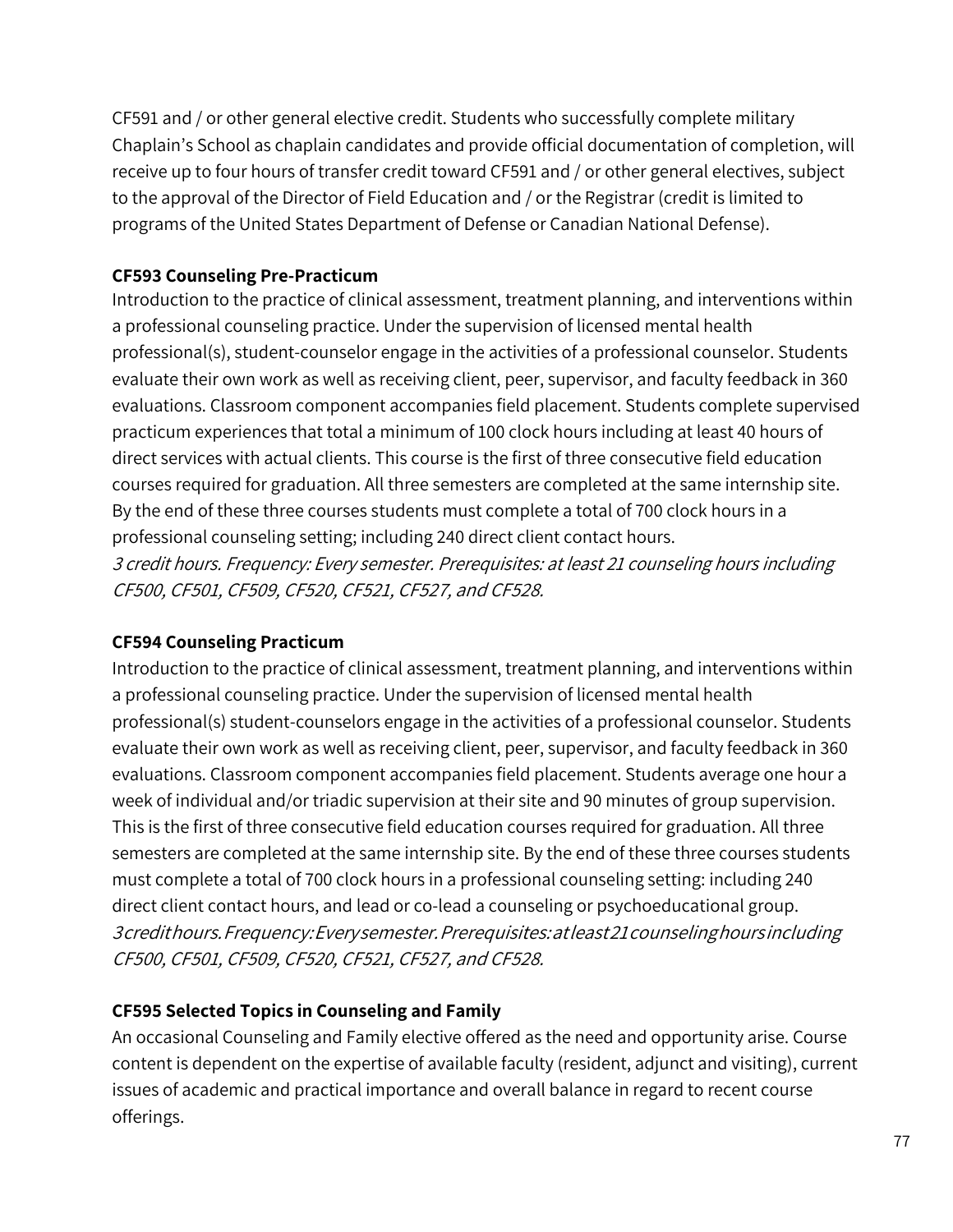CF591 and / or other general elective credit. Students who successfully complete military Chaplain's School as chaplain candidates and provide official documentation of completion, will receive up to four hours of transfer credit toward CF591 and / or other general electives, subject to the approval of the Director of Field Education and / or the Registrar (credit is limited to programs of the United States Department of Defense or Canadian National Defense).

**CF593 Counseling Pre-Practicum**
Introduction to the practice of clinical assessment, treatment planning, and interventions within a professional counseling practice. Under the supervision of licensed mental health professional(s), student-counselor engage in the activities of a professional counselor. Students evaluate their own work as well as receiving client, peer, supervisor, and faculty feedback in 360 evaluations. Classroom component accompanies field placement. Students complete supervised practicum experiences that total a minimum of 100 clock hours including at least 40 hours of direct services with actual clients. This course is the first of three consecutive field education courses required for graduation. All three semesters are completed at the same internship site. By the end of these three courses students must complete a total of 700 clock hours in a professional counseling setting; including 240 direct client contact hours.
*3 credit hours. Frequency: Every semester. Prerequisites: at least 21 counseling hours including CF500, CF501, CF509, CF520, CF521, CF527, and CF528.*

**CF594 Counseling Practicum**
Introduction to the practice of clinical assessment, treatment planning, and interventions within a professional counseling practice. Under the supervision of licensed mental health professional(s) student-counselors engage in the activities of a professional counselor. Students evaluate their own work as well as receiving client, peer, supervisor, and faculty feedback in 360 evaluations. Classroom component accompanies field placement. Students average one hour a week of individual and/or triadic supervision at their site and 90 minutes of group supervision. This is the first of three consecutive field education courses required for graduation. All three semesters are completed at the same internship site. By the end of these three courses students must complete a total of 700 clock hours in a professional counseling setting: including 240 direct client contact hours, and lead or co-lead a counseling or psychoeducational group.
*3 credit hours. Frequency: Every semester. Prerequisites: at least 21 counseling hours including CF500, CF501, CF509, CF520, CF521, CF527, and CF528.*

**CF595 Selected Topics in Counseling and Family**
An occasional Counseling and Family elective offered as the need and opportunity arise. Course content is dependent on the expertise of available faculty (resident, adjunct and visiting), current issues of academic and practical importance and overall balance in regard to recent course offerings.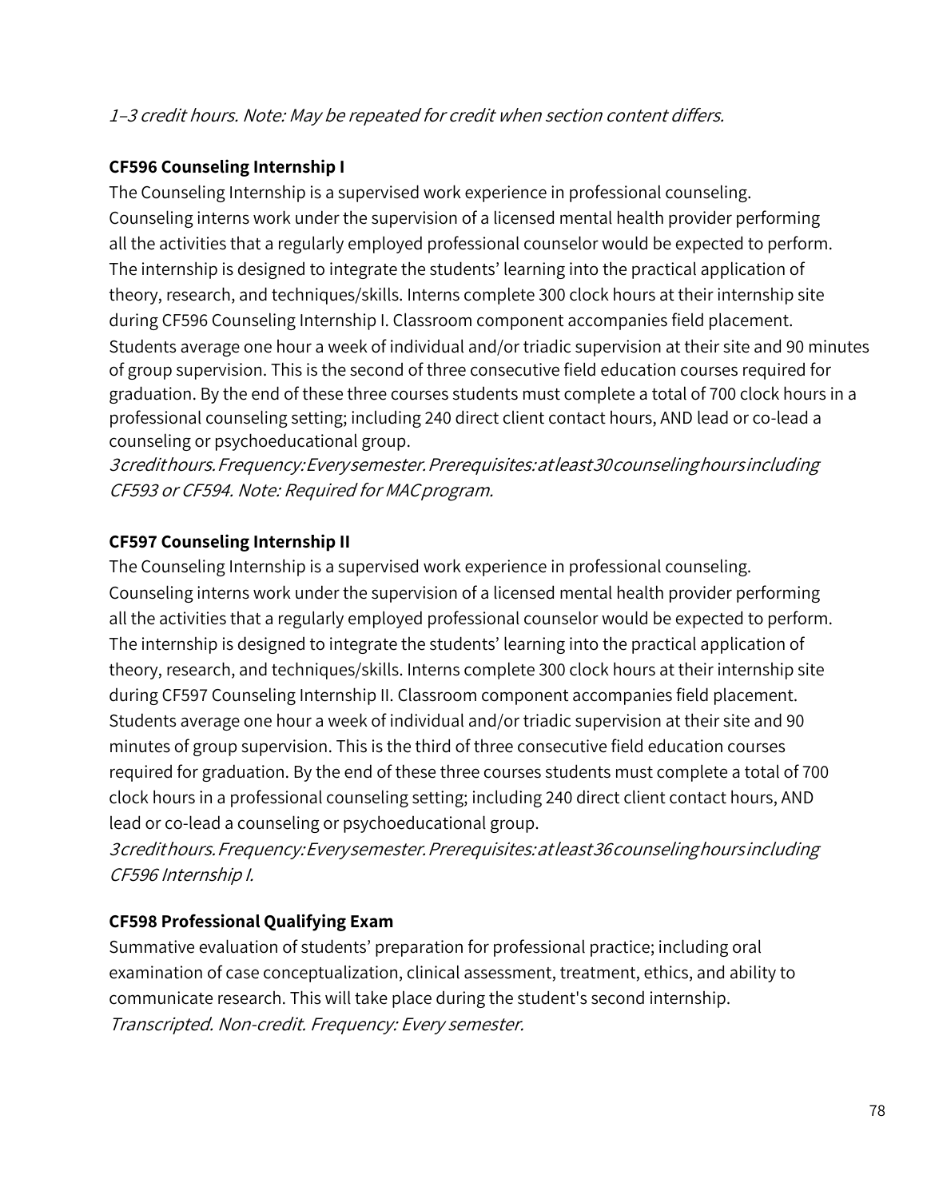*1–3 credit hours. Note: May be repeated for credit when section content differs.*

**CF596 Counseling Internship I**

The Counseling Internship is a supervised work experience in professional counseling. Counseling interns work under the supervision of a licensed mental health provider performing all the activities that a regularly employed professional counselor would be expected to perform. The internship is designed to integrate the students' learning into the practical application of theory, research, and techniques/skills. Interns complete 300 clock hours at their internship site during CF596 Counseling Internship I. Classroom component accompanies field placement. Students average one hour a week of individual and/or triadic supervision at their site and 90 minutes of group supervision. This is the second of three consecutive field education courses required for graduation. By the end of these three courses students must complete a total of 700 clock hours in a professional counseling setting; including 240 direct client contact hours, AND lead or co-lead a counseling or psychoeducational group.

*3 credit hours. Frequency: Every semester. Prerequisites: at least 30 counseling hours including CF593 or CF594. Note: Required for MAC program.*

**CF597 Counseling Internship II**

The Counseling Internship is a supervised work experience in professional counseling. Counseling interns work under the supervision of a licensed mental health provider performing all the activities that a regularly employed professional counselor would be expected to perform. The internship is designed to integrate the students' learning into the practical application of theory, research, and techniques/skills. Interns complete 300 clock hours at their internship site during CF597 Counseling Internship II. Classroom component accompanies field placement. Students average one hour a week of individual and/or triadic supervision at their site and 90 minutes of group supervision. This is the third of three consecutive field education courses required for graduation. By the end of these three courses students must complete a total of 700 clock hours in a professional counseling setting; including 240 direct client contact hours, AND lead or co-lead a counseling or psychoeducational group.

*3 credit hours. Frequency: Every semester. Prerequisites: at least 36 counseling hours including CF596 Internship I.*

**CF598 Professional Qualifying Exam**

Summative evaluation of students' preparation for professional practice; including oral examination of case conceptualization, clinical assessment, treatment, ethics, and ability to communicate research. This will take place during the student's second internship.

*Transcripted. Non-credit. Frequency: Every semester.*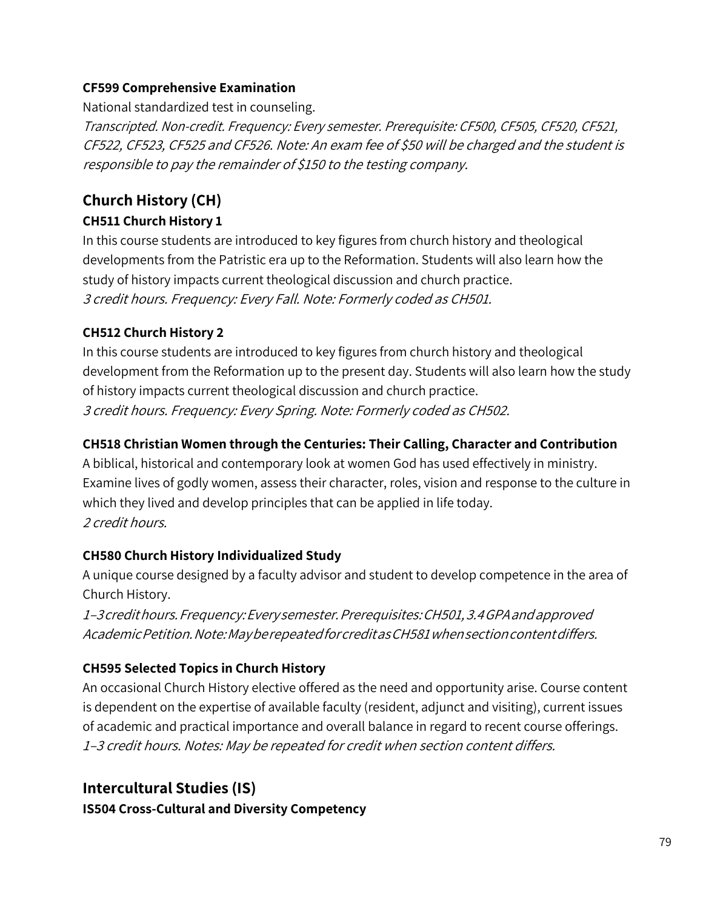#### CF599 Comprehensive Examination

National standardized test in counseling.

*Transcripted. Non-credit. Frequency: Every semester. Prerequisite: CF500, CF505, CF520, CF521, CF522, CF523, CF525 and CF526. Note: An exam fee of $50 will be charged and the student is responsible to pay the remainder of $150 to the testing company.*

### Church History (CH)

#### CH511 Church History 1

In this course students are introduced to key figures from church history and theological developments from the Patristic era up to the Reformation. Students will also learn how the study of history impacts current theological discussion and church practice.

*3 credit hours. Frequency: Every Fall. Note: Formerly coded as CH501.*

#### CH512 Church History 2

In this course students are introduced to key figures from church history and theological development from the Reformation up to the present day. Students will also learn how the study of history impacts current theological discussion and church practice.

*3 credit hours. Frequency: Every Spring. Note: Formerly coded as CH502.*

#### CH518 Christian Women through the Centuries: Their Calling, Character and Contribution

A biblical, historical and contemporary look at women God has used effectively in ministry. Examine lives of godly women, assess their character, roles, vision and response to the culture in which they lived and develop principles that can be applied in life today.

*2 credit hours.*

#### CH580 Church History Individualized Study

A unique course designed by a faculty advisor and student to develop competence in the area of Church History.

*1–3 credit hours. Frequency: Every semester. Prerequisites: CH501, 3.4 GPA and approved Academic Petition. Note: May be repeated for credit as CH581 when section content differs.*

#### CH595 Selected Topics in Church History

An occasional Church History elective offered as the need and opportunity arise. Course content is dependent on the expertise of available faculty (resident, adjunct and visiting), current issues of academic and practical importance and overall balance in regard to recent course offerings.

*1–3 credit hours. Notes: May be repeated for credit when section content differs.*

### Intercultural Studies (IS)

#### IS504 Cross-Cultural and Diversity Competency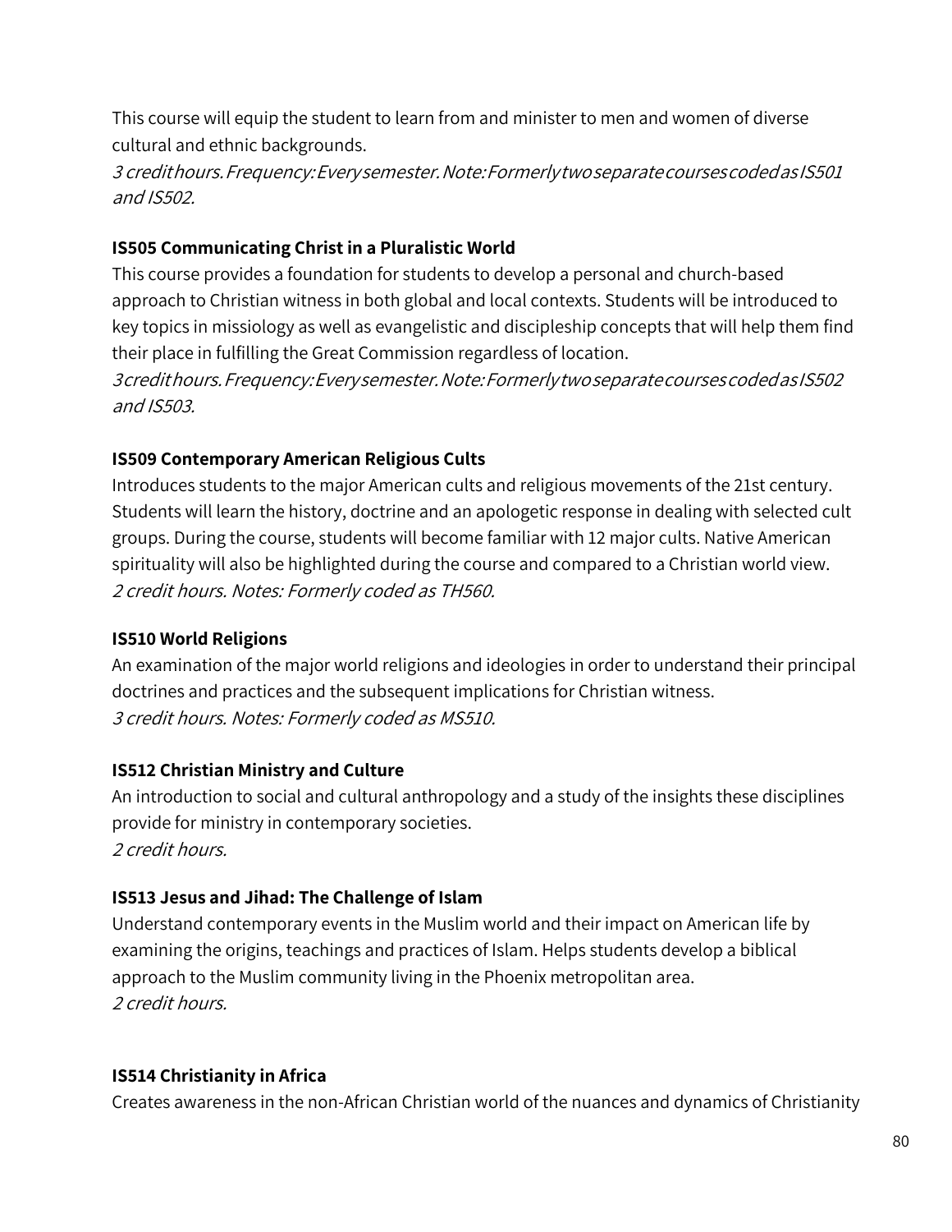This course will equip the student to learn from and minister to men and women of diverse cultural and ethnic backgrounds.

*3 credit hours. Frequency: Every semester. Note: Formerly two separate courses coded as IS501 and IS502.*

**IS505 Communicating Christ in a Pluralistic World**

This course provides a foundation for students to develop a personal and church-based approach to Christian witness in both global and local contexts. Students will be introduced to key topics in missiology as well as evangelistic and discipleship concepts that will help them find their place in fulfilling the Great Commission regardless of location.

*3 credit hours. Frequency: Every semester. Note: Formerly two separate courses coded as IS502 and IS503.*

**IS509 Contemporary American Religious Cults**

Introduces students to the major American cults and religious movements of the 21st century. Students will learn the history, doctrine and an apologetic response in dealing with selected cult groups. During the course, students will become familiar with 12 major cults. Native American spirituality will also be highlighted during the course and compared to a Christian world view.

*2 credit hours. Notes: Formerly coded as TH560.*

**IS510 World Religions**

An examination of the major world religions and ideologies in order to understand their principal doctrines and practices and the subsequent implications for Christian witness.

*3 credit hours. Notes: Formerly coded as MS510.*

**IS512 Christian Ministry and Culture**

An introduction to social and cultural anthropology and a study of the insights these disciplines provide for ministry in contemporary societies.

*2 credit hours.*

**IS513 Jesus and Jihad: The Challenge of Islam**

Understand contemporary events in the Muslim world and their impact on American life by examining the origins, teachings and practices of Islam. Helps students develop a biblical approach to the Muslim community living in the Phoenix metropolitan area.

*2 credit hours.*

**IS514 Christianity in Africa**

Creates awareness in the non-African Christian world of the nuances and dynamics of Christianity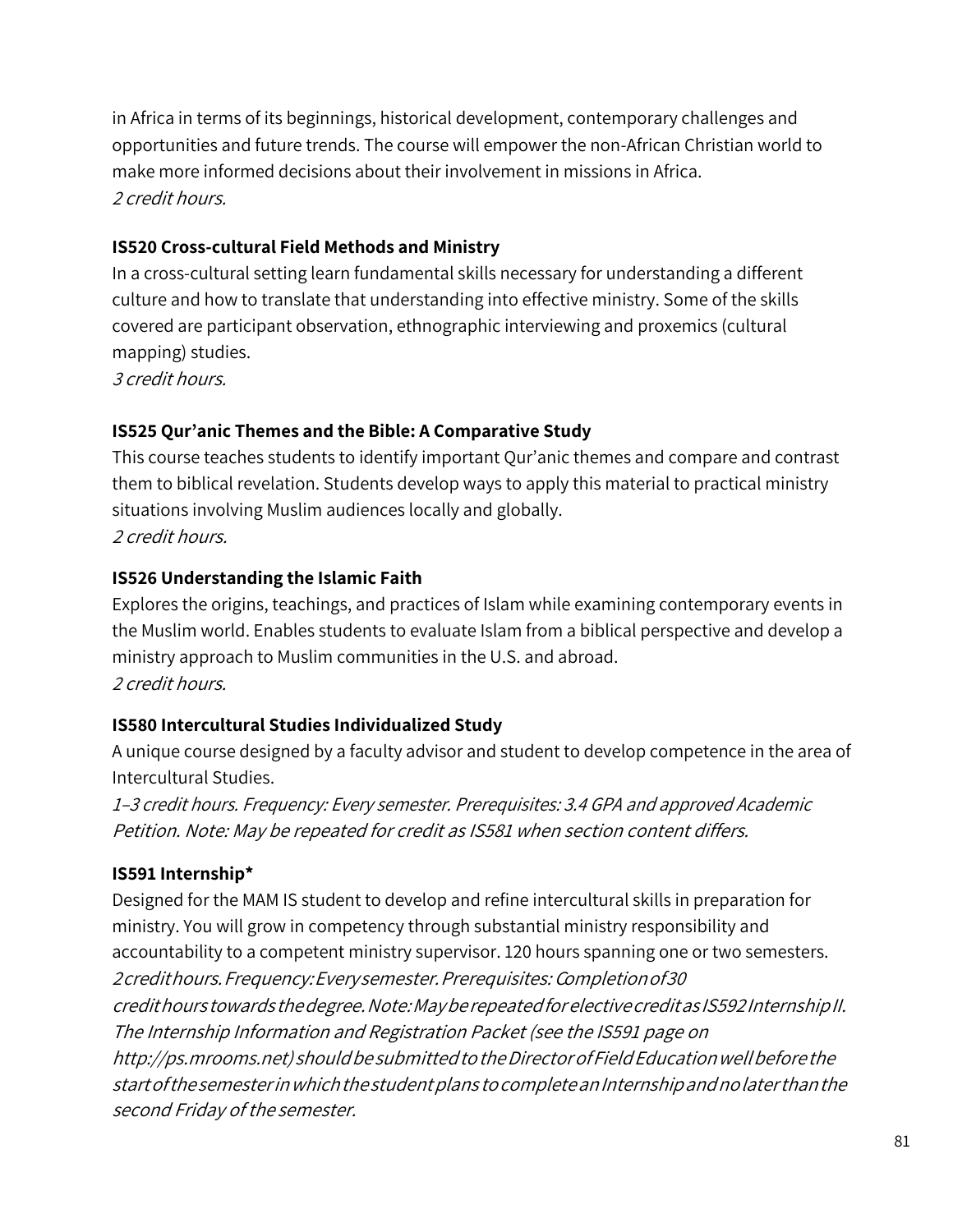in Africa in terms of its beginnings, historical development, contemporary challenges and opportunities and future trends. The course will empower the non-African Christian world to make more informed decisions about their involvement in missions in Africa.
*2 credit hours.*

**IS520 Cross-cultural Field Methods and Ministry**
In a cross-cultural setting learn fundamental skills necessary for understanding a different culture and how to translate that understanding into effective ministry. Some of the skills covered are participant observation, ethnographic interviewing and proxemics (cultural mapping) studies.
*3 credit hours.*

**IS525 Qur'anic Themes and the Bible: A Comparative Study**
This course teaches students to identify important Qur'anic themes and compare and contrast them to biblical revelation. Students develop ways to apply this material to practical ministry situations involving Muslim audiences locally and globally.
*2 credit hours.*

**IS526 Understanding the Islamic Faith**
Explores the origins, teachings, and practices of Islam while examining contemporary events in the Muslim world. Enables students to evaluate Islam from a biblical perspective and develop a ministry approach to Muslim communities in the U.S. and abroad.
*2 credit hours.*

**IS580 Intercultural Studies Individualized Study**
A unique course designed by a faculty advisor and student to develop competence in the area of Intercultural Studies.
*1–3 credit hours. Frequency: Every semester. Prerequisites: 3.4 GPA and approved Academic Petition. Note: May be repeated for credit as IS581 when section content differs.*

**IS591 Internship***
Designed for the MAM IS student to develop and refine intercultural skills in preparation for ministry. You will grow in competency through substantial ministry responsibility and accountability to a competent ministry supervisor. 120 hours spanning one or two semesters.
*2 credit hours. Frequency: Every semester. Prerequisites: Completion of 30 credit hours towards the degree. Note: May be repeated for elective credit as IS592 Internship II. The Internship Information and Registration Packet (see the IS591 page on http://ps.mrooms.net) should be submitted to the Director of Field Education well before the start of the semester in which the student plans to complete an Internship and no later than the second Friday of the semester.*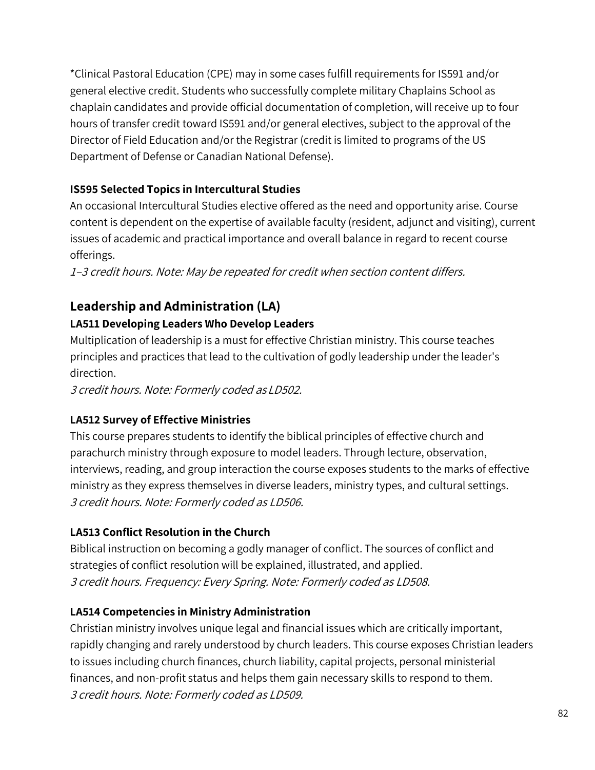*Clinical Pastoral Education (CPE) may in some cases fulfill requirements for IS591 and/or general elective credit. Students who successfully complete military Chaplains School as chaplain candidates and provide official documentation of completion, will receive up to four hours of transfer credit toward IS591 and/or general electives, subject to the approval of the Director of Field Education and/or the Registrar (credit is limited to programs of the US Department of Defense or Canadian National Defense).

**IS595 Selected Topics in Intercultural Studies**

An occasional Intercultural Studies elective offered as the need and opportunity arise. Course content is dependent on the expertise of available faculty (resident, adjunct and visiting), current issues of academic and practical importance and overall balance in regard to recent course offerings.

*1–3 credit hours. Note: May be repeated for credit when section content differs.*

## Leadership and Administration (LA)

**LA511 Developing Leaders Who Develop Leaders**

Multiplication of leadership is a must for effective Christian ministry. This course teaches principles and practices that lead to the cultivation of godly leadership under the leader's direction.

*3 credit hours. Note: Formerly coded as LD502.*

**LA512 Survey of Effective Ministries**

This course prepares students to identify the biblical principles of effective church and parachurch ministry through exposure to model leaders. Through lecture, observation, interviews, reading, and group interaction the course exposes students to the marks of effective ministry as they express themselves in diverse leaders, ministry types, and cultural settings.

*3 credit hours. Note: Formerly coded as LD506.*

**LA513 Conflict Resolution in the Church**

Biblical instruction on becoming a godly manager of conflict. The sources of conflict and strategies of conflict resolution will be explained, illustrated, and applied.

*3 credit hours. Frequency: Every Spring. Note: Formerly coded as LD508.*

**LA514 Competencies in Ministry Administration**

Christian ministry involves unique legal and financial issues which are critically important, rapidly changing and rarely understood by church leaders. This course exposes Christian leaders to issues including church finances, church liability, capital projects, personal ministerial finances, and non-profit status and helps them gain necessary skills to respond to them.

*3 credit hours. Note: Formerly coded as LD509.*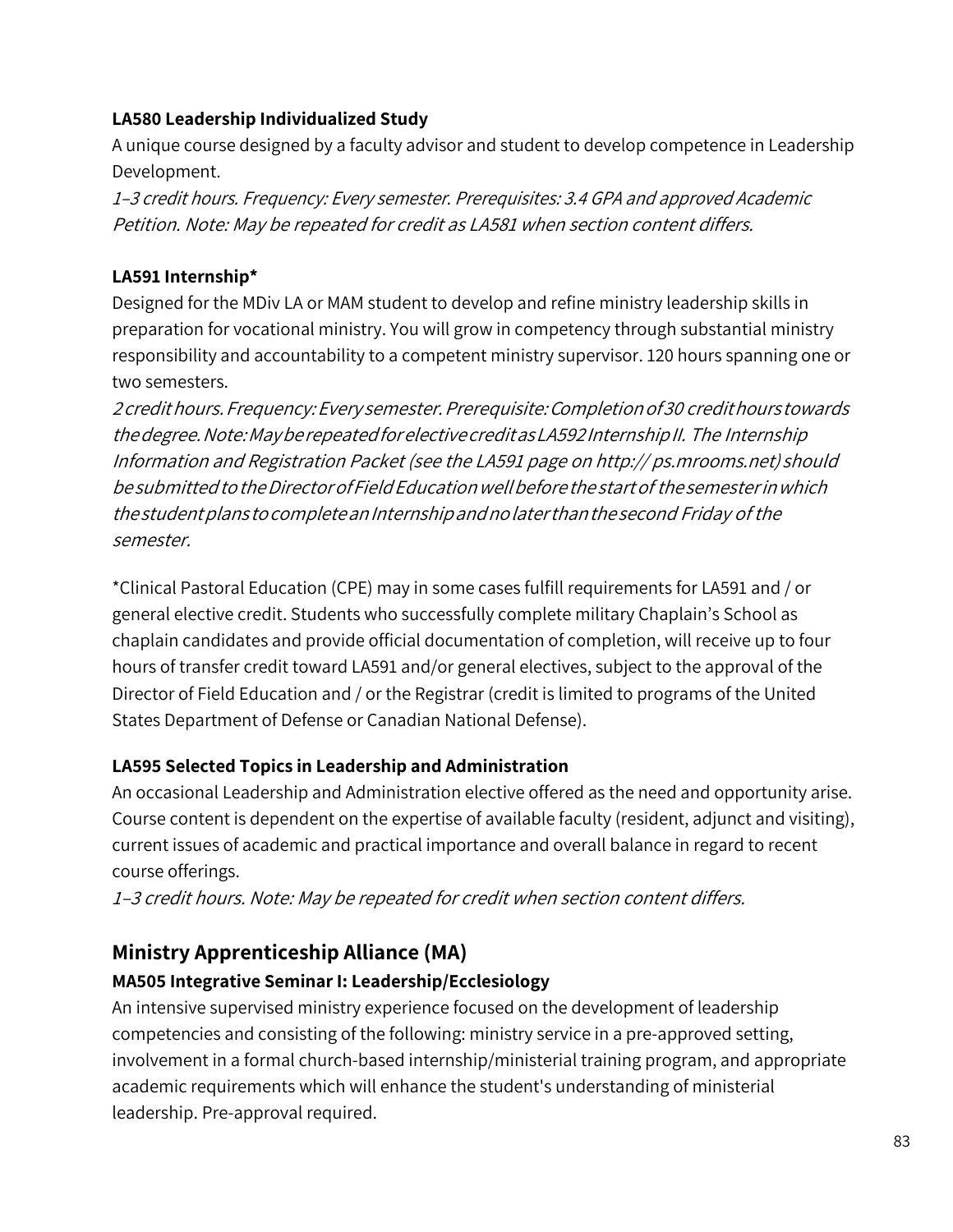**LA580 Leadership Individualized Study**

A unique course designed by a faculty advisor and student to develop competence in Leadership Development.

*1–3 credit hours. Frequency: Every semester. Prerequisites: 3.4 GPA and approved Academic Petition. Note: May be repeated for credit as LA581 when section content differs.*

**LA591 Internship***

Designed for the MDiv LA or MAM student to develop and refine ministry leadership skills in preparation for vocational ministry. You will grow in competency through substantial ministry responsibility and accountability to a competent ministry supervisor. 120 hours spanning one or two semesters.

*2 credit hours. Frequency: Every semester. Prerequisite: Completion of 30 credit hours towards the degree. Note: May be repeated for elective credit as LA592 Internship II. The Internship Information and Registration Packet (see the LA591 page on http:// ps.mrooms.net) should be submitted to the Director of Field Education well before the start of the semester in which the student plans to complete an Internship and no later than the second Friday of the semester.*

*Clinical Pastoral Education (CPE) may in some cases fulfill requirements for LA591 and / or general elective credit. Students who successfully complete military Chaplain's School as chaplain candidates and provide official documentation of completion, will receive up to four hours of transfer credit toward LA591 and/or general electives, subject to the approval of the Director of Field Education and / or the Registrar (credit is limited to programs of the United States Department of Defense or Canadian National Defense).

**LA595 Selected Topics in Leadership and Administration**

An occasional Leadership and Administration elective offered as the need and opportunity arise. Course content is dependent on the expertise of available faculty (resident, adjunct and visiting), current issues of academic and practical importance and overall balance in regard to recent course offerings.

*1–3 credit hours. Note: May be repeated for credit when section content differs.*

## Ministry Apprenticeship Alliance (MA)

**MA505 Integrative Seminar I: Leadership/Ecclesiology**

An intensive supervised ministry experience focused on the development of leadership competencies and consisting of the following: ministry service in a pre-approved setting, involvement in a formal church-based internship/ministerial training program, and appropriate academic requirements which will enhance the student's understanding of ministerial leadership. Pre-approval required.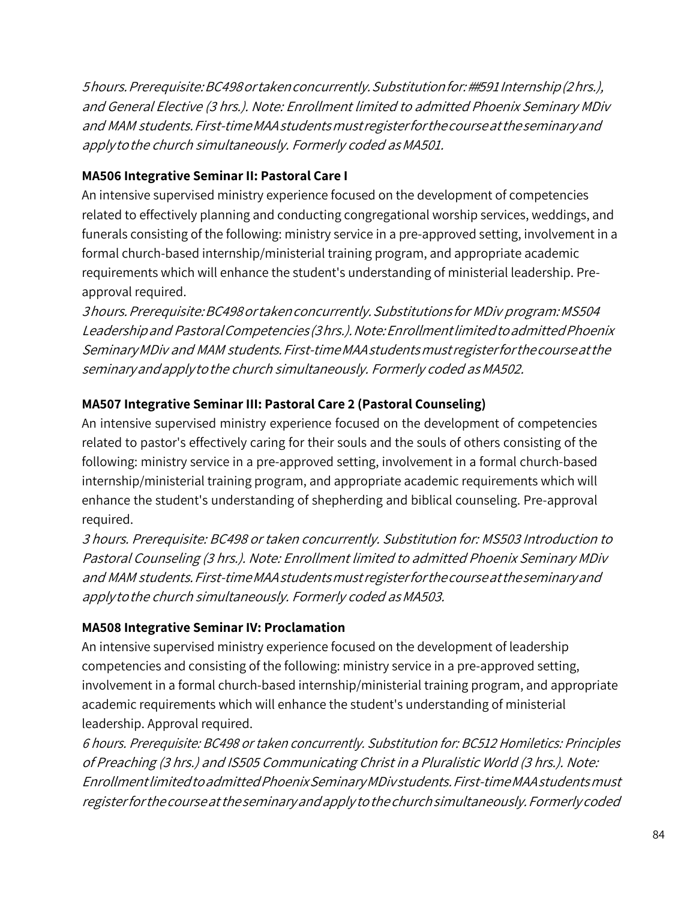*5 hours. Prerequisite: BC498 or taken concurrently. Substitution for: ##591 Internship (2 hrs.), and General Elective (3 hrs.). Note: Enrollment limited to admitted Phoenix Seminary MDiv and MAM students. First-time MAA students must register for the course at the seminary and apply to the church simultaneously. Formerly coded as MA501.*

**MA506 Integrative Seminar II: Pastoral Care I**

An intensive supervised ministry experience focused on the development of competencies related to effectively planning and conducting congregational worship services, weddings, and funerals consisting of the following: ministry service in a pre-approved setting, involvement in a formal church-based internship/ministerial training program, and appropriate academic requirements which will enhance the student's understanding of ministerial leadership. Pre-approval required.

*3 hours. Prerequisite: BC498 or taken concurrently. Substitutions for MDiv program: MS504 Leadership and Pastoral Competencies (3 hrs.). Note: Enrollment limited to admitted Phoenix Seminary MDiv and MAM students. First-time MAA students must register for the course at the seminary and apply to the church simultaneously. Formerly coded as MA502.*

**MA507 Integrative Seminar III: Pastoral Care 2 (Pastoral Counseling)**

An intensive supervised ministry experience focused on the development of competencies related to pastor's effectively caring for their souls and the souls of others consisting of the following: ministry service in a pre-approved setting, involvement in a formal church-based internship/ministerial training program, and appropriate academic requirements which will enhance the student's understanding of shepherding and biblical counseling. Pre-approval required.

*3 hours. Prerequisite: BC498 or taken concurrently. Substitution for: MS503 Introduction to Pastoral Counseling (3 hrs.). Note: Enrollment limited to admitted Phoenix Seminary MDiv and MAM students. First-time MAA students must register for the course at the seminary and apply to the church simultaneously. Formerly coded as MA503.*

**MA508 Integrative Seminar IV: Proclamation**

An intensive supervised ministry experience focused on the development of leadership competencies and consisting of the following: ministry service in a pre-approved setting, involvement in a formal church-based internship/ministerial training program, and appropriate academic requirements which will enhance the student's understanding of ministerial leadership. Approval required.

*6 hours. Prerequisite: BC498 or taken concurrently. Substitution for: BC512 Homiletics: Principles of Preaching (3 hrs.) and IS505 Communicating Christ in a Pluralistic World (3 hrs.). Note: Enrollment limited to admitted Phoenix Seminary MDiv students. First-time MAA students must register for the course at the seminary and apply to the church simultaneously. Formerly coded*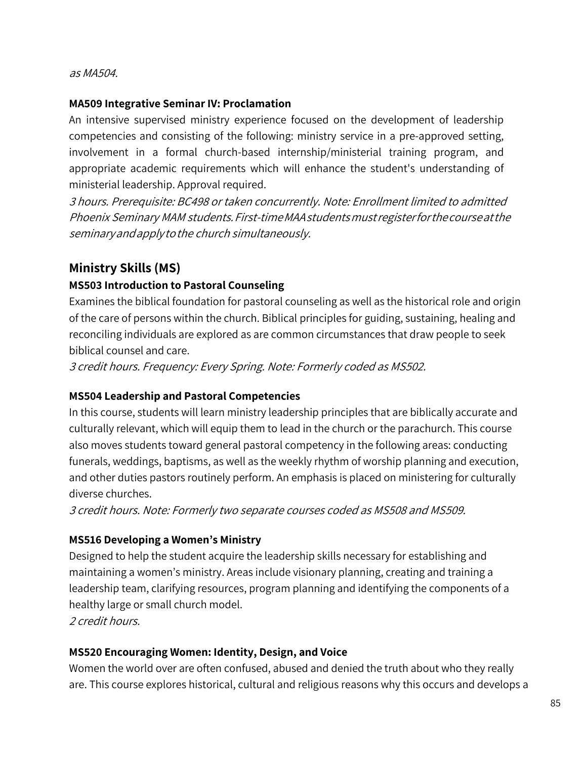*as MA504.*

**MA509 Integrative Seminar IV: Proclamation**

An intensive supervised ministry experience focused on the development of leadership competencies and consisting of the following: ministry service in a pre-approved setting, involvement in a formal church-based internship/ministerial training program, and appropriate academic requirements which will enhance the student's understanding of ministerial leadership. Approval required.

*3 hours. Prerequisite: BC498 or taken concurrently. Note: Enrollment limited to admitted Phoenix Seminary MAM students. First-time MAA students must register for the course at the seminary and apply to the church simultaneously.*

## Ministry Skills (MS)

**MS503 Introduction to Pastoral Counseling**

Examines the biblical foundation for pastoral counseling as well as the historical role and origin of the care of persons within the church. Biblical principles for guiding, sustaining, healing and reconciling individuals are explored as are common circumstances that draw people to seek biblical counsel and care.

*3 credit hours. Frequency: Every Spring. Note: Formerly coded as MS502.*

**MS504 Leadership and Pastoral Competencies**

In this course, students will learn ministry leadership principles that are biblically accurate and culturally relevant, which will equip them to lead in the church or the parachurch. This course also moves students toward general pastoral competency in the following areas: conducting funerals, weddings, baptisms, as well as the weekly rhythm of worship planning and execution, and other duties pastors routinely perform. An emphasis is placed on ministering for culturally diverse churches.

*3 credit hours. Note: Formerly two separate courses coded as MS508 and MS509.*

**MS516 Developing a Women's Ministry**

Designed to help the student acquire the leadership skills necessary for establishing and maintaining a women's ministry. Areas include visionary planning, creating and training a leadership team, clarifying resources, program planning and identifying the components of a healthy large or small church model.

*2 credit hours.*

**MS520 Encouraging Women: Identity, Design, and Voice**

Women the world over are often confused, abused and denied the truth about who they really are. This course explores historical, cultural and religious reasons why this occurs and develops a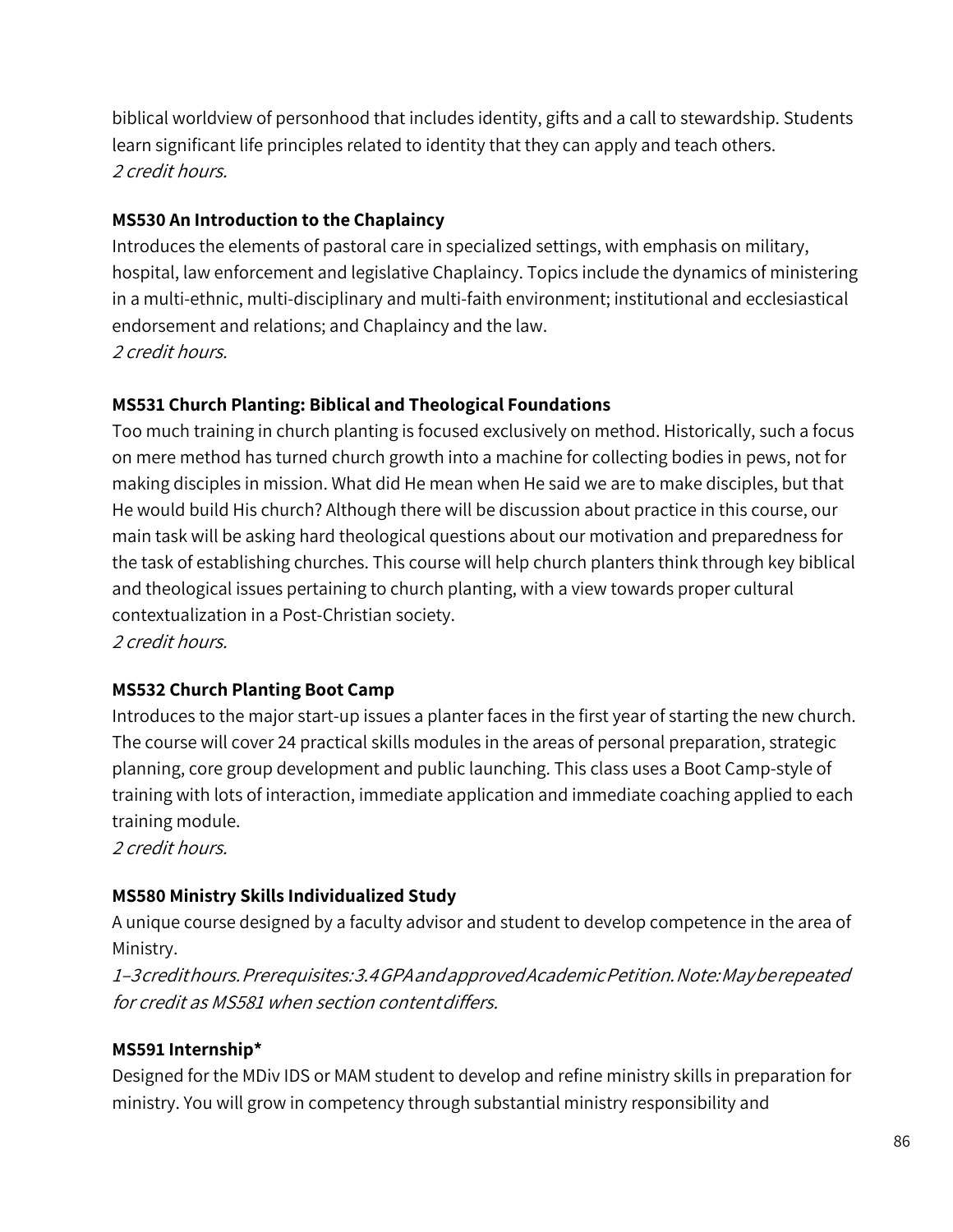biblical worldview of personhood that includes identity, gifts and a call to stewardship. Students learn significant life principles related to identity that they can apply and teach others.
*2 credit hours.*

**MS530 An Introduction to the Chaplaincy**
Introduces the elements of pastoral care in specialized settings, with emphasis on military, hospital, law enforcement and legislative Chaplaincy. Topics include the dynamics of ministering in a multi-ethnic, multi-disciplinary and multi-faith environment; institutional and ecclesiastical endorsement and relations; and Chaplaincy and the law.
*2 credit hours.*

**MS531 Church Planting: Biblical and Theological Foundations**
Too much training in church planting is focused exclusively on method. Historically, such a focus on mere method has turned church growth into a machine for collecting bodies in pews, not for making disciples in mission. What did He mean when He said we are to make disciples, but that He would build His church? Although there will be discussion about practice in this course, our main task will be asking hard theological questions about our motivation and preparedness for the task of establishing churches. This course will help church planters think through key biblical and theological issues pertaining to church planting, with a view towards proper cultural contextualization in a Post-Christian society.
*2 credit hours.*

**MS532 Church Planting Boot Camp**
Introduces to the major start-up issues a planter faces in the first year of starting the new church. The course will cover 24 practical skills modules in the areas of personal preparation, strategic planning, core group development and public launching. This class uses a Boot Camp-style of training with lots of interaction, immediate application and immediate coaching applied to each training module.
*2 credit hours.*

**MS580 Ministry Skills Individualized Study**
A unique course designed by a faculty advisor and student to develop competence in the area of Ministry.
*1–3 credit hours. Prerequisites: 3.4 GPA and approved Academic Petition. Note: May be repeated for credit as MS581 when section content differs.*

**MS591 Internship***
Designed for the MDiv IDS or MAM student to develop and refine ministry skills in preparation for ministry. You will grow in competency through substantial ministry responsibility and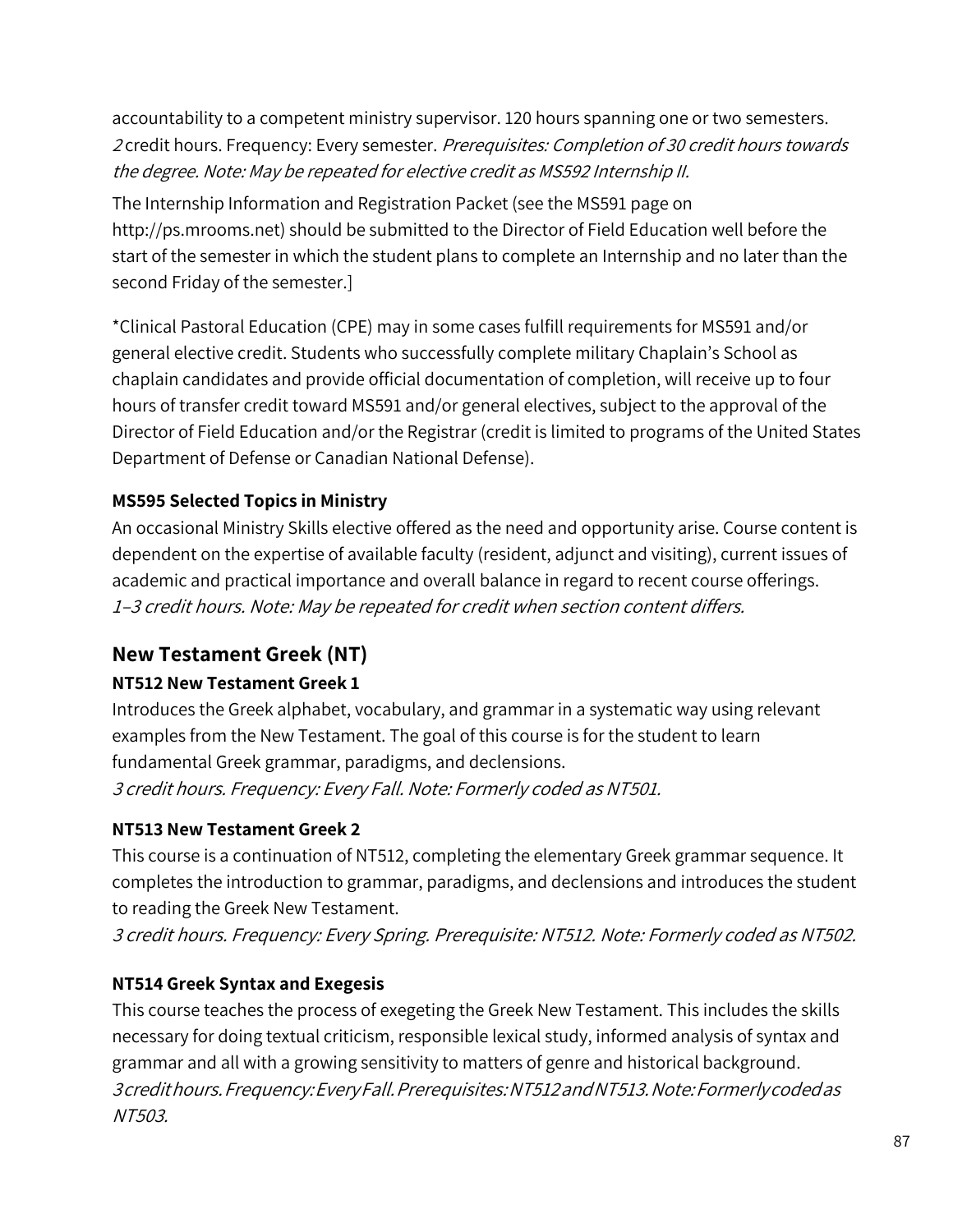accountability to a competent ministry supervisor. 120 hours spanning one or two semesters. *2* credit hours. Frequency: Every semester. *Prerequisites: Completion of 30 credit hours towards the degree. Note: May be repeated for elective credit as MS592 Internship II.*

The Internship Information and Registration Packet (see the MS591 page on http://ps.mrooms.net) should be submitted to the Director of Field Education well before the start of the semester in which the student plans to complete an Internship and no later than the second Friday of the semester.]

*Clinical Pastoral Education (CPE) may in some cases fulfill requirements for MS591 and/or general elective credit. Students who successfully complete military Chaplain's School as chaplain candidates and provide official documentation of completion, will receive up to four hours of transfer credit toward MS591 and/or general electives, subject to the approval of the Director of Field Education and/or the Registrar (credit is limited to programs of the United States Department of Defense or Canadian National Defense).

**MS595 Selected Topics in Ministry**

An occasional Ministry Skills elective offered as the need and opportunity arise. Course content is dependent on the expertise of available faculty (resident, adjunct and visiting), current issues of academic and practical importance and overall balance in regard to recent course offerings. *1–3 credit hours. Note: May be repeated for credit when section content differs.*

## New Testament Greek (NT)

**NT512 New Testament Greek 1**

Introduces the Greek alphabet, vocabulary, and grammar in a systematic way using relevant examples from the New Testament. The goal of this course is for the student to learn fundamental Greek grammar, paradigms, and declensions.
*3 credit hours. Frequency: Every Fall. Note: Formerly coded as NT501.*

**NT513 New Testament Greek 2**

This course is a continuation of NT512, completing the elementary Greek grammar sequence. It completes the introduction to grammar, paradigms, and declensions and introduces the student to reading the Greek New Testament.
*3 credit hours. Frequency: Every Spring. Prerequisite: NT512. Note: Formerly coded as NT502.*

**NT514 Greek Syntax and Exegesis**

This course teaches the process of exegeting the Greek New Testament. This includes the skills necessary for doing textual criticism, responsible lexical study, informed analysis of syntax and grammar and all with a growing sensitivity to matters of genre and historical background.
*3 credit hours. Frequency: Every Fall. Prerequisites: NT512 and NT513. Note: Formerly coded as NT503.*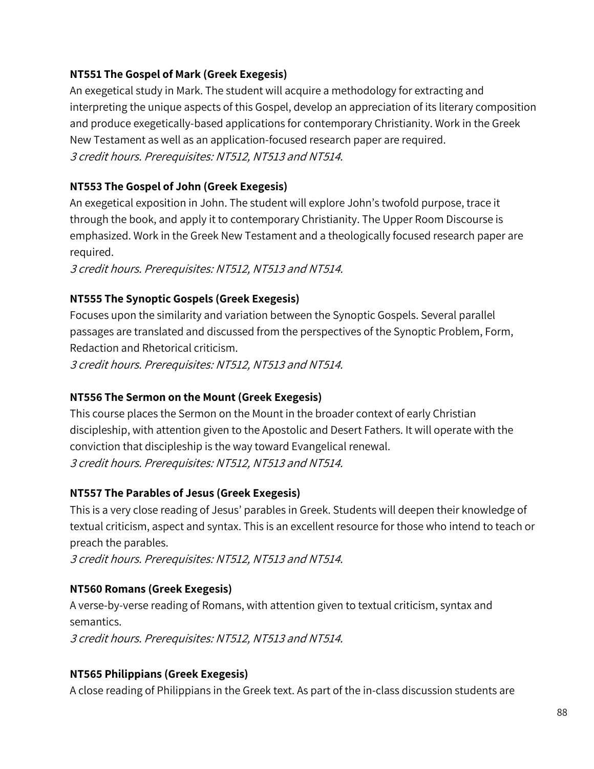**NT551 The Gospel of Mark (Greek Exegesis)**

An exegetical study in Mark. The student will acquire a methodology for extracting and interpreting the unique aspects of this Gospel, develop an appreciation of its literary composition and produce exegetically-based applications for contemporary Christianity. Work in the Greek New Testament as well as an application-focused research paper are required.

*3 credit hours. Prerequisites: NT512, NT513 and NT514.*

**NT553 The Gospel of John (Greek Exegesis)**

An exegetical exposition in John. The student will explore John's twofold purpose, trace it through the book, and apply it to contemporary Christianity. The Upper Room Discourse is emphasized. Work in the Greek New Testament and a theologically focused research paper are required.

*3 credit hours. Prerequisites: NT512, NT513 and NT514.*

**NT555 The Synoptic Gospels (Greek Exegesis)**

Focuses upon the similarity and variation between the Synoptic Gospels. Several parallel passages are translated and discussed from the perspectives of the Synoptic Problem, Form, Redaction and Rhetorical criticism.

*3 credit hours. Prerequisites: NT512, NT513 and NT514.*

**NT556 The Sermon on the Mount (Greek Exegesis)**

This course places the Sermon on the Mount in the broader context of early Christian discipleship, with attention given to the Apostolic and Desert Fathers. It will operate with the conviction that discipleship is the way toward Evangelical renewal.

*3 credit hours. Prerequisites: NT512, NT513 and NT514.*

**NT557 The Parables of Jesus (Greek Exegesis)**

This is a very close reading of Jesus' parables in Greek. Students will deepen their knowledge of textual criticism, aspect and syntax. This is an excellent resource for those who intend to teach or preach the parables.

*3 credit hours. Prerequisites: NT512, NT513 and NT514.*

**NT560 Romans (Greek Exegesis)**

A verse-by-verse reading of Romans, with attention given to textual criticism, syntax and semantics.

*3 credit hours. Prerequisites: NT512, NT513 and NT514.*

**NT565 Philippians (Greek Exegesis)**

A close reading of Philippians in the Greek text. As part of the in-class discussion students are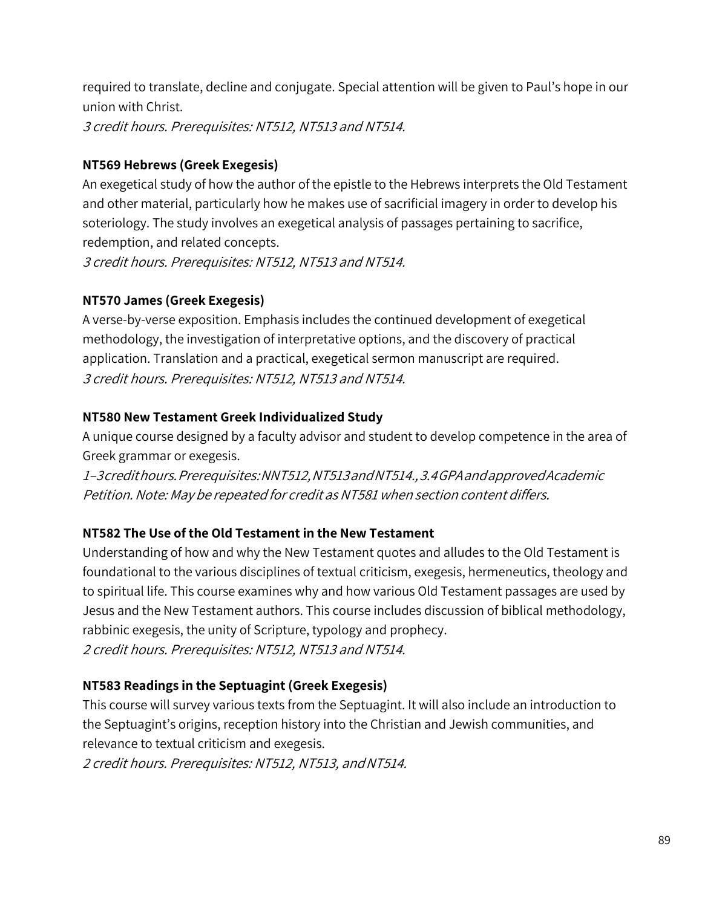required to translate, decline and conjugate. Special attention will be given to Paul's hope in our union with Christ.

*3 credit hours. Prerequisites: NT512, NT513 and NT514.*

**NT569 Hebrews (Greek Exegesis)**

An exegetical study of how the author of the epistle to the Hebrews interprets the Old Testament and other material, particularly how he makes use of sacrificial imagery in order to develop his soteriology. The study involves an exegetical analysis of passages pertaining to sacrifice, redemption, and related concepts.

*3 credit hours. Prerequisites: NT512, NT513 and NT514.*

**NT570 James (Greek Exegesis)**

A verse-by-verse exposition. Emphasis includes the continued development of exegetical methodology, the investigation of interpretative options, and the discovery of practical application. Translation and a practical, exegetical sermon manuscript are required.

*3 credit hours. Prerequisites: NT512, NT513 and NT514.*

**NT580 New Testament Greek Individualized Study**

A unique course designed by a faculty advisor and student to develop competence in the area of Greek grammar or exegesis.

*1–3 credit hours. Prerequisites: NNT512, NT513 and NT514., 3.4 GPA and approved Academic Petition. Note: May be repeated for credit as NT581 when section content differs.*

**NT582 The Use of the Old Testament in the New Testament**

Understanding of how and why the New Testament quotes and alludes to the Old Testament is foundational to the various disciplines of textual criticism, exegesis, hermeneutics, theology and to spiritual life. This course examines why and how various Old Testament passages are used by Jesus and the New Testament authors. This course includes discussion of biblical methodology, rabbinic exegesis, the unity of Scripture, typology and prophecy.

*2 credit hours. Prerequisites: NT512, NT513 and NT514.*

**NT583 Readings in the Septuagint (Greek Exegesis)**

This course will survey various texts from the Septuagint. It will also include an introduction to the Septuagint's origins, reception history into the Christian and Jewish communities, and relevance to textual criticism and exegesis.

*2 credit hours. Prerequisites: NT512, NT513, and NT514.*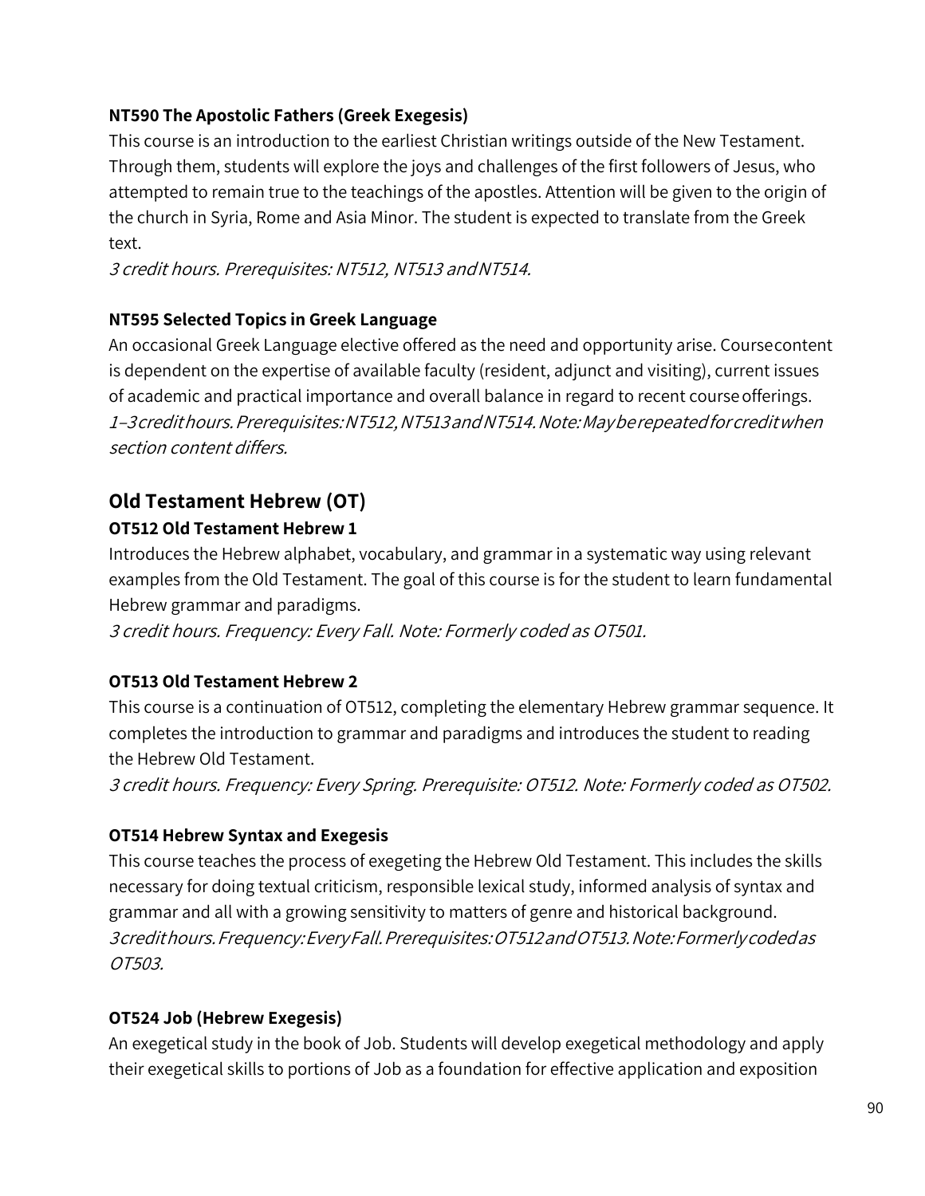#### NT590 The Apostolic Fathers (Greek Exegesis)

This course is an introduction to the earliest Christian writings outside of the New Testament. Through them, students will explore the joys and challenges of the first followers of Jesus, who attempted to remain true to the teachings of the apostles. Attention will be given to the origin of the church in Syria, Rome and Asia Minor. The student is expected to translate from the Greek text.

*3 credit hours. Prerequisites: NT512, NT513 and NT514.*

#### NT595 Selected Topics in Greek Language

An occasional Greek Language elective offered as the need and opportunity arise. Course content is dependent on the expertise of available faculty (resident, adjunct and visiting), current issues of academic and practical importance and overall balance in regard to recent course offerings.

*1–3 credit hours. Prerequisites: NT512, NT513 and NT514. Note: May be repeated for credit when section content differs.*

### Old Testament Hebrew (OT)

#### OT512 Old Testament Hebrew 1

Introduces the Hebrew alphabet, vocabulary, and grammar in a systematic way using relevant examples from the Old Testament. The goal of this course is for the student to learn fundamental Hebrew grammar and paradigms.

*3 credit hours. Frequency: Every Fall. Note: Formerly coded as OT501.*

#### OT513 Old Testament Hebrew 2

This course is a continuation of OT512, completing the elementary Hebrew grammar sequence. It completes the introduction to grammar and paradigms and introduces the student to reading the Hebrew Old Testament.

*3 credit hours. Frequency: Every Spring. Prerequisite: OT512. Note: Formerly coded as OT502.*

#### OT514 Hebrew Syntax and Exegesis

This course teaches the process of exegeting the Hebrew Old Testament. This includes the skills necessary for doing textual criticism, responsible lexical study, informed analysis of syntax and grammar and all with a growing sensitivity to matters of genre and historical background.

*3 credit hours. Frequency: Every Fall. Prerequisites: OT512 and OT513. Note: Formerly coded as OT503.*

#### OT524 Job (Hebrew Exegesis)

An exegetical study in the book of Job. Students will develop exegetical methodology and apply their exegetical skills to portions of Job as a foundation for effective application and exposition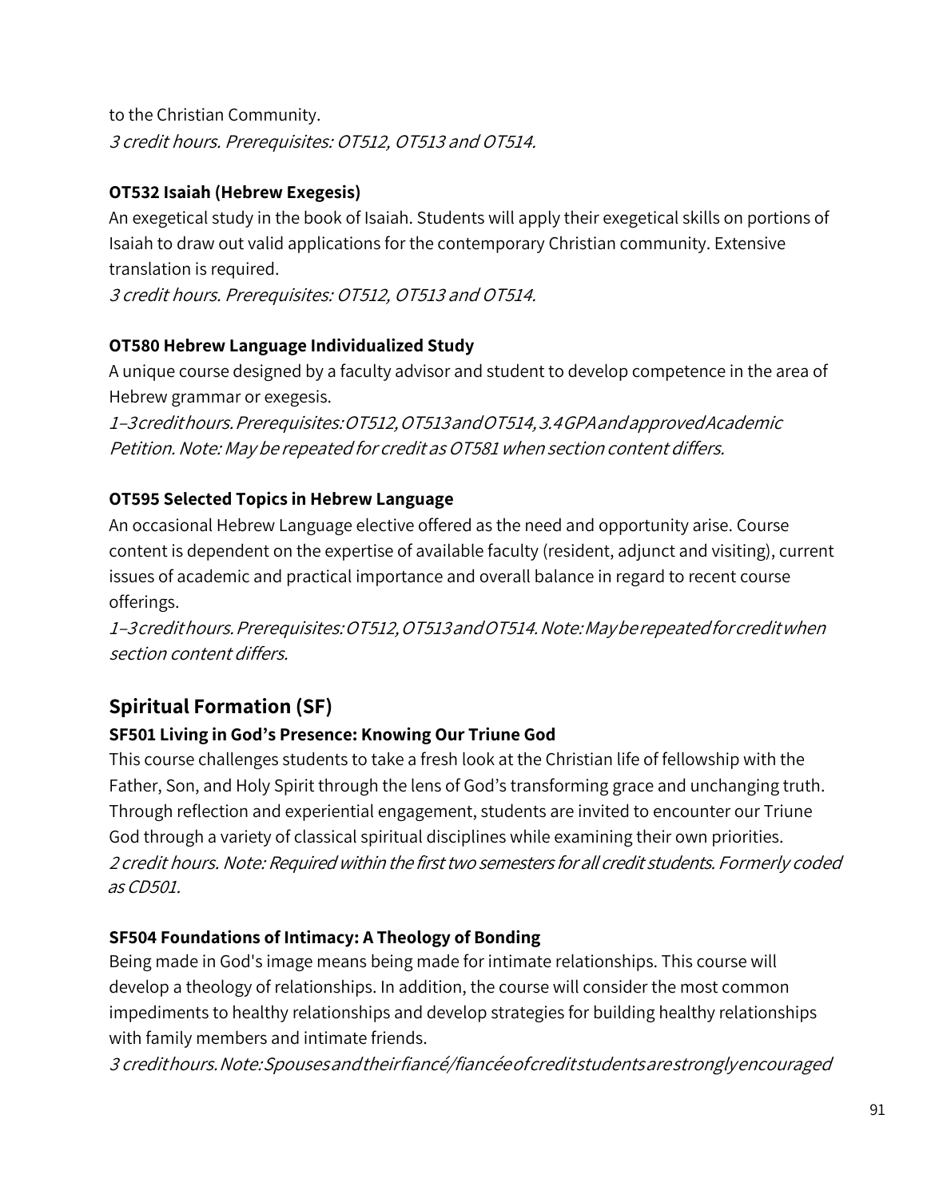to the Christian Community.
*3 credit hours. Prerequisites: OT512, OT513 and OT514.*

**OT532 Isaiah (Hebrew Exegesis)**
An exegetical study in the book of Isaiah. Students will apply their exegetical skills on portions of Isaiah to draw out valid applications for the contemporary Christian community. Extensive translation is required.
*3 credit hours. Prerequisites: OT512, OT513 and OT514.*

**OT580 Hebrew Language Individualized Study**
A unique course designed by a faculty advisor and student to develop competence in the area of Hebrew grammar or exegesis.
*1–3 credit hours. Prerequisites: OT512, OT513 and OT514, 3.4 GPA and approved Academic Petition. Note: May be repeated for credit as OT581 when section content differs.*

**OT595 Selected Topics in Hebrew Language**
An occasional Hebrew Language elective offered as the need and opportunity arise. Course content is dependent on the expertise of available faculty (resident, adjunct and visiting), current issues of academic and practical importance and overall balance in regard to recent course offerings.
*1–3 credit hours. Prerequisites: OT512, OT513 and OT514. Note: May be repeated for credit when section content differs.*

## Spiritual Formation (SF)

**SF501 Living in God's Presence: Knowing Our Triune God**
This course challenges students to take a fresh look at the Christian life of fellowship with the Father, Son, and Holy Spirit through the lens of God's transforming grace and unchanging truth. Through reflection and experiential engagement, students are invited to encounter our Triune God through a variety of classical spiritual disciplines while examining their own priorities.
*2 credit hours. Note: Required within the first two semesters for all credit students. Formerly coded as CD501.*

**SF504 Foundations of Intimacy: A Theology of Bonding**
Being made in God's image means being made for intimate relationships. This course will develop a theology of relationships. In addition, the course will consider the most common impediments to healthy relationships and develop strategies for building healthy relationships with family members and intimate friends.
*3 credit hours. Note: Spouses and their fiancé/fiancée of credit students are strongly encouraged*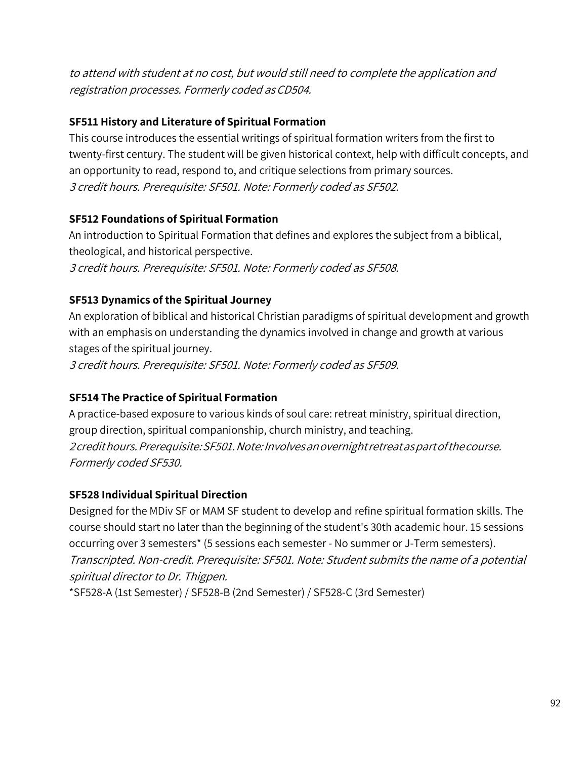*to attend with student at no cost, but would still need to complete the application and registration processes. Formerly coded as CD504.*

**SF511 History and Literature of Spiritual Formation**

This course introduces the essential writings of spiritual formation writers from the first to twenty-first century. The student will be given historical context, help with difficult concepts, and an opportunity to read, respond to, and critique selections from primary sources.
*3 credit hours. Prerequisite: SF501. Note: Formerly coded as SF502.*

**SF512 Foundations of Spiritual Formation**

An introduction to Spiritual Formation that defines and explores the subject from a biblical, theological, and historical perspective.
*3 credit hours. Prerequisite: SF501. Note: Formerly coded as SF508.*

**SF513 Dynamics of the Spiritual Journey**

An exploration of biblical and historical Christian paradigms of spiritual development and growth with an emphasis on understanding the dynamics involved in change and growth at various stages of the spiritual journey.
*3 credit hours. Prerequisite: SF501. Note: Formerly coded as SF509.*

**SF514 The Practice of Spiritual Formation**

A practice-based exposure to various kinds of soul care: retreat ministry, spiritual direction, group direction, spiritual companionship, church ministry, and teaching.
*2 credit hours. Prerequisite: SF501. Note: Involves an overnight retreat as part of the course. Formerly coded SF530.*

**SF528 Individual Spiritual Direction**

Designed for the MDiv SF or MAM SF student to develop and refine spiritual formation skills. The course should start no later than the beginning of the student's 30th academic hour. 15 sessions occurring over 3 semesters* (5 sessions each semester - No summer or J-Term semesters).
*Transcripted. Non-credit. Prerequisite: SF501. Note: Student submits the name of a potential spiritual director to Dr. Thigpen.*
*SF528-A (1st Semester) / SF528-B (2nd Semester) / SF528-C (3rd Semester)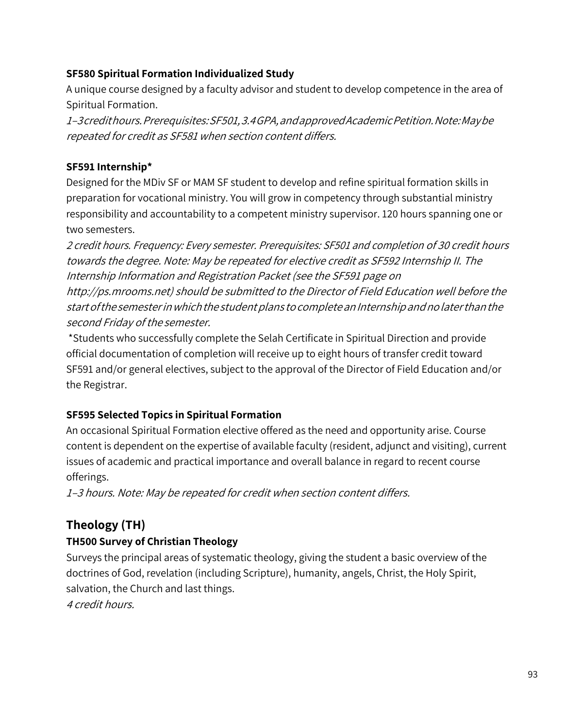**SF580 Spiritual Formation Individualized Study**

A unique course designed by a faculty advisor and student to develop competence in the area of Spiritual Formation.

*1–3 credit hours. Prerequisites: SF501, 3.4 GPA, and approved Academic Petition. Note: May be repeated for credit as SF581 when section content differs.*

**SF591 Internship***

Designed for the MDiv SF or MAM SF student to develop and refine spiritual formation skills in preparation for vocational ministry. You will grow in competency through substantial ministry responsibility and accountability to a competent ministry supervisor. 120 hours spanning one or two semesters.

*2 credit hours. Frequency: Every semester. Prerequisites: SF501 and completion of 30 credit hours towards the degree. Note: May be repeated for elective credit as SF592 Internship II. The Internship Information and Registration Packet (see the SF591 page on http://ps.mrooms.net) should be submitted to the Director of Field Education well before the start of the semester in which the student plans to complete an Internship and no later than the second Friday of the semester.*

*Students who successfully complete the Selah Certificate in Spiritual Direction and provide official documentation of completion will receive up to eight hours of transfer credit toward SF591 and/or general electives, subject to the approval of the Director of Field Education and/or the Registrar.

**SF595 Selected Topics in Spiritual Formation**

An occasional Spiritual Formation elective offered as the need and opportunity arise. Course content is dependent on the expertise of available faculty (resident, adjunct and visiting), current issues of academic and practical importance and overall balance in regard to recent course offerings.

*1–3 hours. Note: May be repeated for credit when section content differs.*

## Theology (TH)

**TH500 Survey of Christian Theology**

Surveys the principal areas of systematic theology, giving the student a basic overview of the doctrines of God, revelation (including Scripture), humanity, angels, Christ, the Holy Spirit, salvation, the Church and last things.

*4 credit hours.*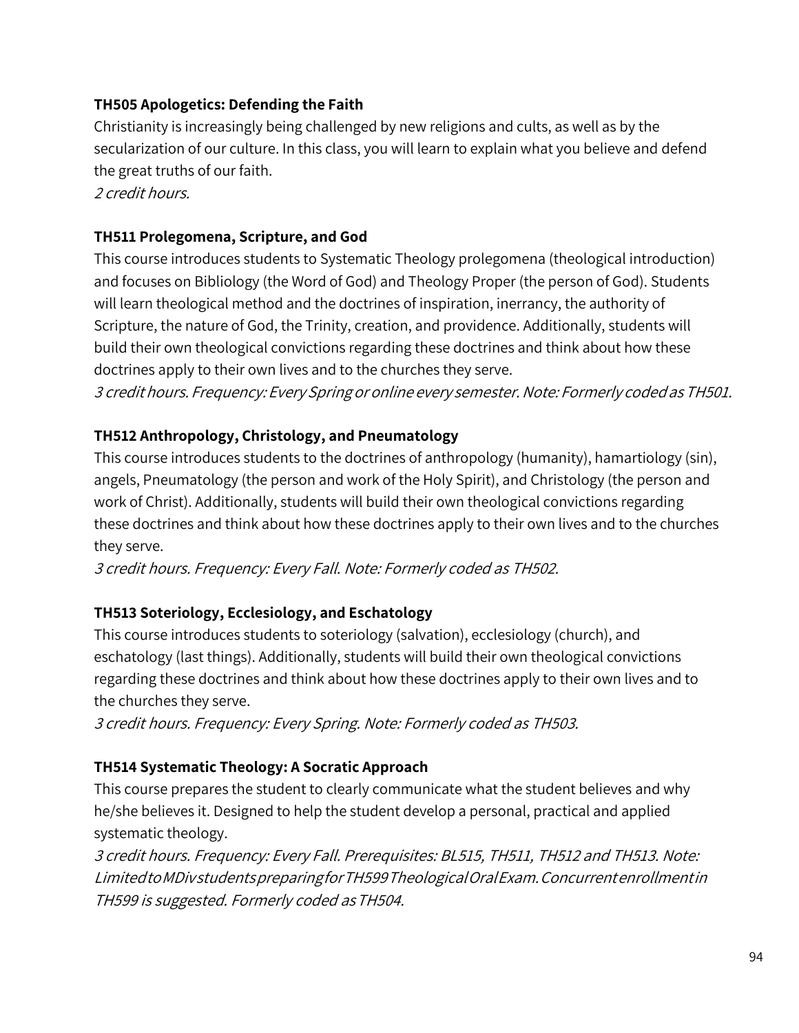**TH505 Apologetics: Defending the Faith**

Christianity is increasingly being challenged by new religions and cults, as well as by the secularization of our culture. In this class, you will learn to explain what you believe and defend the great truths of our faith.

*2 credit hours.*

**TH511 Prolegomena, Scripture, and God**

This course introduces students to Systematic Theology prolegomena (theological introduction) and focuses on Bibliology (the Word of God) and Theology Proper (the person of God). Students will learn theological method and the doctrines of inspiration, inerrancy, the authority of Scripture, the nature of God, the Trinity, creation, and providence. Additionally, students will build their own theological convictions regarding these doctrines and think about how these doctrines apply to their own lives and to the churches they serve.

*3 credit hours. Frequency: Every Spring or online every semester. Note: Formerly coded as TH501.*

**TH512 Anthropology, Christology, and Pneumatology**

This course introduces students to the doctrines of anthropology (humanity), hamartiology (sin), angels, Pneumatology (the person and work of the Holy Spirit), and Christology (the person and work of Christ). Additionally, students will build their own theological convictions regarding these doctrines and think about how these doctrines apply to their own lives and to the churches they serve.

*3 credit hours. Frequency: Every Fall. Note: Formerly coded as TH502.*

**TH513 Soteriology, Ecclesiology, and Eschatology**

This course introduces students to soteriology (salvation), ecclesiology (church), and eschatology (last things). Additionally, students will build their own theological convictions regarding these doctrines and think about how these doctrines apply to their own lives and to the churches they serve.

*3 credit hours. Frequency: Every Spring. Note: Formerly coded as TH503.*

**TH514 Systematic Theology: A Socratic Approach**

This course prepares the student to clearly communicate what the student believes and why he/she believes it. Designed to help the student develop a personal, practical and applied systematic theology.

*3 credit hours. Frequency: Every Fall. Prerequisites: BL515, TH511, TH512 and TH513. Note: Limited to MDiv students preparing for TH599 Theological Oral Exam. Concurrent enrollment in TH599 is suggested. Formerly coded as TH504.*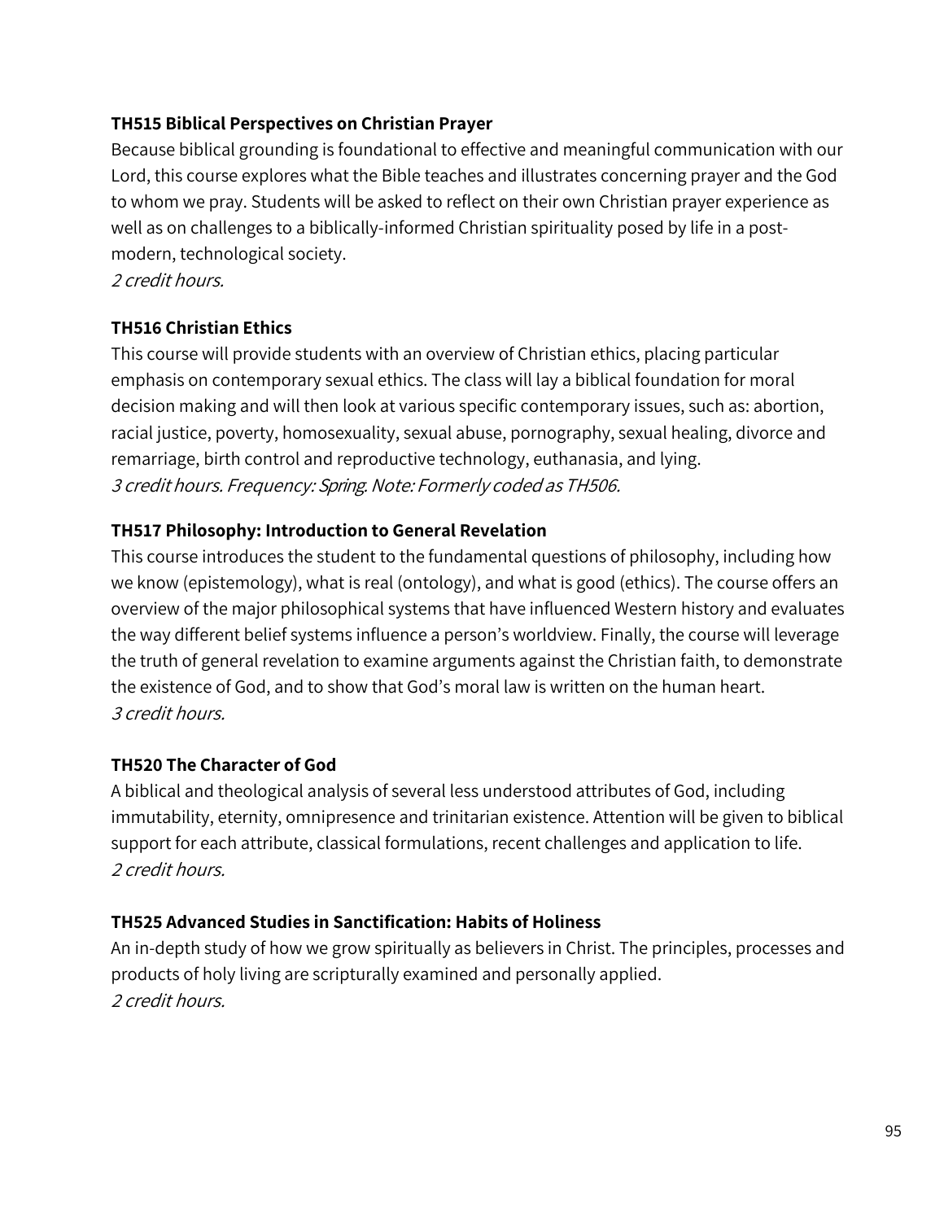**TH515 Biblical Perspectives on Christian Prayer**

Because biblical grounding is foundational to effective and meaningful communication with our Lord, this course explores what the Bible teaches and illustrates concerning prayer and the God to whom we pray. Students will be asked to reflect on their own Christian prayer experience as well as on challenges to a biblically-informed Christian spirituality posed by life in a post-modern, technological society.

*2 credit hours.*

**TH516 Christian Ethics**

This course will provide students with an overview of Christian ethics, placing particular emphasis on contemporary sexual ethics. The class will lay a biblical foundation for moral decision making and will then look at various specific contemporary issues, such as: abortion, racial justice, poverty, homosexuality, sexual abuse, pornography, sexual healing, divorce and remarriage, birth control and reproductive technology, euthanasia, and lying.

*3 credit hours. Frequency: Spring. Note: Formerly coded as TH506.*

**TH517 Philosophy: Introduction to General Revelation**

This course introduces the student to the fundamental questions of philosophy, including how we know (epistemology), what is real (ontology), and what is good (ethics). The course offers an overview of the major philosophical systems that have influenced Western history and evaluates the way different belief systems influence a person's worldview. Finally, the course will leverage the truth of general revelation to examine arguments against the Christian faith, to demonstrate the existence of God, and to show that God's moral law is written on the human heart.

*3 credit hours.*

**TH520 The Character of God**

A biblical and theological analysis of several less understood attributes of God, including immutability, eternity, omnipresence and trinitarian existence. Attention will be given to biblical support for each attribute, classical formulations, recent challenges and application to life.

*2 credit hours.*

**TH525 Advanced Studies in Sanctification: Habits of Holiness**

An in-depth study of how we grow spiritually as believers in Christ. The principles, processes and products of holy living are scripturally examined and personally applied.

*2 credit hours.*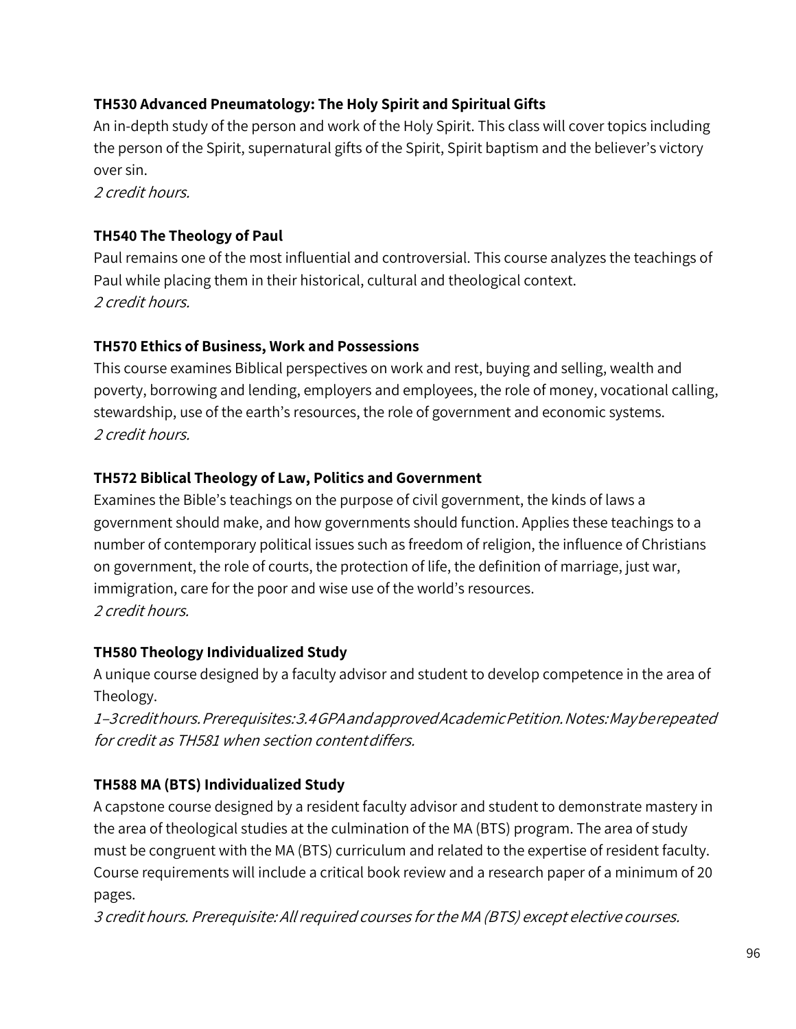**TH530 Advanced Pneumatology: The Holy Spirit and Spiritual Gifts**

An in-depth study of the person and work of the Holy Spirit. This class will cover topics including the person of the Spirit, supernatural gifts of the Spirit, Spirit baptism and the believer's victory over sin.

*2 credit hours.*

**TH540 The Theology of Paul**

Paul remains one of the most influential and controversial. This course analyzes the teachings of Paul while placing them in their historical, cultural and theological context.

*2 credit hours.*

**TH570 Ethics of Business, Work and Possessions**

This course examines Biblical perspectives on work and rest, buying and selling, wealth and poverty, borrowing and lending, employers and employees, the role of money, vocational calling, stewardship, use of the earth's resources, the role of government and economic systems.

*2 credit hours.*

**TH572 Biblical Theology of Law, Politics and Government**

Examines the Bible's teachings on the purpose of civil government, the kinds of laws a government should make, and how governments should function. Applies these teachings to a number of contemporary political issues such as freedom of religion, the influence of Christians on government, the role of courts, the protection of life, the definition of marriage, just war, immigration, care for the poor and wise use of the world's resources.

*2 credit hours.*

**TH580 Theology Individualized Study**

A unique course designed by a faculty advisor and student to develop competence in the area of Theology.

*1–3 credit hours. Prerequisites: 3.4 GPA and approved Academic Petition. Notes: May be repeated for credit as TH581 when section content differs.*

**TH588 MA (BTS) Individualized Study**

A capstone course designed by a resident faculty advisor and student to demonstrate mastery in the area of theological studies at the culmination of the MA (BTS) program. The area of study must be congruent with the MA (BTS) curriculum and related to the expertise of resident faculty. Course requirements will include a critical book review and a research paper of a minimum of 20 pages.

*3 credit hours. Prerequisite: All required courses for the MA (BTS) except elective courses.*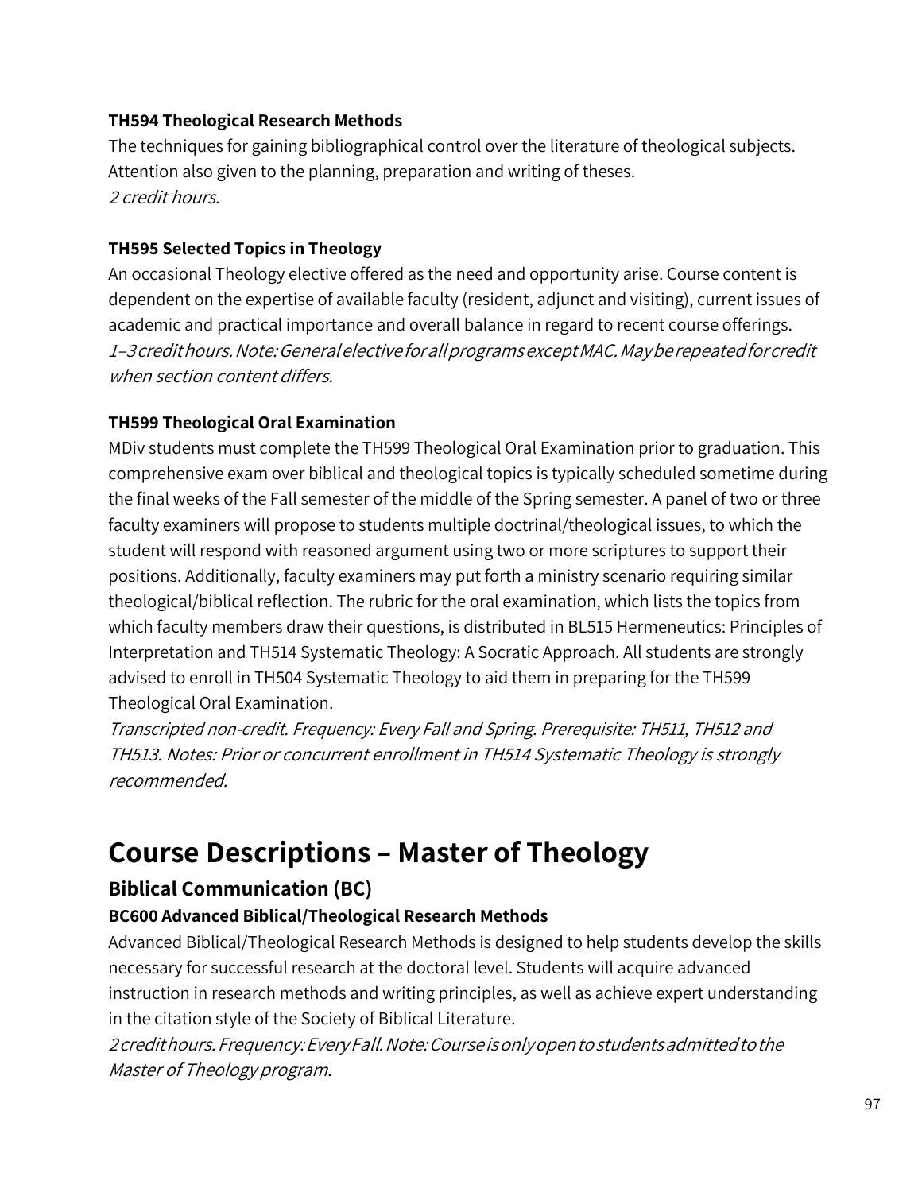**TH594 Theological Research Methods**

The techniques for gaining bibliographical control over the literature of theological subjects. Attention also given to the planning, preparation and writing of theses.
*2 credit hours.*

**TH595 Selected Topics in Theology**

An occasional Theology elective offered as the need and opportunity arise. Course content is dependent on the expertise of available faculty (resident, adjunct and visiting), current issues of academic and practical importance and overall balance in regard to recent course offerings.
*1–3 credit hours. Note: General elective for all programs except MAC. May be repeated for credit when section content differs.*

**TH599 Theological Oral Examination**

MDiv students must complete the TH599 Theological Oral Examination prior to graduation. This comprehensive exam over biblical and theological topics is typically scheduled sometime during the final weeks of the Fall semester of the middle of the Spring semester. A panel of two or three faculty examiners will propose to students multiple doctrinal/theological issues, to which the student will respond with reasoned argument using two or more scriptures to support their positions. Additionally, faculty examiners may put forth a ministry scenario requiring similar theological/biblical reflection. The rubric for the oral examination, which lists the topics from which faculty members draw their questions, is distributed in BL515 Hermeneutics: Principles of Interpretation and TH514 Systematic Theology: A Socratic Approach. All students are strongly advised to enroll in TH504 Systematic Theology to aid them in preparing for the TH599 Theological Oral Examination.
*Transcripted non-credit. Frequency: Every Fall and Spring. Prerequisite: TH511, TH512 and TH513. Notes: Prior or concurrent enrollment in TH514 Systematic Theology is strongly recommended.*

# Course Descriptions – Master of Theology

## Biblical Communication (BC)

### BC600 Advanced Biblical/Theological Research Methods

Advanced Biblical/Theological Research Methods is designed to help students develop the skills necessary for successful research at the doctoral level. Students will acquire advanced instruction in research methods and writing principles, as well as achieve expert understanding in the citation style of the Society of Biblical Literature.
*2 credit hours. Frequency: Every Fall. Note: Course is only open to students admitted to the Master of Theology program.*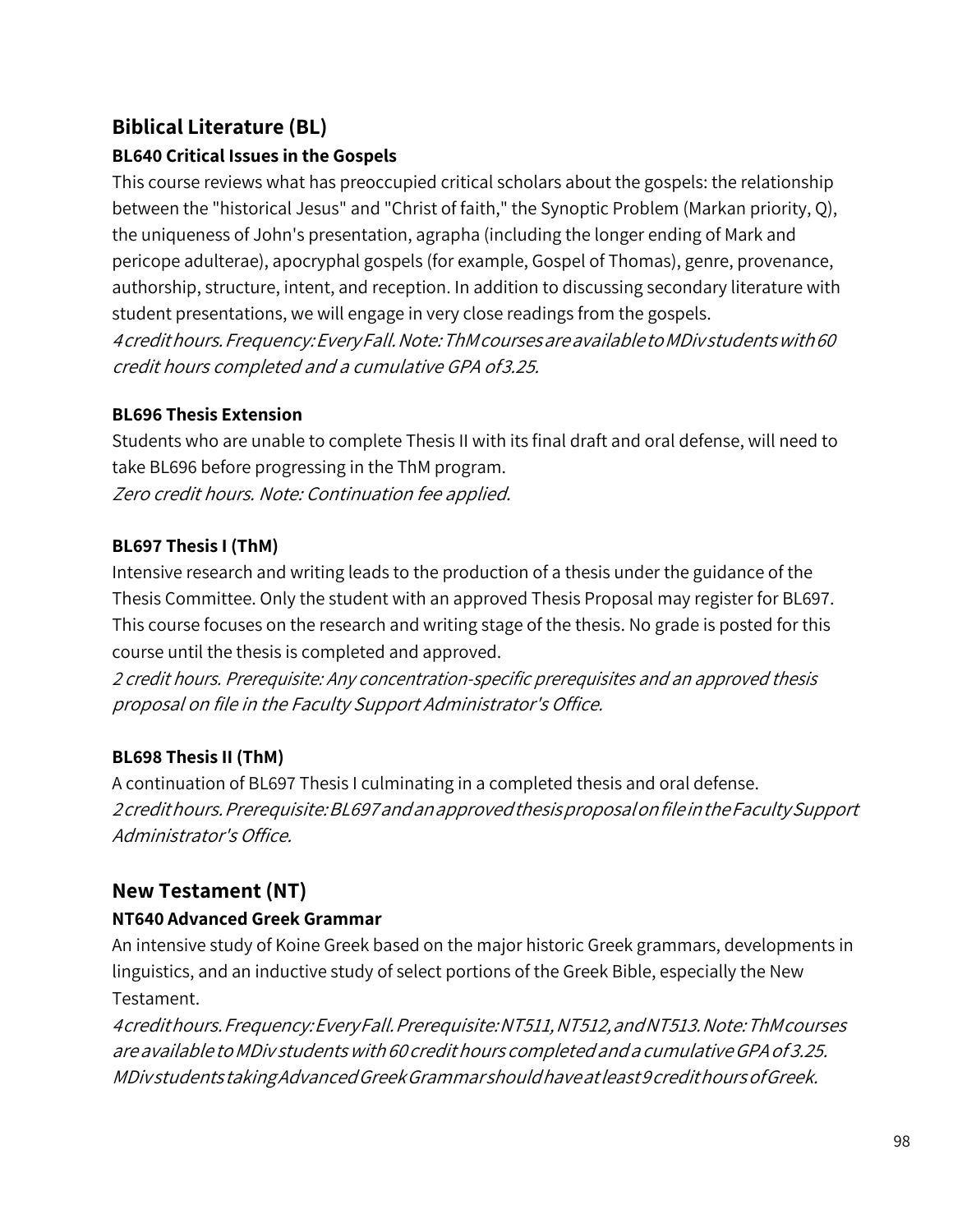## Biblical Literature (BL)

### BL640 Critical Issues in the Gospels

This course reviews what has preoccupied critical scholars about the gospels: the relationship between the "historical Jesus" and "Christ of faith," the Synoptic Problem (Markan priority, Q), the uniqueness of John's presentation, agrapha (including the longer ending of Mark and pericope adulterae), apocryphal gospels (for example, Gospel of Thomas), genre, provenance, authorship, structure, intent, and reception. In addition to discussing secondary literature with student presentations, we will engage in very close readings from the gospels.

*4 credit hours. Frequency: Every Fall. Note: ThM courses are available to MDiv students with 60 credit hours completed and a cumulative GPA of 3.25.*

### BL696 Thesis Extension

Students who are unable to complete Thesis II with its final draft and oral defense, will need to take BL696 before progressing in the ThM program.

*Zero credit hours. Note: Continuation fee applied.*

### BL697 Thesis I (ThM)

Intensive research and writing leads to the production of a thesis under the guidance of the Thesis Committee. Only the student with an approved Thesis Proposal may register for BL697. This course focuses on the research and writing stage of the thesis. No grade is posted for this course until the thesis is completed and approved.

*2 credit hours. Prerequisite: Any concentration-specific prerequisites and an approved thesis proposal on file in the Faculty Support Administrator's Office.*

### BL698 Thesis II (ThM)

A continuation of BL697 Thesis I culminating in a completed thesis and oral defense.

*2 credit hours. Prerequisite: BL697 and an approved thesis proposal on file in the Faculty Support Administrator's Office.*

## New Testament (NT)

### NT640 Advanced Greek Grammar

An intensive study of Koine Greek based on the major historic Greek grammars, developments in linguistics, and an inductive study of select portions of the Greek Bible, especially the New Testament.

*4 credit hours. Frequency: Every Fall. Prerequisite: NT511, NT512, and NT513. Note: ThM courses are available to MDiv students with 60 credit hours completed and a cumulative GPA of 3.25. MDiv students taking Advanced Greek Grammar should have at least 9 credit hours of Greek.*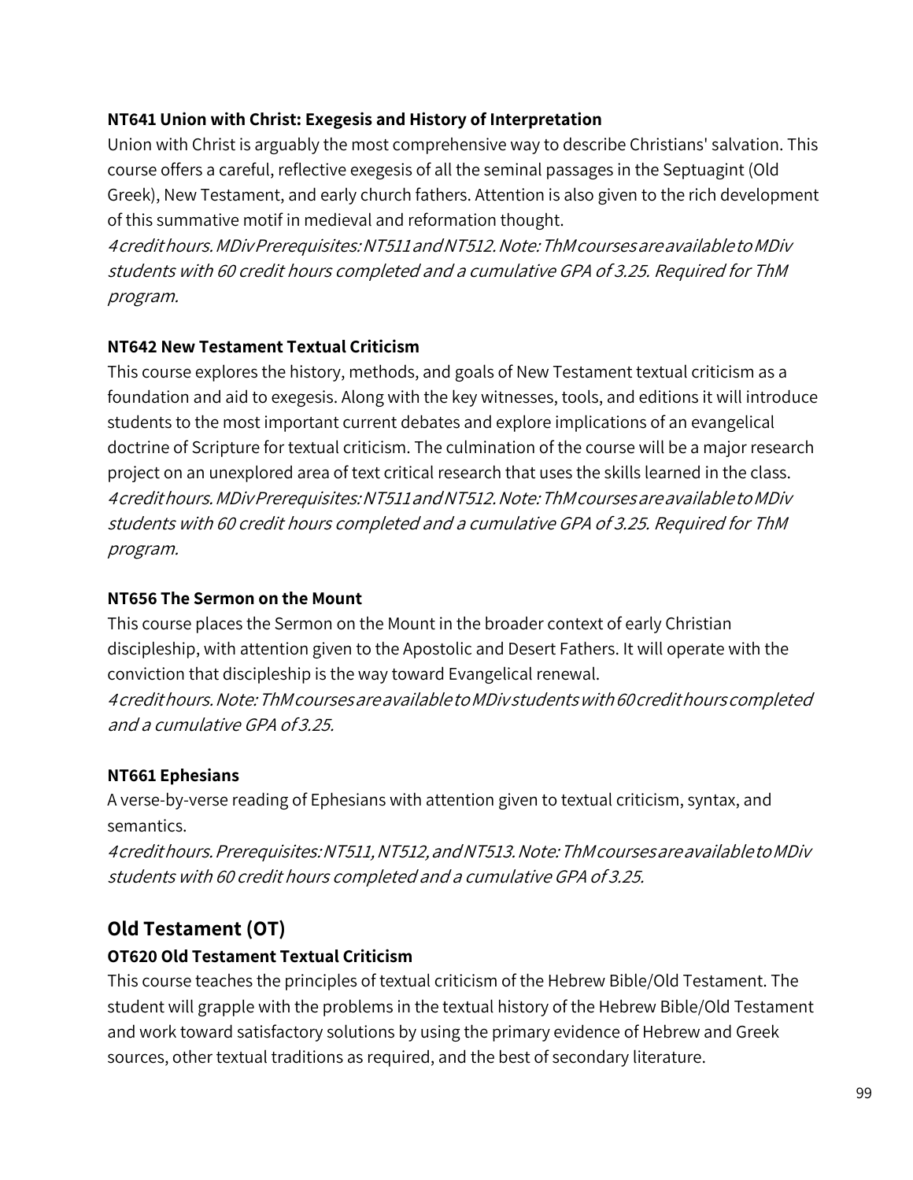**NT641 Union with Christ: Exegesis and History of Interpretation**

Union with Christ is arguably the most comprehensive way to describe Christians' salvation. This course offers a careful, reflective exegesis of all the seminal passages in the Septuagint (Old Greek), New Testament, and early church fathers. Attention is also given to the rich development of this summative motif in medieval and reformation thought.

*4 credit hours. MDiv Prerequisites: NT511 and NT512. Note: ThM courses are available to MDiv students with 60 credit hours completed and a cumulative GPA of 3.25. Required for ThM program.*

**NT642 New Testament Textual Criticism**

This course explores the history, methods, and goals of New Testament textual criticism as a foundation and aid to exegesis. Along with the key witnesses, tools, and editions it will introduce students to the most important current debates and explore implications of an evangelical doctrine of Scripture for textual criticism. The culmination of the course will be a major research project on an unexplored area of text critical research that uses the skills learned in the class.

*4 credit hours. MDiv Prerequisites: NT511 and NT512. Note: ThM courses are available to MDiv students with 60 credit hours completed and a cumulative GPA of 3.25. Required for ThM program.*

**NT656 The Sermon on the Mount**

This course places the Sermon on the Mount in the broader context of early Christian discipleship, with attention given to the Apostolic and Desert Fathers. It will operate with the conviction that discipleship is the way toward Evangelical renewal.

*4 credit hours. Note: ThM courses are available to MDiv students with 60 credit hours completed and a cumulative GPA of 3.25.*

**NT661 Ephesians**

A verse-by-verse reading of Ephesians with attention given to textual criticism, syntax, and semantics.

*4 credit hours. Prerequisites: NT511, NT512, and NT513. Note: ThM courses are available to MDiv students with 60 credit hours completed and a cumulative GPA of 3.25.*

## Old Testament (OT)

**OT620 Old Testament Textual Criticism**

This course teaches the principles of textual criticism of the Hebrew Bible/Old Testament. The student will grapple with the problems in the textual history of the Hebrew Bible/Old Testament and work toward satisfactory solutions by using the primary evidence of Hebrew and Greek sources, other textual traditions as required, and the best of secondary literature.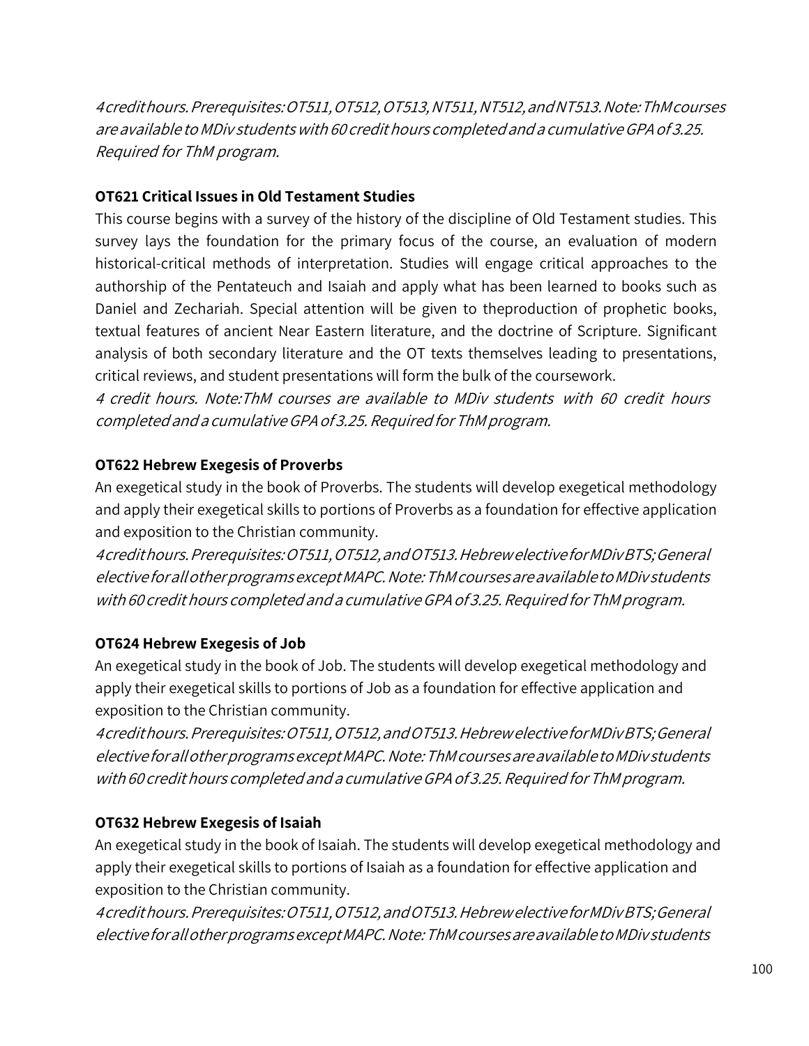*4 credit hours. Prerequisites: OT511, OT512, OT513, NT511, NT512, and NT513. Note: ThM courses are available to MDiv students with 60 credit hours completed and a cumulative GPA of 3.25. Required for ThM program.*

**OT621 Critical Issues in Old Testament Studies**

This course begins with a survey of the history of the discipline of Old Testament studies. This survey lays the foundation for the primary focus of the course, an evaluation of modern historical-critical methods of interpretation. Studies will engage critical approaches to the authorship of the Pentateuch and Isaiah and apply what has been learned to books such as Daniel and Zechariah. Special attention will be given to theproduction of prophetic books, textual features of ancient Near Eastern literature, and the doctrine of Scripture. Significant analysis of both secondary literature and the OT texts themselves leading to presentations, critical reviews, and student presentations will form the bulk of the coursework.

*4 credit hours. Note:ThM courses are available to MDiv students with 60 credit hours completed and a cumulative GPA of 3.25. Required for ThM program.*

**OT622 Hebrew Exegesis of Proverbs**

An exegetical study in the book of Proverbs. The students will develop exegetical methodology and apply their exegetical skills to portions of Proverbs as a foundation for effective application and exposition to the Christian community.

*4 credit hours. Prerequisites: OT511, OT512, and OT513. Hebrew elective for MDiv BTS; General elective for all other programs except MAPC. Note: ThM courses are available to MDiv students with 60 credit hours completed and a cumulative GPA of 3.25. Required for ThM program.*

**OT624 Hebrew Exegesis of Job**

An exegetical study in the book of Job. The students will develop exegetical methodology and apply their exegetical skills to portions of Job as a foundation for effective application and exposition to the Christian community.

*4 credit hours. Prerequisites: OT511, OT512, and OT513. Hebrew elective for MDiv BTS; General elective for all other programs except MAPC. Note: ThM courses are available to MDiv students with 60 credit hours completed and a cumulative GPA of 3.25. Required for ThM program.*

**OT632 Hebrew Exegesis of Isaiah**

An exegetical study in the book of Isaiah. The students will develop exegetical methodology and apply their exegetical skills to portions of Isaiah as a foundation for effective application and exposition to the Christian community.

*4 credit hours. Prerequisites: OT511, OT512, and OT513. Hebrew elective for MDiv BTS; General elective for all other programs except MAPC. Note: ThM courses are available to MDiv students*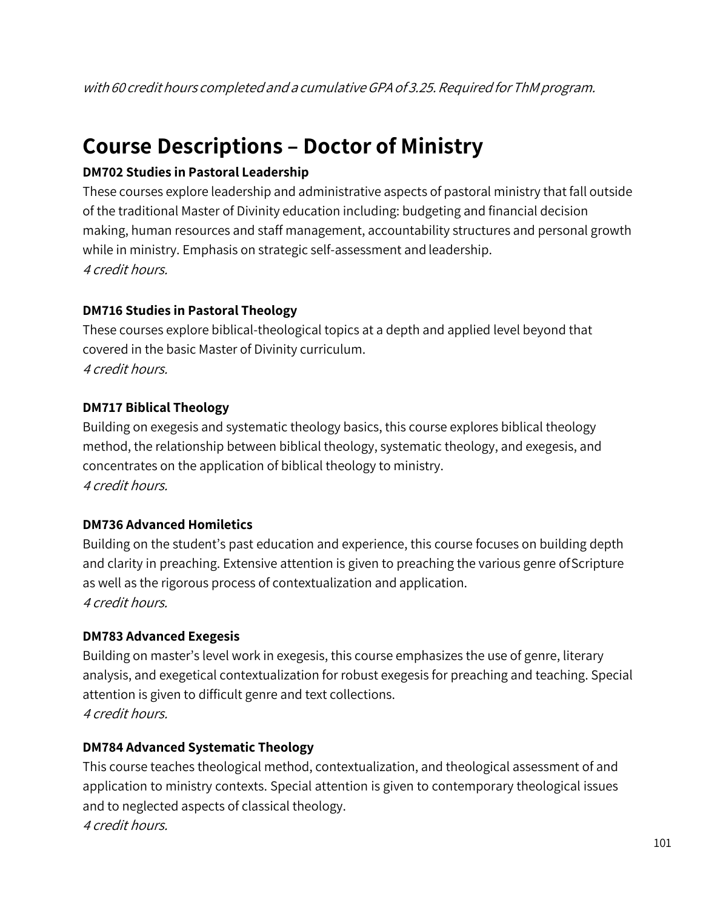*with 60 credit hours completed and a cumulative GPA of 3.25. Required for ThM program.*

## Course Descriptions – Doctor of Ministry

**DM702 Studies in Pastoral Leadership**

These courses explore leadership and administrative aspects of pastoral ministry that fall outside of the traditional Master of Divinity education including: budgeting and financial decision making, human resources and staff management, accountability structures and personal growth while in ministry. Emphasis on strategic self-assessment and leadership.
*4 credit hours.*

**DM716 Studies in Pastoral Theology**

These courses explore biblical-theological topics at a depth and applied level beyond that covered in the basic Master of Divinity curriculum.
*4 credit hours.*

**DM717 Biblical Theology**

Building on exegesis and systematic theology basics, this course explores biblical theology method, the relationship between biblical theology, systematic theology, and exegesis, and concentrates on the application of biblical theology to ministry.
*4 credit hours.*

**DM736 Advanced Homiletics**

Building on the student's past education and experience, this course focuses on building depth and clarity in preaching. Extensive attention is given to preaching the various genre of Scripture as well as the rigorous process of contextualization and application.
*4 credit hours.*

**DM783 Advanced Exegesis**

Building on master's level work in exegesis, this course emphasizes the use of genre, literary analysis, and exegetical contextualization for robust exegesis for preaching and teaching. Special attention is given to difficult genre and text collections.
*4 credit hours.*

**DM784 Advanced Systematic Theology**

This course teaches theological method, contextualization, and theological assessment of and application to ministry contexts. Special attention is given to contemporary theological issues and to neglected aspects of classical theology.
*4 credit hours.*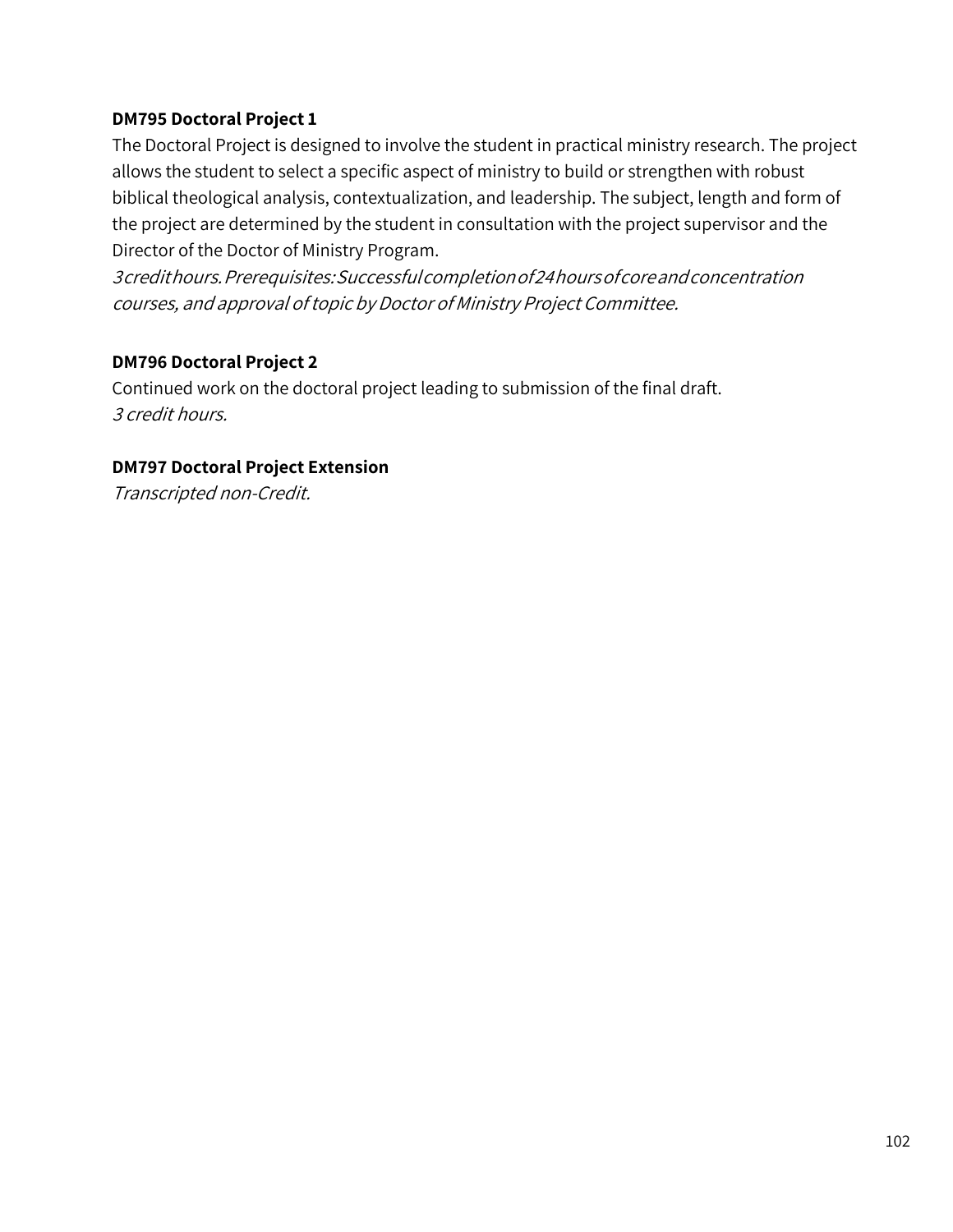**DM795 Doctoral Project 1**

The Doctoral Project is designed to involve the student in practical ministry research. The project allows the student to select a specific aspect of ministry to build or strengthen with robust biblical theological analysis, contextualization, and leadership. The subject, length and form of the project are determined by the student in consultation with the project supervisor and the Director of the Doctor of Ministry Program.

*3 credit hours. Prerequisites: Successful completion of 24 hours of core and concentration courses, and approval of topic by Doctor of Ministry Project Committee.*

**DM796 Doctoral Project 2**

Continued work on the doctoral project leading to submission of the final draft.

*3 credit hours.*

**DM797 Doctoral Project Extension**

*Transcripted non-Credit.*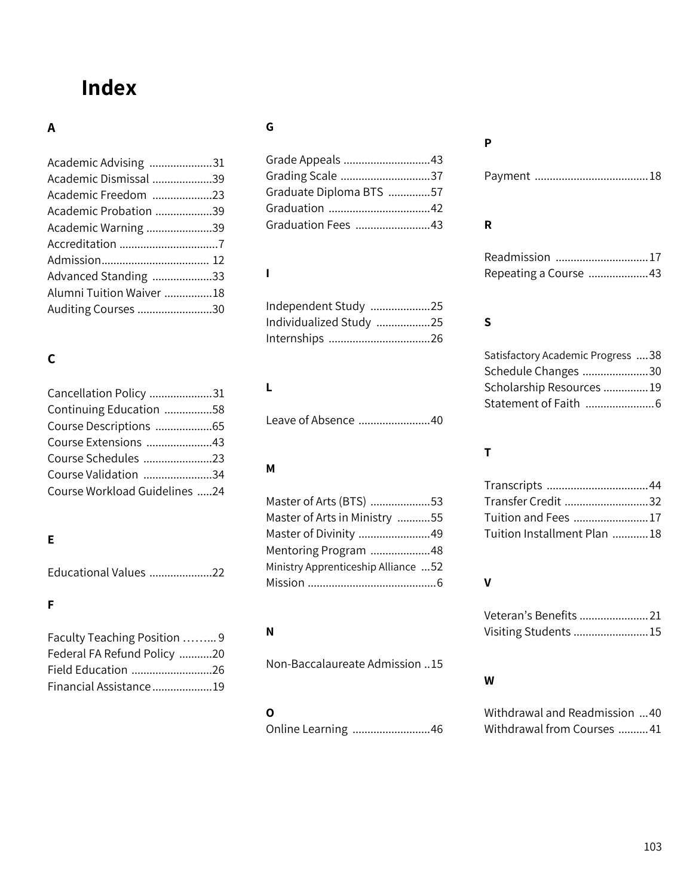# Index

## A

Academic Advising .....................31
Academic Dismissal ....................39
Academic Freedom ....................23
Academic Probation ...................39
Academic Warning ......................39
Accreditation .................................7
Admission.................................... 12
Advanced Standing ....................33
Alumni Tuition Waiver ................18
Auditing Courses .........................30

## C

Cancellation Policy .....................31
Continuing Education ................58
Course Descriptions ...................65
Course Extensions ......................43
Course Schedules .......................23
Course Validation .......................34
Course Workload Guidelines .....24

## E

Educational Values .....................22

## F

Faculty Teaching Position ……... 9
Federal FA Refund Policy ...........20
Field Education ...........................26
Financial Assistance....................19

## G

Grade Appeals .............................43
Grading Scale ..............................37
Graduate Diploma BTS ..............57
Graduation ..................................42
Graduation Fees .........................43

## I

Independent Study ....................25
Individualized Study ..................25
Internships ..................................26

## L

Leave of Absence ........................40

## M

Master of Arts (BTS) ....................53
Master of Arts in Ministry ...........55
Master of Divinity ........................49
Mentoring Program ....................48
Ministry Apprenticeship Alliance ...52
Mission ...........................................6

## N

Non-Baccalaureate Admission ..15

## O

Online Learning ..........................46

## P

Payment ......................................18

## R

Readmission ...............................17
Repeating a Course ....................43

## S

Satisfactory Academic Progress ....38
Schedule Changes ......................30
Scholarship Resources ...............19
Statement of Faith .......................6

## T

Transcripts ..................................44
Transfer Credit ............................32
Tuition and Fees .........................17
Tuition Installment Plan ............18

## V

Veteran's Benefits .......................21
Visiting Students .........................15

## W

Withdrawal and Readmission ...40
Withdrawal from Courses ..........41